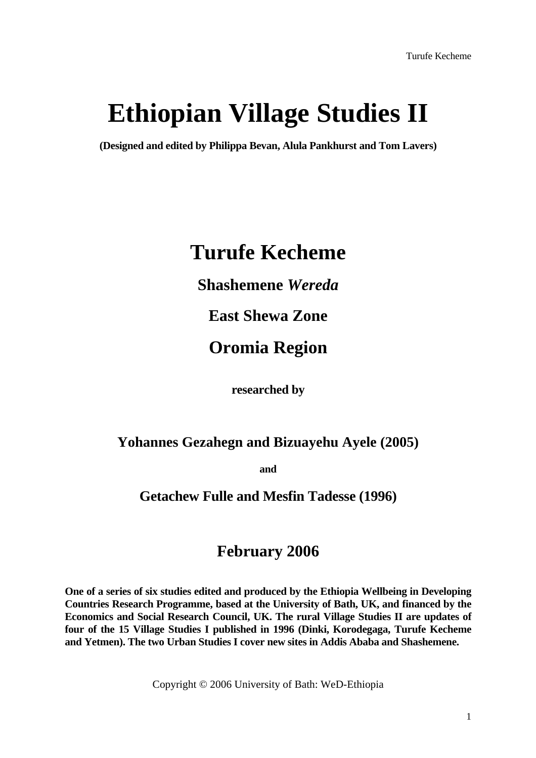# Ethiopian Village Studies II

**(Designed and edited by Philippa Bevan, Alula Pankhurst and Tom Lavers)**

# Turufe Kecheme

## Shashemene *Wereda*

## East Shewa Zone

## Oromia Region

**researched by**

## Yohannes Gezahegn and Bizuayehu Ayele (2005)

**and**

## Getachew Fulle and Mesfin Tadesse (1996)

## February 2006

**One of a series of six studies edited and produced by the Ethiopia Wellbeing in Developing Countries Research Programme, based at the University of Bath, UK, and financed by the Economics and Social Research Council, UK. The rural Village Studies II are updates of four of the 15 Village Studies I published in 1996 (Dinki, Korodegaga, Turufe Kecheme and Yetmen). The two Urban Studies I cover new sites in Addis Ababa and Shashemene.**

Copyright © 2006 University of Bath: WeD-Ethiopia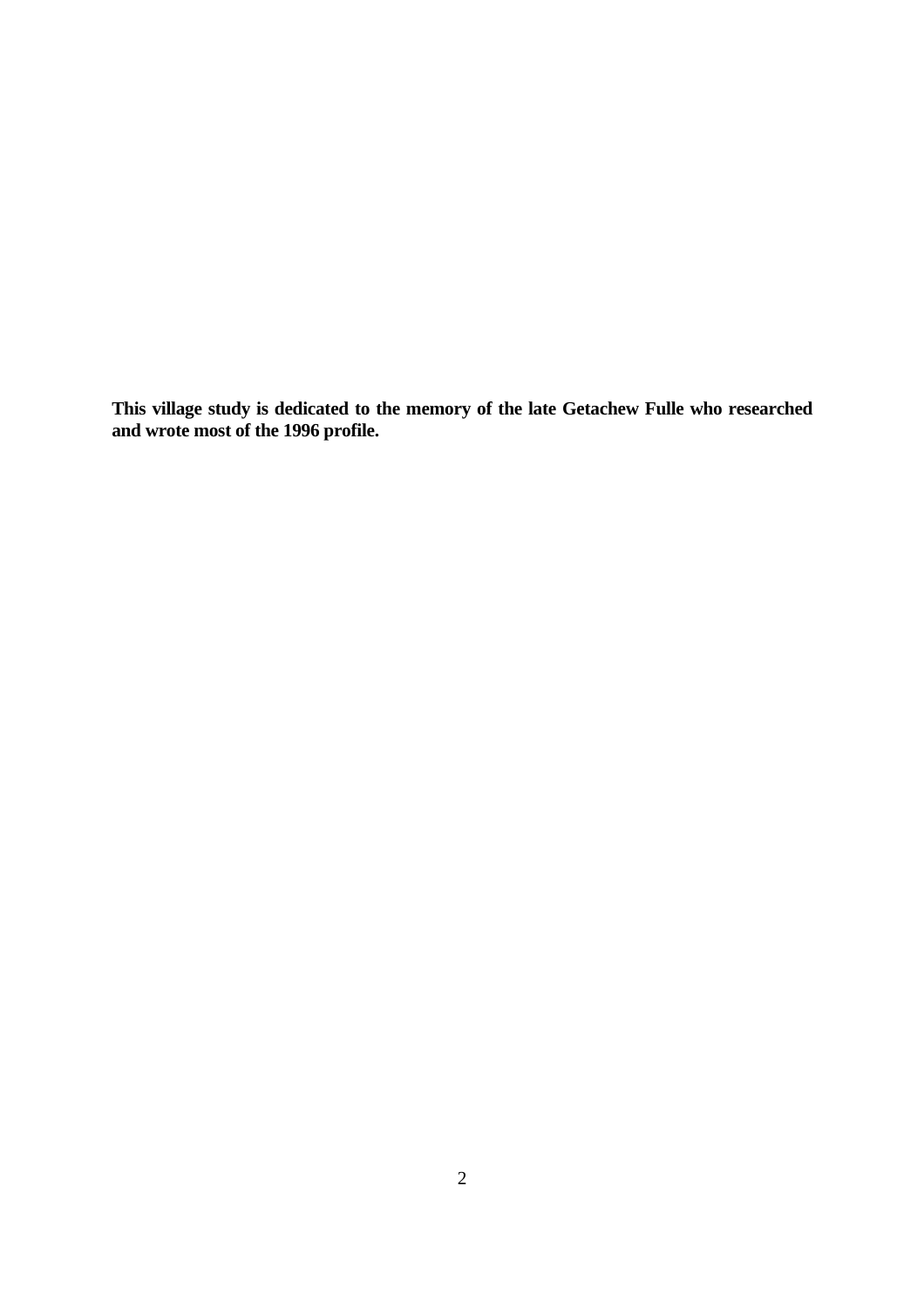**This village study is dedicated to the memory of the late Getachew Fulle who researched and wrote most of the 1996 profile.**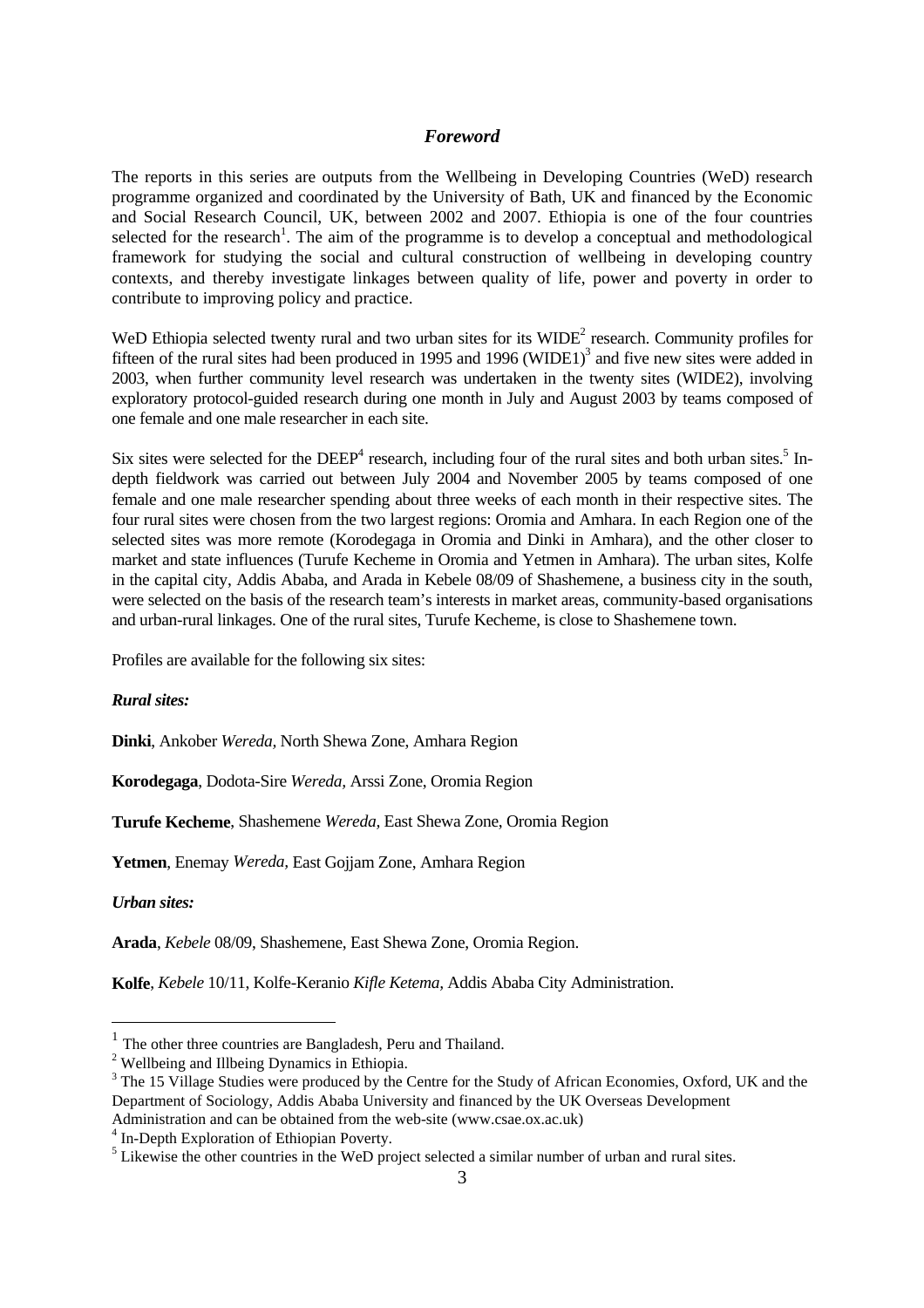## *Foreword*

The reports in this series are outputs from the Wellbeing in Developing Countries (WeD) research programme organized and coordinated by the University of Bath, UK and financed by the Economic and Social Research Council, UK, between 2002 and 2007. Ethiopia is one of the four countries selected for the research[1]. The aim of the programme is to develop a conceptual and methodological framework for studying the social and cultural construction of wellbeing in developing country contexts, and thereby investigate linkages between quality of life, power and poverty in order to contribute to improving policy and practice.

WeD Ethiopia selected twenty rural and two urban sites for its WIDE[2] research. Community profiles for fifteen of the rural sites had been produced in 1995 and 1996 (WIDE1)[3] and five new sites were added in 2003, when further community level research was undertaken in the twenty sites (WIDE2), involving exploratory protocol-guided research during one month in July and August 2003 by teams composed of one female and one male researcher in each site.

Six sites were selected for the DEEP[4] research, including four of the rural sites and both urban sites.[5] In-depth fieldwork was carried out between July 2004 and November 2005 by teams composed of one female and one male researcher spending about three weeks of each month in their respective sites. The four rural sites were chosen from the two largest regions: Oromia and Amhara. In each Region one of the selected sites was more remote (Korodegaga in Oromia and Dinki in Amhara), and the other closer to market and state influences (Turufe Kecheme in Oromia and Yetmen in Amhara). The urban sites, Kolfe in the capital city, Addis Ababa, and Arada in Kebele 08/09 of Shashemene, a business city in the south, were selected on the basis of the research team's interests in market areas, community-based organisations and urban-rural linkages. One of the rural sites, Turufe Kecheme, is close to Shashemene town.

Profiles are available for the following six sites:

***Rural sites:***

**Dinki**, Ankober *Wereda*, North Shewa Zone, Amhara Region

**Korodegaga**, Dodota-Sire *Wereda*, Arssi Zone, Oromia Region

**Turufe Kecheme**, Shashemene *Wereda*, East Shewa Zone, Oromia Region

**Yetmen**, Enemay *Wereda*, East Gojjam Zone, Amhara Region

***Urban sites:***

**Arada**, *Kebele* 08/09, Shashemene, East Shewa Zone, Oromia Region.

**Kolfe**, *Kebele* 10/11, Kolfe-Keranio *Kifle Ketema*, Addis Ababa City Administration.

---

[1] The other three countries are Bangladesh, Peru and Thailand.

[2] Wellbeing and Illbeing Dynamics in Ethiopia.

[3] The 15 Village Studies were produced by the Centre for the Study of African Economies, Oxford, UK and the Department of Sociology, Addis Ababa University and financed by the UK Overseas Development Administration and can be obtained from the web-site (www.csae.ox.ac.uk)

[4] In-Depth Exploration of Ethiopian Poverty.

[5] Likewise the other countries in the WeD project selected a similar number of urban and rural sites.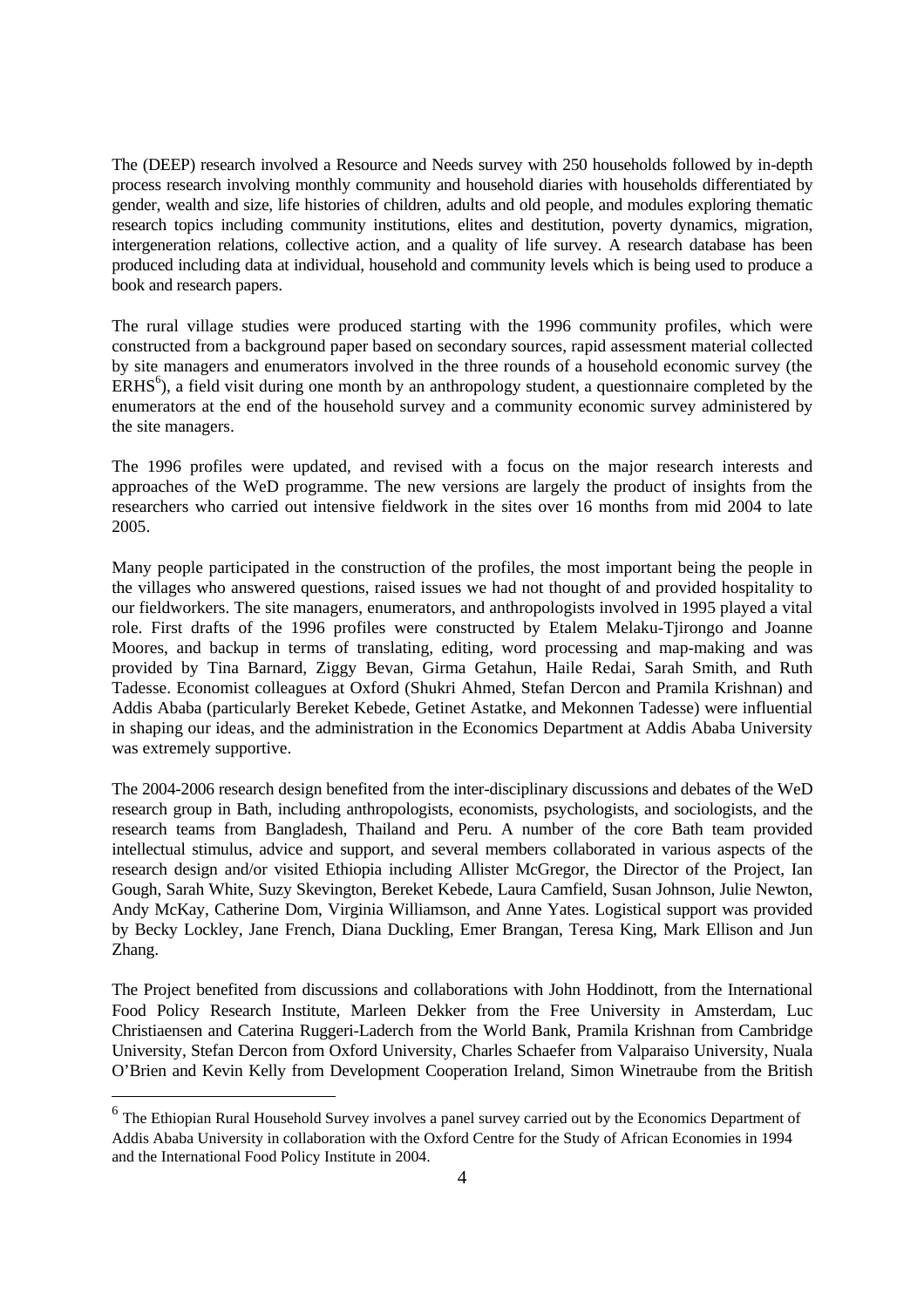The (DEEP) research involved a Resource and Needs survey with 250 households followed by in-depth process research involving monthly community and household diaries with households differentiated by gender, wealth and size, life histories of children, adults and old people, and modules exploring thematic research topics including community institutions, elites and destitution, poverty dynamics, migration, intergeneration relations, collective action, and a quality of life survey. A research database has been produced including data at individual, household and community levels which is being used to produce a book and research papers.

The rural village studies were produced starting with the 1996 community profiles, which were constructed from a background paper based on secondary sources, rapid assessment material collected by site managers and enumerators involved in the three rounds of a household economic survey (the ERHS[6]), a field visit during one month by an anthropology student, a questionnaire completed by the enumerators at the end of the household survey and a community economic survey administered by the site managers.

The 1996 profiles were updated, and revised with a focus on the major research interests and approaches of the WeD programme. The new versions are largely the product of insights from the researchers who carried out intensive fieldwork in the sites over 16 months from mid 2004 to late 2005.

Many people participated in the construction of the profiles, the most important being the people in the villages who answered questions, raised issues we had not thought of and provided hospitality to our fieldworkers. The site managers, enumerators, and anthropologists involved in 1995 played a vital role. First drafts of the 1996 profiles were constructed by Etalem Melaku-Tjirongo and Joanne Moores, and backup in terms of translating, editing, word processing and map-making and was provided by Tina Barnard, Ziggy Bevan, Girma Getahun, Haile Redai, Sarah Smith, and Ruth Tadesse. Economist colleagues at Oxford (Shukri Ahmed, Stefan Dercon and Pramila Krishnan) and Addis Ababa (particularly Bereket Kebede, Getinet Astatke, and Mekonnen Tadesse) were influential in shaping our ideas, and the administration in the Economics Department at Addis Ababa University was extremely supportive.

The 2004-2006 research design benefited from the inter-disciplinary discussions and debates of the WeD research group in Bath, including anthropologists, economists, psychologists, and sociologists, and the research teams from Bangladesh, Thailand and Peru. A number of the core Bath team provided intellectual stimulus, advice and support, and several members collaborated in various aspects of the research design and/or visited Ethiopia including Allister McGregor, the Director of the Project, Ian Gough, Sarah White, Suzy Skevington, Bereket Kebede, Laura Camfield, Susan Johnson, Julie Newton, Andy McKay, Catherine Dom, Virginia Williamson, and Anne Yates. Logistical support was provided by Becky Lockley, Jane French, Diana Duckling, Emer Brangan, Teresa King, Mark Ellison and Jun Zhang.

The Project benefited from discussions and collaborations with John Hoddinott, from the International Food Policy Research Institute, Marleen Dekker from the Free University in Amsterdam, Luc Christiaensen and Caterina Ruggeri-Laderch from the World Bank, Pramila Krishnan from Cambridge University, Stefan Dercon from Oxford University, Charles Schaefer from Valparaiso University, Nuala O'Brien and Kevin Kelly from Development Cooperation Ireland, Simon Winetraube from the British

[6] The Ethiopian Rural Household Survey involves a panel survey carried out by the Economics Department of Addis Ababa University in collaboration with the Oxford Centre for the Study of African Economies in 1994 and the International Food Policy Institute in 2004.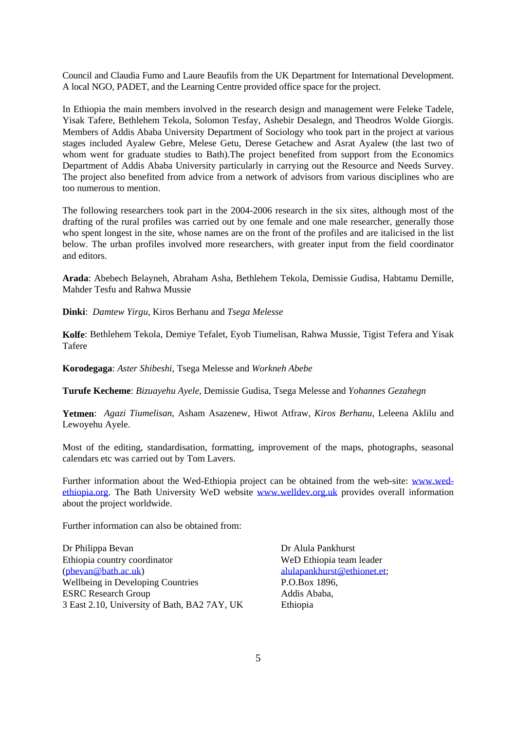Council and Claudia Fumo and Laure Beaufils from the UK Department for International Development. A local NGO, PADET, and the Learning Centre provided office space for the project.

In Ethiopia the main members involved in the research design and management were Feleke Tadele, Yisak Tafere, Bethlehem Tekola, Solomon Tesfay, Ashebir Desalegn, and Theodros Wolde Giorgis. Members of Addis Ababa University Department of Sociology who took part in the project at various stages included Ayalew Gebre, Melese Getu, Derese Getachew and Asrat Ayalew (the last two of whom went for graduate studies to Bath).The project benefited from support from the Economics Department of Addis Ababa University particularly in carrying out the Resource and Needs Survey. The project also benefited from advice from a network of advisors from various disciplines who are too numerous to mention.

The following researchers took part in the 2004-2006 research in the six sites, although most of the drafting of the rural profiles was carried out by one female and one male researcher, generally those who spent longest in the site, whose names are on the front of the profiles and are italicised in the list below. The urban profiles involved more researchers, with greater input from the field coordinator and editors.

**Arada**: Abebech Belayneh, Abraham Asha, Bethlehem Tekola, Demissie Gudisa, Habtamu Demille, Mahder Tesfu and Rahwa Mussie

**Dinki**: *Damtew Yirgu*, Kiros Berhanu and *Tsega Melesse*

**Kolfe**: Bethlehem Tekola, Demiye Tefalet, Eyob Tiumelisan, Rahwa Mussie, Tigist Tefera and Yisak Tafere

**Korodegaga**: *Aster Shibeshi*, Tsega Melesse and *Workneh Abebe*

**Turufe Kecheme**: *Bizuayehu Ayele*, Demissie Gudisa, Tsega Melesse and *Yohannes Gezahegn*

**Yetmen**: *Agazi Tiumelisan*, Asham Asazenew, Hiwot Atfraw, *Kiros Berhanu*, Leleena Aklilu and Lewoyehu Ayele.

Most of the editing, standardisation, formatting, improvement of the maps, photographs, seasonal calendars etc was carried out by Tom Lavers.

Further information about the Wed-Ethiopia project can be obtained from the web-site: www.wed-ethiopia.org. The Bath University WeD website www.welldev.org.uk provides overall information about the project worldwide.

Further information can also be obtained from:

Dr Philippa Bevan
Ethiopia country coordinator
(pbevan@bath.ac.uk)
Wellbeing in Developing Countries
ESRC Research Group
3 East 2.10, University of Bath, BA2 7AY, UK

Dr Alula Pankhurst
WeD Ethiopia team leader
alulapankhurst@ethionet.et;
P.O.Box 1896,
Addis Ababa,
Ethiopia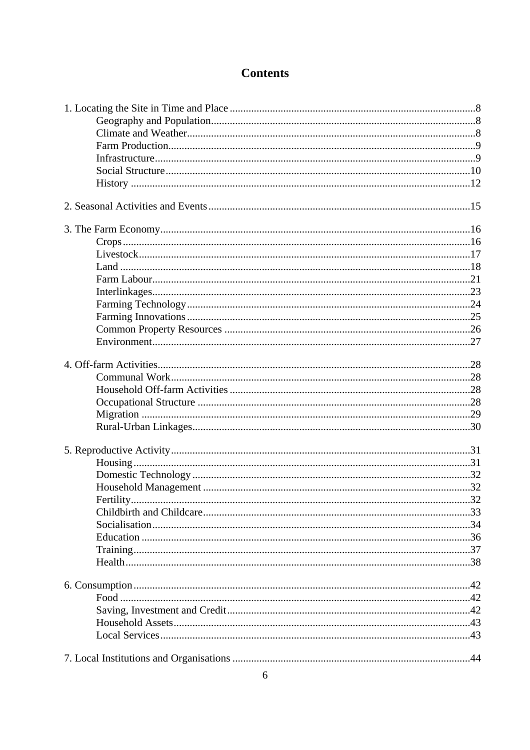# Contents

1. Locating the Site in Time and Place ..... 8
    - Geography and Population ..... 8
    - Climate and Weather ..... 8
    - Farm Production ..... 9
    - Infrastructure ..... 9
    - Social Structure ..... 10
    - History ..... 12

2. Seasonal Activities and Events ..... 15

3. The Farm Economy ..... 16
    - Crops ..... 16
    - Livestock ..... 17
    - Land ..... 18
    - Farm Labour ..... 21
    - Interlinkages ..... 23
    - Farming Technology ..... 24
    - Farming Innovations ..... 25
    - Common Property Resources ..... 26
    - Environment ..... 27

4. Off-farm Activities ..... 28
    - Communal Work ..... 28
    - Household Off-farm Activities ..... 28
    - Occupational Structure ..... 28
    - Migration ..... 29
    - Rural-Urban Linkages ..... 30

5. Reproductive Activity ..... 31
    - Housing ..... 31
    - Domestic Technology ..... 32
    - Household Management ..... 32
    - Fertility ..... 32
    - Childbirth and Childcare ..... 33
    - Socialisation ..... 34
    - Education ..... 36
    - Training ..... 37
    - Health ..... 38

6. Consumption ..... 42
    - Food ..... 42
    - Saving, Investment and Credit ..... 42
    - Household Assets ..... 43
    - Local Services ..... 43

7. Local Institutions and Organisations ..... 44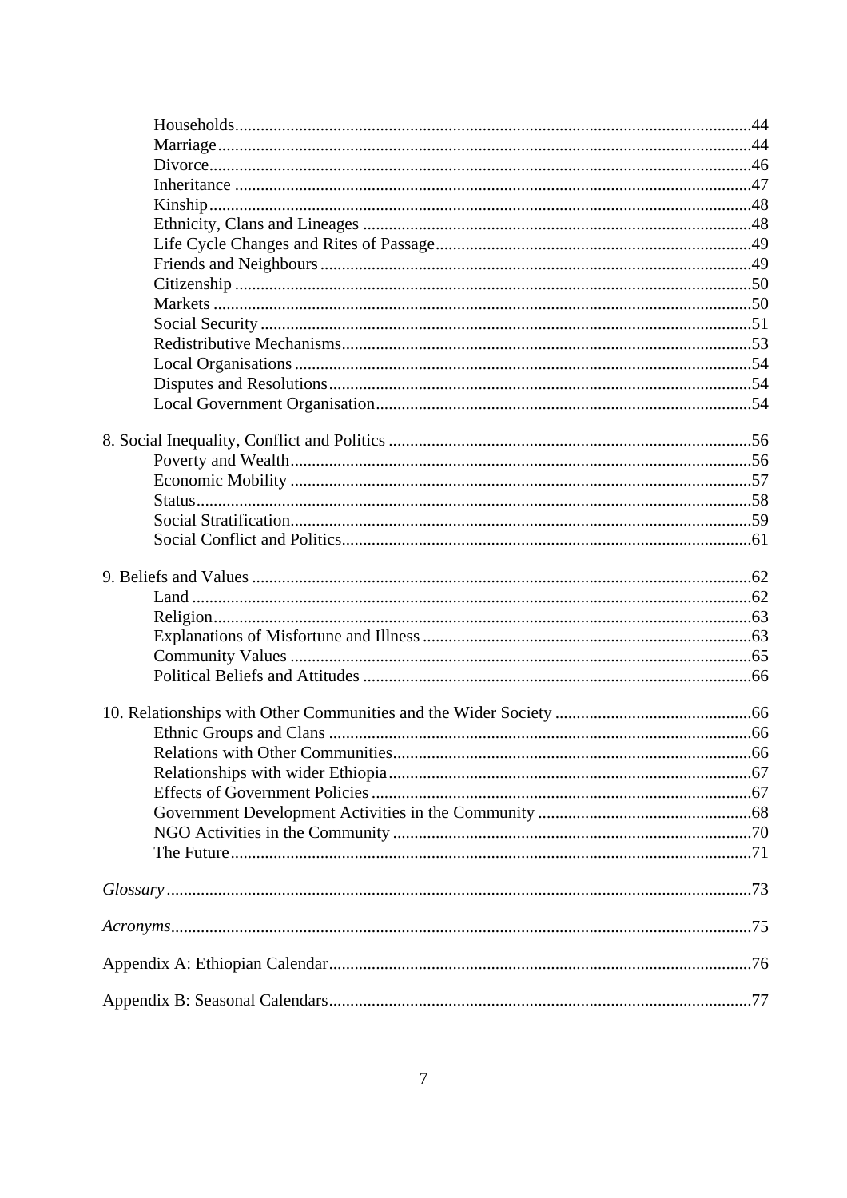Households ........................................................................................................44
Marriage ............................................................................................................44
Divorce ..............................................................................................................46
Inheritance .........................................................................................................47
Kinship ..............................................................................................................48
Ethnicity, Clans and Lineages ...........................................................................48
Life Cycle Changes and Rites of Passage ...........................................................49
Friends and Neighbours .....................................................................................49
Citizenship .........................................................................................................50
Markets ..............................................................................................................50
Social Security ...................................................................................................51
Redistributive Mechanisms ................................................................................53
Local Organisations ...........................................................................................54
Disputes and Resolutions ..................................................................................54
Local Government Organisation .......................................................................54

8. Social Inequality, Conflict and Politics .....................................................................56
Poverty and Wealth ............................................................................................56
Economic Mobility .............................................................................................57
Status ..................................................................................................................58
Social Stratification .............................................................................................59
Social Conflict and Politics .................................................................................61

9. Beliefs and Values .....................................................................................................62
Land ...................................................................................................................62
Religion ..............................................................................................................63
Explanations of Misfortune and Illness .............................................................63
Community Values ............................................................................................65
Political Beliefs and Attitudes ...........................................................................66

10. Relationships with Other Communities and the Wider Society ..............................66
Ethnic Groups and Clans ...................................................................................66
Relations with Other Communities ....................................................................66
Relationships with wider Ethiopia .....................................................................67
Effects of Government Policies .........................................................................67
Government Development Activities in the Community ..................................68
NGO Activities in the Community ....................................................................70
The Future ..........................................................................................................71

*Glossary* ........................................................................................................................73

*Acronyms* ......................................................................................................................75

Appendix A: Ethiopian Calendar ..................................................................................76

Appendix B: Seasonal Calendars ..................................................................................77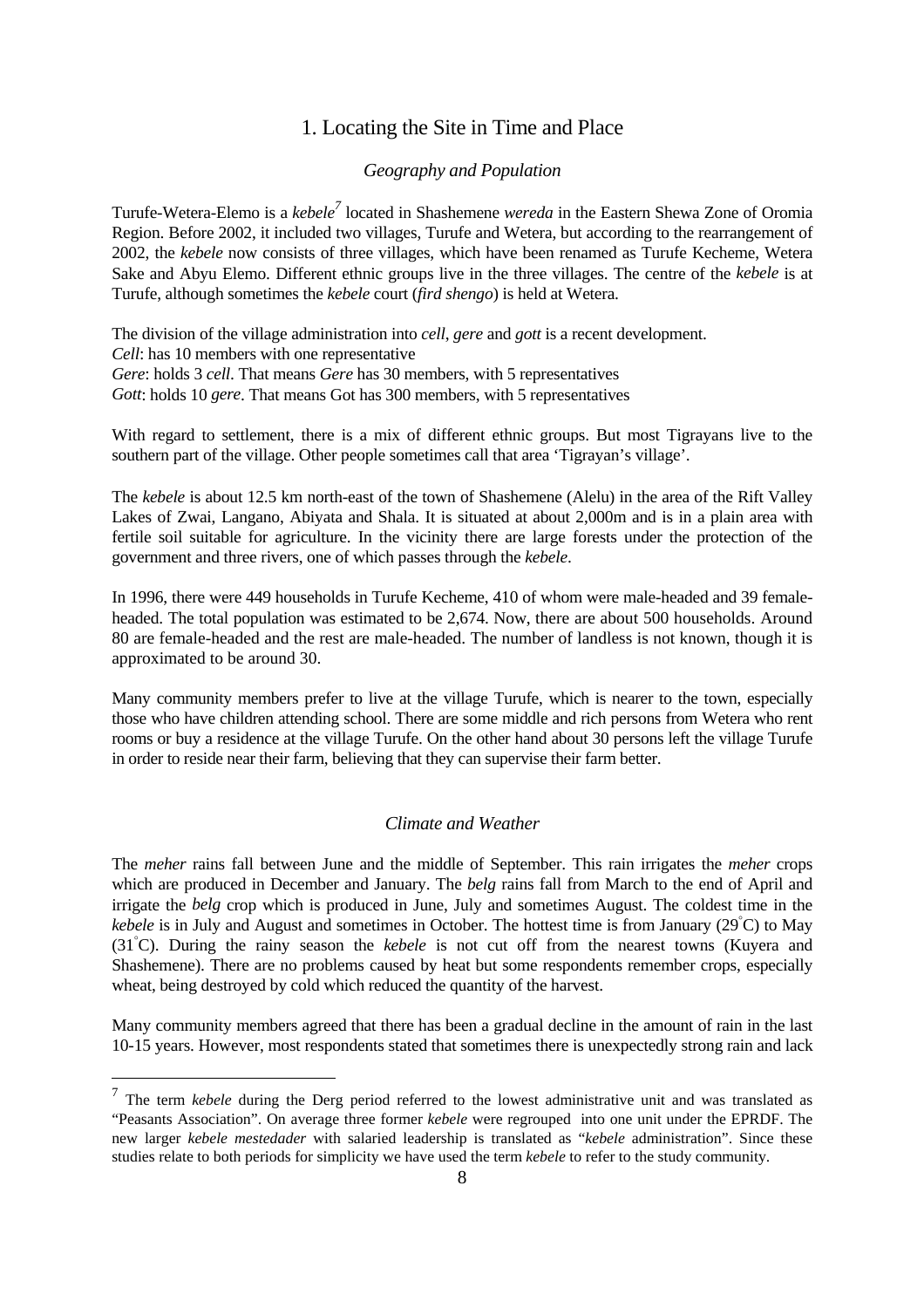# 1. Locating the Site in Time and Place

### *Geography and Population*

Turufe-Wetera-Elemo is a *kebele*[7] located in Shashemene *wereda* in the Eastern Shewa Zone of Oromia Region. Before 2002, it included two villages, Turufe and Wetera, but according to the rearrangement of 2002, the *kebele* now consists of three villages, which have been renamed as Turufe Kecheme, Wetera Sake and Abyu Elemo. Different ethnic groups live in the three villages. The centre of the *kebele* is at Turufe, although sometimes the *kebele* court (*fird shengo*) is held at Wetera.

The division of the village administration into *cell*, *gere* and *gott* is a recent development.
*Cell*: has 10 members with one representative
*Gere*: holds 3 *cell*. That means *Gere* has 30 members, with 5 representatives
*Gott*: holds 10 *gere*. That means Got has 300 members, with 5 representatives

With regard to settlement, there is a mix of different ethnic groups. But most Tigrayans live to the southern part of the village. Other people sometimes call that area 'Tigrayan's village'.

The *kebele* is about 12.5 km north-east of the town of Shashemene (Alelu) in the area of the Rift Valley Lakes of Zwai, Langano, Abiyata and Shala. It is situated at about 2,000m and is in a plain area with fertile soil suitable for agriculture. In the vicinity there are large forests under the protection of the government and three rivers, one of which passes through the *kebele*.

In 1996, there were 449 households in Turufe Kecheme, 410 of whom were male-headed and 39 female-headed. The total population was estimated to be 2,674. Now, there are about 500 households. Around 80 are female-headed and the rest are male-headed. The number of landless is not known, though it is approximated to be around 30.

Many community members prefer to live at the village Turufe, which is nearer to the town, especially those who have children attending school. There are some middle and rich persons from Wetera who rent rooms or buy a residence at the village Turufe. On the other hand about 30 persons left the village Turufe in order to reside near their farm, believing that they can supervise their farm better.

### *Climate and Weather*

The *meher* rains fall between June and the middle of September. This rain irrigates the *meher* crops which are produced in December and January. The *belg* rains fall from March to the end of April and irrigate the *belg* crop which is produced in June, July and sometimes August. The coldest time in the *kebele* is in July and August and sometimes in October. The hottest time is from January (29°C) to May (31°C). During the rainy season the *kebele* is not cut off from the nearest towns (Kuyera and Shashemene). There are no problems caused by heat but some respondents remember crops, especially wheat, being destroyed by cold which reduced the quantity of the harvest.

Many community members agreed that there has been a gradual decline in the amount of rain in the last 10-15 years. However, most respondents stated that sometimes there is unexpectedly strong rain and lack

[7] The term *kebele* during the Derg period referred to the lowest administrative unit and was translated as "Peasants Association". On average three former *kebele* were regrouped into one unit under the EPRDF. The new larger *kebele mestedader* with salaried leadership is translated as "*kebele* administration". Since these studies relate to both periods for simplicity we have used the term *kebele* to refer to the study community.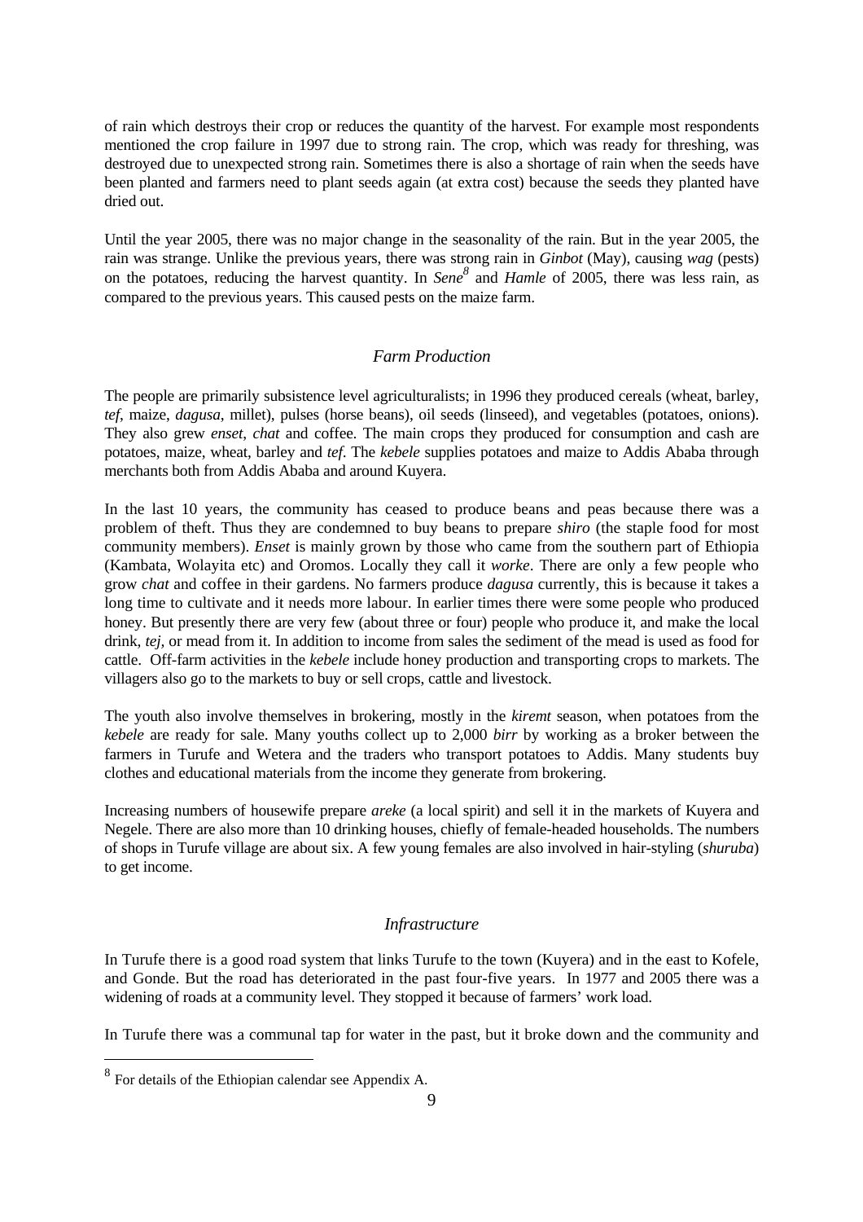of rain which destroys their crop or reduces the quantity of the harvest. For example most respondents mentioned the crop failure in 1997 due to strong rain. The crop, which was ready for threshing, was destroyed due to unexpected strong rain. Sometimes there is also a shortage of rain when the seeds have been planted and farmers need to plant seeds again (at extra cost) because the seeds they planted have dried out.

Until the year 2005, there was no major change in the seasonality of the rain. But in the year 2005, the rain was strange. Unlike the previous years, there was strong rain in *Ginbot* (May), causing *wag* (pests) on the potatoes, reducing the harvest quantity. In *Sene*[8] and *Hamle* of 2005, there was less rain, as compared to the previous years. This caused pests on the maize farm.

### *Farm Production*

The people are primarily subsistence level agriculturalists; in 1996 they produced cereals (wheat, barley, *tef*, maize, *dagusa*, millet), pulses (horse beans), oil seeds (linseed), and vegetables (potatoes, onions). They also grew *enset*, *chat* and coffee. The main crops they produced for consumption and cash are potatoes, maize, wheat, barley and *tef*. The *kebele* supplies potatoes and maize to Addis Ababa through merchants both from Addis Ababa and around Kuyera.

In the last 10 years, the community has ceased to produce beans and peas because there was a problem of theft. Thus they are condemned to buy beans to prepare *shiro* (the staple food for most community members). *Enset* is mainly grown by those who came from the southern part of Ethiopia (Kambata, Wolayita etc) and Oromos. Locally they call it *worke*. There are only a few people who grow *chat* and coffee in their gardens. No farmers produce *dagusa* currently, this is because it takes a long time to cultivate and it needs more labour. In earlier times there were some people who produced honey. But presently there are very few (about three or four) people who produce it, and make the local drink, *tej,* or mead from it. In addition to income from sales the sediment of the mead is used as food for cattle. Off-farm activities in the *kebele* include honey production and transporting crops to markets. The villagers also go to the markets to buy or sell crops, cattle and livestock.

The youth also involve themselves in brokering, mostly in the *kiremt* season, when potatoes from the *kebele* are ready for sale. Many youths collect up to 2,000 *birr* by working as a broker between the farmers in Turufe and Wetera and the traders who transport potatoes to Addis. Many students buy clothes and educational materials from the income they generate from brokering.

Increasing numbers of housewife prepare *areke* (a local spirit) and sell it in the markets of Kuyera and Negele. There are also more than 10 drinking houses, chiefly of female-headed households. The numbers of shops in Turufe village are about six. A few young females are also involved in hair-styling (*shuruba*) to get income.

### *Infrastructure*

In Turufe there is a good road system that links Turufe to the town (Kuyera) and in the east to Kofele, and Gonde. But the road has deteriorated in the past four-five years. In 1977 and 2005 there was a widening of roads at a community level. They stopped it because of farmers' work load.

In Turufe there was a communal tap for water in the past, but it broke down and the community and

[8] For details of the Ethiopian calendar see Appendix A.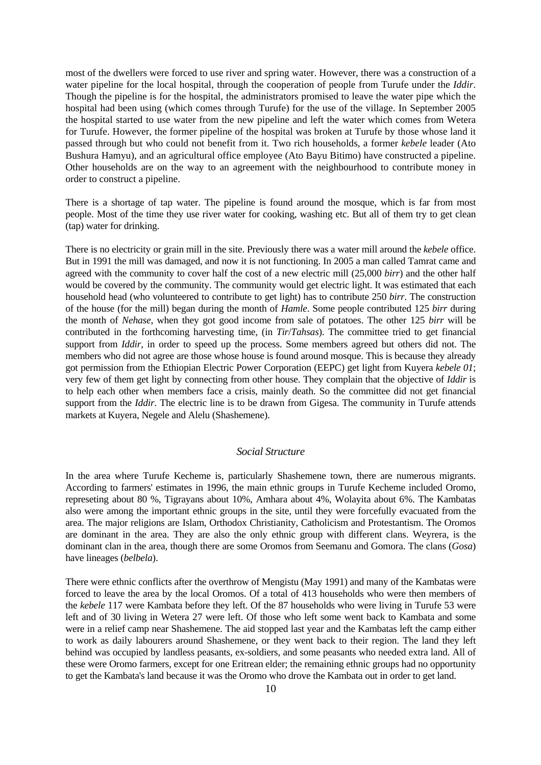most of the dwellers were forced to use river and spring water. However, there was a construction of a water pipeline for the local hospital, through the cooperation of people from Turufe under the *Iddir*. Though the pipeline is for the hospital, the administrators promised to leave the water pipe which the hospital had been using (which comes through Turufe) for the use of the village. In September 2005 the hospital started to use water from the new pipeline and left the water which comes from Wetera for Turufe. However, the former pipeline of the hospital was broken at Turufe by those whose land it passed through but who could not benefit from it. Two rich households, a former *kebele* leader (Ato Bushura Hamyu), and an agricultural office employee (Ato Bayu Bitimo) have constructed a pipeline. Other households are on the way to an agreement with the neighbourhood to contribute money in order to construct a pipeline.

There is a shortage of tap water. The pipeline is found around the mosque, which is far from most people. Most of the time they use river water for cooking, washing etc. But all of them try to get clean (tap) water for drinking.

There is no electricity or grain mill in the site. Previously there was a water mill around the *kebele* office. But in 1991 the mill was damaged, and now it is not functioning. In 2005 a man called Tamrat came and agreed with the community to cover half the cost of a new electric mill (25,000 *birr*) and the other half would be covered by the community. The community would get electric light. It was estimated that each household head (who volunteered to contribute to get light) has to contribute 250 *birr*. The construction of the house (for the mill) began during the month of *Hamle*. Some people contributed 125 *birr* during the month of *Nehase*, when they got good income from sale of potatoes. The other 125 *birr* will be contributed in the forthcoming harvesting time, (in *Tir*/*Tahsas*). The committee tried to get financial support from *Iddir*, in order to speed up the process. Some members agreed but others did not. The members who did not agree are those whose house is found around mosque. This is because they already got permission from the Ethiopian Electric Power Corporation (EEPC) get light from Kuyera *kebele 01*; very few of them get light by connecting from other house. They complain that the objective of *Iddir* is to help each other when members face a crisis, mainly death. So the committee did not get financial support from the *Iddir*. The electric line is to be drawn from Gigesa. The community in Turufe attends markets at Kuyera, Negele and Alelu (Shashemene).

### *Social Structure*

In the area where Turufe Kecheme is, particularly Shashemene town, there are numerous migrants. According to farmers' estimates in 1996, the main ethnic groups in Turufe Kecheme included Oromo, represeting about 80 %, Tigrayans about 10%, Amhara about 4%, Wolayita about 6%. The Kambatas also were among the important ethnic groups in the site, until they were forcefully evacuated from the area. The major religions are Islam, Orthodox Christianity, Catholicism and Protestantism. The Oromos are dominant in the area. They are also the only ethnic group with different clans. Weyrera, is the dominant clan in the area, though there are some Oromos from Seemanu and Gomora. The clans (*Gosa*) have lineages (*belbela*).

There were ethnic conflicts after the overthrow of Mengistu (May 1991) and many of the Kambatas were forced to leave the area by the local Oromos. Of a total of 413 households who were then members of the *kebele* 117 were Kambata before they left. Of the 87 households who were living in Turufe 53 were left and of 30 living in Wetera 27 were left. Of those who left some went back to Kambata and some were in a relief camp near Shashemene. The aid stopped last year and the Kambatas left the camp either to work as daily labourers around Shashemene, or they went back to their region. The land they left behind was occupied by landless peasants, ex-soldiers, and some peasants who needed extra land. All of these were Oromo farmers, except for one Eritrean elder; the remaining ethnic groups had no opportunity to get the Kambata's land because it was the Oromo who drove the Kambata out in order to get land.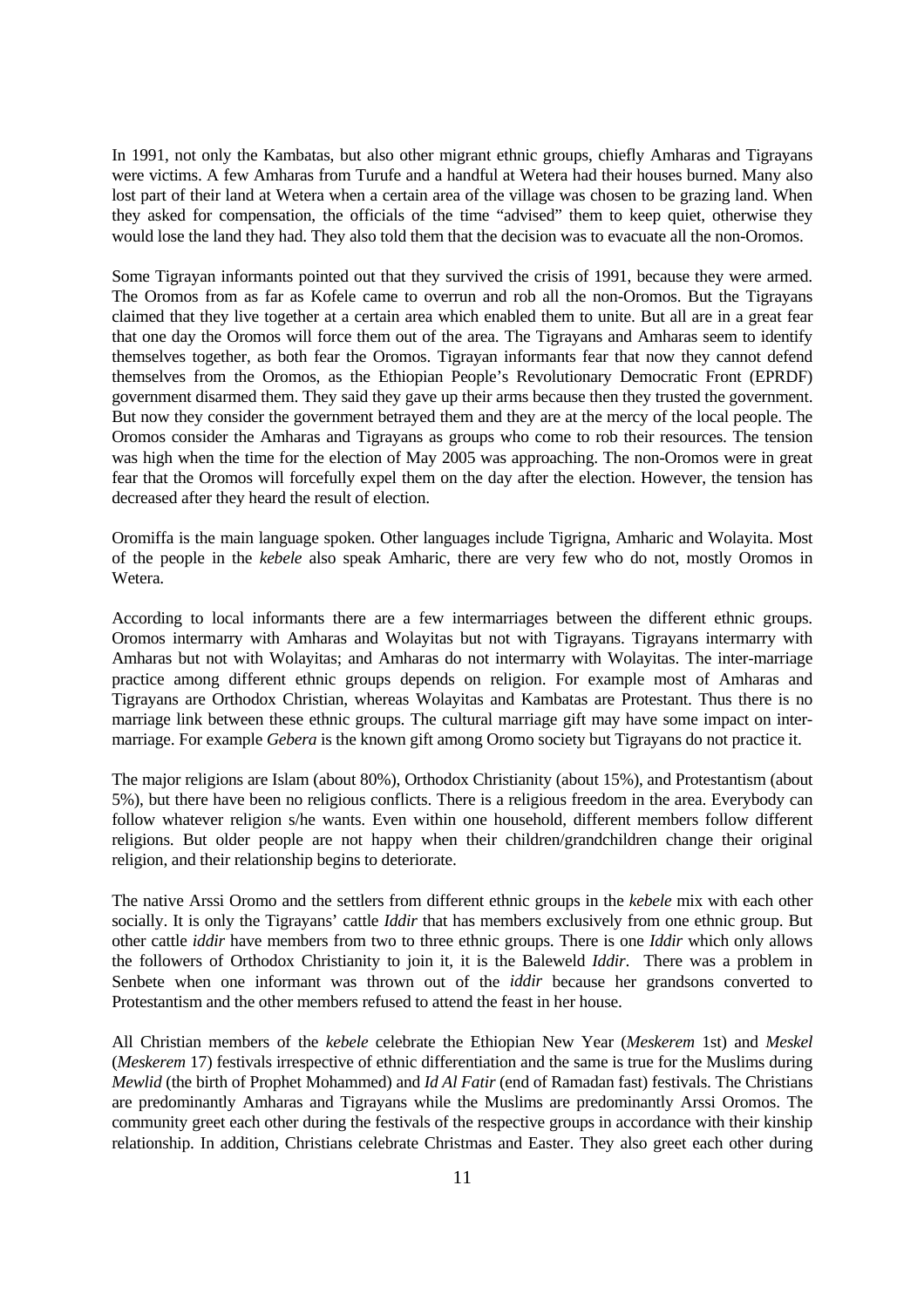In 1991, not only the Kambatas, but also other migrant ethnic groups, chiefly Amharas and Tigrayans were victims. A few Amharas from Turufe and a handful at Wetera had their houses burned. Many also lost part of their land at Wetera when a certain area of the village was chosen to be grazing land. When they asked for compensation, the officials of the time "advised" them to keep quiet, otherwise they would lose the land they had. They also told them that the decision was to evacuate all the non-Oromos.

Some Tigrayan informants pointed out that they survived the crisis of 1991, because they were armed. The Oromos from as far as Kofele came to overrun and rob all the non-Oromos. But the Tigrayans claimed that they live together at a certain area which enabled them to unite. But all are in a great fear that one day the Oromos will force them out of the area. The Tigrayans and Amharas seem to identify themselves together, as both fear the Oromos. Tigrayan informants fear that now they cannot defend themselves from the Oromos, as the Ethiopian People's Revolutionary Democratic Front (EPRDF) government disarmed them. They said they gave up their arms because then they trusted the government. But now they consider the government betrayed them and they are at the mercy of the local people. The Oromos consider the Amharas and Tigrayans as groups who come to rob their resources. The tension was high when the time for the election of May 2005 was approaching. The non-Oromos were in great fear that the Oromos will forcefully expel them on the day after the election. However, the tension has decreased after they heard the result of election.

Oromiffa is the main language spoken. Other languages include Tigrigna, Amharic and Wolayita. Most of the people in the *kebele* also speak Amharic, there are very few who do not, mostly Oromos in Wetera.

According to local informants there are a few intermarriages between the different ethnic groups. Oromos intermarry with Amharas and Wolayitas but not with Tigrayans. Tigrayans intermarry with Amharas but not with Wolayitas; and Amharas do not intermarry with Wolayitas. The inter-marriage practice among different ethnic groups depends on religion. For example most of Amharas and Tigrayans are Orthodox Christian, whereas Wolayitas and Kambatas are Protestant. Thus there is no marriage link between these ethnic groups. The cultural marriage gift may have some impact on inter-marriage. For example *Gebera* is the known gift among Oromo society but Tigrayans do not practice it.

The major religions are Islam (about 80%), Orthodox Christianity (about 15%), and Protestantism (about 5%), but there have been no religious conflicts. There is a religious freedom in the area. Everybody can follow whatever religion s/he wants. Even within one household, different members follow different religions. But older people are not happy when their children/grandchildren change their original religion, and their relationship begins to deteriorate.

The native Arssi Oromo and the settlers from different ethnic groups in the *kebele* mix with each other socially. It is only the Tigrayans' cattle *Iddir* that has members exclusively from one ethnic group. But other cattle *iddir* have members from two to three ethnic groups. There is one *Iddir* which only allows the followers of Orthodox Christianity to join it, it is the Baleweld *Iddir*. There was a problem in Senbete when one informant was thrown out of the *iddir* because her grandsons converted to Protestantism and the other members refused to attend the feast in her house.

All Christian members of the *kebele* celebrate the Ethiopian New Year (*Meskerem* 1st) and *Meskel* (*Meskerem* 17) festivals irrespective of ethnic differentiation and the same is true for the Muslims during *Mewlid* (the birth of Prophet Mohammed) and *Id Al Fatir* (end of Ramadan fast) festivals. The Christians are predominantly Amharas and Tigrayans while the Muslims are predominantly Arssi Oromos. The community greet each other during the festivals of the respective groups in accordance with their kinship relationship. In addition, Christians celebrate Christmas and Easter. They also greet each other during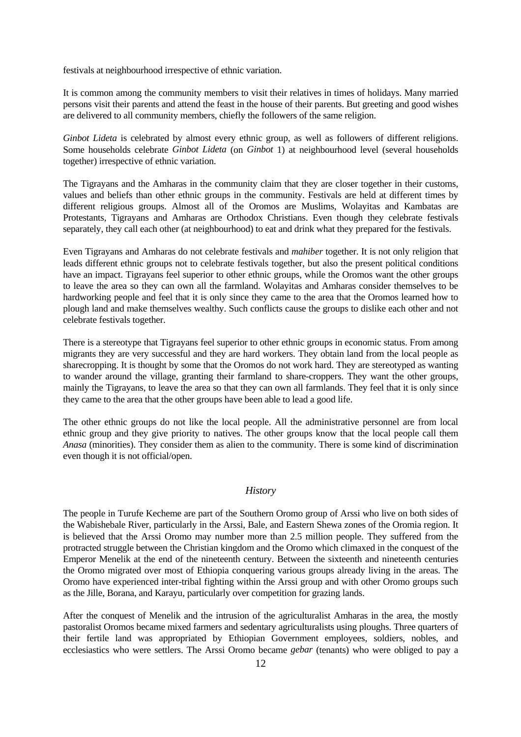festivals at neighbourhood irrespective of ethnic variation.

It is common among the community members to visit their relatives in times of holidays. Many married persons visit their parents and attend the feast in the house of their parents. But greeting and good wishes are delivered to all community members, chiefly the followers of the same religion.

*Ginbot Lideta* is celebrated by almost every ethnic group, as well as followers of different religions. Some households celebrate *Ginbot Lideta* (on *Ginbot* 1) at neighbourhood level (several households together) irrespective of ethnic variation.

The Tigrayans and the Amharas in the community claim that they are closer together in their customs, values and beliefs than other ethnic groups in the community. Festivals are held at different times by different religious groups. Almost all of the Oromos are Muslims, Wolayitas and Kambatas are Protestants, Tigrayans and Amharas are Orthodox Christians. Even though they celebrate festivals separately, they call each other (at neighbourhood) to eat and drink what they prepared for the festivals.

Even Tigrayans and Amharas do not celebrate festivals and *mahiber* together. It is not only religion that leads different ethnic groups not to celebrate festivals together, but also the present political conditions have an impact. Tigrayans feel superior to other ethnic groups, while the Oromos want the other groups to leave the area so they can own all the farmland. Wolayitas and Amharas consider themselves to be hardworking people and feel that it is only since they came to the area that the Oromos learned how to plough land and make themselves wealthy. Such conflicts cause the groups to dislike each other and not celebrate festivals together.

There is a stereotype that Tigrayans feel superior to other ethnic groups in economic status. From among migrants they are very successful and they are hard workers. They obtain land from the local people as sharecropping. It is thought by some that the Oromos do not work hard. They are stereotyped as wanting to wander around the village, granting their farmland to share-croppers. They want the other groups, mainly the Tigrayans, to leave the area so that they can own all farmlands. They feel that it is only since they came to the area that the other groups have been able to lead a good life.

The other ethnic groups do not like the local people. All the administrative personnel are from local ethnic group and they give priority to natives. The other groups know that the local people call them *Anasa* (minorities). They consider them as alien to the community. There is some kind of discrimination even though it is not official/open.

### *History*

The people in Turufe Kecheme are part of the Southern Oromo group of Arssi who live on both sides of the Wabishebale River, particularly in the Arssi, Bale, and Eastern Shewa zones of the Oromia region. It is believed that the Arssi Oromo may number more than 2.5 million people. They suffered from the protracted struggle between the Christian kingdom and the Oromo which climaxed in the conquest of the Emperor Menelik at the end of the nineteenth century. Between the sixteenth and nineteenth centuries the Oromo migrated over most of Ethiopia conquering various groups already living in the areas. The Oromo have experienced inter-tribal fighting within the Arssi group and with other Oromo groups such as the Jille, Borana, and Karayu, particularly over competition for grazing lands.

After the conquest of Menelik and the intrusion of the agriculturalist Amharas in the area, the mostly pastoralist Oromos became mixed farmers and sedentary agriculturalists using ploughs. Three quarters of their fertile land was appropriated by Ethiopian Government employees, soldiers, nobles, and ecclesiastics who were settlers. The Arssi Oromo became *gebar* (tenants) who were obliged to pay a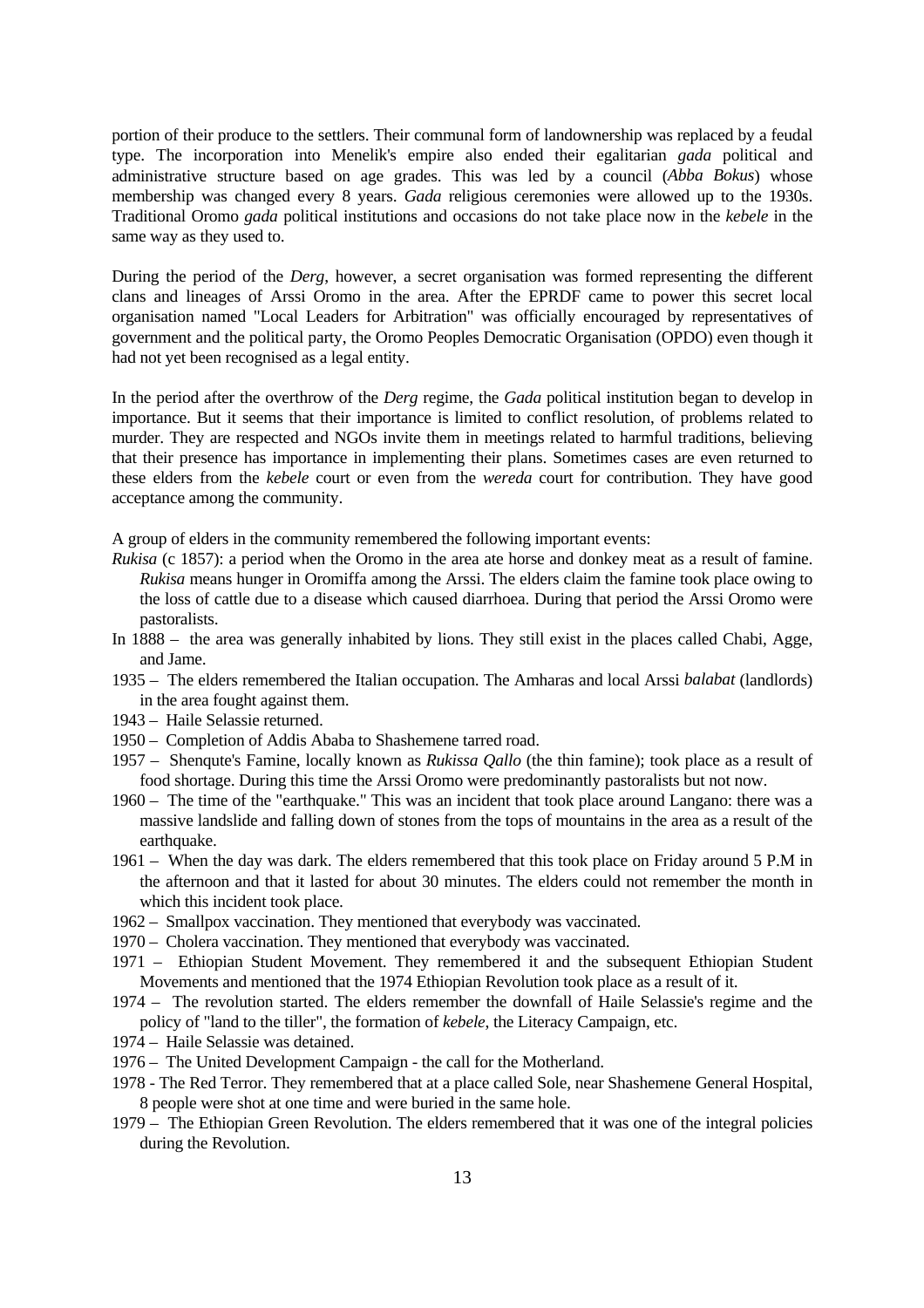portion of their produce to the settlers. Their communal form of landownership was replaced by a feudal type. The incorporation into Menelik's empire also ended their egalitarian *gada* political and administrative structure based on age grades. This was led by a council (*Abba Bokus*) whose membership was changed every 8 years. *Gada* religious ceremonies were allowed up to the 1930s. Traditional Oromo *gada* political institutions and occasions do not take place now in the *kebele* in the same way as they used to.

During the period of the *Derg*, however, a secret organisation was formed representing the different clans and lineages of Arssi Oromo in the area. After the EPRDF came to power this secret local organisation named "Local Leaders for Arbitration" was officially encouraged by representatives of government and the political party, the Oromo Peoples Democratic Organisation (OPDO) even though it had not yet been recognised as a legal entity.

In the period after the overthrow of the *Derg* regime, the *Gada* political institution began to develop in importance. But it seems that their importance is limited to conflict resolution, of problems related to murder. They are respected and NGOs invite them in meetings related to harmful traditions, believing that their presence has importance in implementing their plans. Sometimes cases are even returned to these elders from the *kebele* court or even from the *wereda* court for contribution. They have good acceptance among the community.

A group of elders in the community remembered the following important events:

*Rukisa* (c 1857): a period when the Oromo in the area ate horse and donkey meat as a result of famine. *Rukisa* means hunger in Oromiffa among the Arssi. The elders claim the famine took place owing to the loss of cattle due to a disease which caused diarrhoea. During that period the Arssi Oromo were pastoralists.

In 1888 – the area was generally inhabited by lions. They still exist in the places called Chabi, Agge, and Jame.

1935 – The elders remembered the Italian occupation. The Amharas and local Arssi *balabat* (landlords) in the area fought against them.

1943 – Haile Selassie returned.

1950 – Completion of Addis Ababa to Shashemene tarred road.

1957 – Shenqute's Famine, locally known as *Rukissa Qallo* (the thin famine); took place as a result of food shortage. During this time the Arssi Oromo were predominantly pastoralists but not now.

1960 – The time of the "earthquake." This was an incident that took place around Langano: there was a massive landslide and falling down of stones from the tops of mountains in the area as a result of the earthquake.

1961 – When the day was dark. The elders remembered that this took place on Friday around 5 P.M in the afternoon and that it lasted for about 30 minutes. The elders could not remember the month in which this incident took place.

1962 – Smallpox vaccination. They mentioned that everybody was vaccinated.

1970 – Cholera vaccination. They mentioned that everybody was vaccinated.

1971 – Ethiopian Student Movement. They remembered it and the subsequent Ethiopian Student Movements and mentioned that the 1974 Ethiopian Revolution took place as a result of it.

1974 – The revolution started. The elders remember the downfall of Haile Selassie's regime and the policy of "land to the tiller", the formation of *kebele*, the Literacy Campaign, etc.

1974 – Haile Selassie was detained.

1976 – The United Development Campaign - the call for the Motherland.

1978 - The Red Terror. They remembered that at a place called Sole, near Shashemene General Hospital, 8 people were shot at one time and were buried in the same hole.

1979 – The Ethiopian Green Revolution. The elders remembered that it was one of the integral policies during the Revolution.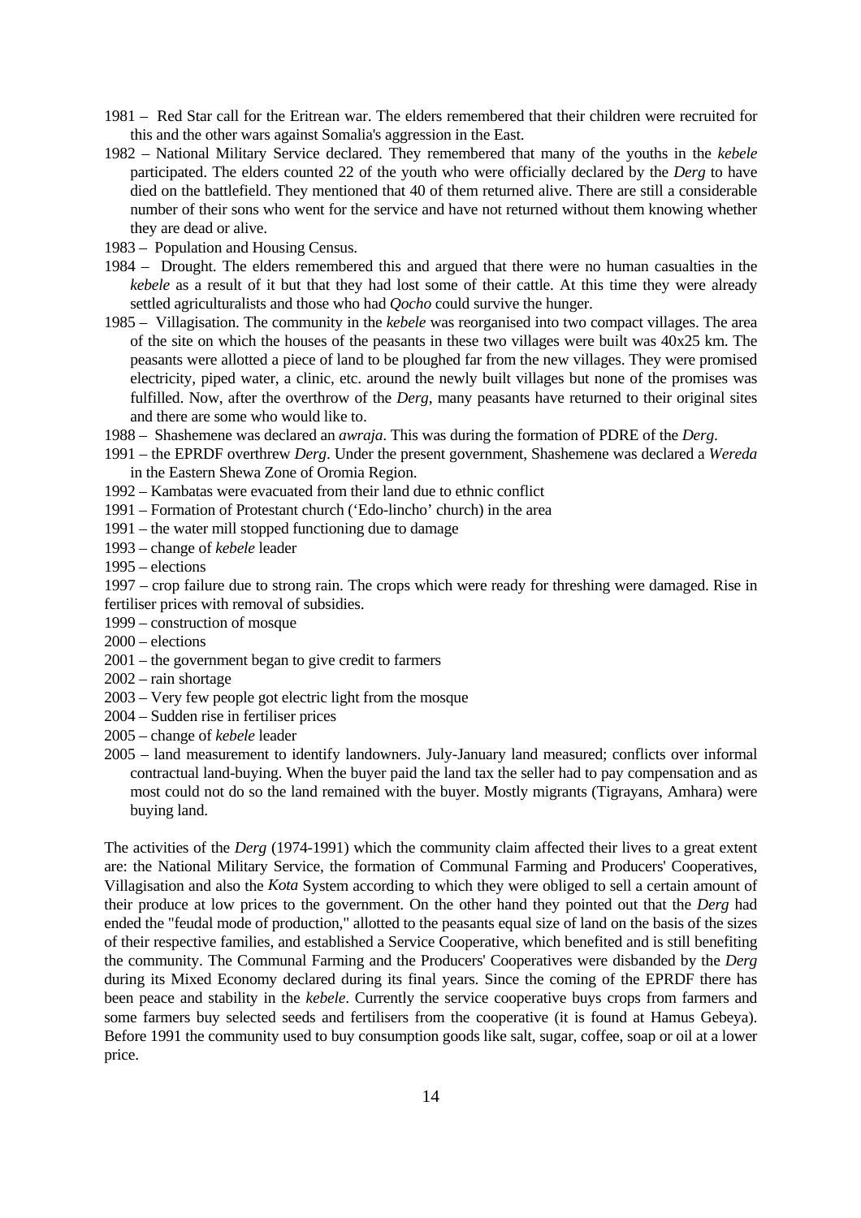1981 – Red Star call for the Eritrean war. The elders remembered that their children were recruited for this and the other wars against Somalia's aggression in the East.

1982 – National Military Service declared. They remembered that many of the youths in the *kebele* participated. The elders counted 22 of the youth who were officially declared by the *Derg* to have died on the battlefield. They mentioned that 40 of them returned alive. There are still a considerable number of their sons who went for the service and have not returned without them knowing whether they are dead or alive.

1983 – Population and Housing Census.

1984 – Drought. The elders remembered this and argued that there were no human casualties in the *kebele* as a result of it but that they had lost some of their cattle. At this time they were already settled agriculturalists and those who had *Qocho* could survive the hunger.

1985 – Villagisation. The community in the *kebele* was reorganised into two compact villages. The area of the site on which the houses of the peasants in these two villages were built was 40x25 km. The peasants were allotted a piece of land to be ploughed far from the new villages. They were promised electricity, piped water, a clinic, etc. around the newly built villages but none of the promises was fulfilled. Now, after the overthrow of the *Derg*, many peasants have returned to their original sites and there are some who would like to.

1988 – Shashemene was declared an *awraja*. This was during the formation of PDRE of the *Derg*.

1991 – the EPRDF overthrew *Derg*. Under the present government, Shashemene was declared a *Wereda* in the Eastern Shewa Zone of Oromia Region.

1992 – Kambatas were evacuated from their land due to ethnic conflict

1991 – Formation of Protestant church ('Edo-lincho' church) in the area

1991 – the water mill stopped functioning due to damage

1993 – change of *kebele* leader

1995 – elections

1997 – crop failure due to strong rain. The crops which were ready for threshing were damaged. Rise in fertiliser prices with removal of subsidies.

1999 – construction of mosque

2000 – elections

2001 – the government began to give credit to farmers

2002 – rain shortage

2003 – Very few people got electric light from the mosque

2004 – Sudden rise in fertiliser prices

2005 – change of *kebele* leader

2005 – land measurement to identify landowners. July-January land measured; conflicts over informal contractual land-buying. When the buyer paid the land tax the seller had to pay compensation and as most could not do so the land remained with the buyer. Mostly migrants (Tigrayans, Amhara) were buying land.

The activities of the *Derg* (1974-1991) which the community claim affected their lives to a great extent are: the National Military Service, the formation of Communal Farming and Producers' Cooperatives, Villagisation and also the *Kota* System according to which they were obliged to sell a certain amount of their produce at low prices to the government. On the other hand they pointed out that the *Derg* had ended the "feudal mode of production," allotted to the peasants equal size of land on the basis of the sizes of their respective families, and established a Service Cooperative, which benefited and is still benefiting the community. The Communal Farming and the Producers' Cooperatives were disbanded by the *Derg* during its Mixed Economy declared during its final years. Since the coming of the EPRDF there has been peace and stability in the *kebele*. Currently the service cooperative buys crops from farmers and some farmers buy selected seeds and fertilisers from the cooperative (it is found at Hamus Gebeya). Before 1991 the community used to buy consumption goods like salt, sugar, coffee, soap or oil at a lower price.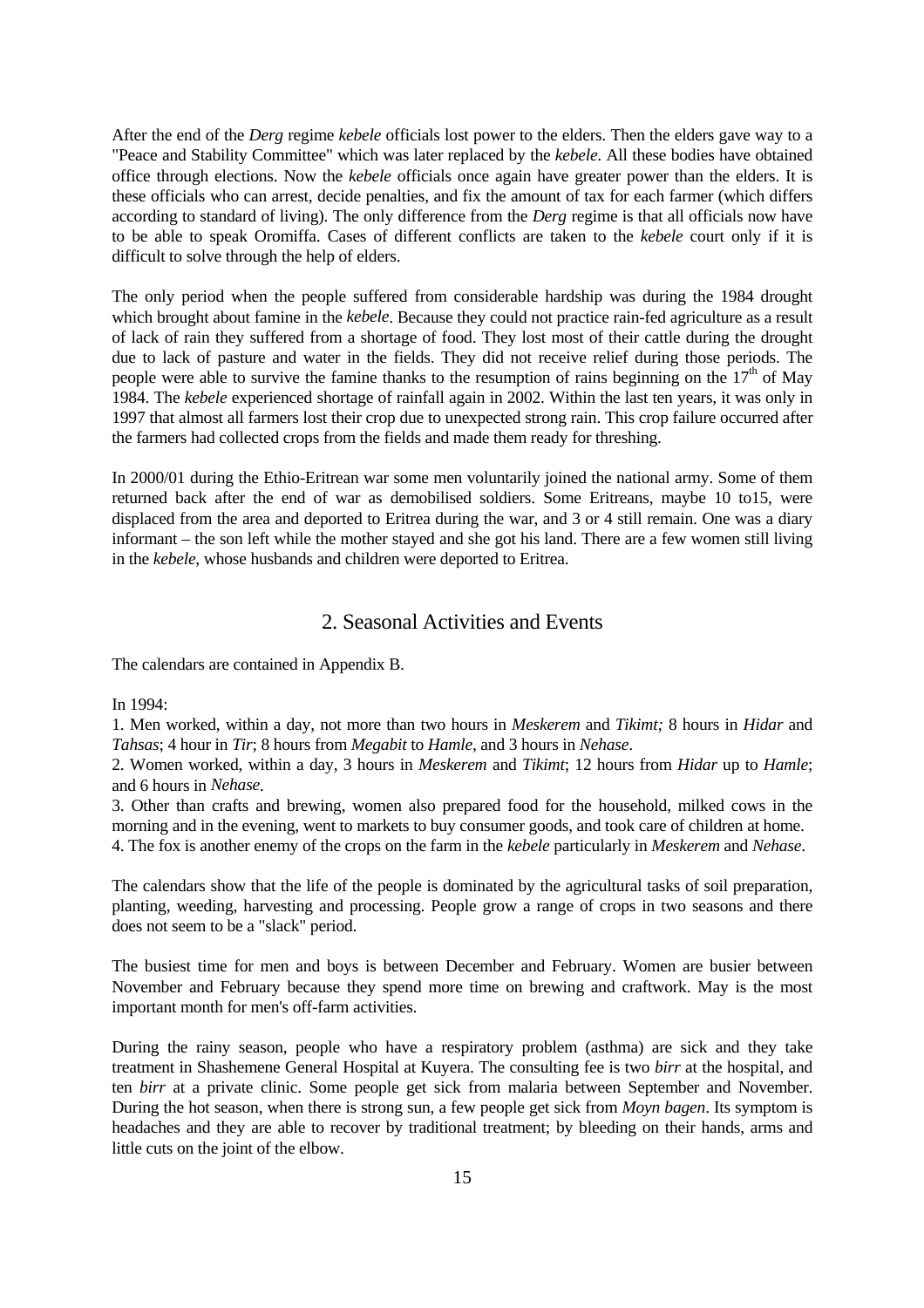After the end of the *Derg* regime *kebele* officials lost power to the elders. Then the elders gave way to a "Peace and Stability Committee" which was later replaced by the *kebele*. All these bodies have obtained office through elections. Now the *kebele* officials once again have greater power than the elders. It is these officials who can arrest, decide penalties, and fix the amount of tax for each farmer (which differs according to standard of living). The only difference from the *Derg* regime is that all officials now have to be able to speak Oromiffa. Cases of different conflicts are taken to the *kebele* court only if it is difficult to solve through the help of elders.

The only period when the people suffered from considerable hardship was during the 1984 drought which brought about famine in the *kebele*. Because they could not practice rain-fed agriculture as a result of lack of rain they suffered from a shortage of food. They lost most of their cattle during the drought due to lack of pasture and water in the fields. They did not receive relief during those periods. The people were able to survive the famine thanks to the resumption of rains beginning on the 17th of May 1984. The *kebele* experienced shortage of rainfall again in 2002. Within the last ten years, it was only in 1997 that almost all farmers lost their crop due to unexpected strong rain. This crop failure occurred after the farmers had collected crops from the fields and made them ready for threshing.

In 2000/01 during the Ethio-Eritrean war some men voluntarily joined the national army. Some of them returned back after the end of war as demobilised soldiers. Some Eritreans, maybe 10 to15, were displaced from the area and deported to Eritrea during the war, and 3 or 4 still remain. One was a diary informant – the son left while the mother stayed and she got his land. There are a few women still living in the *kebele*, whose husbands and children were deported to Eritrea.

## 2. Seasonal Activities and Events

The calendars are contained in Appendix B.

In 1994:

1. Men worked, within a day, not more than two hours in *Meskerem* and *Tikimt;* 8 hours in *Hidar* and *Tahsas*; 4 hour in *Tir*; 8 hours from *Megabit* to *Hamle*, and 3 hours in *Nehase*.
2. Women worked, within a day, 3 hours in *Meskerem* and *Tikimt*; 12 hours from *Hidar* up to *Hamle*; and 6 hours in *Nehase*.
3. Other than crafts and brewing, women also prepared food for the household, milked cows in the morning and in the evening, went to markets to buy consumer goods, and took care of children at home.
4. The fox is another enemy of the crops on the farm in the *kebele* particularly in *Meskerem* and *Nehase*.

The calendars show that the life of the people is dominated by the agricultural tasks of soil preparation, planting, weeding, harvesting and processing. People grow a range of crops in two seasons and there does not seem to be a "slack" period.

The busiest time for men and boys is between December and February. Women are busier between November and February because they spend more time on brewing and craftwork. May is the most important month for men's off-farm activities.

During the rainy season, people who have a respiratory problem (asthma) are sick and they take treatment in Shashemene General Hospital at Kuyera. The consulting fee is two *birr* at the hospital, and ten *birr* at a private clinic. Some people get sick from malaria between September and November. During the hot season, when there is strong sun, a few people get sick from *Moyn bagen*. Its symptom is headaches and they are able to recover by traditional treatment; by bleeding on their hands, arms and little cuts on the joint of the elbow.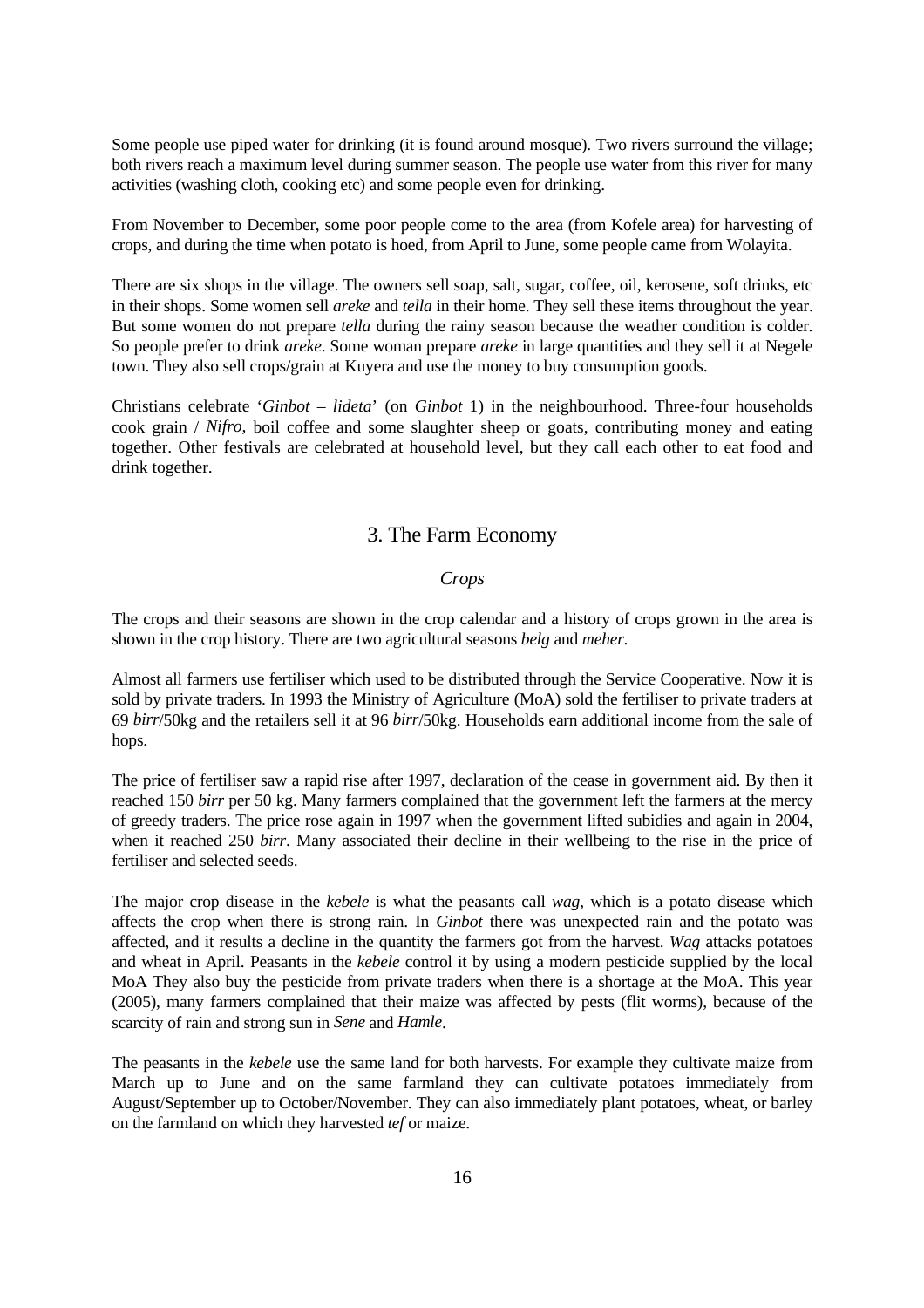Some people use piped water for drinking (it is found around mosque). Two rivers surround the village; both rivers reach a maximum level during summer season. The people use water from this river for many activities (washing cloth, cooking etc) and some people even for drinking.

From November to December, some poor people come to the area (from Kofele area) for harvesting of crops, and during the time when potato is hoed, from April to June, some people came from Wolayita.

There are six shops in the village. The owners sell soap, salt, sugar, coffee, oil, kerosene, soft drinks, etc in their shops. Some women sell *areke* and *tella* in their home. They sell these items throughout the year. But some women do not prepare *tella* during the rainy season because the weather condition is colder. So people prefer to drink *areke*. Some woman prepare *areke* in large quantities and they sell it at Negele town. They also sell crops/grain at Kuyera and use the money to buy consumption goods.

Christians celebrate '*Ginbot – lideta*' (on *Ginbot* 1) in the neighbourhood. Three-four households cook grain / *Nifro,* boil coffee and some slaughter sheep or goats, contributing money and eating together. Other festivals are celebrated at household level, but they call each other to eat food and drink together.

## 3. The Farm Economy

### *Crops*

The crops and their seasons are shown in the crop calendar and a history of crops grown in the area is shown in the crop history. There are two agricultural seasons *belg* and *meher*.

Almost all farmers use fertiliser which used to be distributed through the Service Cooperative. Now it is sold by private traders. In 1993 the Ministry of Agriculture (MoA) sold the fertiliser to private traders at 69 *birr*/50kg and the retailers sell it at 96 *birr*/50kg. Households earn additional income from the sale of hops.

The price of fertiliser saw a rapid rise after 1997, declaration of the cease in government aid. By then it reached 150 *birr* per 50 kg. Many farmers complained that the government left the farmers at the mercy of greedy traders. The price rose again in 1997 when the government lifted subidies and again in 2004, when it reached 250 *birr*. Many associated their decline in their wellbeing to the rise in the price of fertiliser and selected seeds.

The major crop disease in the *kebele* is what the peasants call *wag*, which is a potato disease which affects the crop when there is strong rain. In *Ginbot* there was unexpected rain and the potato was affected, and it results a decline in the quantity the farmers got from the harvest. *Wag* attacks potatoes and wheat in April. Peasants in the *kebele* control it by using a modern pesticide supplied by the local MoA They also buy the pesticide from private traders when there is a shortage at the MoA. This year (2005), many farmers complained that their maize was affected by pests (flit worms), because of the scarcity of rain and strong sun in *Sene* and *Hamle*.

The peasants in the *kebele* use the same land for both harvests. For example they cultivate maize from March up to June and on the same farmland they can cultivate potatoes immediately from August/September up to October/November. They can also immediately plant potatoes, wheat, or barley on the farmland on which they harvested *tef* or maize.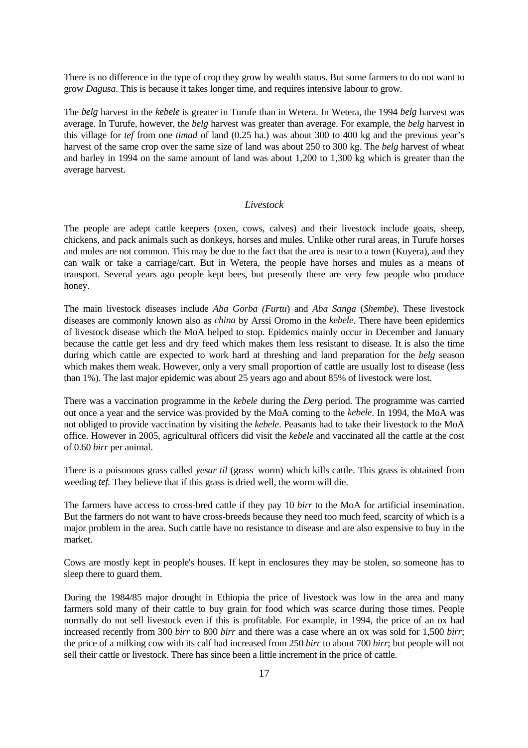There is no difference in the type of crop they grow by wealth status. But some farmers to do not want to grow *Dagusa*. This is because it takes longer time, and requires intensive labour to grow.

The *belg* harvest in the *kebele* is greater in Turufe than in Wetera. In Wetera, the 1994 *belg* harvest was average. In Turufe, however, the *belg* harvest was greater than average. For example, the *belg* harvest in this village for *tef* from one *timad* of land (0.25 ha.) was about 300 to 400 kg and the previous year's harvest of the same crop over the same size of land was about 250 to 300 kg. The *belg* harvest of wheat and barley in 1994 on the same amount of land was about 1,200 to 1,300 kg which is greater than the average harvest.

### *Livestock*

The people are adept cattle keepers (oxen, cows, calves) and their livestock include goats, sheep, chickens, and pack animals such as donkeys, horses and mules. Unlike other rural areas, in Turufe horses and mules are not common. This may be due to the fact that the area is near to a town (Kuyera), and they can walk or take a carriage/cart. But in Wetera, the people have horses and mules as a means of transport. Several years ago people kept bees, but presently there are very few people who produce honey.

The main livestock diseases include *Aba Gorba (Furtu*) and *Aba Sanga* (*Shembe*). These livestock diseases are commonly known also as *china* by Arssi Oromo in the *kebele*. There have been epidemics of livestock disease which the MoA helped to stop. Epidemics mainly occur in December and January because the cattle get less and dry feed which makes them less resistant to disease. It is also the time during which cattle are expected to work hard at threshing and land preparation for the *belg* season which makes them weak. However, only a very small proportion of cattle are usually lost to disease (less than 1%). The last major epidemic was about 25 years ago and about 85% of livestock were lost.

There was a vaccination programme in the *kebele* during the *Derg* period. The programme was carried out once a year and the service was provided by the MoA coming to the *kebele*. In 1994, the MoA was not obliged to provide vaccination by visiting the *kebele*. Peasants had to take their livestock to the MoA office. However in 2005, agricultural officers did visit the *kebele* and vaccinated all the cattle at the cost of 0.60 *birr* per animal.

There is a poisonous grass called *yesar til* (grass–worm) which kills cattle. This grass is obtained from weeding *tef.* They believe that if this grass is dried well, the worm will die.

The farmers have access to cross-bred cattle if they pay 10 *birr* to the MoA for artificial insemination. But the farmers do not want to have cross-breeds because they need too much feed, scarcity of which is a major problem in the area. Such cattle have no resistance to disease and are also expensive to buy in the market.

Cows are mostly kept in people's houses. If kept in enclosures they may be stolen, so someone has to sleep there to guard them.

During the 1984/85 major drought in Ethiopia the price of livestock was low in the area and many farmers sold many of their cattle to buy grain for food which was scarce during those times. People normally do not sell livestock even if this is profitable. For example, in 1994, the price of an ox had increased recently from 300 *birr* to 800 *birr* and there was a case where an ox was sold for 1,500 *birr*; the price of a milking cow with its calf had increased from 250 *birr* to about 700 *birr*; but people will not sell their cattle or livestock. There has since been a little increment in the price of cattle.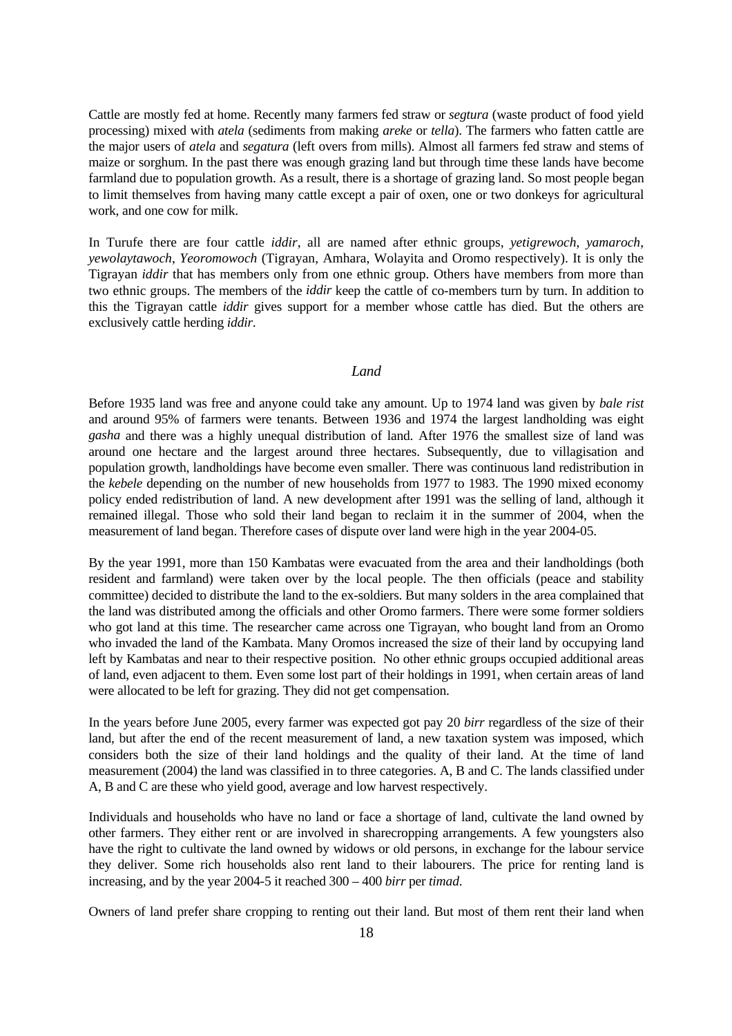Cattle are mostly fed at home. Recently many farmers fed straw or *segtura* (waste product of food yield processing) mixed with *atela* (sediments from making *areke* or *tella*). The farmers who fatten cattle are the major users of *atela* and *segatura* (left overs from mills). Almost all farmers fed straw and stems of maize or sorghum. In the past there was enough grazing land but through time these lands have become farmland due to population growth. As a result, there is a shortage of grazing land. So most people began to limit themselves from having many cattle except a pair of oxen, one or two donkeys for agricultural work, and one cow for milk.

In Turufe there are four cattle *iddir*, all are named after ethnic groups, *yetigrewoch*, *yamaroch*, *yewolaytawoch*, *Yeoromowoch* (Tigrayan, Amhara, Wolayita and Oromo respectively). It is only the Tigrayan *iddir* that has members only from one ethnic group. Others have members from more than two ethnic groups. The members of the *iddir* keep the cattle of co-members turn by turn. In addition to this the Tigrayan cattle *iddir* gives support for a member whose cattle has died. But the others are exclusively cattle herding *iddir*.

### *Land*

Before 1935 land was free and anyone could take any amount. Up to 1974 land was given by *bale rist* and around 95% of farmers were tenants. Between 1936 and 1974 the largest landholding was eight *gasha* and there was a highly unequal distribution of land. After 1976 the smallest size of land was around one hectare and the largest around three hectares. Subsequently, due to villagisation and population growth, landholdings have become even smaller. There was continuous land redistribution in the *kebele* depending on the number of new households from 1977 to 1983. The 1990 mixed economy policy ended redistribution of land. A new development after 1991 was the selling of land, although it remained illegal. Those who sold their land began to reclaim it in the summer of 2004, when the measurement of land began. Therefore cases of dispute over land were high in the year 2004-05.

By the year 1991, more than 150 Kambatas were evacuated from the area and their landholdings (both resident and farmland) were taken over by the local people. The then officials (peace and stability committee) decided to distribute the land to the ex-soldiers. But many solders in the area complained that the land was distributed among the officials and other Oromo farmers. There were some former soldiers who got land at this time. The researcher came across one Tigrayan, who bought land from an Oromo who invaded the land of the Kambata. Many Oromos increased the size of their land by occupying land left by Kambatas and near to their respective position. No other ethnic groups occupied additional areas of land, even adjacent to them. Even some lost part of their holdings in 1991, when certain areas of land were allocated to be left for grazing. They did not get compensation.

In the years before June 2005, every farmer was expected got pay 20 *birr* regardless of the size of their land, but after the end of the recent measurement of land, a new taxation system was imposed, which considers both the size of their land holdings and the quality of their land. At the time of land measurement (2004) the land was classified in to three categories. A, B and C. The lands classified under A, B and C are these who yield good, average and low harvest respectively.

Individuals and households who have no land or face a shortage of land, cultivate the land owned by other farmers. They either rent or are involved in sharecropping arrangements. A few youngsters also have the right to cultivate the land owned by widows or old persons, in exchange for the labour service they deliver. Some rich households also rent land to their labourers. The price for renting land is increasing, and by the year 2004-5 it reached 300 – 400 *birr* per *timad*.

Owners of land prefer share cropping to renting out their land. But most of them rent their land when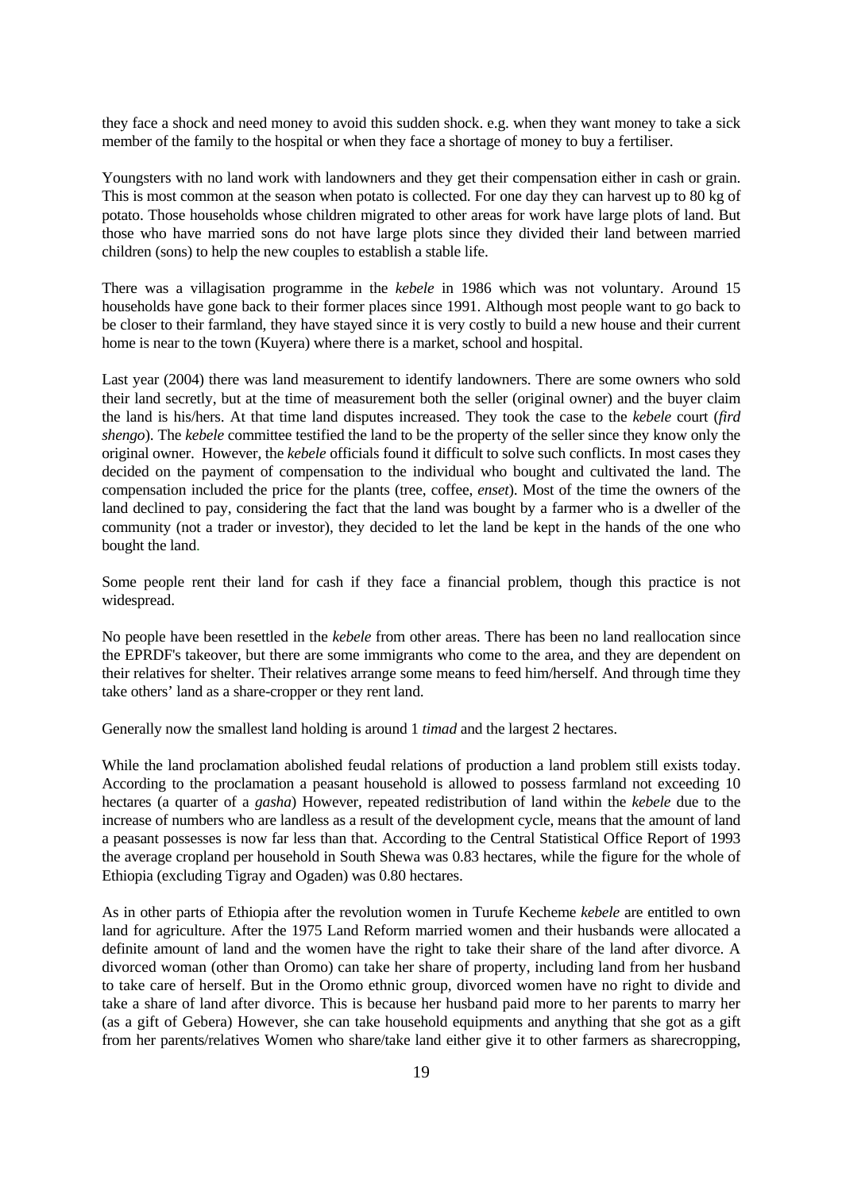they face a shock and need money to avoid this sudden shock. e.g. when they want money to take a sick member of the family to the hospital or when they face a shortage of money to buy a fertiliser.

Youngsters with no land work with landowners and they get their compensation either in cash or grain. This is most common at the season when potato is collected. For one day they can harvest up to 80 kg of potato. Those households whose children migrated to other areas for work have large plots of land. But those who have married sons do not have large plots since they divided their land between married children (sons) to help the new couples to establish a stable life.

There was a villagisation programme in the *kebele* in 1986 which was not voluntary. Around 15 households have gone back to their former places since 1991. Although most people want to go back to be closer to their farmland, they have stayed since it is very costly to build a new house and their current home is near to the town (Kuyera) where there is a market, school and hospital.

Last year (2004) there was land measurement to identify landowners. There are some owners who sold their land secretly, but at the time of measurement both the seller (original owner) and the buyer claim the land is his/hers. At that time land disputes increased. They took the case to the *kebele* court (*fird shengo*). The *kebele* committee testified the land to be the property of the seller since they know only the original owner. However, the *kebele* officials found it difficult to solve such conflicts. In most cases they decided on the payment of compensation to the individual who bought and cultivated the land. The compensation included the price for the plants (tree, coffee, *enset*). Most of the time the owners of the land declined to pay, considering the fact that the land was bought by a farmer who is a dweller of the community (not a trader or investor), they decided to let the land be kept in the hands of the one who bought the land.

Some people rent their land for cash if they face a financial problem, though this practice is not widespread.

No people have been resettled in the *kebele* from other areas. There has been no land reallocation since the EPRDF's takeover, but there are some immigrants who come to the area, and they are dependent on their relatives for shelter. Their relatives arrange some means to feed him/herself. And through time they take others' land as a share-cropper or they rent land.

Generally now the smallest land holding is around 1 *timad* and the largest 2 hectares.

While the land proclamation abolished feudal relations of production a land problem still exists today. According to the proclamation a peasant household is allowed to possess farmland not exceeding 10 hectares (a quarter of a *gasha*) However, repeated redistribution of land within the *kebele* due to the increase of numbers who are landless as a result of the development cycle, means that the amount of land a peasant possesses is now far less than that. According to the Central Statistical Office Report of 1993 the average cropland per household in South Shewa was 0.83 hectares, while the figure for the whole of Ethiopia (excluding Tigray and Ogaden) was 0.80 hectares.

As in other parts of Ethiopia after the revolution women in Turufe Kecheme *kebele* are entitled to own land for agriculture. After the 1975 Land Reform married women and their husbands were allocated a definite amount of land and the women have the right to take their share of the land after divorce. A divorced woman (other than Oromo) can take her share of property, including land from her husband to take care of herself. But in the Oromo ethnic group, divorced women have no right to divide and take a share of land after divorce. This is because her husband paid more to her parents to marry her (as a gift of Gebera) However, she can take household equipments and anything that she got as a gift from her parents/relatives Women who share/take land either give it to other farmers as sharecropping,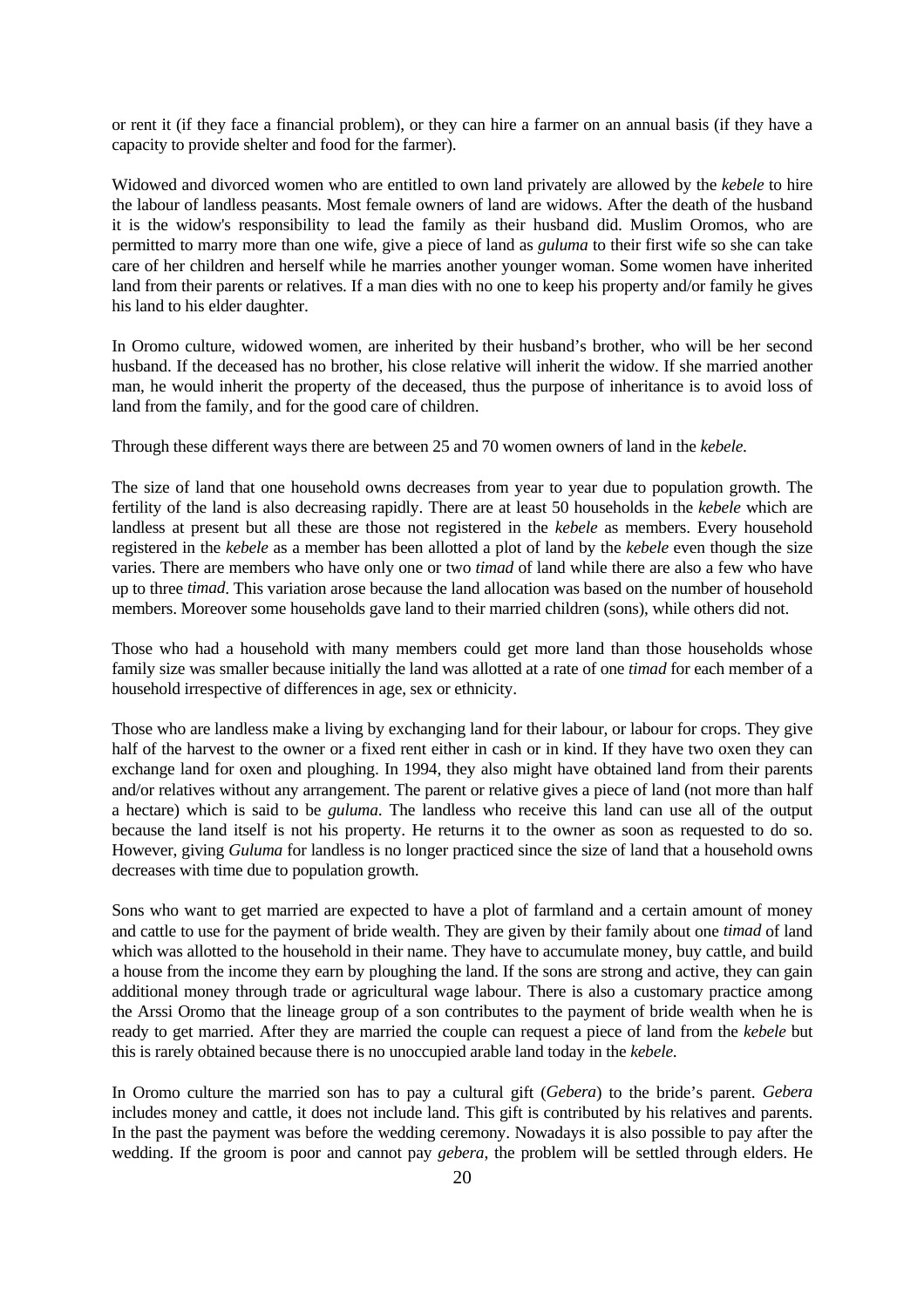or rent it (if they face a financial problem), or they can hire a farmer on an annual basis (if they have a capacity to provide shelter and food for the farmer).

Widowed and divorced women who are entitled to own land privately are allowed by the *kebele* to hire the labour of landless peasants. Most female owners of land are widows. After the death of the husband it is the widow's responsibility to lead the family as their husband did. Muslim Oromos, who are permitted to marry more than one wife, give a piece of land as *guluma* to their first wife so she can take care of her children and herself while he marries another younger woman. Some women have inherited land from their parents or relatives. If a man dies with no one to keep his property and/or family he gives his land to his elder daughter.

In Oromo culture, widowed women, are inherited by their husband's brother, who will be her second husband. If the deceased has no brother, his close relative will inherit the widow. If she married another man, he would inherit the property of the deceased, thus the purpose of inheritance is to avoid loss of land from the family, and for the good care of children.

Through these different ways there are between 25 and 70 women owners of land in the *kebele*.

The size of land that one household owns decreases from year to year due to population growth. The fertility of the land is also decreasing rapidly. There are at least 50 households in the *kebele* which are landless at present but all these are those not registered in the *kebele* as members. Every household registered in the *kebele* as a member has been allotted a plot of land by the *kebele* even though the size varies. There are members who have only one or two *timad* of land while there are also a few who have up to three *timad*. This variation arose because the land allocation was based on the number of household members. Moreover some households gave land to their married children (sons), while others did not.

Those who had a household with many members could get more land than those households whose family size was smaller because initially the land was allotted at a rate of one *timad* for each member of a household irrespective of differences in age, sex or ethnicity.

Those who are landless make a living by exchanging land for their labour, or labour for crops. They give half of the harvest to the owner or a fixed rent either in cash or in kind. If they have two oxen they can exchange land for oxen and ploughing. In 1994, they also might have obtained land from their parents and/or relatives without any arrangement. The parent or relative gives a piece of land (not more than half a hectare) which is said to be *guluma*. The landless who receive this land can use all of the output because the land itself is not his property. He returns it to the owner as soon as requested to do so. However, giving *Guluma* for landless is no longer practiced since the size of land that a household owns decreases with time due to population growth.

Sons who want to get married are expected to have a plot of farmland and a certain amount of money and cattle to use for the payment of bride wealth. They are given by their family about one *timad* of land which was allotted to the household in their name. They have to accumulate money, buy cattle, and build a house from the income they earn by ploughing the land. If the sons are strong and active, they can gain additional money through trade or agricultural wage labour. There is also a customary practice among the Arssi Oromo that the lineage group of a son contributes to the payment of bride wealth when he is ready to get married. After they are married the couple can request a piece of land from the *kebele* but this is rarely obtained because there is no unoccupied arable land today in the *kebele*.

In Oromo culture the married son has to pay a cultural gift (*Gebera*) to the bride's parent. *Gebera* includes money and cattle, it does not include land. This gift is contributed by his relatives and parents. In the past the payment was before the wedding ceremony. Nowadays it is also possible to pay after the wedding. If the groom is poor and cannot pay *gebera*, the problem will be settled through elders. He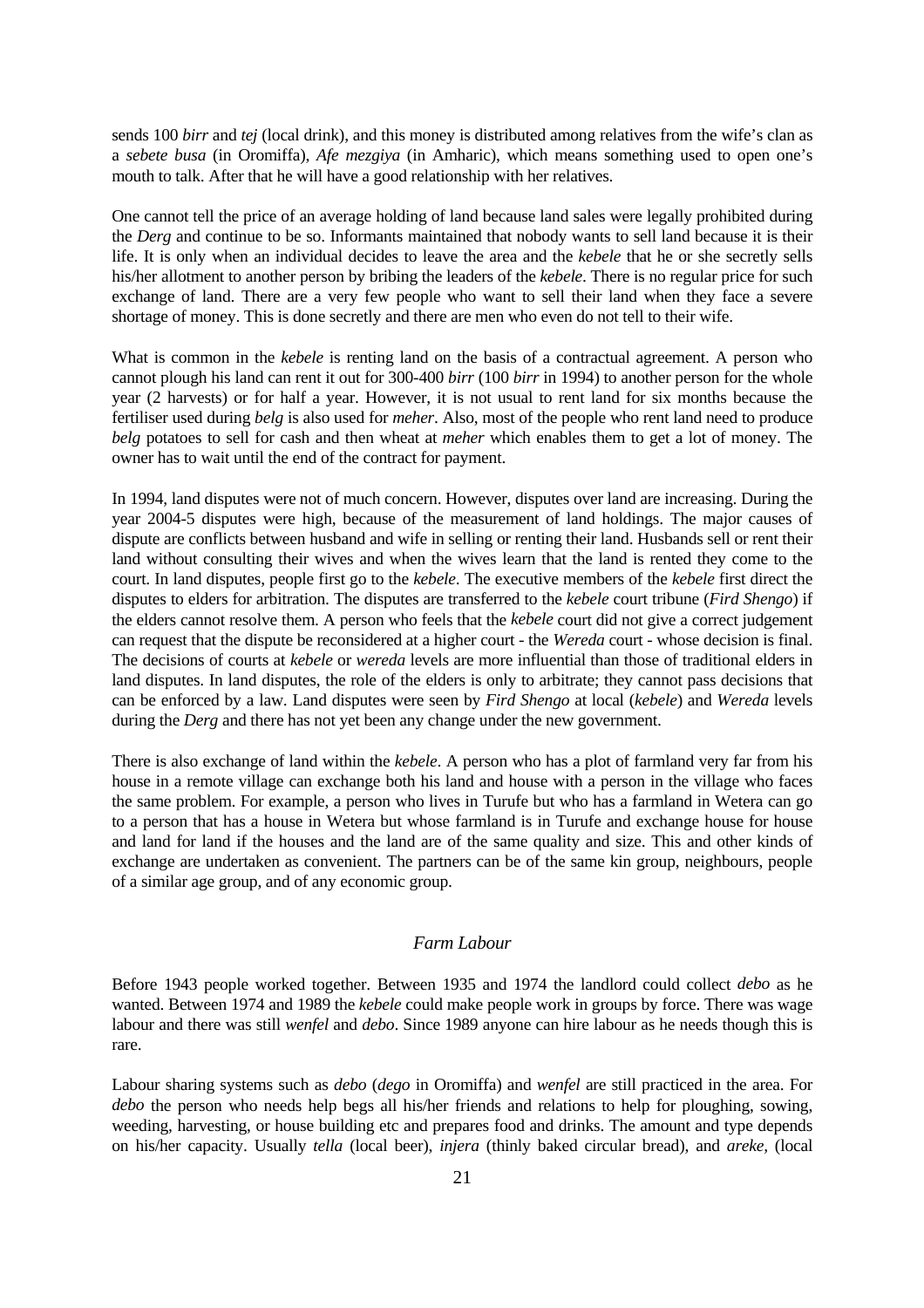sends 100 *birr* and *tej* (local drink), and this money is distributed among relatives from the wife's clan as a *sebete busa* (in Oromiffa), *Afe mezgiya* (in Amharic), which means something used to open one's mouth to talk. After that he will have a good relationship with her relatives.

One cannot tell the price of an average holding of land because land sales were legally prohibited during the *Derg* and continue to be so. Informants maintained that nobody wants to sell land because it is their life. It is only when an individual decides to leave the area and the *kebele* that he or she secretly sells his/her allotment to another person by bribing the leaders of the *kebele*. There is no regular price for such exchange of land. There are a very few people who want to sell their land when they face a severe shortage of money. This is done secretly and there are men who even do not tell to their wife.

What is common in the *kebele* is renting land on the basis of a contractual agreement. A person who cannot plough his land can rent it out for 300-400 *birr* (100 *birr* in 1994) to another person for the whole year (2 harvests) or for half a year. However, it is not usual to rent land for six months because the fertiliser used during *belg* is also used for *meher*. Also, most of the people who rent land need to produce *belg* potatoes to sell for cash and then wheat at *meher* which enables them to get a lot of money. The owner has to wait until the end of the contract for payment.

In 1994, land disputes were not of much concern. However, disputes over land are increasing. During the year 2004-5 disputes were high, because of the measurement of land holdings. The major causes of dispute are conflicts between husband and wife in selling or renting their land. Husbands sell or rent their land without consulting their wives and when the wives learn that the land is rented they come to the court. In land disputes, people first go to the *kebele*. The executive members of the *kebele* first direct the disputes to elders for arbitration. The disputes are transferred to the *kebele* court tribune (*Fird Shengo*) if the elders cannot resolve them. A person who feels that the *kebele* court did not give a correct judgement can request that the dispute be reconsidered at a higher court - the *Wereda* court - whose decision is final. The decisions of courts at *kebele* or *wereda* levels are more influential than those of traditional elders in land disputes. In land disputes, the role of the elders is only to arbitrate; they cannot pass decisions that can be enforced by a law. Land disputes were seen by *Fird Shengo* at local (*kebele*) and *Wereda* levels during the *Derg* and there has not yet been any change under the new government.

There is also exchange of land within the *kebele*. A person who has a plot of farmland very far from his house in a remote village can exchange both his land and house with a person in the village who faces the same problem. For example, a person who lives in Turufe but who has a farmland in Wetera can go to a person that has a house in Wetera but whose farmland is in Turufe and exchange house for house and land for land if the houses and the land are of the same quality and size. This and other kinds of exchange are undertaken as convenient. The partners can be of the same kin group, neighbours, people of a similar age group, and of any economic group.

### *Farm Labour*

Before 1943 people worked together. Between 1935 and 1974 the landlord could collect *debo* as he wanted. Between 1974 and 1989 the *kebele* could make people work in groups by force. There was wage labour and there was still *wenfel* and *debo*. Since 1989 anyone can hire labour as he needs though this is rare.

Labour sharing systems such as *debo* (*dego* in Oromiffa) and *wenfel* are still practiced in the area. For *debo* the person who needs help begs all his/her friends and relations to help for ploughing, sowing, weeding, harvesting, or house building etc and prepares food and drinks. The amount and type depends on his/her capacity. Usually *tella* (local beer), *injera* (thinly baked circular bread), and *areke*, (local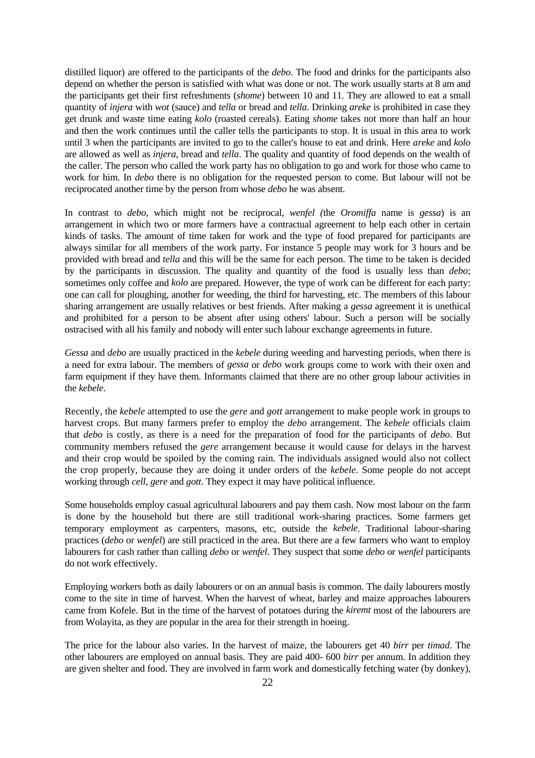distilled liquor) are offered to the participants of the *debo*. The food and drinks for the participants also depend on whether the person is satisfied with what was done or not. The work usually starts at 8 am and the participants get their first refreshments (*shome*) between 10 and 11. They are allowed to eat a small quantity of *injera* with *wot* (sauce) and *tella* or bread and *tella*. Drinking *areke* is prohibited in case they get drunk and waste time eating *kolo* (roasted cereals). Eating *shome* takes not more than half an hour and then the work continues until the caller tells the participants to stop. It is usual in this area to work until 3 when the participants are invited to go to the caller's house to eat and drink. Here *areke* and *kolo* are allowed as well as *injera*, bread and *tella*. The quality and quantity of food depends on the wealth of the caller. The person who called the work party has no obligation to go and work for those who came to work for him. In *debo* there is no obligation for the requested person to come. But labour will not be reciprocated another time by the person from whose *debo* he was absent.

In contrast to *debo*, which might not be reciprocal, *wenfel (*the *Oromiffa* name is *gessa*) is an arrangement in which two or more farmers have a contractual agreement to help each other in certain kinds of tasks. The amount of time taken for work and the type of food prepared for participants are always similar for all members of the work party. For instance 5 people may work for 3 hours and be provided with bread and *tella* and this will be the same for each person. The time to be taken is decided by the participants in discussion. The quality and quantity of the food is usually less than *debo*; sometimes only coffee and *kolo* are prepared. However, the type of work can be different for each party: one can call for ploughing, another for weeding, the third for harvesting, etc. The members of this labour sharing arrangement are usually relatives or best friends. After making a *gessa* agreement it is unethical and prohibited for a person to be absent after using others' labour. Such a person will be socially ostracised with all his family and nobody will enter such labour exchange agreements in future.

*Gessa* and *debo* are usually practiced in the *kebele* during weeding and harvesting periods, when there is a need for extra labour. The members of *gessa* or *debo* work groups come to work with their oxen and farm equipment if they have them. Informants claimed that there are no other group labour activities in the *kebele*.

Recently, the *kebele* attempted to use the *gere* and *gott* arrangement to make people work in groups to harvest crops. But many farmers prefer to employ the *debo* arrangement. The *kebele* officials claim that *debo* is costly, as there is a need for the preparation of food for the participants of *debo*. But community members refused the *gere* arrangement because it would cause for delays in the harvest and their crop would be spoiled by the coming rain. The individuals assigned would also not collect the crop properly, because they are doing it under orders of the *kebele*. Some people do not accept working through *cell*, *gere* and *gott*. They expect it may have political influence.

Some households employ casual agricultural labourers and pay them cash. Now most labour on the farm is done by the household but there are still traditional work-sharing practices. Some farmers get temporary employment as carpenters, masons, etc, outside the *kebele*. Traditional labour-sharing practices (*debo* or *wenfel*) are still practiced in the area. But there are a few farmers who want to employ labourers for cash rather than calling *debo* or *wenfel*. They suspect that some *debo* or *wenfel* participants do not work effectively.

Employing workers both as daily labourers or on an annual basis is common. The daily labourers mostly come to the site in time of harvest. When the harvest of wheat, barley and maize approaches labourers came from Kofele. But in the time of the harvest of potatoes during the *kiremt* most of the labourers are from Wolayita, as they are popular in the area for their strength in hoeing.

The price for the labour also varies. In the harvest of maize, the labourers get 40 *birr* per *timad*. The other labourers are employed on annual basis. They are paid 400- 600 *birr* per annum. In addition they are given shelter and food. They are involved in farm work and domestically fetching water (by donkey),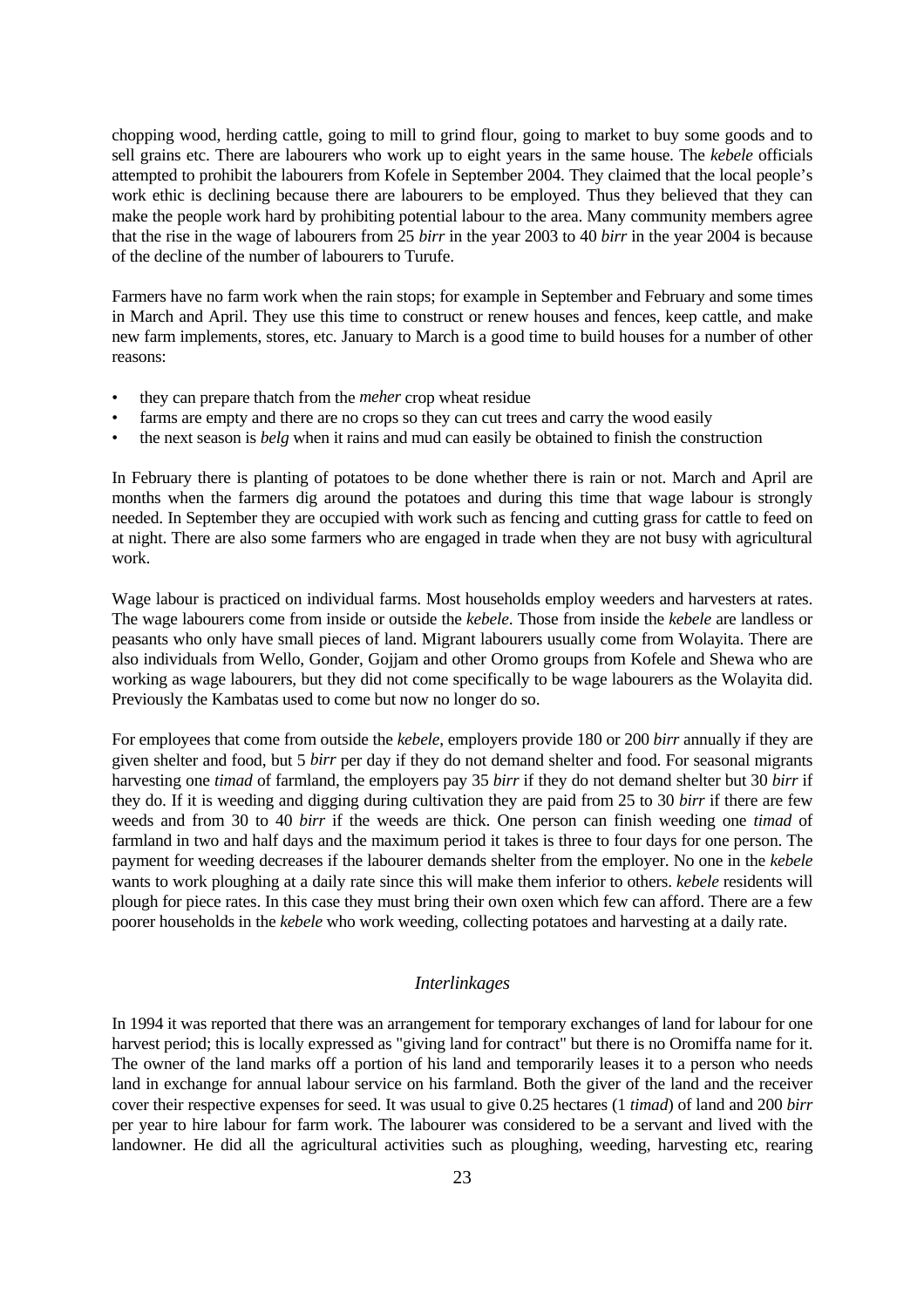chopping wood, herding cattle, going to mill to grind flour, going to market to buy some goods and to sell grains etc. There are labourers who work up to eight years in the same house. The *kebele* officials attempted to prohibit the labourers from Kofele in September 2004. They claimed that the local people's work ethic is declining because there are labourers to be employed. Thus they believed that they can make the people work hard by prohibiting potential labour to the area. Many community members agree that the rise in the wage of labourers from 25 *birr* in the year 2003 to 40 *birr* in the year 2004 is because of the decline of the number of labourers to Turufe.

Farmers have no farm work when the rain stops; for example in September and February and some times in March and April. They use this time to construct or renew houses and fences, keep cattle, and make new farm implements, stores, etc. January to March is a good time to build houses for a number of other reasons:

- they can prepare thatch from the *meher* crop wheat residue
- farms are empty and there are no crops so they can cut trees and carry the wood easily
- the next season is *belg* when it rains and mud can easily be obtained to finish the construction

In February there is planting of potatoes to be done whether there is rain or not. March and April are months when the farmers dig around the potatoes and during this time that wage labour is strongly needed. In September they are occupied with work such as fencing and cutting grass for cattle to feed on at night. There are also some farmers who are engaged in trade when they are not busy with agricultural work.

Wage labour is practiced on individual farms. Most households employ weeders and harvesters at rates. The wage labourers come from inside or outside the *kebele*. Those from inside the *kebele* are landless or peasants who only have small pieces of land. Migrant labourers usually come from Wolayita. There are also individuals from Wello, Gonder, Gojjam and other Oromo groups from Kofele and Shewa who are working as wage labourers, but they did not come specifically to be wage labourers as the Wolayita did. Previously the Kambatas used to come but now no longer do so.

For employees that come from outside the *kebele*, employers provide 180 or 200 *birr* annually if they are given shelter and food, but 5 *birr* per day if they do not demand shelter and food. For seasonal migrants harvesting one *timad* of farmland, the employers pay 35 *birr* if they do not demand shelter but 30 *birr* if they do. If it is weeding and digging during cultivation they are paid from 25 to 30 *birr* if there are few weeds and from 30 to 40 *birr* if the weeds are thick. One person can finish weeding one *timad* of farmland in two and half days and the maximum period it takes is three to four days for one person. The payment for weeding decreases if the labourer demands shelter from the employer. No one in the *kebele* wants to work ploughing at a daily rate since this will make them inferior to others. *kebele* residents will plough for piece rates. In this case they must bring their own oxen which few can afford. There are a few poorer households in the *kebele* who work weeding, collecting potatoes and harvesting at a daily rate.

### *Interlinkages*

In 1994 it was reported that there was an arrangement for temporary exchanges of land for labour for one harvest period; this is locally expressed as "giving land for contract" but there is no Oromiffa name for it. The owner of the land marks off a portion of his land and temporarily leases it to a person who needs land in exchange for annual labour service on his farmland. Both the giver of the land and the receiver cover their respective expenses for seed. It was usual to give 0.25 hectares (1 *timad*) of land and 200 *birr* per year to hire labour for farm work. The labourer was considered to be a servant and lived with the landowner. He did all the agricultural activities such as ploughing, weeding, harvesting etc, rearing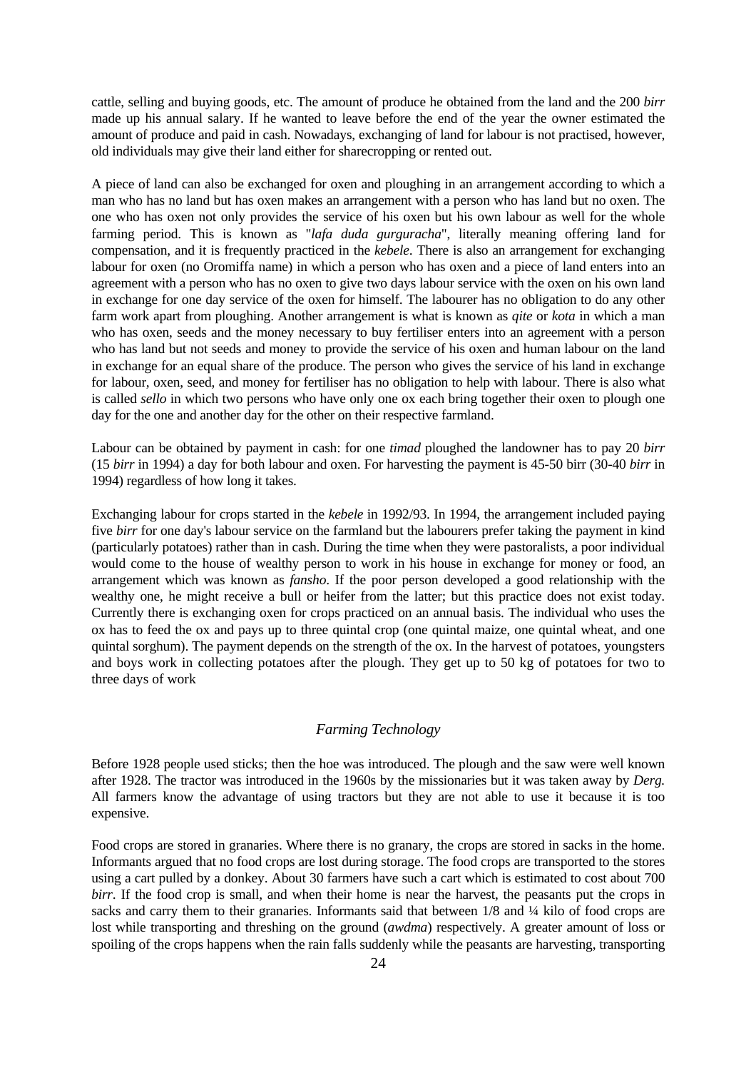cattle, selling and buying goods, etc. The amount of produce he obtained from the land and the 200 *birr* made up his annual salary. If he wanted to leave before the end of the year the owner estimated the amount of produce and paid in cash. Nowadays, exchanging of land for labour is not practised, however, old individuals may give their land either for sharecropping or rented out.

A piece of land can also be exchanged for oxen and ploughing in an arrangement according to which a man who has no land but has oxen makes an arrangement with a person who has land but no oxen. The one who has oxen not only provides the service of his oxen but his own labour as well for the whole farming period. This is known as "*lafa duda gurguracha*", literally meaning offering land for compensation, and it is frequently practiced in the *kebele*. There is also an arrangement for exchanging labour for oxen (no Oromiffa name) in which a person who has oxen and a piece of land enters into an agreement with a person who has no oxen to give two days labour service with the oxen on his own land in exchange for one day service of the oxen for himself. The labourer has no obligation to do any other farm work apart from ploughing. Another arrangement is what is known as *qite* or *kota* in which a man who has oxen, seeds and the money necessary to buy fertiliser enters into an agreement with a person who has land but not seeds and money to provide the service of his oxen and human labour on the land in exchange for an equal share of the produce. The person who gives the service of his land in exchange for labour, oxen, seed, and money for fertiliser has no obligation to help with labour. There is also what is called *sello* in which two persons who have only one ox each bring together their oxen to plough one day for the one and another day for the other on their respective farmland.

Labour can be obtained by payment in cash: for one *timad* ploughed the landowner has to pay 20 *birr* (15 *birr* in 1994) a day for both labour and oxen. For harvesting the payment is 45-50 birr (30-40 *birr* in 1994) regardless of how long it takes.

Exchanging labour for crops started in the *kebele* in 1992/93. In 1994, the arrangement included paying five *birr* for one day's labour service on the farmland but the labourers prefer taking the payment in kind (particularly potatoes) rather than in cash. During the time when they were pastoralists, a poor individual would come to the house of wealthy person to work in his house in exchange for money or food, an arrangement which was known as *fansho*. If the poor person developed a good relationship with the wealthy one, he might receive a bull or heifer from the latter; but this practice does not exist today. Currently there is exchanging oxen for crops practiced on an annual basis. The individual who uses the ox has to feed the ox and pays up to three quintal crop (one quintal maize, one quintal wheat, and one quintal sorghum). The payment depends on the strength of the ox. In the harvest of potatoes, youngsters and boys work in collecting potatoes after the plough. They get up to 50 kg of potatoes for two to three days of work

### *Farming Technology*

Before 1928 people used sticks; then the hoe was introduced. The plough and the saw were well known after 1928. The tractor was introduced in the 1960s by the missionaries but it was taken away by *Derg.* All farmers know the advantage of using tractors but they are not able to use it because it is too expensive.

Food crops are stored in granaries. Where there is no granary, the crops are stored in sacks in the home. Informants argued that no food crops are lost during storage. The food crops are transported to the stores using a cart pulled by a donkey. About 30 farmers have such a cart which is estimated to cost about 700 *birr*. If the food crop is small, and when their home is near the harvest, the peasants put the crops in sacks and carry them to their granaries. Informants said that between 1/8 and ¼ kilo of food crops are lost while transporting and threshing on the ground (*awdma*) respectively. A greater amount of loss or spoiling of the crops happens when the rain falls suddenly while the peasants are harvesting, transporting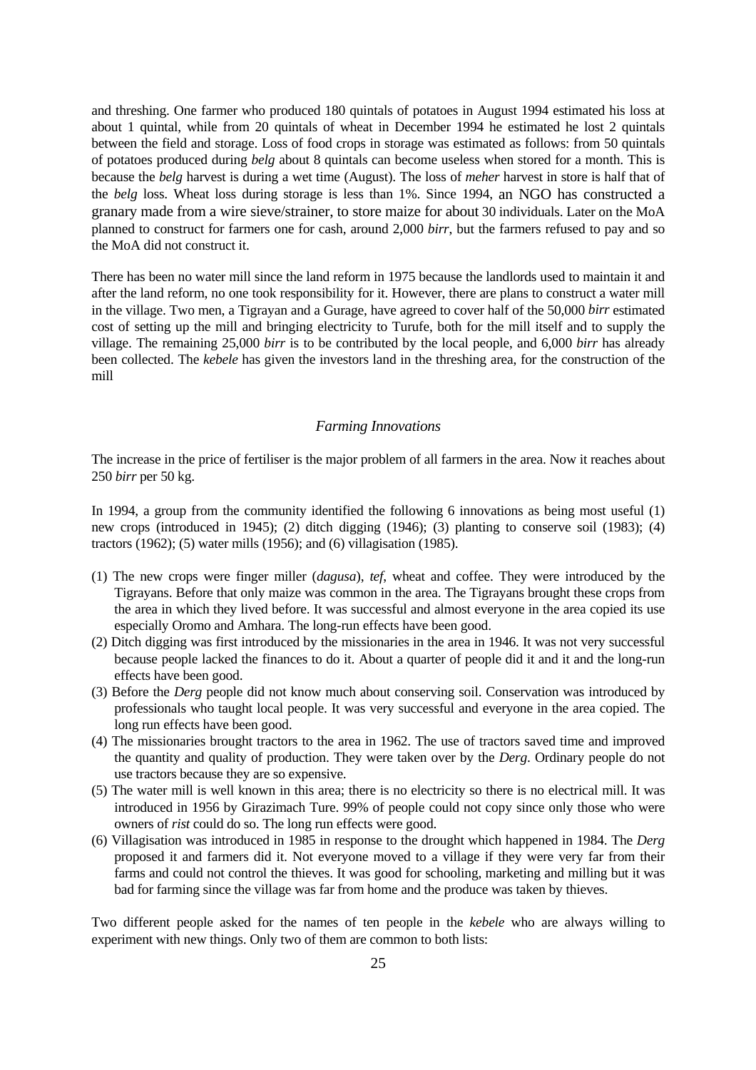and threshing. One farmer who produced 180 quintals of potatoes in August 1994 estimated his loss at about 1 quintal, while from 20 quintals of wheat in December 1994 he estimated he lost 2 quintals between the field and storage. Loss of food crops in storage was estimated as follows: from 50 quintals of potatoes produced during *belg* about 8 quintals can become useless when stored for a month. This is because the *belg* harvest is during a wet time (August). The loss of *meher* harvest in store is half that of the *belg* loss. Wheat loss during storage is less than 1%. Since 1994, an NGO has constructed a granary made from a wire sieve/strainer, to store maize for about 30 individuals. Later on the MoA planned to construct for farmers one for cash, around 2,000 *birr*, but the farmers refused to pay and so the MoA did not construct it.

There has been no water mill since the land reform in 1975 because the landlords used to maintain it and after the land reform, no one took responsibility for it. However, there are plans to construct a water mill in the village. Two men, a Tigrayan and a Gurage, have agreed to cover half of the 50,000 *birr* estimated cost of setting up the mill and bringing electricity to Turufe, both for the mill itself and to supply the village. The remaining 25,000 *birr* is to be contributed by the local people, and 6,000 *birr* has already been collected. The *kebele* has given the investors land in the threshing area, for the construction of the mill

### *Farming Innovations*

The increase in the price of fertiliser is the major problem of all farmers in the area. Now it reaches about 250 *birr* per 50 kg.

In 1994, a group from the community identified the following 6 innovations as being most useful (1) new crops (introduced in 1945); (2) ditch digging (1946); (3) planting to conserve soil (1983); (4) tractors (1962); (5) water mills (1956); and (6) villagisation (1985).

(1) The new crops were finger miller (*dagusa*), *tef*, wheat and coffee. They were introduced by the Tigrayans. Before that only maize was common in the area. The Tigrayans brought these crops from the area in which they lived before. It was successful and almost everyone in the area copied its use especially Oromo and Amhara. The long-run effects have been good.

(2) Ditch digging was first introduced by the missionaries in the area in 1946. It was not very successful because people lacked the finances to do it. About a quarter of people did it and it and the long-run effects have been good.

(3) Before the *Derg* people did not know much about conserving soil. Conservation was introduced by professionals who taught local people. It was very successful and everyone in the area copied. The long run effects have been good.

(4) The missionaries brought tractors to the area in 1962. The use of tractors saved time and improved the quantity and quality of production. They were taken over by the *Derg*. Ordinary people do not use tractors because they are so expensive.

(5) The water mill is well known in this area; there is no electricity so there is no electrical mill. It was introduced in 1956 by Girazimach Ture. 99% of people could not copy since only those who were owners of *rist* could do so. The long run effects were good.

(6) Villagisation was introduced in 1985 in response to the drought which happened in 1984. The *Derg* proposed it and farmers did it. Not everyone moved to a village if they were very far from their farms and could not control the thieves. It was good for schooling, marketing and milling but it was bad for farming since the village was far from home and the produce was taken by thieves.

Two different people asked for the names of ten people in the *kebele* who are always willing to experiment with new things. Only two of them are common to both lists: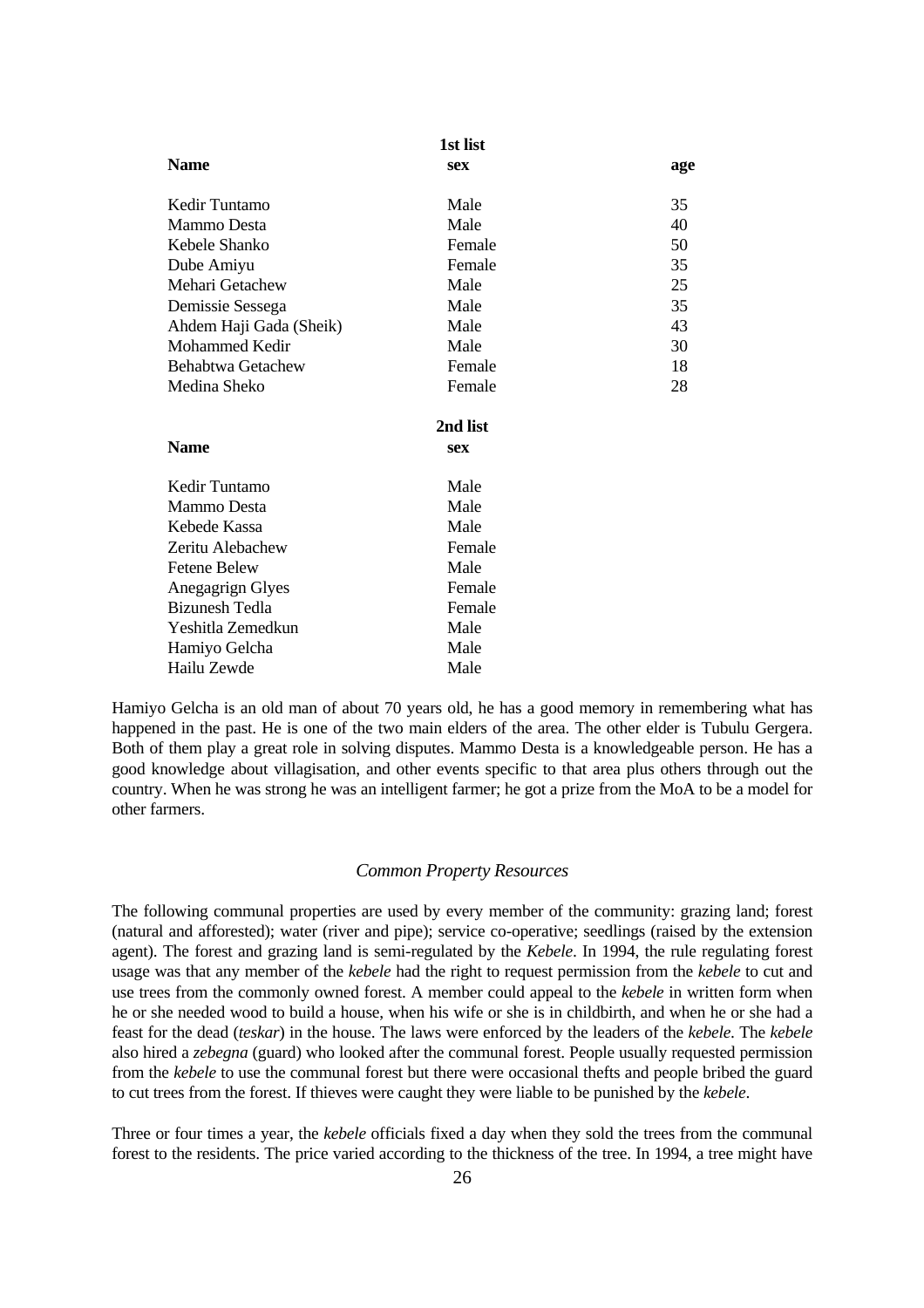**1st list**

| Name | sex | age |
|---|---|---|
| Kedir Tuntamo | Male | 35 |
| Mammo Desta | Male | 40 |
| Kebele Shanko | Female | 50 |
| Dube Amiyu | Female | 35 |
| Mehari Getachew | Male | 25 |
| Demissie Sessega | Male | 35 |
| Ahdem Haji Gada (Sheik) | Male | 43 |
| Mohammed Kedir | Male | 30 |
| Behabtwa Getachew | Female | 18 |
| Medina Sheko | Female | 28 |

**2nd list**

| Name | sex |
|---|---|
| Kedir Tuntamo | Male |
| Mammo Desta | Male |
| Kebede Kassa | Male |
| Zeritu Alebachew | Female |
| Fetene Belew | Male |
| Anegagrign Glyes | Female |
| Bizunesh Tedla | Female |
| Yeshitla Zemedkun | Male |
| Hamiyo Gelcha | Male |
| Hailu Zewde | Male |

Hamiyo Gelcha is an old man of about 70 years old, he has a good memory in remembering what has happened in the past. He is one of the two main elders of the area. The other elder is Tubulu Gergera. Both of them play a great role in solving disputes. Mammo Desta is a knowledgeable person. He has a good knowledge about villagisation, and other events specific to that area plus others through out the country. When he was strong he was an intelligent farmer; he got a prize from the MoA to be a model for other farmers.

### *Common Property Resources*

The following communal properties are used by every member of the community: grazing land; forest (natural and afforested); water (river and pipe); service co-operative; seedlings (raised by the extension agent). The forest and grazing land is semi-regulated by the *Kebele*. In 1994, the rule regulating forest usage was that any member of the *kebele* had the right to request permission from the *kebele* to cut and use trees from the commonly owned forest. A member could appeal to the *kebele* in written form when he or she needed wood to build a house, when his wife or she is in childbirth, and when he or she had a feast for the dead (*teskar*) in the house. The laws were enforced by the leaders of the *kebele*. The *kebele* also hired a *zebegna* (guard) who looked after the communal forest. People usually requested permission from the *kebele* to use the communal forest but there were occasional thefts and people bribed the guard to cut trees from the forest. If thieves were caught they were liable to be punished by the *kebele*.

Three or four times a year, the *kebele* officials fixed a day when they sold the trees from the communal forest to the residents. The price varied according to the thickness of the tree. In 1994, a tree might have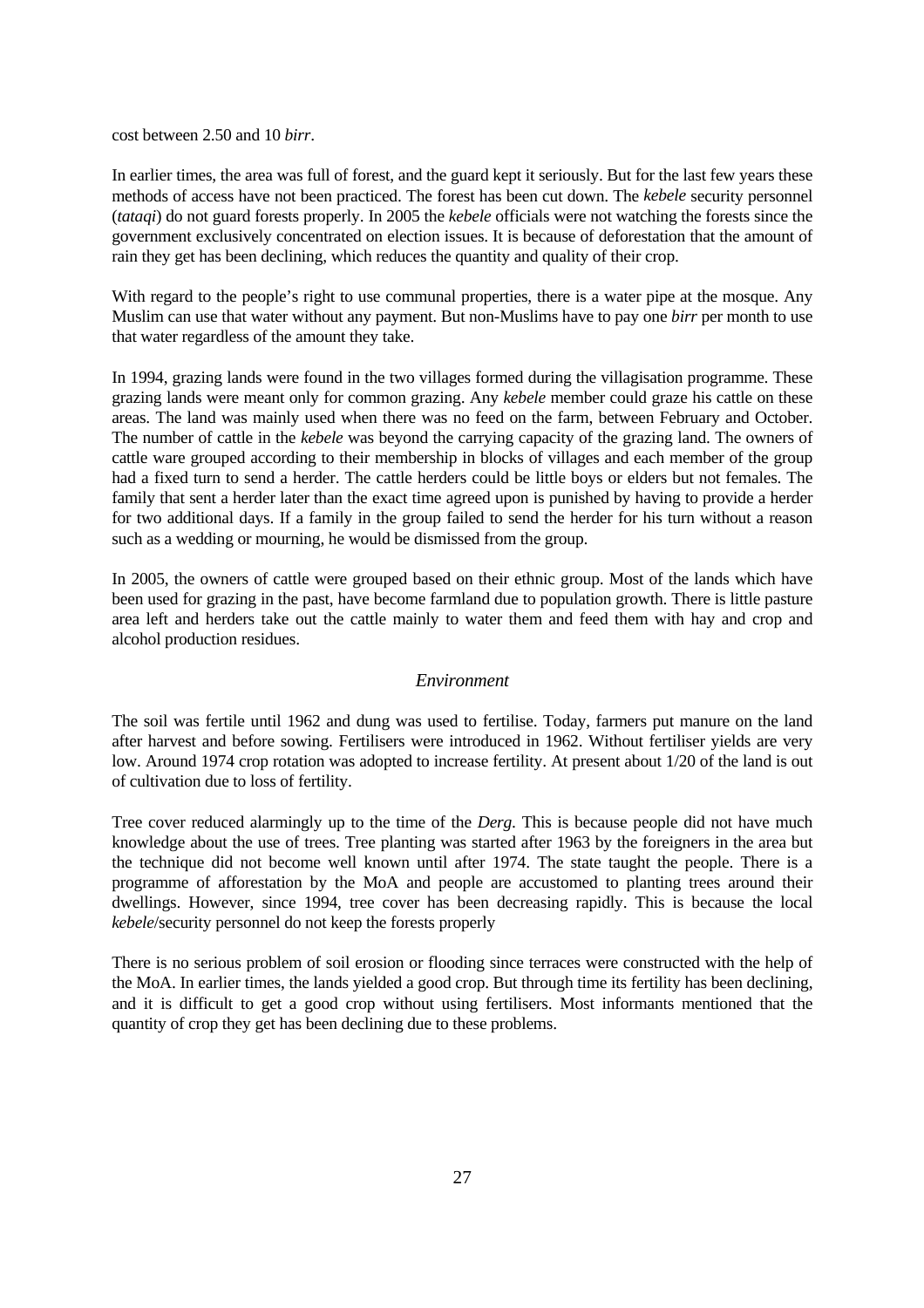cost between 2.50 and 10 *birr*.

In earlier times, the area was full of forest, and the guard kept it seriously. But for the last few years these methods of access have not been practiced. The forest has been cut down. The *kebele* security personnel (*tataqi*) do not guard forests properly. In 2005 the *kebele* officials were not watching the forests since the government exclusively concentrated on election issues. It is because of deforestation that the amount of rain they get has been declining, which reduces the quantity and quality of their crop.

With regard to the people's right to use communal properties, there is a water pipe at the mosque. Any Muslim can use that water without any payment. But non-Muslims have to pay one *birr* per month to use that water regardless of the amount they take.

In 1994, grazing lands were found in the two villages formed during the villagisation programme. These grazing lands were meant only for common grazing. Any *kebele* member could graze his cattle on these areas. The land was mainly used when there was no feed on the farm, between February and October. The number of cattle in the *kebele* was beyond the carrying capacity of the grazing land. The owners of cattle ware grouped according to their membership in blocks of villages and each member of the group had a fixed turn to send a herder. The cattle herders could be little boys or elders but not females. The family that sent a herder later than the exact time agreed upon is punished by having to provide a herder for two additional days. If a family in the group failed to send the herder for his turn without a reason such as a wedding or mourning, he would be dismissed from the group.

In 2005, the owners of cattle were grouped based on their ethnic group. Most of the lands which have been used for grazing in the past, have become farmland due to population growth. There is little pasture area left and herders take out the cattle mainly to water them and feed them with hay and crop and alcohol production residues.

### *Environment*

The soil was fertile until 1962 and dung was used to fertilise. Today, farmers put manure on the land after harvest and before sowing. Fertilisers were introduced in 1962. Without fertiliser yields are very low. Around 1974 crop rotation was adopted to increase fertility. At present about 1/20 of the land is out of cultivation due to loss of fertility.

Tree cover reduced alarmingly up to the time of the *Derg*. This is because people did not have much knowledge about the use of trees. Tree planting was started after 1963 by the foreigners in the area but the technique did not become well known until after 1974. The state taught the people. There is a programme of afforestation by the MoA and people are accustomed to planting trees around their dwellings. However, since 1994, tree cover has been decreasing rapidly. This is because the local *kebele*/security personnel do not keep the forests properly

There is no serious problem of soil erosion or flooding since terraces were constructed with the help of the MoA. In earlier times, the lands yielded a good crop. But through time its fertility has been declining, and it is difficult to get a good crop without using fertilisers. Most informants mentioned that the quantity of crop they get has been declining due to these problems.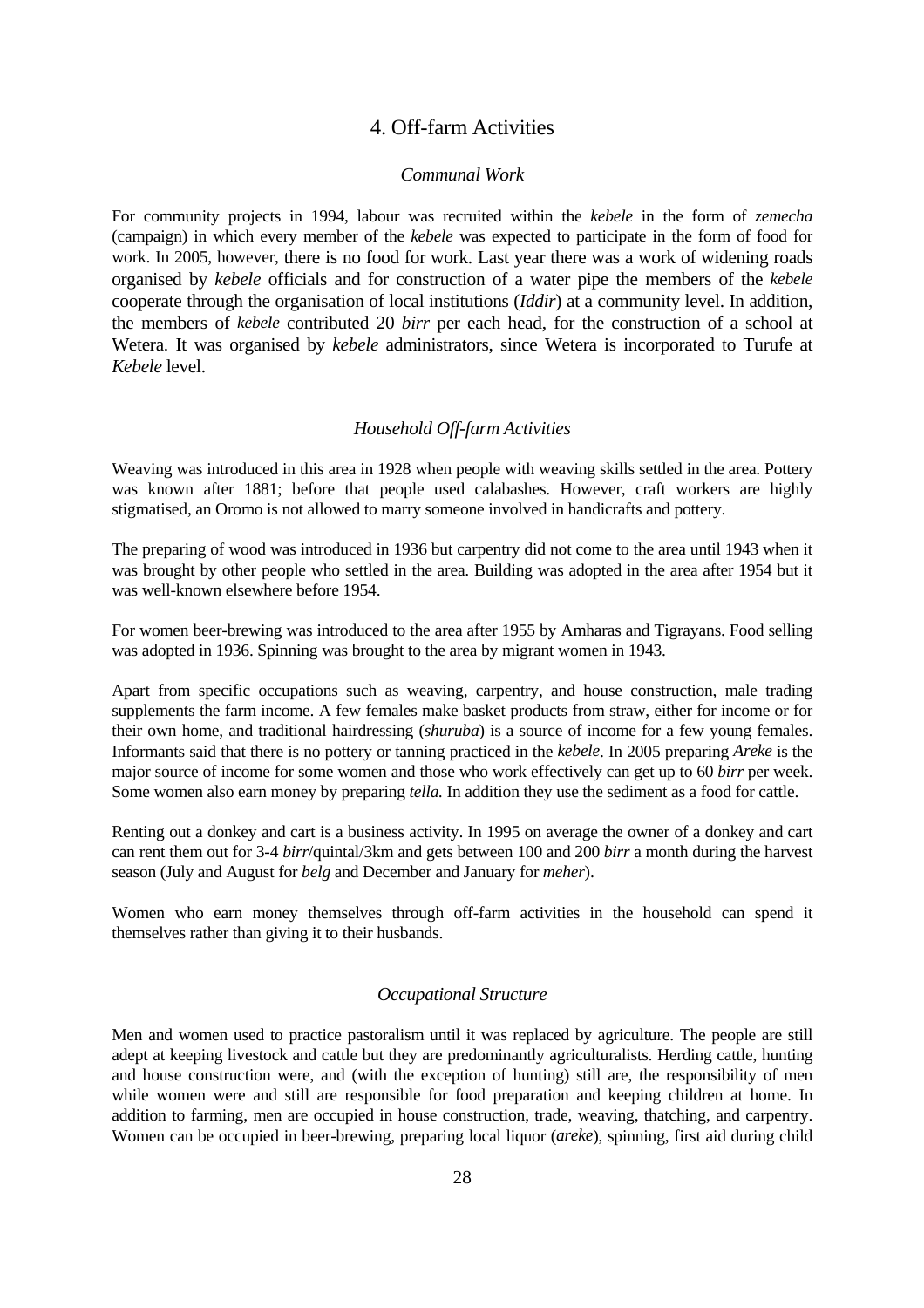## 4. Off-farm Activities

### *Communal Work*

For community projects in 1994, labour was recruited within the *kebele* in the form of *zemecha* (campaign) in which every member of the *kebele* was expected to participate in the form of food for work. In 2005, however, there is no food for work. Last year there was a work of widening roads organised by *kebele* officials and for construction of a water pipe the members of the *kebele* cooperate through the organisation of local institutions (*Iddir*) at a community level. In addition, the members of *kebele* contributed 20 *birr* per each head, for the construction of a school at Wetera. It was organised by *kebele* administrators, since Wetera is incorporated to Turufe at *Kebele* level.

### *Household Off-farm Activities*

Weaving was introduced in this area in 1928 when people with weaving skills settled in the area. Pottery was known after 1881; before that people used calabashes. However, craft workers are highly stigmatised, an Oromo is not allowed to marry someone involved in handicrafts and pottery.

The preparing of wood was introduced in 1936 but carpentry did not come to the area until 1943 when it was brought by other people who settled in the area. Building was adopted in the area after 1954 but it was well-known elsewhere before 1954.

For women beer-brewing was introduced to the area after 1955 by Amharas and Tigrayans. Food selling was adopted in 1936. Spinning was brought to the area by migrant women in 1943.

Apart from specific occupations such as weaving, carpentry, and house construction, male trading supplements the farm income. A few females make basket products from straw, either for income or for their own home, and traditional hairdressing (*shuruba*) is a source of income for a few young females. Informants said that there is no pottery or tanning practiced in the *kebele*. In 2005 preparing *Areke* is the major source of income for some women and those who work effectively can get up to 60 *birr* per week. Some women also earn money by preparing *tella.* In addition they use the sediment as a food for cattle.

Renting out a donkey and cart is a business activity. In 1995 on average the owner of a donkey and cart can rent them out for 3-4 *birr*/quintal/3km and gets between 100 and 200 *birr* a month during the harvest season (July and August for *belg* and December and January for *meher*).

Women who earn money themselves through off-farm activities in the household can spend it themselves rather than giving it to their husbands.

### *Occupational Structure*

Men and women used to practice pastoralism until it was replaced by agriculture. The people are still adept at keeping livestock and cattle but they are predominantly agriculturalists. Herding cattle, hunting and house construction were, and (with the exception of hunting) still are, the responsibility of men while women were and still are responsible for food preparation and keeping children at home. In addition to farming, men are occupied in house construction, trade, weaving, thatching, and carpentry. Women can be occupied in beer-brewing, preparing local liquor (*areke*), spinning, first aid during child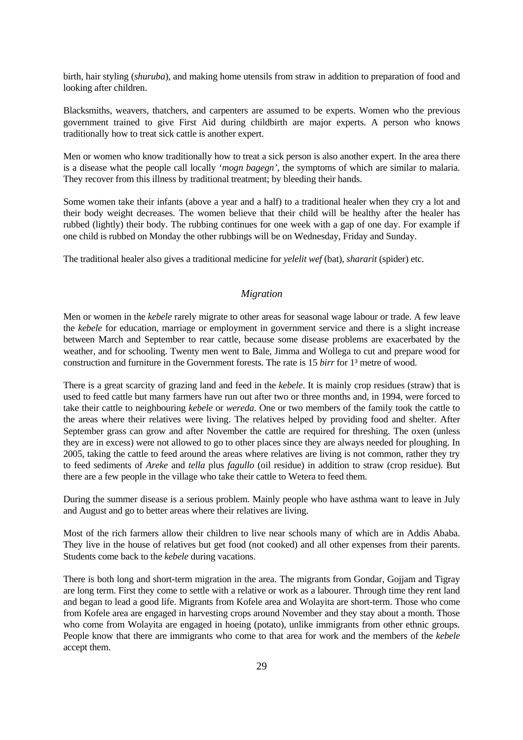birth, hair styling (*shuruba*), and making home utensils from straw in addition to preparation of food and looking after children.

Blacksmiths, weavers, thatchers, and carpenters are assumed to be experts. Women who the previous government trained to give First Aid during childbirth are major experts. A person who knows traditionally how to treat sick cattle is another expert.

Men or women who know traditionally how to treat a sick person is also another expert. In the area there is a disease what the people call locally '*mogn bagegn'*, the symptoms of which are similar to malaria. They recover from this illness by traditional treatment; by bleeding their hands.

Some women take their infants (above a year and a half) to a traditional healer when they cry a lot and their body weight decreases. The women believe that their child will be healthy after the healer has rubbed (lightly) their body. The rubbing continues for one week with a gap of one day. For example if one child is rubbed on Monday the other rubbings will be on Wednesday, Friday and Sunday.

The traditional healer also gives a traditional medicine for *yelelit wef* (bat), *shararit* (spider) etc.

### *Migration*

Men or women in the *kebele* rarely migrate to other areas for seasonal wage labour or trade. A few leave the *kebele* for education, marriage or employment in government service and there is a slight increase between March and September to rear cattle, because some disease problems are exacerbated by the weather, and for schooling. Twenty men went to Bale, Jimma and Wollega to cut and prepare wood for construction and furniture in the Government forests. The rate is 15 *birr* for $1^3$ metre of wood.

There is a great scarcity of grazing land and feed in the *kebele*. It is mainly crop residues (straw) that is used to feed cattle but many farmers have run out after two or three months and, in 1994, were forced to take their cattle to neighbouring *kebele* or *wereda.* One or two members of the family took the cattle to the areas where their relatives were living. The relatives helped by providing food and shelter. After September grass can grow and after November the cattle are required for threshing. The oxen (unless they are in excess) were not allowed to go to other places since they are always needed for ploughing. In 2005, taking the cattle to feed around the areas where relatives are living is not common, rather they try to feed sediments of *Areke* and *tella* plus *fagullo* (oil residue) in addition to straw (crop residue). But there are a few people in the village who take their cattle to Wetera to feed them.

During the summer disease is a serious problem. Mainly people who have asthma want to leave in July and August and go to better areas where their relatives are living.

Most of the rich farmers allow their children to live near schools many of which are in Addis Ababa. They live in the house of relatives but get food (not cooked) and all other expenses from their parents. Students come back to the *kebele* during vacations.

There is both long and short-term migration in the area. The migrants from Gondar, Gojjam and Tigray are long term. First they come to settle with a relative or work as a labourer. Through time they rent land and began to lead a good life. Migrants from Kofele area and Wolayita are short-term. Those who come from Kofele area are engaged in harvesting crops around November and they stay about a month. Those who come from Wolayita are engaged in hoeing (potato), unlike immigrants from other ethnic groups. People know that there are immigrants who come to that area for work and the members of the *kebele* accept them.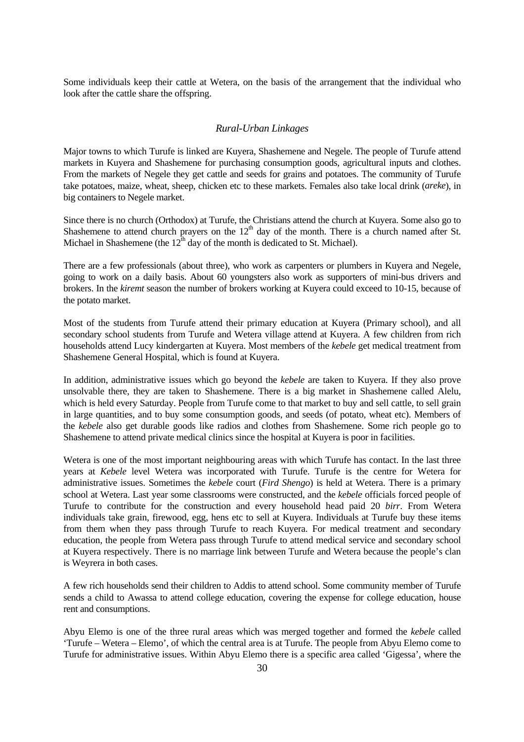Some individuals keep their cattle at Wetera, on the basis of the arrangement that the individual who look after the cattle share the offspring.

### *Rural-Urban Linkages*

Major towns to which Turufe is linked are Kuyera, Shashemene and Negele. The people of Turufe attend markets in Kuyera and Shashemene for purchasing consumption goods, agricultural inputs and clothes. From the markets of Negele they get cattle and seeds for grains and potatoes. The community of Turufe take potatoes, maize, wheat, sheep, chicken etc to these markets. Females also take local drink (*areke*), in big containers to Negele market.

Since there is no church (Orthodox) at Turufe, the Christians attend the church at Kuyera. Some also go to Shashemene to attend church prayers on the 12th day of the month. There is a church named after St. Michael in Shashemene (the 12th day of the month is dedicated to St. Michael).

There are a few professionals (about three), who work as carpenters or plumbers in Kuyera and Negele, going to work on a daily basis. About 60 youngsters also work as supporters of mini-bus drivers and brokers. In the *kiremt* season the number of brokers working at Kuyera could exceed to 10-15, because of the potato market.

Most of the students from Turufe attend their primary education at Kuyera (Primary school), and all secondary school students from Turufe and Wetera village attend at Kuyera. A few children from rich households attend Lucy kindergarten at Kuyera. Most members of the *kebele* get medical treatment from Shashemene General Hospital, which is found at Kuyera.

In addition, administrative issues which go beyond the *kebele* are taken to Kuyera. If they also prove unsolvable there, they are taken to Shashemene. There is a big market in Shashemene called Alelu, which is held every Saturday. People from Turufe come to that market to buy and sell cattle, to sell grain in large quantities, and to buy some consumption goods, and seeds (of potato, wheat etc). Members of the *kebele* also get durable goods like radios and clothes from Shashemene. Some rich people go to Shashemene to attend private medical clinics since the hospital at Kuyera is poor in facilities.

Wetera is one of the most important neighbouring areas with which Turufe has contact. In the last three years at *Kebele* level Wetera was incorporated with Turufe. Turufe is the centre for Wetera for administrative issues. Sometimes the *kebele* court (*Fird Shengo*) is held at Wetera. There is a primary school at Wetera. Last year some classrooms were constructed, and the *kebele* officials forced people of Turufe to contribute for the construction and every household head paid 20 *birr*. From Wetera individuals take grain, firewood, egg, hens etc to sell at Kuyera. Individuals at Turufe buy these items from them when they pass through Turufe to reach Kuyera. For medical treatment and secondary education, the people from Wetera pass through Turufe to attend medical service and secondary school at Kuyera respectively. There is no marriage link between Turufe and Wetera because the people's clan is Weyrera in both cases.

A few rich households send their children to Addis to attend school. Some community member of Turufe sends a child to Awassa to attend college education, covering the expense for college education, house rent and consumptions.

Abyu Elemo is one of the three rural areas which was merged together and formed the *kebele* called 'Turufe – Wetera – Elemo', of which the central area is at Turufe. The people from Abyu Elemo come to Turufe for administrative issues. Within Abyu Elemo there is a specific area called 'Gigessa', where the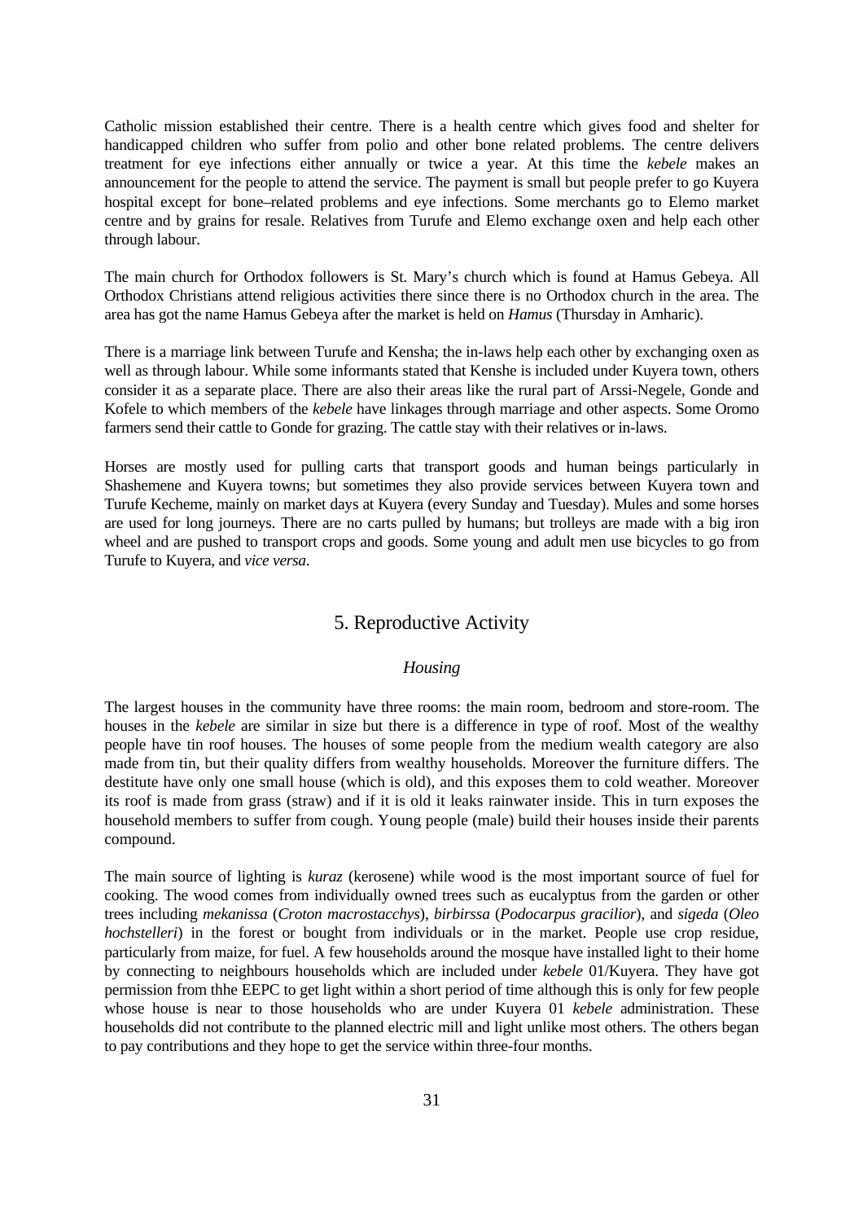Catholic mission established their centre. There is a health centre which gives food and shelter for handicapped children who suffer from polio and other bone related problems. The centre delivers treatment for eye infections either annually or twice a year. At this time the *kebele* makes an announcement for the people to attend the service. The payment is small but people prefer to go Kuyera hospital except for bone–related problems and eye infections. Some merchants go to Elemo market centre and by grains for resale. Relatives from Turufe and Elemo exchange oxen and help each other through labour.

The main church for Orthodox followers is St. Mary's church which is found at Hamus Gebeya. All Orthodox Christians attend religious activities there since there is no Orthodox church in the area. The area has got the name Hamus Gebeya after the market is held on *Hamus* (Thursday in Amharic).

There is a marriage link between Turufe and Kensha; the in-laws help each other by exchanging oxen as well as through labour. While some informants stated that Kenshe is included under Kuyera town, others consider it as a separate place. There are also their areas like the rural part of Arssi-Negele, Gonde and Kofele to which members of the *kebele* have linkages through marriage and other aspects. Some Oromo farmers send their cattle to Gonde for grazing. The cattle stay with their relatives or in-laws.

Horses are mostly used for pulling carts that transport goods and human beings particularly in Shashemene and Kuyera towns; but sometimes they also provide services between Kuyera town and Turufe Kecheme, mainly on market days at Kuyera (every Sunday and Tuesday). Mules and some horses are used for long journeys. There are no carts pulled by humans; but trolleys are made with a big iron wheel and are pushed to transport crops and goods. Some young and adult men use bicycles to go from Turufe to Kuyera, and *vice versa*.

## 5. Reproductive Activity

### *Housing*

The largest houses in the community have three rooms: the main room, bedroom and store-room. The houses in the *kebele* are similar in size but there is a difference in type of roof. Most of the wealthy people have tin roof houses. The houses of some people from the medium wealth category are also made from tin, but their quality differs from wealthy households. Moreover the furniture differs. The destitute have only one small house (which is old), and this exposes them to cold weather. Moreover its roof is made from grass (straw) and if it is old it leaks rainwater inside. This in turn exposes the household members to suffer from cough. Young people (male) build their houses inside their parents compound.

The main source of lighting is *kuraz* (kerosene) while wood is the most important source of fuel for cooking. The wood comes from individually owned trees such as eucalyptus from the garden or other trees including *mekanissa* (*Croton macrostacchys*), *birbirssa* (*Podocarpus gracilior*), and *sigeda* (*Oleo hochstelleri*) in the forest or bought from individuals or in the market. People use crop residue, particularly from maize, for fuel. A few households around the mosque have installed light to their home by connecting to neighbours households which are included under *kebele* 01/Kuyera. They have got permission from thhe EEPC to get light within a short period of time although this is only for few people whose house is near to those households who are under Kuyera 01 *kebele* administration. These households did not contribute to the planned electric mill and light unlike most others. The others began to pay contributions and they hope to get the service within three-four months.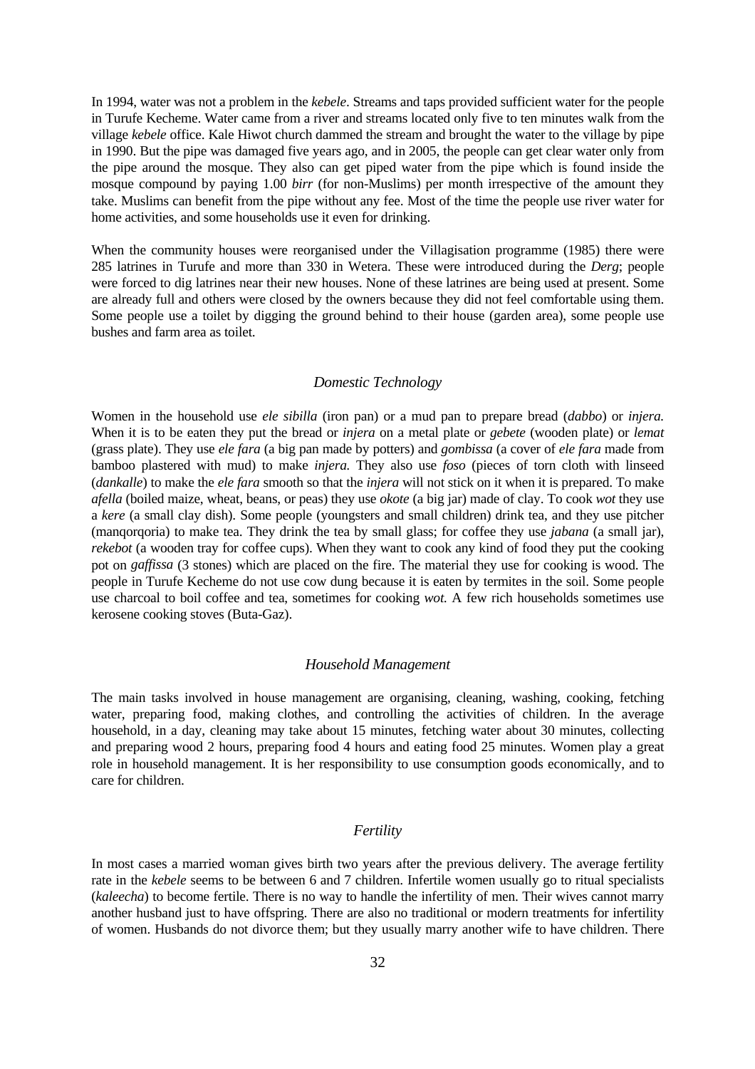In 1994, water was not a problem in the *kebele*. Streams and taps provided sufficient water for the people in Turufe Kecheme. Water came from a river and streams located only five to ten minutes walk from the village *kebele* office. Kale Hiwot church dammed the stream and brought the water to the village by pipe in 1990. But the pipe was damaged five years ago, and in 2005, the people can get clear water only from the pipe around the mosque. They also can get piped water from the pipe which is found inside the mosque compound by paying 1.00 *birr* (for non-Muslims) per month irrespective of the amount they take. Muslims can benefit from the pipe without any fee. Most of the time the people use river water for home activities, and some households use it even for drinking.

When the community houses were reorganised under the Villagisation programme (1985) there were 285 latrines in Turufe and more than 330 in Wetera. These were introduced during the *Derg*; people were forced to dig latrines near their new houses. None of these latrines are being used at present. Some are already full and others were closed by the owners because they did not feel comfortable using them. Some people use a toilet by digging the ground behind to their house (garden area), some people use bushes and farm area as toilet.

### *Domestic Technology*

Women in the household use *ele sibilla* (iron pan) or a mud pan to prepare bread (*dabbo*) or *injera.* When it is to be eaten they put the bread or *injera* on a metal plate or *gebete* (wooden plate) or *lemat* (grass plate). They use *ele fara* (a big pan made by potters) and *gombissa* (a cover of *ele fara* made from bamboo plastered with mud) to make *injera.* They also use *foso* (pieces of torn cloth with linseed (*dankalle*) to make the *ele fara* smooth so that the *injera* will not stick on it when it is prepared. To make *afella* (boiled maize, wheat, beans, or peas) they use *okote* (a big jar) made of clay. To cook *wot* they use a *kere* (a small clay dish). Some people (youngsters and small children) drink tea, and they use pitcher (manqorqoria) to make tea. They drink the tea by small glass; for coffee they use *jabana* (a small jar), *rekebot* (a wooden tray for coffee cups). When they want to cook any kind of food they put the cooking pot on *gaffissa* (3 stones) which are placed on the fire. The material they use for cooking is wood. The people in Turufe Kecheme do not use cow dung because it is eaten by termites in the soil. Some people use charcoal to boil coffee and tea, sometimes for cooking *wot.* A few rich households sometimes use kerosene cooking stoves (Buta-Gaz).

### *Household Management*

The main tasks involved in house management are organising, cleaning, washing, cooking, fetching water, preparing food, making clothes, and controlling the activities of children. In the average household, in a day, cleaning may take about 15 minutes, fetching water about 30 minutes, collecting and preparing wood 2 hours, preparing food 4 hours and eating food 25 minutes. Women play a great role in household management. It is her responsibility to use consumption goods economically, and to care for children.

### *Fertility*

In most cases a married woman gives birth two years after the previous delivery. The average fertility rate in the *kebele* seems to be between 6 and 7 children. Infertile women usually go to ritual specialists (*kaleecha*) to become fertile. There is no way to handle the infertility of men. Their wives cannot marry another husband just to have offspring. There are also no traditional or modern treatments for infertility of women. Husbands do not divorce them; but they usually marry another wife to have children. There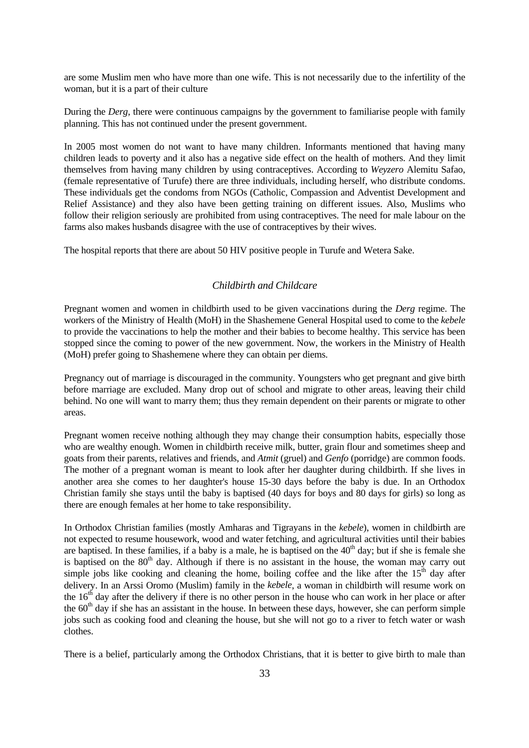are some Muslim men who have more than one wife. This is not necessarily due to the infertility of the woman, but it is a part of their culture

During the *Derg*, there were continuous campaigns by the government to familiarise people with family planning. This has not continued under the present government.

In 2005 most women do not want to have many children. Informants mentioned that having many children leads to poverty and it also has a negative side effect on the health of mothers. And they limit themselves from having many children by using contraceptives. According to *Weyzero* Alemitu Safao, (female representative of Turufe) there are three individuals, including herself, who distribute condoms. These individuals get the condoms from NGOs (Catholic, Compassion and Adventist Development and Relief Assistance) and they also have been getting training on different issues. Also, Muslims who follow their religion seriously are prohibited from using contraceptives. The need for male labour on the farms also makes husbands disagree with the use of contraceptives by their wives.

The hospital reports that there are about 50 HIV positive people in Turufe and Wetera Sake.

### *Childbirth and Childcare*

Pregnant women and women in childbirth used to be given vaccinations during the *Derg* regime. The workers of the Ministry of Health (MoH) in the Shashemene General Hospital used to come to the *kebele* to provide the vaccinations to help the mother and their babies to become healthy. This service has been stopped since the coming to power of the new government. Now, the workers in the Ministry of Health (MoH) prefer going to Shashemene where they can obtain per diems.

Pregnancy out of marriage is discouraged in the community. Youngsters who get pregnant and give birth before marriage are excluded. Many drop out of school and migrate to other areas, leaving their child behind. No one will want to marry them; thus they remain dependent on their parents or migrate to other areas.

Pregnant women receive nothing although they may change their consumption habits, especially those who are wealthy enough. Women in childbirth receive milk, butter, grain flour and sometimes sheep and goats from their parents, relatives and friends, and *Atmit* (gruel) and *Genfo* (porridge) are common foods. The mother of a pregnant woman is meant to look after her daughter during childbirth. If she lives in another area she comes to her daughter's house 15-30 days before the baby is due. In an Orthodox Christian family she stays until the baby is baptised (40 days for boys and 80 days for girls) so long as there are enough females at her home to take responsibility.

In Orthodox Christian families (mostly Amharas and Tigrayans in the *kebele*), women in childbirth are not expected to resume housework, wood and water fetching, and agricultural activities until their babies are baptised. In these families, if a baby is a male, he is baptised on the 40th day; but if she is female she is baptised on the 80th day. Although if there is no assistant in the house, the woman may carry out simple jobs like cooking and cleaning the home, boiling coffee and the like after the 15th day after delivery. In an Arssi Oromo (Muslim) family in the *kebele*, a woman in childbirth will resume work on the 16th day after the delivery if there is no other person in the house who can work in her place or after the 60th day if she has an assistant in the house. In between these days, however, she can perform simple jobs such as cooking food and cleaning the house, but she will not go to a river to fetch water or wash clothes.

There is a belief, particularly among the Orthodox Christians, that it is better to give birth to male than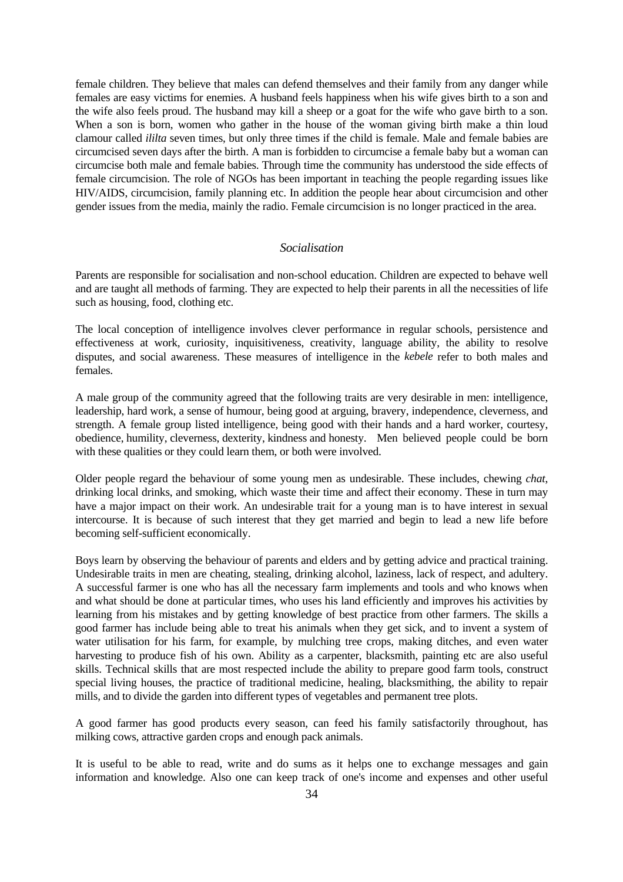female children. They believe that males can defend themselves and their family from any danger while females are easy victims for enemies. A husband feels happiness when his wife gives birth to a son and the wife also feels proud. The husband may kill a sheep or a goat for the wife who gave birth to a son. When a son is born, women who gather in the house of the woman giving birth make a thin loud clamour called *ililta* seven times, but only three times if the child is female. Male and female babies are circumcised seven days after the birth. A man is forbidden to circumcise a female baby but a woman can circumcise both male and female babies. Through time the community has understood the side effects of female circumcision. The role of NGOs has been important in teaching the people regarding issues like HIV/AIDS, circumcision, family planning etc. In addition the people hear about circumcision and other gender issues from the media, mainly the radio. Female circumcision is no longer practiced in the area.

### *Socialisation*

Parents are responsible for socialisation and non-school education. Children are expected to behave well and are taught all methods of farming. They are expected to help their parents in all the necessities of life such as housing, food, clothing etc.

The local conception of intelligence involves clever performance in regular schools, persistence and effectiveness at work, curiosity, inquisitiveness, creativity, language ability, the ability to resolve disputes, and social awareness. These measures of intelligence in the *kebele* refer to both males and females.

A male group of the community agreed that the following traits are very desirable in men: intelligence, leadership, hard work, a sense of humour, being good at arguing, bravery, independence, cleverness, and strength. A female group listed intelligence, being good with their hands and a hard worker, courtesy, obedience, humility, cleverness, dexterity, kindness and honesty. Men believed people could be born with these qualities or they could learn them, or both were involved.

Older people regard the behaviour of some young men as undesirable. These includes, chewing *chat*, drinking local drinks, and smoking, which waste their time and affect their economy. These in turn may have a major impact on their work. An undesirable trait for a young man is to have interest in sexual intercourse. It is because of such interest that they get married and begin to lead a new life before becoming self-sufficient economically.

Boys learn by observing the behaviour of parents and elders and by getting advice and practical training. Undesirable traits in men are cheating, stealing, drinking alcohol, laziness, lack of respect, and adultery. A successful farmer is one who has all the necessary farm implements and tools and who knows when and what should be done at particular times, who uses his land efficiently and improves his activities by learning from his mistakes and by getting knowledge of best practice from other farmers. The skills a good farmer has include being able to treat his animals when they get sick, and to invent a system of water utilisation for his farm, for example, by mulching tree crops, making ditches, and even water harvesting to produce fish of his own. Ability as a carpenter, blacksmith, painting etc are also useful skills. Technical skills that are most respected include the ability to prepare good farm tools, construct special living houses, the practice of traditional medicine, healing, blacksmithing, the ability to repair mills, and to divide the garden into different types of vegetables and permanent tree plots.

A good farmer has good products every season, can feed his family satisfactorily throughout, has milking cows, attractive garden crops and enough pack animals.

It is useful to be able to read, write and do sums as it helps one to exchange messages and gain information and knowledge. Also one can keep track of one's income and expenses and other useful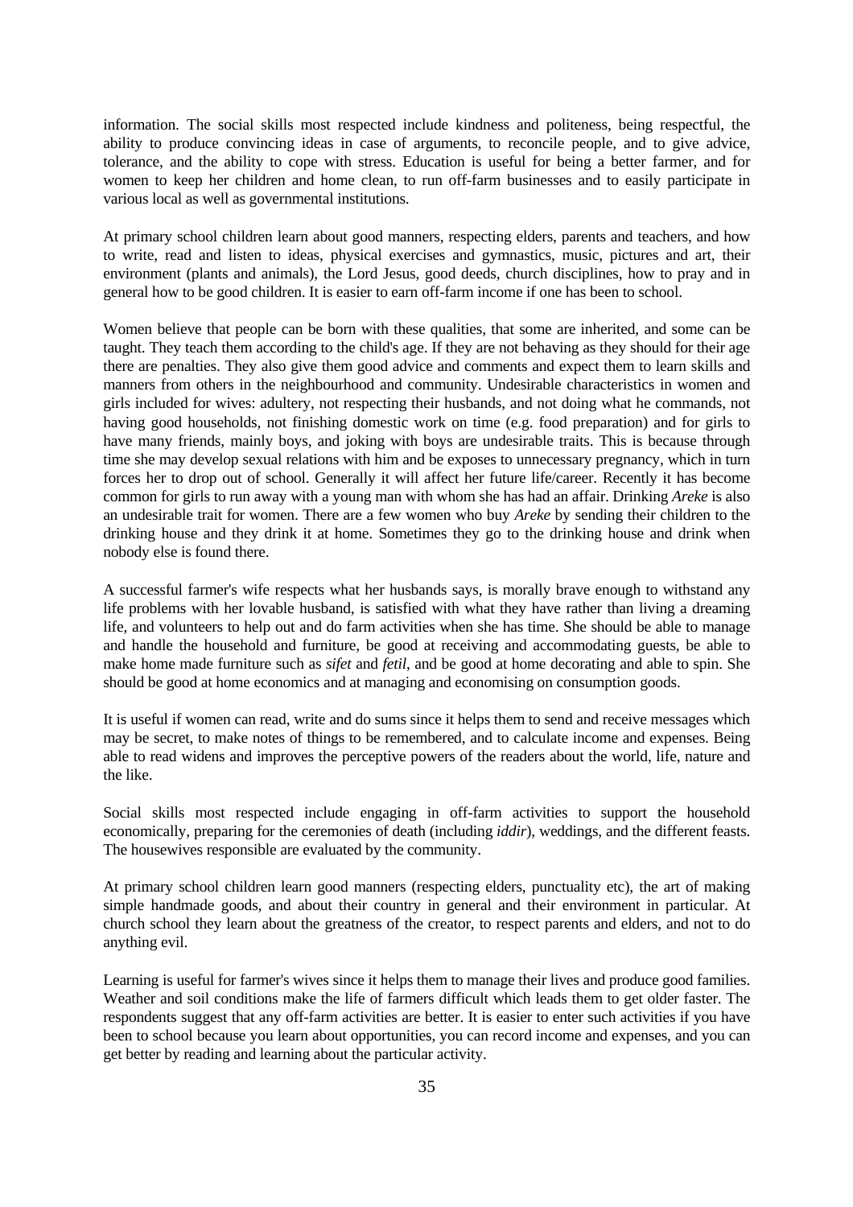information. The social skills most respected include kindness and politeness, being respectful, the ability to produce convincing ideas in case of arguments, to reconcile people, and to give advice, tolerance, and the ability to cope with stress. Education is useful for being a better farmer, and for women to keep her children and home clean, to run off-farm businesses and to easily participate in various local as well as governmental institutions.

At primary school children learn about good manners, respecting elders, parents and teachers, and how to write, read and listen to ideas, physical exercises and gymnastics, music, pictures and art, their environment (plants and animals), the Lord Jesus, good deeds, church disciplines, how to pray and in general how to be good children. It is easier to earn off-farm income if one has been to school.

Women believe that people can be born with these qualities, that some are inherited, and some can be taught. They teach them according to the child's age. If they are not behaving as they should for their age there are penalties. They also give them good advice and comments and expect them to learn skills and manners from others in the neighbourhood and community. Undesirable characteristics in women and girls included for wives: adultery, not respecting their husbands, and not doing what he commands, not having good households, not finishing domestic work on time (e.g. food preparation) and for girls to have many friends, mainly boys, and joking with boys are undesirable traits. This is because through time she may develop sexual relations with him and be exposes to unnecessary pregnancy, which in turn forces her to drop out of school. Generally it will affect her future life/career. Recently it has become common for girls to run away with a young man with whom she has had an affair. Drinking *Areke* is also an undesirable trait for women. There are a few women who buy *Areke* by sending their children to the drinking house and they drink it at home. Sometimes they go to the drinking house and drink when nobody else is found there.

A successful farmer's wife respects what her husbands says, is morally brave enough to withstand any life problems with her lovable husband, is satisfied with what they have rather than living a dreaming life, and volunteers to help out and do farm activities when she has time. She should be able to manage and handle the household and furniture, be good at receiving and accommodating guests, be able to make home made furniture such as *sifet* and *fetil*, and be good at home decorating and able to spin. She should be good at home economics and at managing and economising on consumption goods.

It is useful if women can read, write and do sums since it helps them to send and receive messages which may be secret, to make notes of things to be remembered, and to calculate income and expenses. Being able to read widens and improves the perceptive powers of the readers about the world, life, nature and the like.

Social skills most respected include engaging in off-farm activities to support the household economically, preparing for the ceremonies of death (including *iddir*), weddings, and the different feasts. The housewives responsible are evaluated by the community.

At primary school children learn good manners (respecting elders, punctuality etc), the art of making simple handmade goods, and about their country in general and their environment in particular. At church school they learn about the greatness of the creator, to respect parents and elders, and not to do anything evil.

Learning is useful for farmer's wives since it helps them to manage their lives and produce good families. Weather and soil conditions make the life of farmers difficult which leads them to get older faster. The respondents suggest that any off-farm activities are better. It is easier to enter such activities if you have been to school because you learn about opportunities, you can record income and expenses, and you can get better by reading and learning about the particular activity.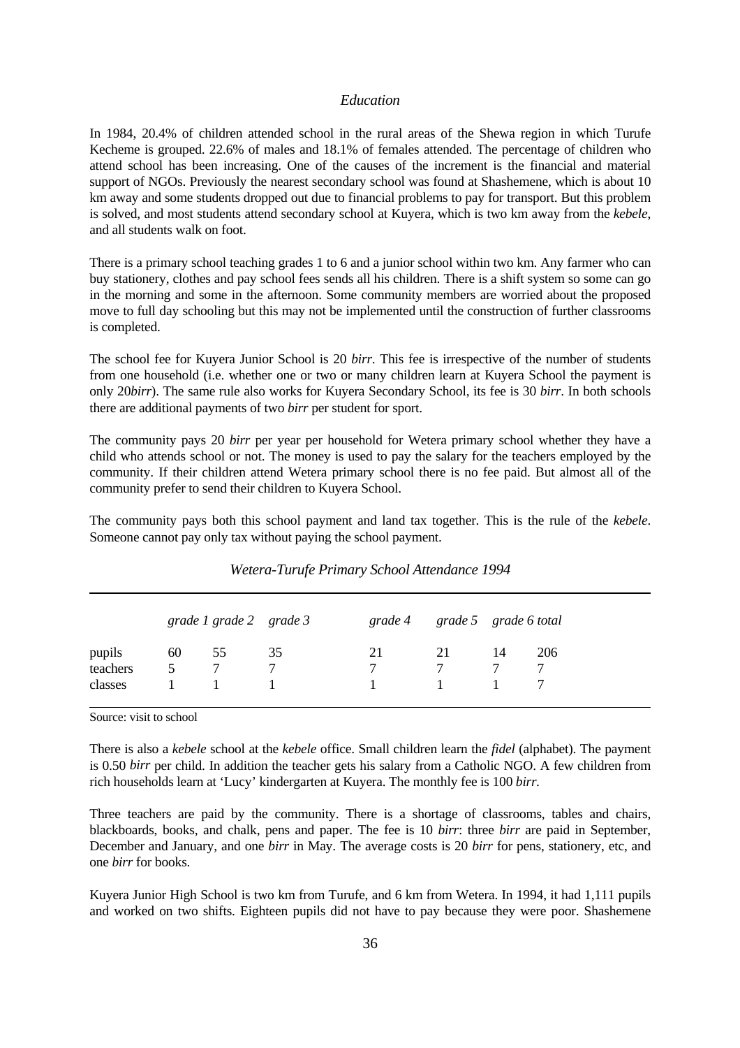### *Education*

In 1984, 20.4% of children attended school in the rural areas of the Shewa region in which Turufe Kecheme is grouped. 22.6% of males and 18.1% of females attended. The percentage of children who attend school has been increasing. One of the causes of the increment is the financial and material support of NGOs. Previously the nearest secondary school was found at Shashemene, which is about 10 km away and some students dropped out due to financial problems to pay for transport. But this problem is solved, and most students attend secondary school at Kuyera, which is two km away from the *kebele*, and all students walk on foot.

There is a primary school teaching grades 1 to 6 and a junior school within two km. Any farmer who can buy stationery, clothes and pay school fees sends all his children. There is a shift system so some can go in the morning and some in the afternoon. Some community members are worried about the proposed move to full day schooling but this may not be implemented until the construction of further classrooms is completed.

The school fee for Kuyera Junior School is 20 *birr*. This fee is irrespective of the number of students from one household (i.e. whether one or two or many children learn at Kuyera School the payment is only 20*birr*). The same rule also works for Kuyera Secondary School, its fee is 30 *birr*. In both schools there are additional payments of two *birr* per student for sport.

The community pays 20 *birr* per year per household for Wetera primary school whether they have a child who attends school or not. The money is used to pay the salary for the teachers employed by the community. If their children attend Wetera primary school there is no fee paid. But almost all of the community prefer to send their children to Kuyera School.

The community pays both this school payment and land tax together. This is the rule of the *kebele*. Someone cannot pay only tax without paying the school payment.

*Wetera-Turufe Primary School Attendance 1994*

| | *grade 1* | *grade 2* | *grade 3* | *grade 4* | *grade 5* | *grade 6* | *total* |
|---|---|---|---|---|---|---|---|
| pupils | 60 | 55 | 35 | 21 | 21 | 14 | 206 |
| teachers | 5 | 7 | 7 | 7 | 7 | 7 | 7 |
| classes | 1 | 1 | 1 | 1 | 1 | 1 | 7 |

Source: visit to school

There is also a *kebele* school at the *kebele* office. Small children learn the *fidel* (alphabet). The payment is 0.50 *birr* per child. In addition the teacher gets his salary from a Catholic NGO. A few children from rich households learn at 'Lucy' kindergarten at Kuyera. The monthly fee is 100 *birr*.

Three teachers are paid by the community. There is a shortage of classrooms, tables and chairs, blackboards, books, and chalk, pens and paper. The fee is 10 *birr*: three *birr* are paid in September, December and January, and one *birr* in May. The average costs is 20 *birr* for pens, stationery, etc, and one *birr* for books.

Kuyera Junior High School is two km from Turufe, and 6 km from Wetera. In 1994, it had 1,111 pupils and worked on two shifts. Eighteen pupils did not have to pay because they were poor. Shashemene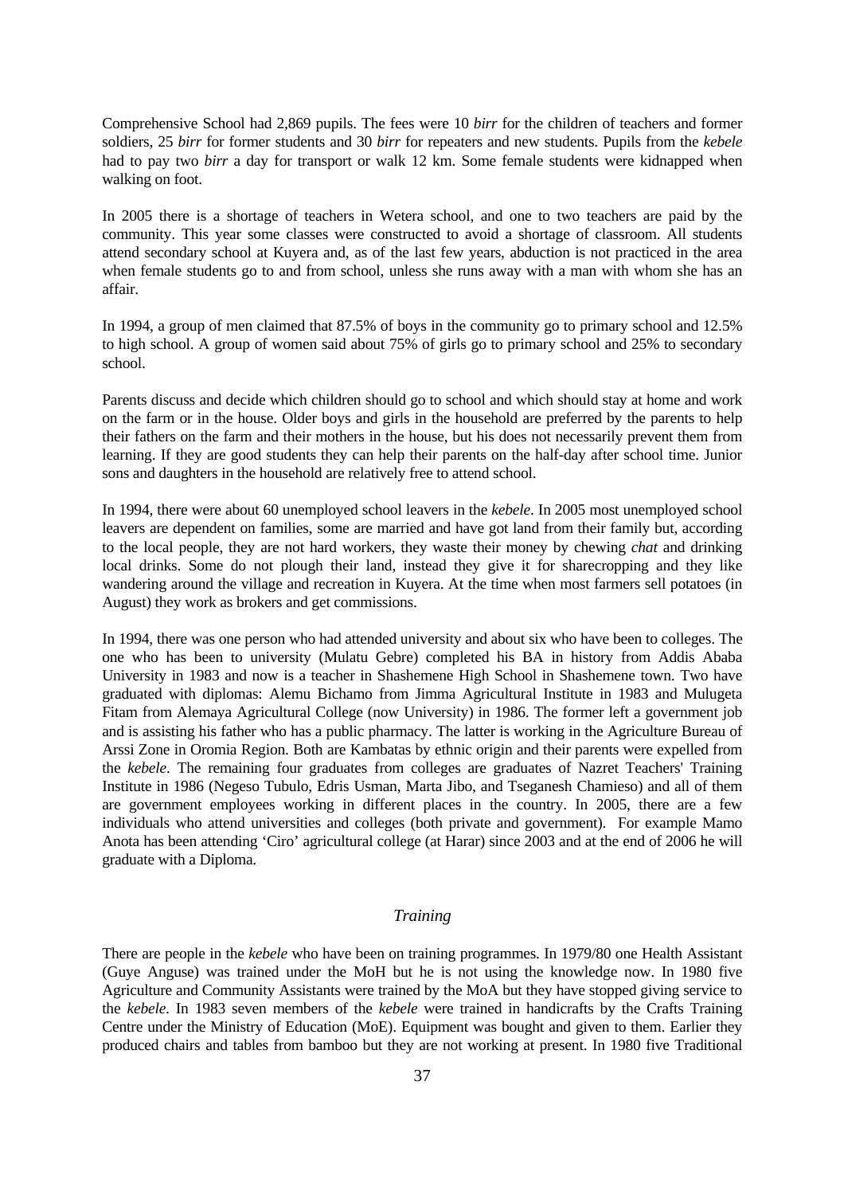Comprehensive School had 2,869 pupils. The fees were 10 *birr* for the children of teachers and former soldiers, 25 *birr* for former students and 30 *birr* for repeaters and new students. Pupils from the *kebele* had to pay two *birr* a day for transport or walk 12 km. Some female students were kidnapped when walking on foot.

In 2005 there is a shortage of teachers in Wetera school, and one to two teachers are paid by the community. This year some classes were constructed to avoid a shortage of classroom. All students attend secondary school at Kuyera and, as of the last few years, abduction is not practiced in the area when female students go to and from school, unless she runs away with a man with whom she has an affair.

In 1994, a group of men claimed that 87.5% of boys in the community go to primary school and 12.5% to high school. A group of women said about 75% of girls go to primary school and 25% to secondary school.

Parents discuss and decide which children should go to school and which should stay at home and work on the farm or in the house. Older boys and girls in the household are preferred by the parents to help their fathers on the farm and their mothers in the house, but his does not necessarily prevent them from learning. If they are good students they can help their parents on the half-day after school time. Junior sons and daughters in the household are relatively free to attend school.

In 1994, there were about 60 unemployed school leavers in the *kebele*. In 2005 most unemployed school leavers are dependent on families, some are married and have got land from their family but, according to the local people, they are not hard workers, they waste their money by chewing *chat* and drinking local drinks. Some do not plough their land, instead they give it for sharecropping and they like wandering around the village and recreation in Kuyera. At the time when most farmers sell potatoes (in August) they work as brokers and get commissions.

In 1994, there was one person who had attended university and about six who have been to colleges. The one who has been to university (Mulatu Gebre) completed his BA in history from Addis Ababa University in 1983 and now is a teacher in Shashemene High School in Shashemene town. Two have graduated with diplomas: Alemu Bichamo from Jimma Agricultural Institute in 1983 and Mulugeta Fitam from Alemaya Agricultural College (now University) in 1986. The former left a government job and is assisting his father who has a public pharmacy. The latter is working in the Agriculture Bureau of Arssi Zone in Oromia Region. Both are Kambatas by ethnic origin and their parents were expelled from the *kebele*. The remaining four graduates from colleges are graduates of Nazret Teachers' Training Institute in 1986 (Negeso Tubulo, Edris Usman, Marta Jibo, and Tseganesh Chamieso) and all of them are government employees working in different places in the country. In 2005, there are a few individuals who attend universities and colleges (both private and government). For example Mamo Anota has been attending 'Ciro' agricultural college (at Harar) since 2003 and at the end of 2006 he will graduate with a Diploma.

### *Training*

There are people in the *kebele* who have been on training programmes. In 1979/80 one Health Assistant (Guye Anguse) was trained under the MoH but he is not using the knowledge now. In 1980 five Agriculture and Community Assistants were trained by the MoA but they have stopped giving service to the *kebele*. In 1983 seven members of the *kebele* were trained in handicrafts by the Crafts Training Centre under the Ministry of Education (MoE). Equipment was bought and given to them. Earlier they produced chairs and tables from bamboo but they are not working at present. In 1980 five Traditional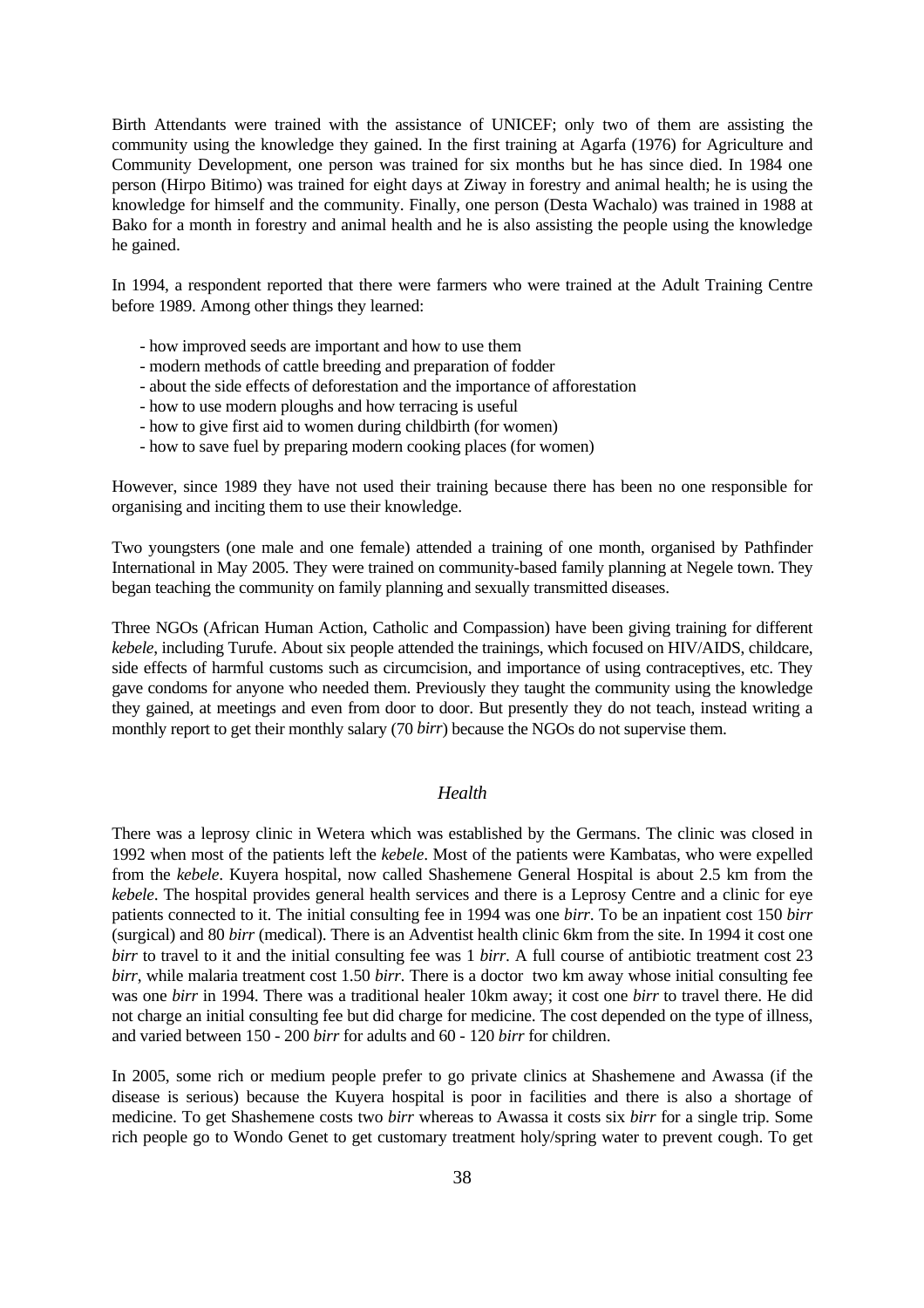Birth Attendants were trained with the assistance of UNICEF; only two of them are assisting the community using the knowledge they gained. In the first training at Agarfa (1976) for Agriculture and Community Development, one person was trained for six months but he has since died. In 1984 one person (Hirpo Bitimo) was trained for eight days at Ziway in forestry and animal health; he is using the knowledge for himself and the community. Finally, one person (Desta Wachalo) was trained in 1988 at Bako for a month in forestry and animal health and he is also assisting the people using the knowledge he gained.

In 1994, a respondent reported that there were farmers who were trained at the Adult Training Centre before 1989. Among other things they learned:

- how improved seeds are important and how to use them
- modern methods of cattle breeding and preparation of fodder
- about the side effects of deforestation and the importance of afforestation
- how to use modern ploughs and how terracing is useful
- how to give first aid to women during childbirth (for women)
- how to save fuel by preparing modern cooking places (for women)

However, since 1989 they have not used their training because there has been no one responsible for organising and inciting them to use their knowledge.

Two youngsters (one male and one female) attended a training of one month, organised by Pathfinder International in May 2005. They were trained on community-based family planning at Negele town. They began teaching the community on family planning and sexually transmitted diseases.

Three NGOs (African Human Action, Catholic and Compassion) have been giving training for different *kebele*, including Turufe. About six people attended the trainings, which focused on HIV/AIDS, childcare, side effects of harmful customs such as circumcision, and importance of using contraceptives, etc. They gave condoms for anyone who needed them. Previously they taught the community using the knowledge they gained, at meetings and even from door to door. But presently they do not teach, instead writing a monthly report to get their monthly salary (70 *birr*) because the NGOs do not supervise them.

### *Health*

There was a leprosy clinic in Wetera which was established by the Germans. The clinic was closed in 1992 when most of the patients left the *kebele*. Most of the patients were Kambatas, who were expelled from the *kebele*. Kuyera hospital, now called Shashemene General Hospital is about 2.5 km from the *kebele*. The hospital provides general health services and there is a Leprosy Centre and a clinic for eye patients connected to it. The initial consulting fee in 1994 was one *birr*. To be an inpatient cost 150 *birr* (surgical) and 80 *birr* (medical). There is an Adventist health clinic 6km from the site. In 1994 it cost one *birr* to travel to it and the initial consulting fee was 1 *birr*. A full course of antibiotic treatment cost 23 *birr*, while malaria treatment cost 1.50 *birr*. There is a doctor two km away whose initial consulting fee was one *birr* in 1994. There was a traditional healer 10km away; it cost one *birr* to travel there. He did not charge an initial consulting fee but did charge for medicine. The cost depended on the type of illness, and varied between 150 - 200 *birr* for adults and 60 - 120 *birr* for children.

In 2005, some rich or medium people prefer to go private clinics at Shashemene and Awassa (if the disease is serious) because the Kuyera hospital is poor in facilities and there is also a shortage of medicine. To get Shashemene costs two *birr* whereas to Awassa it costs six *birr* for a single trip. Some rich people go to Wondo Genet to get customary treatment holy/spring water to prevent cough. To get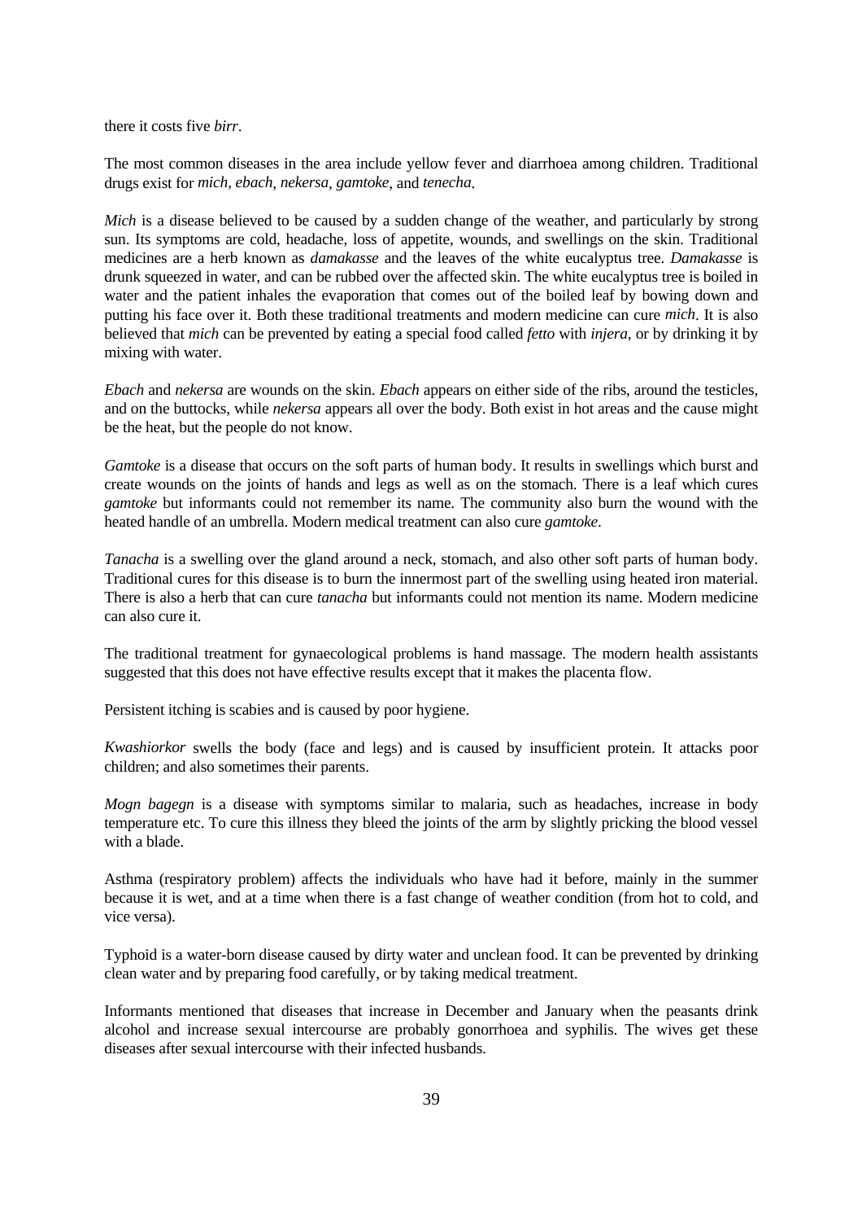there it costs five *birr*.

The most common diseases in the area include yellow fever and diarrhoea among children. Traditional drugs exist for *mich*, *ebach*, *nekersa*, *gamtoke*, and *tenecha*.

*Mich* is a disease believed to be caused by a sudden change of the weather, and particularly by strong sun. Its symptoms are cold, headache, loss of appetite, wounds, and swellings on the skin. Traditional medicines are a herb known as *damakasse* and the leaves of the white eucalyptus tree. *Damakasse* is drunk squeezed in water, and can be rubbed over the affected skin. The white eucalyptus tree is boiled in water and the patient inhales the evaporation that comes out of the boiled leaf by bowing down and putting his face over it. Both these traditional treatments and modern medicine can cure *mich*. It is also believed that *mich* can be prevented by eating a special food called *fetto* with *injera*, or by drinking it by mixing with water.

*Ebach* and *nekersa* are wounds on the skin. *Ebach* appears on either side of the ribs, around the testicles, and on the buttocks, while *nekersa* appears all over the body. Both exist in hot areas and the cause might be the heat, but the people do not know.

*Gamtoke* is a disease that occurs on the soft parts of human body. It results in swellings which burst and create wounds on the joints of hands and legs as well as on the stomach. There is a leaf which cures *gamtoke* but informants could not remember its name. The community also burn the wound with the heated handle of an umbrella. Modern medical treatment can also cure *gamtoke*.

*Tanacha* is a swelling over the gland around a neck, stomach, and also other soft parts of human body. Traditional cures for this disease is to burn the innermost part of the swelling using heated iron material. There is also a herb that can cure *tanacha* but informants could not mention its name. Modern medicine can also cure it.

The traditional treatment for gynaecological problems is hand massage. The modern health assistants suggested that this does not have effective results except that it makes the placenta flow.

Persistent itching is scabies and is caused by poor hygiene.

*Kwashiorkor* swells the body (face and legs) and is caused by insufficient protein. It attacks poor children; and also sometimes their parents.

*Mogn bagegn* is a disease with symptoms similar to malaria, such as headaches, increase in body temperature etc. To cure this illness they bleed the joints of the arm by slightly pricking the blood vessel with a blade.

Asthma (respiratory problem) affects the individuals who have had it before, mainly in the summer because it is wet, and at a time when there is a fast change of weather condition (from hot to cold, and vice versa).

Typhoid is a water-born disease caused by dirty water and unclean food. It can be prevented by drinking clean water and by preparing food carefully, or by taking medical treatment.

Informants mentioned that diseases that increase in December and January when the peasants drink alcohol and increase sexual intercourse are probably gonorrhoea and syphilis. The wives get these diseases after sexual intercourse with their infected husbands.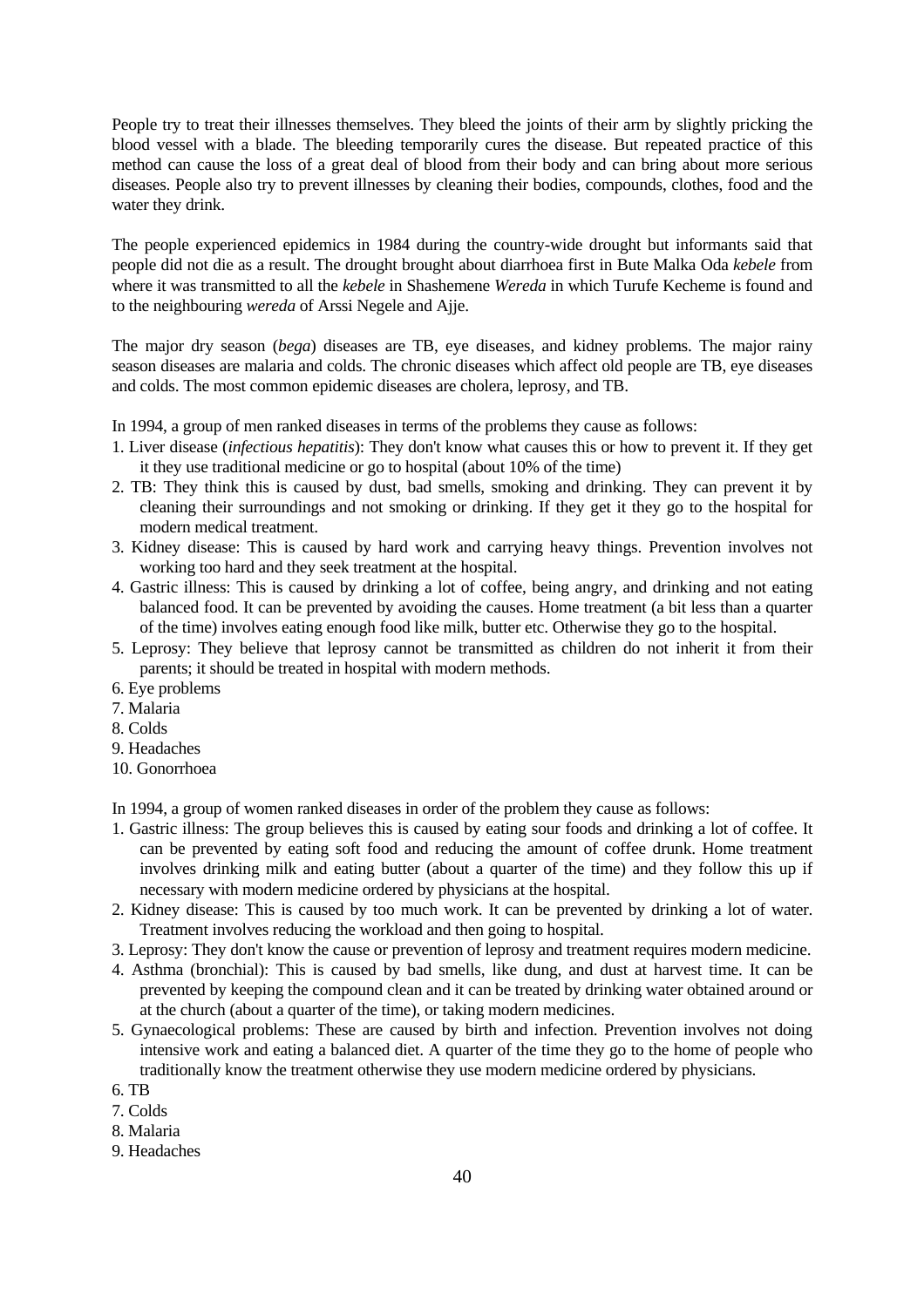People try to treat their illnesses themselves. They bleed the joints of their arm by slightly pricking the blood vessel with a blade. The bleeding temporarily cures the disease. But repeated practice of this method can cause the loss of a great deal of blood from their body and can bring about more serious diseases. People also try to prevent illnesses by cleaning their bodies, compounds, clothes, food and the water they drink.

The people experienced epidemics in 1984 during the country-wide drought but informants said that people did not die as a result. The drought brought about diarrhoea first in Bute Malka Oda *kebele* from where it was transmitted to all the *kebele* in Shashemene *Wereda* in which Turufe Kecheme is found and to the neighbouring *wereda* of Arssi Negele and Ajje.

The major dry season (*bega*) diseases are TB, eye diseases, and kidney problems. The major rainy season diseases are malaria and colds. The chronic diseases which affect old people are TB, eye diseases and colds. The most common epidemic diseases are cholera, leprosy, and TB.

In 1994, a group of men ranked diseases in terms of the problems they cause as follows:

1. Liver disease (*infectious hepatitis*): They don't know what causes this or how to prevent it. If they get it they use traditional medicine or go to hospital (about 10% of the time)
2. TB: They think this is caused by dust, bad smells, smoking and drinking. They can prevent it by cleaning their surroundings and not smoking or drinking. If they get it they go to the hospital for modern medical treatment.
3. Kidney disease: This is caused by hard work and carrying heavy things. Prevention involves not working too hard and they seek treatment at the hospital.
4. Gastric illness: This is caused by drinking a lot of coffee, being angry, and drinking and not eating balanced food. It can be prevented by avoiding the causes. Home treatment (a bit less than a quarter of the time) involves eating enough food like milk, butter etc. Otherwise they go to the hospital.
5. Leprosy: They believe that leprosy cannot be transmitted as children do not inherit it from their parents; it should be treated in hospital with modern methods.
6. Eye problems
7. Malaria
8. Colds
9. Headaches
10. Gonorrhoea

In 1994, a group of women ranked diseases in order of the problem they cause as follows:

1. Gastric illness: The group believes this is caused by eating sour foods and drinking a lot of coffee. It can be prevented by eating soft food and reducing the amount of coffee drunk. Home treatment involves drinking milk and eating butter (about a quarter of the time) and they follow this up if necessary with modern medicine ordered by physicians at the hospital.
2. Kidney disease: This is caused by too much work. It can be prevented by drinking a lot of water. Treatment involves reducing the workload and then going to hospital.
3. Leprosy: They don't know the cause or prevention of leprosy and treatment requires modern medicine.
4. Asthma (bronchial): This is caused by bad smells, like dung, and dust at harvest time. It can be prevented by keeping the compound clean and it can be treated by drinking water obtained around or at the church (about a quarter of the time), or taking modern medicines.
5. Gynaecological problems: These are caused by birth and infection. Prevention involves not doing intensive work and eating a balanced diet. A quarter of the time they go to the home of people who traditionally know the treatment otherwise they use modern medicine ordered by physicians.
6. TB
7. Colds
8. Malaria
9. Headaches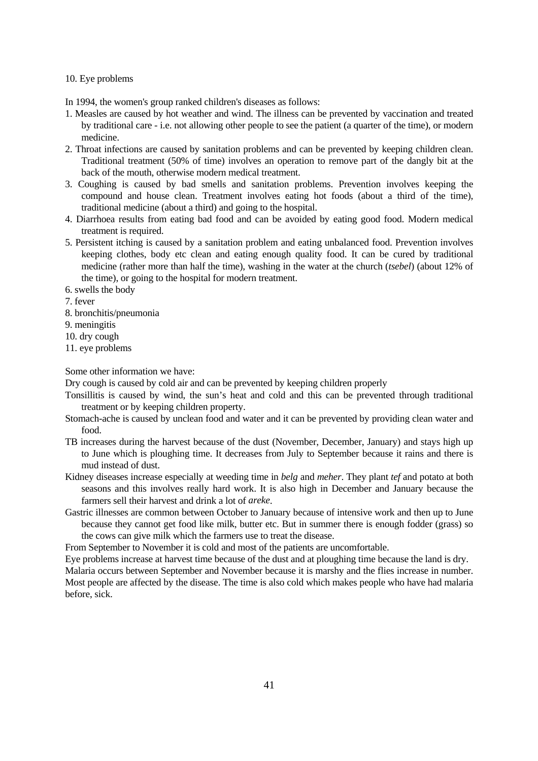10. Eye problems

In 1994, the women's group ranked children's diseases as follows:

1. Measles are caused by hot weather and wind. The illness can be prevented by vaccination and treated by traditional care - i.e. not allowing other people to see the patient (a quarter of the time), or modern medicine.
2. Throat infections are caused by sanitation problems and can be prevented by keeping children clean. Traditional treatment (50% of time) involves an operation to remove part of the dangly bit at the back of the mouth, otherwise modern medical treatment.
3. Coughing is caused by bad smells and sanitation problems. Prevention involves keeping the compound and house clean. Treatment involves eating hot foods (about a third of the time), traditional medicine (about a third) and going to the hospital.
4. Diarrhoea results from eating bad food and can be avoided by eating good food. Modern medical treatment is required.
5. Persistent itching is caused by a sanitation problem and eating unbalanced food. Prevention involves keeping clothes, body etc clean and eating enough quality food. It can be cured by traditional medicine (rather more than half the time), washing in the water at the church (*tsebel*) (about 12% of the time), or going to the hospital for modern treatment.
6. swells the body
7. fever
8. bronchitis/pneumonia
9. meningitis
10. dry cough
11. eye problems

Some other information we have:

Dry cough is caused by cold air and can be prevented by keeping children properly

Tonsillitis is caused by wind, the sun's heat and cold and this can be prevented through traditional treatment or by keeping children property.

Stomach-ache is caused by unclean food and water and it can be prevented by providing clean water and food.

TB increases during the harvest because of the dust (November, December, January) and stays high up to June which is ploughing time. It decreases from July to September because it rains and there is mud instead of dust.

Kidney diseases increase especially at weeding time in *belg* and *meher*. They plant *tef* and potato at both seasons and this involves really hard work. It is also high in December and January because the farmers sell their harvest and drink a lot of *areke*.

Gastric illnesses are common between October to January because of intensive work and then up to June because they cannot get food like milk, butter etc. But in summer there is enough fodder (grass) so the cows can give milk which the farmers use to treat the disease.

From September to November it is cold and most of the patients are uncomfortable.

Eye problems increase at harvest time because of the dust and at ploughing time because the land is dry.

Malaria occurs between September and November because it is marshy and the flies increase in number. Most people are affected by the disease. The time is also cold which makes people who have had malaria before, sick.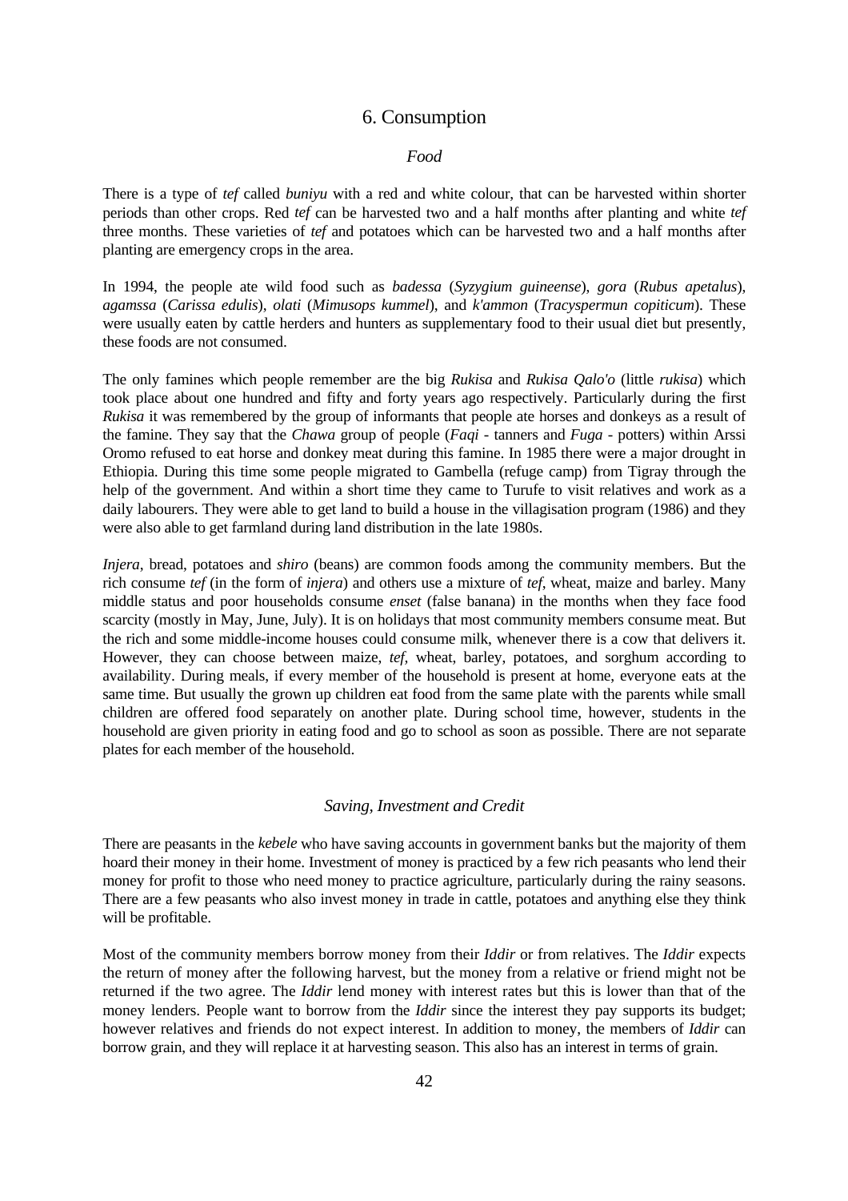# 6. Consumption

## *Food*

There is a type of *tef* called *buniyu* with a red and white colour, that can be harvested within shorter periods than other crops. Red *tef* can be harvested two and a half months after planting and white *tef* three months. These varieties of *tef* and potatoes which can be harvested two and a half months after planting are emergency crops in the area.

In 1994, the people ate wild food such as *badessa* (*Syzygium guineense*), *gora* (*Rubus apetalus*), *agamssa* (*Carissa edulis*), *olati* (*Mimusops kummel*), and *k'ammon* (*Tracyspermun copiticum*). These were usually eaten by cattle herders and hunters as supplementary food to their usual diet but presently, these foods are not consumed.

The only famines which people remember are the big *Rukisa* and *Rukisa Qalo'o* (little *rukisa*) which took place about one hundred and fifty and forty years ago respectively. Particularly during the first *Rukisa* it was remembered by the group of informants that people ate horses and donkeys as a result of the famine. They say that the *Chawa* group of people (*Faqi* - tanners and *Fuga* - potters) within Arssi Oromo refused to eat horse and donkey meat during this famine. In 1985 there were a major drought in Ethiopia. During this time some people migrated to Gambella (refuge camp) from Tigray through the help of the government. And within a short time they came to Turufe to visit relatives and work as a daily labourers. They were able to get land to build a house in the villagisation program (1986) and they were also able to get farmland during land distribution in the late 1980s.

*Injera*, bread, potatoes and *shiro* (beans) are common foods among the community members. But the rich consume *tef* (in the form of *injera*) and others use a mixture of *tef*, wheat, maize and barley. Many middle status and poor households consume *enset* (false banana) in the months when they face food scarcity (mostly in May, June, July). It is on holidays that most community members consume meat. But the rich and some middle-income houses could consume milk, whenever there is a cow that delivers it. However, they can choose between maize, *tef*, wheat, barley, potatoes, and sorghum according to availability. During meals, if every member of the household is present at home, everyone eats at the same time. But usually the grown up children eat food from the same plate with the parents while small children are offered food separately on another plate. During school time, however, students in the household are given priority in eating food and go to school as soon as possible. There are not separate plates for each member of the household.

## *Saving, Investment and Credit*

There are peasants in the *kebele* who have saving accounts in government banks but the majority of them hoard their money in their home. Investment of money is practiced by a few rich peasants who lend their money for profit to those who need money to practice agriculture, particularly during the rainy seasons. There are a few peasants who also invest money in trade in cattle, potatoes and anything else they think will be profitable.

Most of the community members borrow money from their *Iddir* or from relatives. The *Iddir* expects the return of money after the following harvest, but the money from a relative or friend might not be returned if the two agree. The *Iddir* lend money with interest rates but this is lower than that of the money lenders. People want to borrow from the *Iddir* since the interest they pay supports its budget; however relatives and friends do not expect interest. In addition to money, the members of *Iddir* can borrow grain, and they will replace it at harvesting season. This also has an interest in terms of grain.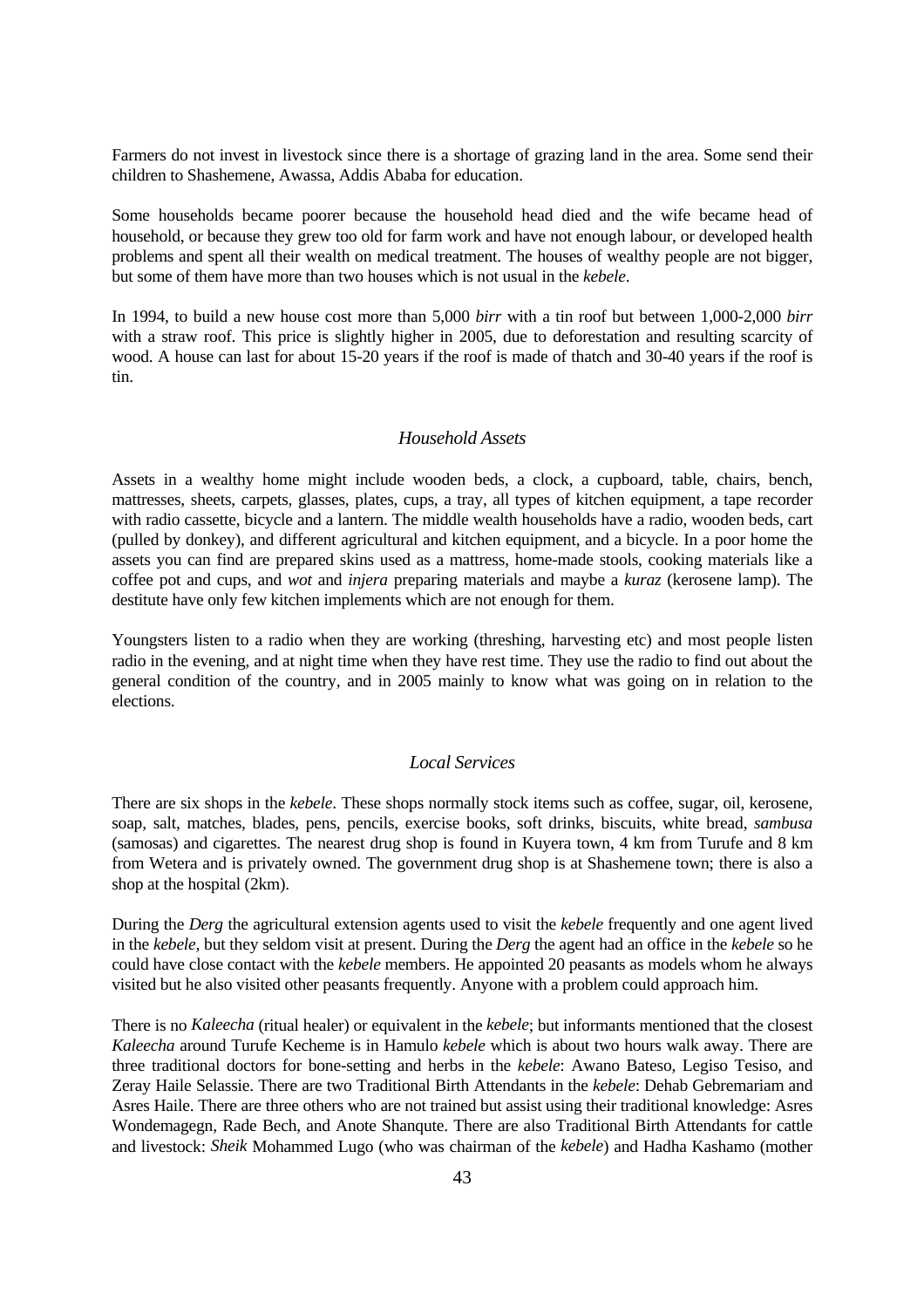Farmers do not invest in livestock since there is a shortage of grazing land in the area. Some send their children to Shashemene, Awassa, Addis Ababa for education.

Some households became poorer because the household head died and the wife became head of household, or because they grew too old for farm work and have not enough labour, or developed health problems and spent all their wealth on medical treatment. The houses of wealthy people are not bigger, but some of them have more than two houses which is not usual in the *kebele*.

In 1994, to build a new house cost more than 5,000 *birr* with a tin roof but between 1,000-2,000 *birr* with a straw roof. This price is slightly higher in 2005, due to deforestation and resulting scarcity of wood. A house can last for about 15-20 years if the roof is made of thatch and 30-40 years if the roof is tin.

### *Household Assets*

Assets in a wealthy home might include wooden beds, a clock, a cupboard, table, chairs, bench, mattresses, sheets, carpets, glasses, plates, cups, a tray, all types of kitchen equipment, a tape recorder with radio cassette, bicycle and a lantern. The middle wealth households have a radio, wooden beds, cart (pulled by donkey), and different agricultural and kitchen equipment, and a bicycle. In a poor home the assets you can find are prepared skins used as a mattress, home-made stools, cooking materials like a coffee pot and cups, and *wot* and *injera* preparing materials and maybe a *kuraz* (kerosene lamp). The destitute have only few kitchen implements which are not enough for them.

Youngsters listen to a radio when they are working (threshing, harvesting etc) and most people listen radio in the evening, and at night time when they have rest time. They use the radio to find out about the general condition of the country, and in 2005 mainly to know what was going on in relation to the elections.

### *Local Services*

There are six shops in the *kebele*. These shops normally stock items such as coffee, sugar, oil, kerosene, soap, salt, matches, blades, pens, pencils, exercise books, soft drinks, biscuits, white bread, *sambusa* (samosas) and cigarettes. The nearest drug shop is found in Kuyera town, 4 km from Turufe and 8 km from Wetera and is privately owned. The government drug shop is at Shashemene town; there is also a shop at the hospital (2km).

During the *Derg* the agricultural extension agents used to visit the *kebele* frequently and one agent lived in the *kebele*, but they seldom visit at present. During the *Derg* the agent had an office in the *kebele* so he could have close contact with the *kebele* members. He appointed 20 peasants as models whom he always visited but he also visited other peasants frequently. Anyone with a problem could approach him.

There is no *Kaleecha* (ritual healer) or equivalent in the *kebele*; but informants mentioned that the closest *Kaleecha* around Turufe Kecheme is in Hamulo *kebele* which is about two hours walk away. There are three traditional doctors for bone-setting and herbs in the *kebele*: Awano Bateso, Legiso Tesiso, and Zeray Haile Selassie. There are two Traditional Birth Attendants in the *kebele*: Dehab Gebremariam and Asres Haile. There are three others who are not trained but assist using their traditional knowledge: Asres Wondemagegn, Rade Bech, and Anote Shanqute. There are also Traditional Birth Attendants for cattle and livestock: *Sheik* Mohammed Lugo (who was chairman of the *kebele*) and Hadha Kashamo (mother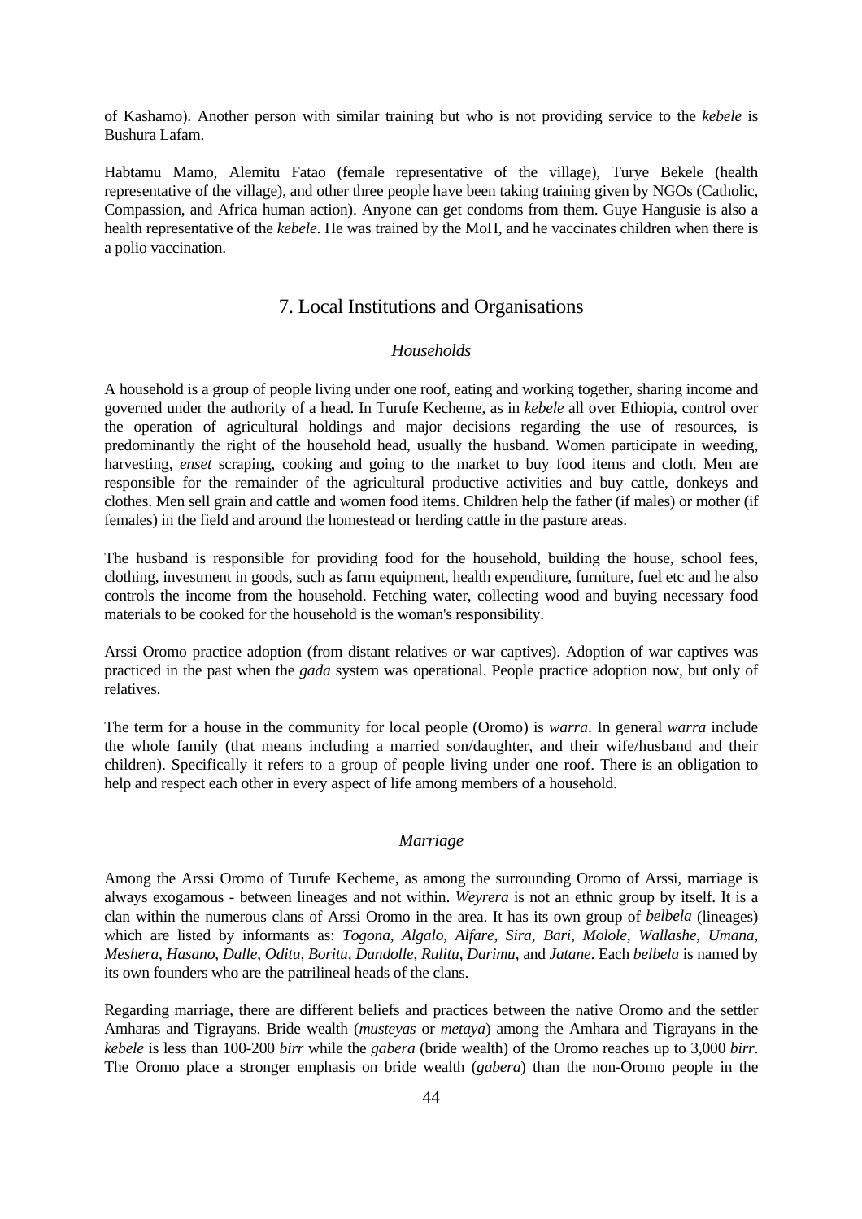of Kashamo). Another person with similar training but who is not providing service to the *kebele* is Bushura Lafam.

Habtamu Mamo, Alemitu Fatao (female representative of the village), Turye Bekele (health representative of the village), and other three people have been taking training given by NGOs (Catholic, Compassion, and Africa human action). Anyone can get condoms from them. Guye Hangusie is also a health representative of the *kebele*. He was trained by the MoH, and he vaccinates children when there is a polio vaccination.

## 7. Local Institutions and Organisations

### *Households*

A household is a group of people living under one roof, eating and working together, sharing income and governed under the authority of a head. In Turufe Kecheme, as in *kebele* all over Ethiopia, control over the operation of agricultural holdings and major decisions regarding the use of resources, is predominantly the right of the household head, usually the husband. Women participate in weeding, harvesting, *enset* scraping, cooking and going to the market to buy food items and cloth. Men are responsible for the remainder of the agricultural productive activities and buy cattle, donkeys and clothes. Men sell grain and cattle and women food items. Children help the father (if males) or mother (if females) in the field and around the homestead or herding cattle in the pasture areas.

The husband is responsible for providing food for the household, building the house, school fees, clothing, investment in goods, such as farm equipment, health expenditure, furniture, fuel etc and he also controls the income from the household. Fetching water, collecting wood and buying necessary food materials to be cooked for the household is the woman's responsibility.

Arssi Oromo practice adoption (from distant relatives or war captives). Adoption of war captives was practiced in the past when the *gada* system was operational. People practice adoption now, but only of relatives.

The term for a house in the community for local people (Oromo) is *warra*. In general *warra* include the whole family (that means including a married son/daughter, and their wife/husband and their children). Specifically it refers to a group of people living under one roof. There is an obligation to help and respect each other in every aspect of life among members of a household.

### *Marriage*

Among the Arssi Oromo of Turufe Kecheme, as among the surrounding Oromo of Arssi, marriage is always exogamous - between lineages and not within. *Weyrera* is not an ethnic group by itself. It is a clan within the numerous clans of Arssi Oromo in the area. It has its own group of *belbela* (lineages) which are listed by informants as: *Togona*, *Algalo*, *Alfare*, *Sira*, *Bari*, *Molole*, *Wallashe*, *Umana*, *Meshera*, *Hasano*, *Dalle*, *Oditu*, *Boritu*, *Dandolle*, *Rulitu*, *Darimu*, and *Jatane*. Each *belbela* is named by its own founders who are the patrilineal heads of the clans.

Regarding marriage, there are different beliefs and practices between the native Oromo and the settler Amharas and Tigrayans. Bride wealth (*musteyas* or *metaya*) among the Amhara and Tigrayans in the *kebele* is less than 100-200 *birr* while the *gabera* (bride wealth) of the Oromo reaches up to 3,000 *birr*. The Oromo place a stronger emphasis on bride wealth (*gabera*) than the non-Oromo people in the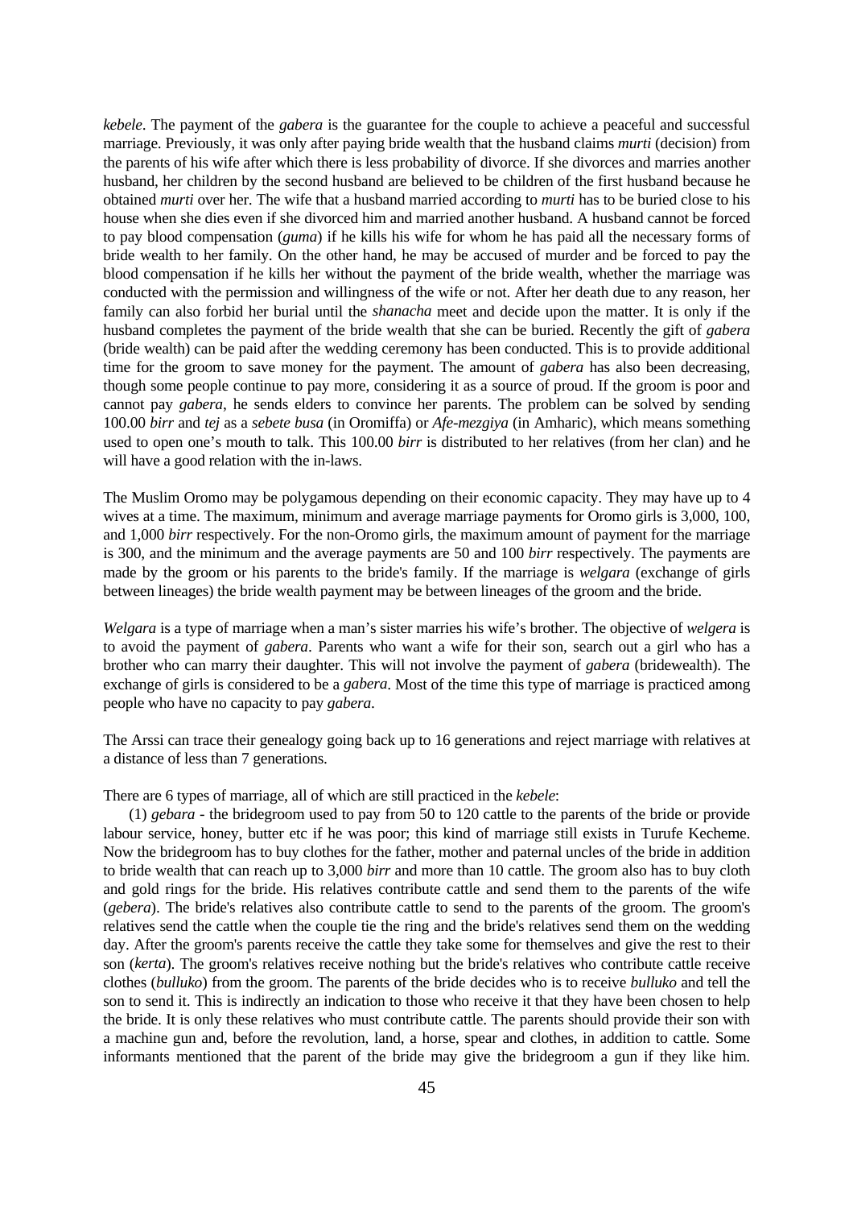*kebele*. The payment of the *gabera* is the guarantee for the couple to achieve a peaceful and successful marriage. Previously, it was only after paying bride wealth that the husband claims *murti* (decision) from the parents of his wife after which there is less probability of divorce. If she divorces and marries another husband, her children by the second husband are believed to be children of the first husband because he obtained *murti* over her. The wife that a husband married according to *murti* has to be buried close to his house when she dies even if she divorced him and married another husband. A husband cannot be forced to pay blood compensation (*guma*) if he kills his wife for whom he has paid all the necessary forms of bride wealth to her family. On the other hand, he may be accused of murder and be forced to pay the blood compensation if he kills her without the payment of the bride wealth, whether the marriage was conducted with the permission and willingness of the wife or not. After her death due to any reason, her family can also forbid her burial until the *shanacha* meet and decide upon the matter. It is only if the husband completes the payment of the bride wealth that she can be buried. Recently the gift of *gabera* (bride wealth) can be paid after the wedding ceremony has been conducted. This is to provide additional time for the groom to save money for the payment. The amount of *gabera* has also been decreasing, though some people continue to pay more, considering it as a source of proud. If the groom is poor and cannot pay *gabera*, he sends elders to convince her parents. The problem can be solved by sending 100.00 *birr* and *tej* as a *sebete busa* (in Oromiffa) or *Afe-mezgiya* (in Amharic), which means something used to open one's mouth to talk. This 100.00 *birr* is distributed to her relatives (from her clan) and he will have a good relation with the in-laws.

The Muslim Oromo may be polygamous depending on their economic capacity. They may have up to 4 wives at a time. The maximum, minimum and average marriage payments for Oromo girls is 3,000, 100, and 1,000 *birr* respectively. For the non-Oromo girls, the maximum amount of payment for the marriage is 300, and the minimum and the average payments are 50 and 100 *birr* respectively. The payments are made by the groom or his parents to the bride's family. If the marriage is *welgara* (exchange of girls between lineages) the bride wealth payment may be between lineages of the groom and the bride.

*Welgara* is a type of marriage when a man's sister marries his wife's brother. The objective of *welgera* is to avoid the payment of *gabera*. Parents who want a wife for their son, search out a girl who has a brother who can marry their daughter. This will not involve the payment of *gabera* (bridewealth). The exchange of girls is considered to be a *gabera*. Most of the time this type of marriage is practiced among people who have no capacity to pay *gabera*.

The Arssi can trace their genealogy going back up to 16 generations and reject marriage with relatives at a distance of less than 7 generations.

There are 6 types of marriage, all of which are still practiced in the *kebele*:

(1) *gebara* - the bridegroom used to pay from 50 to 120 cattle to the parents of the bride or provide labour service, honey, butter etc if he was poor; this kind of marriage still exists in Turufe Kecheme. Now the bridegroom has to buy clothes for the father, mother and paternal uncles of the bride in addition to bride wealth that can reach up to 3,000 *birr* and more than 10 cattle. The groom also has to buy cloth and gold rings for the bride. His relatives contribute cattle and send them to the parents of the wife (*gebera*). The bride's relatives also contribute cattle to send to the parents of the groom. The groom's relatives send the cattle when the couple tie the ring and the bride's relatives send them on the wedding day. After the groom's parents receive the cattle they take some for themselves and give the rest to their son (*kerta*). The groom's relatives receive nothing but the bride's relatives who contribute cattle receive clothes (*bulluko*) from the groom. The parents of the bride decides who is to receive *bulluko* and tell the son to send it. This is indirectly an indication to those who receive it that they have been chosen to help the bride. It is only these relatives who must contribute cattle. The parents should provide their son with a machine gun and, before the revolution, land, a horse, spear and clothes, in addition to cattle. Some informants mentioned that the parent of the bride may give the bridegroom a gun if they like him.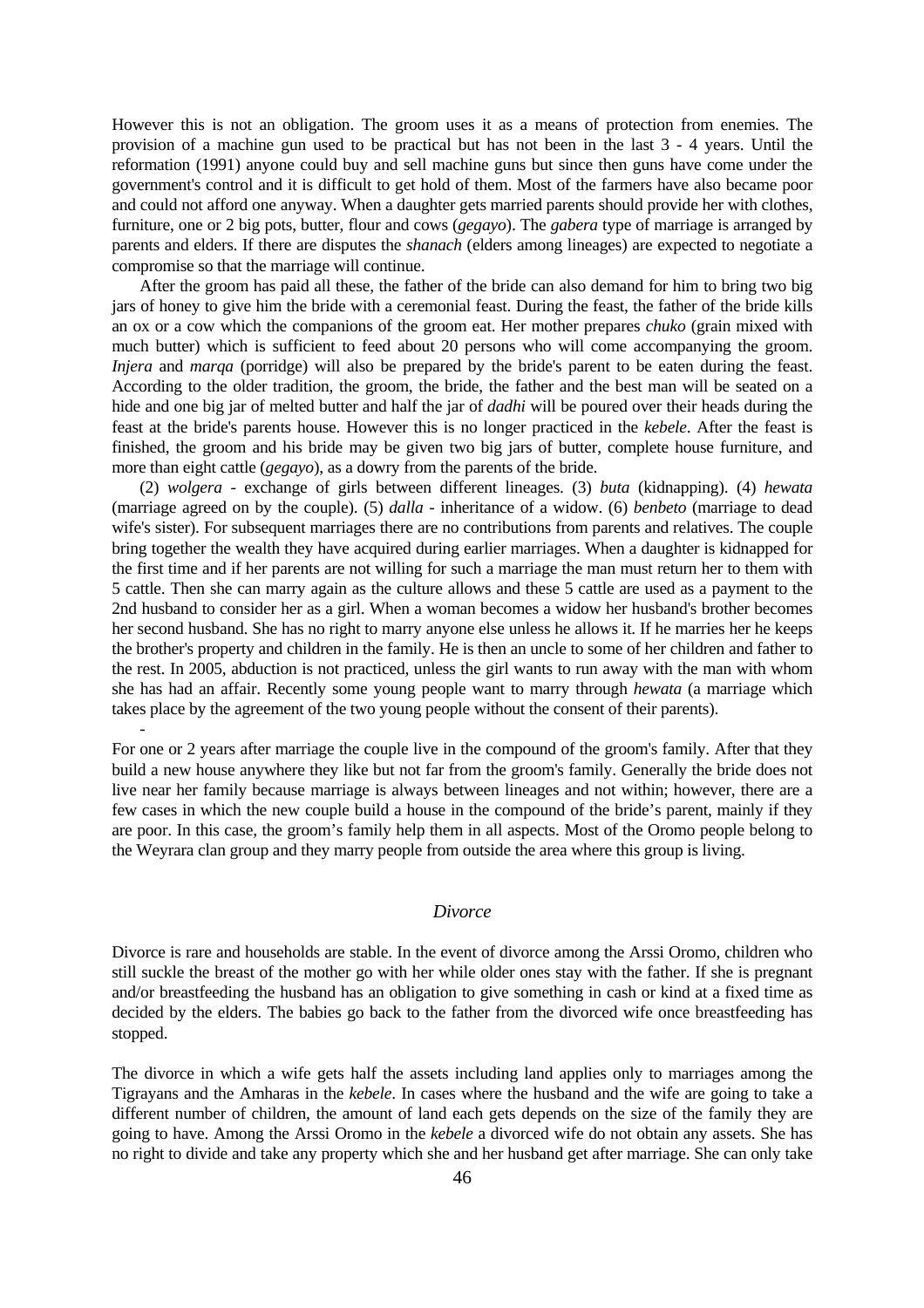However this is not an obligation. The groom uses it as a means of protection from enemies. The provision of a machine gun used to be practical but has not been in the last 3 - 4 years. Until the reformation (1991) anyone could buy and sell machine guns but since then guns have come under the government's control and it is difficult to get hold of them. Most of the farmers have also became poor and could not afford one anyway. When a daughter gets married parents should provide her with clothes, furniture, one or 2 big pots, butter, flour and cows (*gegayo*). The *gabera* type of marriage is arranged by parents and elders. If there are disputes the *shanach* (elders among lineages) are expected to negotiate a compromise so that the marriage will continue.

After the groom has paid all these, the father of the bride can also demand for him to bring two big jars of honey to give him the bride with a ceremonial feast. During the feast, the father of the bride kills an ox or a cow which the companions of the groom eat. Her mother prepares *chuko* (grain mixed with much butter) which is sufficient to feed about 20 persons who will come accompanying the groom. *Injera* and *marqa* (porridge) will also be prepared by the bride's parent to be eaten during the feast. According to the older tradition, the groom, the bride, the father and the best man will be seated on a hide and one big jar of melted butter and half the jar of *dadhi* will be poured over their heads during the feast at the bride's parents house. However this is no longer practiced in the *kebele*. After the feast is finished, the groom and his bride may be given two big jars of butter, complete house furniture, and more than eight cattle (*gegayo*), as a dowry from the parents of the bride.

(2) *wolgera* - exchange of girls between different lineages. (3) *buta* (kidnapping). (4) *hewata* (marriage agreed on by the couple). (5) *dalla* - inheritance of a widow. (6) *benbeto* (marriage to dead wife's sister). For subsequent marriages there are no contributions from parents and relatives. The couple bring together the wealth they have acquired during earlier marriages. When a daughter is kidnapped for the first time and if her parents are not willing for such a marriage the man must return her to them with 5 cattle. Then she can marry again as the culture allows and these 5 cattle are used as a payment to the 2nd husband to consider her as a girl. When a woman becomes a widow her husband's brother becomes her second husband. She has no right to marry anyone else unless he allows it. If he marries her he keeps the brother's property and children in the family. He is then an uncle to some of her children and father to the rest. In 2005, abduction is not practiced, unless the girl wants to run away with the man with whom she has had an affair. Recently some young people want to marry through *hewata* (a marriage which takes place by the agreement of the two young people without the consent of their parents).

-

For one or 2 years after marriage the couple live in the compound of the groom's family. After that they build a new house anywhere they like but not far from the groom's family. Generally the bride does not live near her family because marriage is always between lineages and not within; however, there are a few cases in which the new couple build a house in the compound of the bride's parent, mainly if they are poor. In this case, the groom's family help them in all aspects. Most of the Oromo people belong to the Weyrara clan group and they marry people from outside the area where this group is living.

### *Divorce*

Divorce is rare and households are stable. In the event of divorce among the Arssi Oromo, children who still suckle the breast of the mother go with her while older ones stay with the father. If she is pregnant and/or breastfeeding the husband has an obligation to give something in cash or kind at a fixed time as decided by the elders. The babies go back to the father from the divorced wife once breastfeeding has stopped.

The divorce in which a wife gets half the assets including land applies only to marriages among the Tigrayans and the Amharas in the *kebele*. In cases where the husband and the wife are going to take a different number of children, the amount of land each gets depends on the size of the family they are going to have. Among the Arssi Oromo in the *kebele* a divorced wife do not obtain any assets. She has no right to divide and take any property which she and her husband get after marriage. She can only take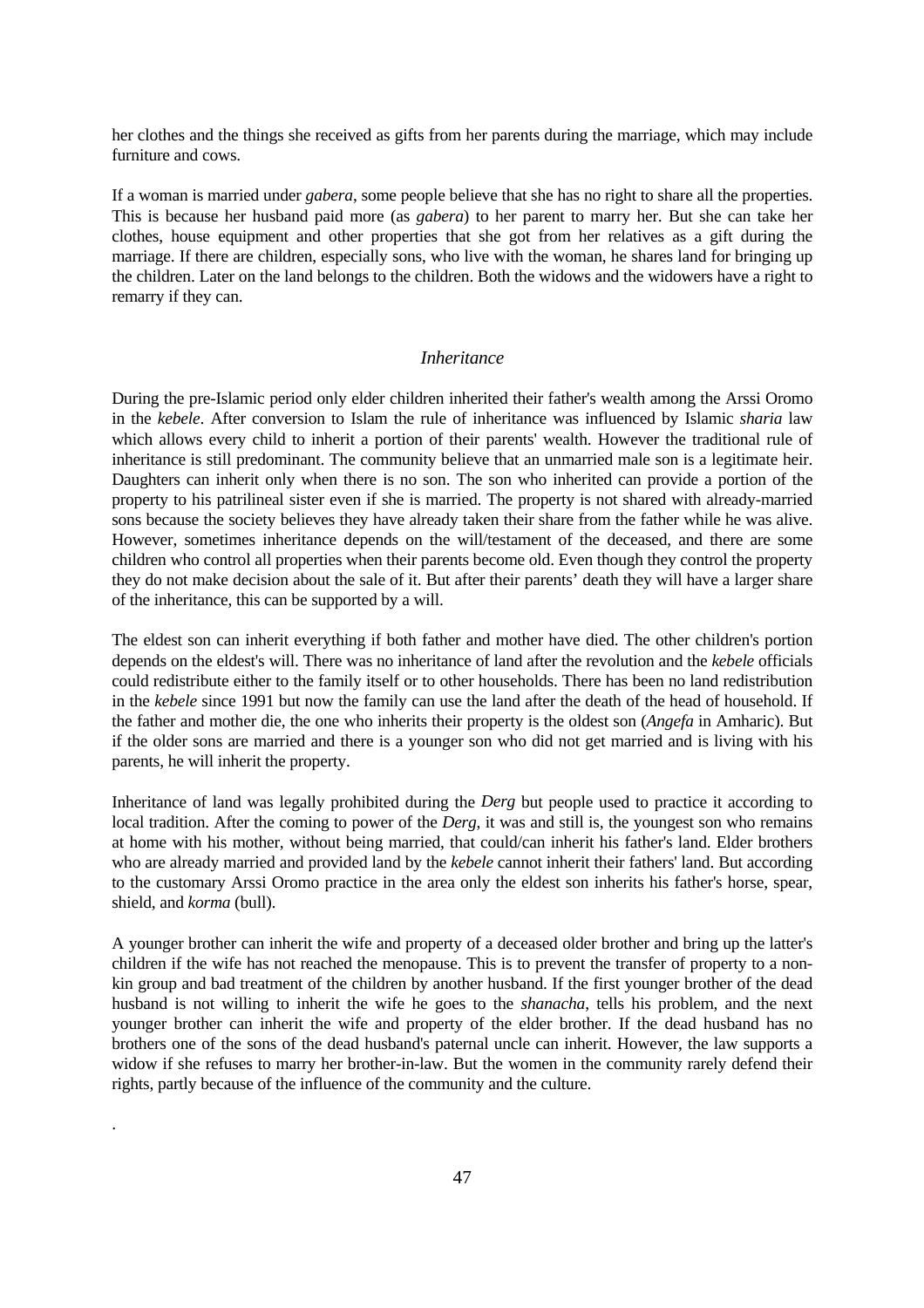her clothes and the things she received as gifts from her parents during the marriage, which may include furniture and cows.

If a woman is married under *gabera*, some people believe that she has no right to share all the properties. This is because her husband paid more (as *gabera*) to her parent to marry her. But she can take her clothes, house equipment and other properties that she got from her relatives as a gift during the marriage. If there are children, especially sons, who live with the woman, he shares land for bringing up the children. Later on the land belongs to the children. Both the widows and the widowers have a right to remarry if they can.

### *Inheritance*

During the pre-Islamic period only elder children inherited their father's wealth among the Arssi Oromo in the *kebele*. After conversion to Islam the rule of inheritance was influenced by Islamic *sharia* law which allows every child to inherit a portion of their parents' wealth. However the traditional rule of inheritance is still predominant. The community believe that an unmarried male son is a legitimate heir. Daughters can inherit only when there is no son. The son who inherited can provide a portion of the property to his patrilineal sister even if she is married. The property is not shared with already-married sons because the society believes they have already taken their share from the father while he was alive. However, sometimes inheritance depends on the will/testament of the deceased, and there are some children who control all properties when their parents become old. Even though they control the property they do not make decision about the sale of it. But after their parents' death they will have a larger share of the inheritance, this can be supported by a will.

The eldest son can inherit everything if both father and mother have died. The other children's portion depends on the eldest's will. There was no inheritance of land after the revolution and the *kebele* officials could redistribute either to the family itself or to other households. There has been no land redistribution in the *kebele* since 1991 but now the family can use the land after the death of the head of household. If the father and mother die, the one who inherits their property is the oldest son (*Angefa* in Amharic). But if the older sons are married and there is a younger son who did not get married and is living with his parents, he will inherit the property.

Inheritance of land was legally prohibited during the *Derg* but people used to practice it according to local tradition. After the coming to power of the *Derg*, it was and still is, the youngest son who remains at home with his mother, without being married, that could/can inherit his father's land. Elder brothers who are already married and provided land by the *kebele* cannot inherit their fathers' land. But according to the customary Arssi Oromo practice in the area only the eldest son inherits his father's horse, spear, shield, and *korma* (bull).

A younger brother can inherit the wife and property of a deceased older brother and bring up the latter's children if the wife has not reached the menopause. This is to prevent the transfer of property to a non-kin group and bad treatment of the children by another husband. If the first younger brother of the dead husband is not willing to inherit the wife he goes to the *shanacha*, tells his problem, and the next younger brother can inherit the wife and property of the elder brother. If the dead husband has no brothers one of the sons of the dead husband's paternal uncle can inherit. However, the law supports a widow if she refuses to marry her brother-in-law. But the women in the community rarely defend their rights, partly because of the influence of the community and the culture.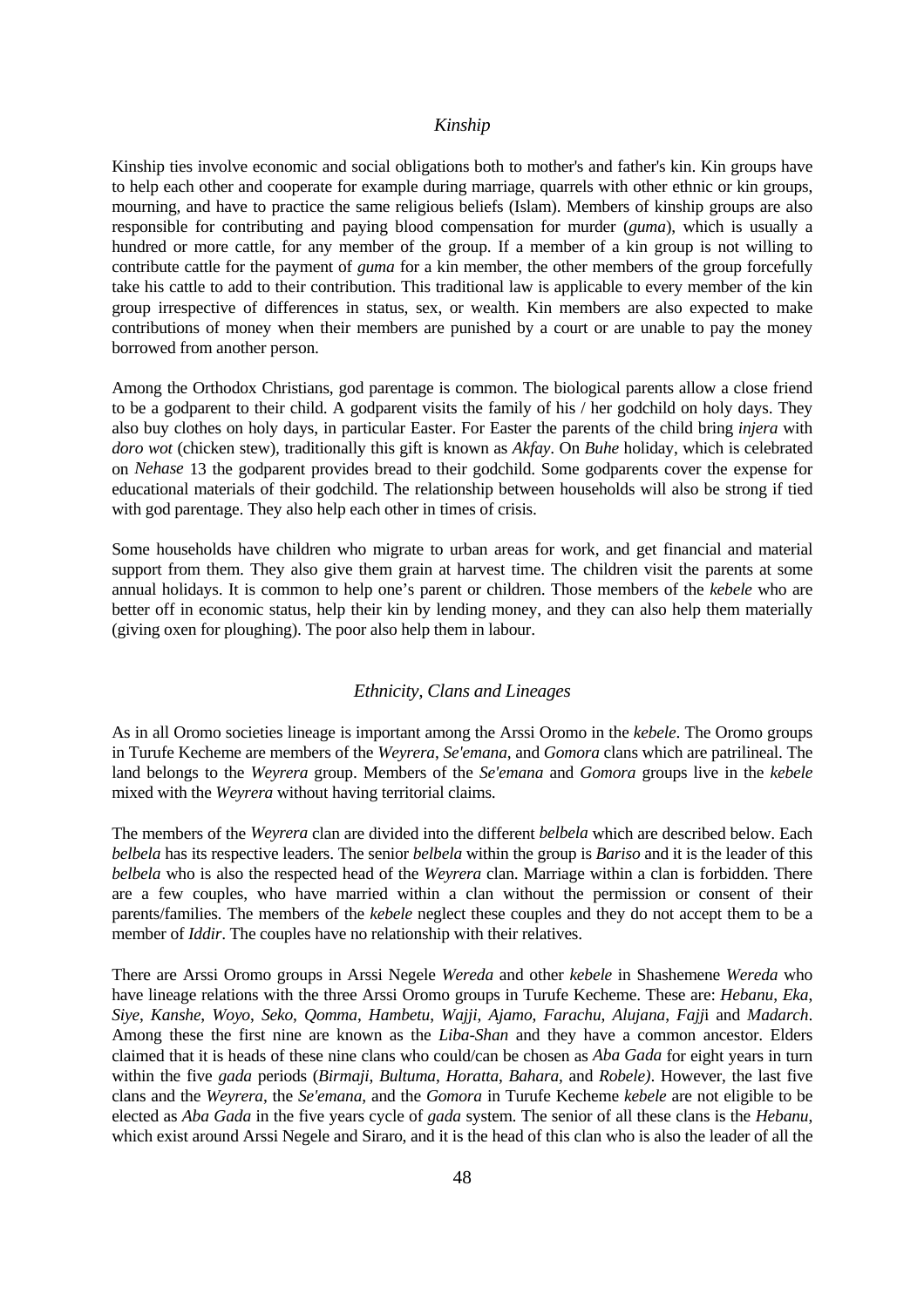### *Kinship*

Kinship ties involve economic and social obligations both to mother's and father's kin. Kin groups have to help each other and cooperate for example during marriage, quarrels with other ethnic or kin groups, mourning, and have to practice the same religious beliefs (Islam). Members of kinship groups are also responsible for contributing and paying blood compensation for murder (*guma*), which is usually a hundred or more cattle, for any member of the group. If a member of a kin group is not willing to contribute cattle for the payment of *guma* for a kin member, the other members of the group forcefully take his cattle to add to their contribution. This traditional law is applicable to every member of the kin group irrespective of differences in status, sex, or wealth. Kin members are also expected to make contributions of money when their members are punished by a court or are unable to pay the money borrowed from another person.

Among the Orthodox Christians, god parentage is common. The biological parents allow a close friend to be a godparent to their child. A godparent visits the family of his / her godchild on holy days. They also buy clothes on holy days, in particular Easter. For Easter the parents of the child bring *injera* with *doro wot* (chicken stew), traditionally this gift is known as *Akfay*. On *Buhe* holiday, which is celebrated on *Nehase* 13 the godparent provides bread to their godchild. Some godparents cover the expense for educational materials of their godchild. The relationship between households will also be strong if tied with god parentage. They also help each other in times of crisis.

Some households have children who migrate to urban areas for work, and get financial and material support from them. They also give them grain at harvest time. The children visit the parents at some annual holidays. It is common to help one's parent or children. Those members of the *kebele* who are better off in economic status, help their kin by lending money, and they can also help them materially (giving oxen for ploughing). The poor also help them in labour.

### *Ethnicity, Clans and Lineages*

As in all Oromo societies lineage is important among the Arssi Oromo in the *kebele*. The Oromo groups in Turufe Kecheme are members of the *Weyrera*, *Se'emana*, and *Gomora* clans which are patrilineal. The land belongs to the *Weyrera* group. Members of the *Se'emana* and *Gomora* groups live in the *kebele* mixed with the *Weyrera* without having territorial claims.

The members of the *Weyrera* clan are divided into the different *belbela* which are described below. Each *belbela* has its respective leaders. The senior *belbela* within the group is *Bariso* and it is the leader of this *belbela* who is also the respected head of the *Weyrera* clan. Marriage within a clan is forbidden. There are a few couples, who have married within a clan without the permission or consent of their parents/families. The members of the *kebele* neglect these couples and they do not accept them to be a member of *Iddir*. The couples have no relationship with their relatives.

There are Arssi Oromo groups in Arssi Negele *Wereda* and other *kebele* in Shashemene *Wereda* who have lineage relations with the three Arssi Oromo groups in Turufe Kecheme. These are: *Hebanu*, *Eka*, *Siye*, *Kanshe*, *Woyo*, *Seko*, *Qomma*, *Hambetu*, *Wajji*, *Ajamo*, *Farachu*, *Alujana*, *Fajj*i and *Madarch*. Among these the first nine are known as the *Liba-Shan* and they have a common ancestor. Elders claimed that it is heads of these nine clans who could/can be chosen as *Aba Gada* for eight years in turn within the five *gada* periods (*Birmaji*, *Bultuma*, *Horatta*, *Bahara*, and *Robele)*. However, the last five clans and the *Weyrera*, the *Se'emana*, and the *Gomora* in Turufe Kecheme *kebele* are not eligible to be elected as *Aba Gada* in the five years cycle of *gada* system. The senior of all these clans is the *Hebanu*, which exist around Arssi Negele and Siraro, and it is the head of this clan who is also the leader of all the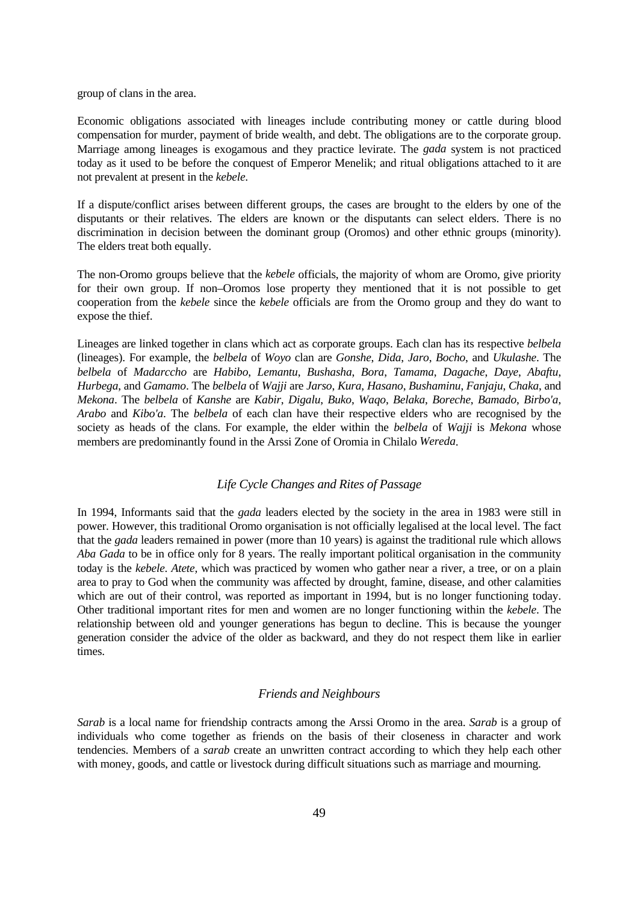group of clans in the area.

Economic obligations associated with lineages include contributing money or cattle during blood compensation for murder, payment of bride wealth, and debt. The obligations are to the corporate group. Marriage among lineages is exogamous and they practice levirate. The *gada* system is not practiced today as it used to be before the conquest of Emperor Menelik; and ritual obligations attached to it are not prevalent at present in the *kebele.*

If a dispute/conflict arises between different groups, the cases are brought to the elders by one of the disputants or their relatives. The elders are known or the disputants can select elders. There is no discrimination in decision between the dominant group (Oromos) and other ethnic groups (minority). The elders treat both equally.

The non-Oromo groups believe that the *kebele* officials, the majority of whom are Oromo, give priority for their own group. If non–Oromos lose property they mentioned that it is not possible to get cooperation from the *kebele* since the *kebele* officials are from the Oromo group and they do want to expose the thief.

Lineages are linked together in clans which act as corporate groups. Each clan has its respective *belbela* (lineages). For example, the *belbela* of *Woyo* clan are *Gonshe*, *Dida*, *Jaro*, *Bocho*, and *Ukulashe*. The *belbela* of *Madarccho* are *Habibo*, *Lemantu*, *Bushasha*, *Bora*, *Tamama*, *Dagache*, *Daye*, *Abaftu*, *Hurbega*, and *Gamamo*. The *belbela* of *Wajji* are *Jarso*, *Kura*, *Hasano*, *Bushaminu*, *Fanjaju*, *Chaka*, and *Mekona*. The *belbela* of *Kanshe* are *Kabir*, *Digalu*, *Buko*, *Waqo*, *Belaka*, *Boreche*, *Bamado*, *Birbo'a*, *Arabo* and *Kibo'a*. The *belbela* of each clan have their respective elders who are recognised by the society as heads of the clans. For example, the elder within the *belbela* of *Wajji* is *Mekona* whose members are predominantly found in the Arssi Zone of Oromia in Chilalo *Wereda*.

### *Life Cycle Changes and Rites of Passage*

In 1994, Informants said that the *gada* leaders elected by the society in the area in 1983 were still in power. However, this traditional Oromo organisation is not officially legalised at the local level. The fact that the *gada* leaders remained in power (more than 10 years) is against the traditional rule which allows *Aba Gada* to be in office only for 8 years. The really important political organisation in the community today is the *kebele*. *Atete*, which was practiced by women who gather near a river, a tree, or on a plain area to pray to God when the community was affected by drought, famine, disease, and other calamities which are out of their control, was reported as important in 1994, but is no longer functioning today. Other traditional important rites for men and women are no longer functioning within the *kebele*. The relationship between old and younger generations has begun to decline. This is because the younger generation consider the advice of the older as backward, and they do not respect them like in earlier times.

### *Friends and Neighbours*

*Sarab* is a local name for friendship contracts among the Arssi Oromo in the area. *Sarab* is a group of individuals who come together as friends on the basis of their closeness in character and work tendencies. Members of a *sarab* create an unwritten contract according to which they help each other with money, goods, and cattle or livestock during difficult situations such as marriage and mourning.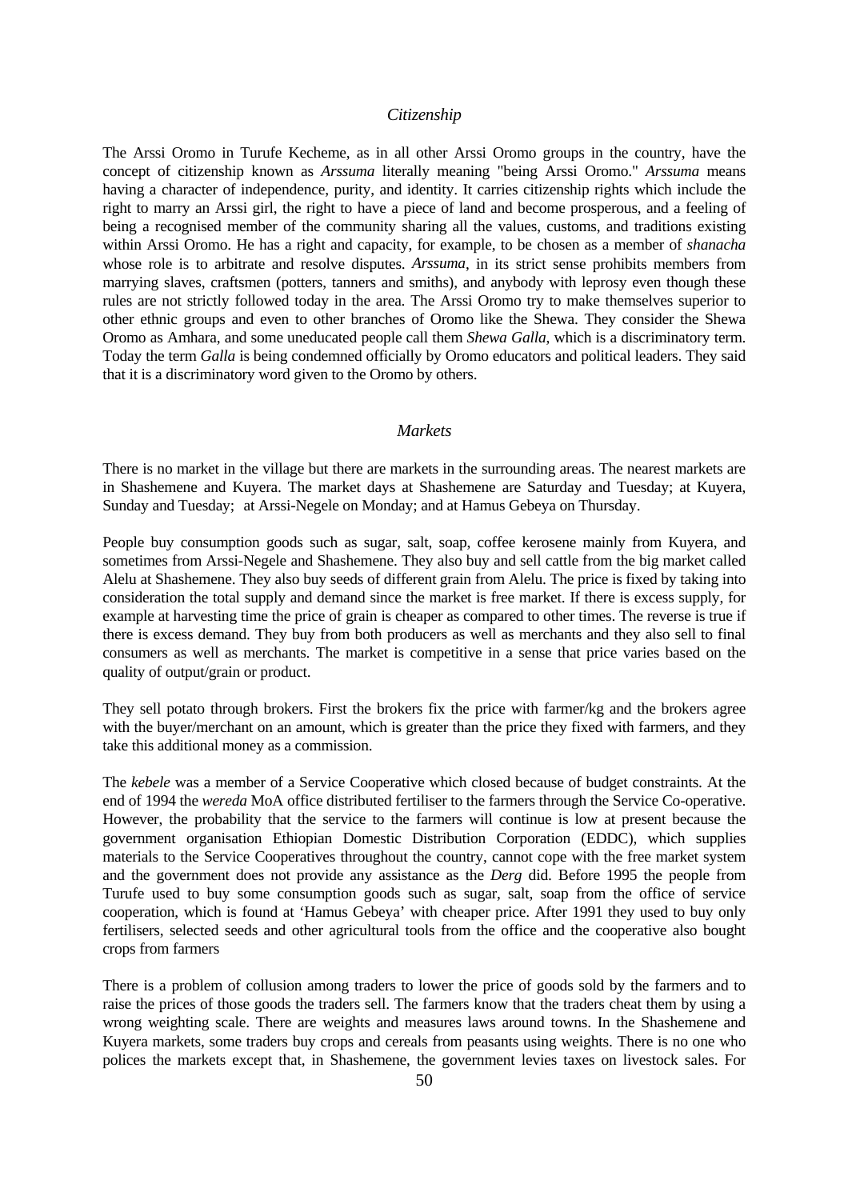### *Citizenship*

The Arssi Oromo in Turufe Kecheme, as in all other Arssi Oromo groups in the country, have the concept of citizenship known as *Arssuma* literally meaning "being Arssi Oromo." *Arssuma* means having a character of independence, purity, and identity. It carries citizenship rights which include the right to marry an Arssi girl, the right to have a piece of land and become prosperous, and a feeling of being a recognised member of the community sharing all the values, customs, and traditions existing within Arssi Oromo. He has a right and capacity, for example, to be chosen as a member of *shanacha* whose role is to arbitrate and resolve disputes. *Arssuma*, in its strict sense prohibits members from marrying slaves, craftsmen (potters, tanners and smiths), and anybody with leprosy even though these rules are not strictly followed today in the area. The Arssi Oromo try to make themselves superior to other ethnic groups and even to other branches of Oromo like the Shewa. They consider the Shewa Oromo as Amhara, and some uneducated people call them *Shewa Galla*, which is a discriminatory term. Today the term *Galla* is being condemned officially by Oromo educators and political leaders. They said that it is a discriminatory word given to the Oromo by others.

### *Markets*

There is no market in the village but there are markets in the surrounding areas. The nearest markets are in Shashemene and Kuyera. The market days at Shashemene are Saturday and Tuesday; at Kuyera, Sunday and Tuesday; at Arssi-Negele on Monday; and at Hamus Gebeya on Thursday.

People buy consumption goods such as sugar, salt, soap, coffee kerosene mainly from Kuyera, and sometimes from Arssi-Negele and Shashemene. They also buy and sell cattle from the big market called Alelu at Shashemene. They also buy seeds of different grain from Alelu. The price is fixed by taking into consideration the total supply and demand since the market is free market. If there is excess supply, for example at harvesting time the price of grain is cheaper as compared to other times. The reverse is true if there is excess demand. They buy from both producers as well as merchants and they also sell to final consumers as well as merchants. The market is competitive in a sense that price varies based on the quality of output/grain or product.

They sell potato through brokers. First the brokers fix the price with farmer/kg and the brokers agree with the buyer/merchant on an amount, which is greater than the price they fixed with farmers, and they take this additional money as a commission.

The *kebele* was a member of a Service Cooperative which closed because of budget constraints. At the end of 1994 the *wereda* MoA office distributed fertiliser to the farmers through the Service Co-operative. However, the probability that the service to the farmers will continue is low at present because the government organisation Ethiopian Domestic Distribution Corporation (EDDC), which supplies materials to the Service Cooperatives throughout the country, cannot cope with the free market system and the government does not provide any assistance as the *Derg* did. Before 1995 the people from Turufe used to buy some consumption goods such as sugar, salt, soap from the office of service cooperation, which is found at 'Hamus Gebeya' with cheaper price. After 1991 they used to buy only fertilisers, selected seeds and other agricultural tools from the office and the cooperative also bought crops from farmers

There is a problem of collusion among traders to lower the price of goods sold by the farmers and to raise the prices of those goods the traders sell. The farmers know that the traders cheat them by using a wrong weighting scale. There are weights and measures laws around towns. In the Shashemene and Kuyera markets, some traders buy crops and cereals from peasants using weights. There is no one who polices the markets except that, in Shashemene, the government levies taxes on livestock sales. For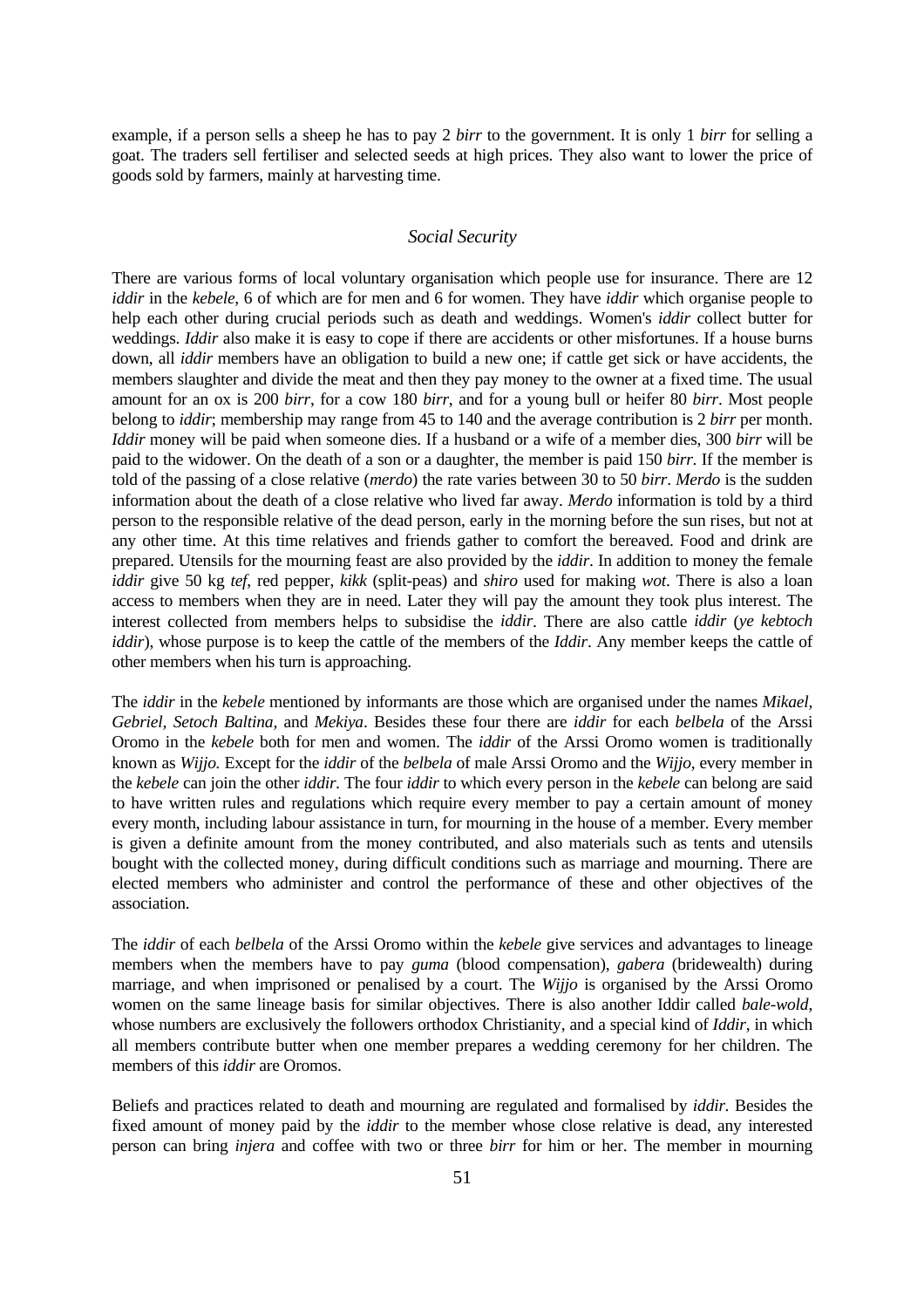example, if a person sells a sheep he has to pay 2 *birr* to the government. It is only 1 *birr* for selling a goat. The traders sell fertiliser and selected seeds at high prices. They also want to lower the price of goods sold by farmers, mainly at harvesting time.

### *Social Security*

There are various forms of local voluntary organisation which people use for insurance. There are 12 *iddir* in the *kebele*, 6 of which are for men and 6 for women. They have *iddir* which organise people to help each other during crucial periods such as death and weddings. Women's *iddir* collect butter for weddings. *Iddir* also make it is easy to cope if there are accidents or other misfortunes. If a house burns down, all *iddir* members have an obligation to build a new one; if cattle get sick or have accidents, the members slaughter and divide the meat and then they pay money to the owner at a fixed time. The usual amount for an ox is 200 *birr*, for a cow 180 *birr*, and for a young bull or heifer 80 *birr*. Most people belong to *iddir*; membership may range from 45 to 140 and the average contribution is 2 *birr* per month. *Iddir* money will be paid when someone dies. If a husband or a wife of a member dies, 300 *birr* will be paid to the widower. On the death of a son or a daughter, the member is paid 150 *birr*. If the member is told of the passing of a close relative (*merdo*) the rate varies between 30 to 50 *birr*. *Merdo* is the sudden information about the death of a close relative who lived far away. *Merdo* information is told by a third person to the responsible relative of the dead person, early in the morning before the sun rises, but not at any other time. At this time relatives and friends gather to comfort the bereaved. Food and drink are prepared. Utensils for the mourning feast are also provided by the *iddir*. In addition to money the female *iddir* give 50 kg *tef*, red pepper, *kikk* (split-peas) and *shiro* used for making *wot*. There is also a loan access to members when they are in need. Later they will pay the amount they took plus interest. The interest collected from members helps to subsidise the *iddir*. There are also cattle *iddir* (*ye kebtoch iddir*), whose purpose is to keep the cattle of the members of the *Iddir*. Any member keeps the cattle of other members when his turn is approaching.

The *iddir* in the *kebele* mentioned by informants are those which are organised under the names *Mikael, Gebriel, Setoch Baltina,* and *Mekiya*. Besides these four there are *iddir* for each *belbela* of the Arssi Oromo in the *kebele* both for men and women. The *iddir* of the Arssi Oromo women is traditionally known as *Wijjo.* Except for the *iddir* of the *belbela* of male Arssi Oromo and the *Wijjo*, every member in the *kebele* can join the other *iddir*. The four *iddir* to which every person in the *kebele* can belong are said to have written rules and regulations which require every member to pay a certain amount of money every month, including labour assistance in turn, for mourning in the house of a member. Every member is given a definite amount from the money contributed, and also materials such as tents and utensils bought with the collected money, during difficult conditions such as marriage and mourning. There are elected members who administer and control the performance of these and other objectives of the association.

The *iddir* of each *belbela* of the Arssi Oromo within the *kebele* give services and advantages to lineage members when the members have to pay *guma* (blood compensation), *gabera* (bridewealth) during marriage, and when imprisoned or penalised by a court. The *Wijjo* is organised by the Arssi Oromo women on the same lineage basis for similar objectives. There is also another Iddir called *bale-wold*, whose numbers are exclusively the followers orthodox Christianity, and a special kind of *Iddir*, in which all members contribute butter when one member prepares a wedding ceremony for her children. The members of this *iddir* are Oromos.

Beliefs and practices related to death and mourning are regulated and formalised by *iddir.* Besides the fixed amount of money paid by the *iddir* to the member whose close relative is dead, any interested person can bring *injera* and coffee with two or three *birr* for him or her. The member in mourning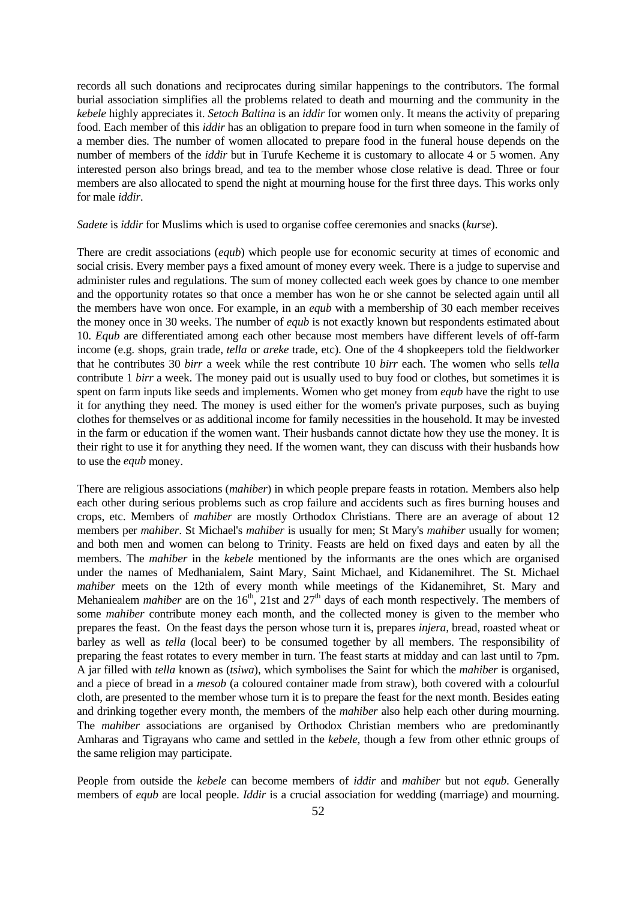records all such donations and reciprocates during similar happenings to the contributors. The formal burial association simplifies all the problems related to death and mourning and the community in the *kebele* highly appreciates it. *Setoch Baltina* is an *iddir* for women only. It means the activity of preparing food. Each member of this *iddir* has an obligation to prepare food in turn when someone in the family of a member dies. The number of women allocated to prepare food in the funeral house depends on the number of members of the *iddir* but in Turufe Kecheme it is customary to allocate 4 or 5 women. Any interested person also brings bread, and tea to the member whose close relative is dead. Three or four members are also allocated to spend the night at mourning house for the first three days. This works only for male *iddir*.

*Sadete* is *iddir* for Muslims which is used to organise coffee ceremonies and snacks (*kurse*).

There are credit associations (*equb*) which people use for economic security at times of economic and social crisis. Every member pays a fixed amount of money every week. There is a judge to supervise and administer rules and regulations. The sum of money collected each week goes by chance to one member and the opportunity rotates so that once a member has won he or she cannot be selected again until all the members have won once. For example, in an *equb* with a membership of 30 each member receives the money once in 30 weeks. The number of *equb* is not exactly known but respondents estimated about 10. *Equb* are differentiated among each other because most members have different levels of off-farm income (e.g. shops, grain trade, *tella* or *areke* trade, etc). One of the 4 shopkeepers told the fieldworker that he contributes 30 *birr* a week while the rest contribute 10 *birr* each. The women who sells *tella* contribute 1 *birr* a week. The money paid out is usually used to buy food or clothes, but sometimes it is spent on farm inputs like seeds and implements. Women who get money from *equb* have the right to use it for anything they need. The money is used either for the women's private purposes, such as buying clothes for themselves or as additional income for family necessities in the household. It may be invested in the farm or education if the women want. Their husbands cannot dictate how they use the money. It is their right to use it for anything they need. If the women want, they can discuss with their husbands how to use the *equb* money.

There are religious associations (*mahiber*) in which people prepare feasts in rotation. Members also help each other during serious problems such as crop failure and accidents such as fires burning houses and crops, etc. Members of *mahiber* are mostly Orthodox Christians. There are an average of about 12 members per *mahiber*. St Michael's *mahiber* is usually for men; St Mary's *mahiber* usually for women; and both men and women can belong to Trinity. Feasts are held on fixed days and eaten by all the members. The *mahiber* in the *kebele* mentioned by the informants are the ones which are organised under the names of Medhanialem, Saint Mary, Saint Michael, and Kidanemihret. The St. Michael *mahiber* meets on the 12th of every month while meetings of the Kidanemihret, St. Mary and Mehaniealem *mahiber* are on the 16th, 21st and 27th days of each month respectively. The members of some *mahiber* contribute money each month, and the collected money is given to the member who prepares the feast. On the feast days the person whose turn it is, prepares *injera*, bread, roasted wheat or barley as well as *tella* (local beer) to be consumed together by all members. The responsibility of preparing the feast rotates to every member in turn. The feast starts at midday and can last until to 7pm. A jar filled with *tella* known as (*tsiwa*), which symbolises the Saint for which the *mahiber* is organised, and a piece of bread in a *mesob* (a coloured container made from straw), both covered with a colourful cloth, are presented to the member whose turn it is to prepare the feast for the next month. Besides eating and drinking together every month, the members of the *mahiber* also help each other during mourning. The *mahiber* associations are organised by Orthodox Christian members who are predominantly Amharas and Tigrayans who came and settled in the *kebele*, though a few from other ethnic groups of the same religion may participate.

People from outside the *kebele* can become members of *iddir* and *mahiber* but not *equb*. Generally members of *equb* are local people. *Iddir* is a crucial association for wedding (marriage) and mourning.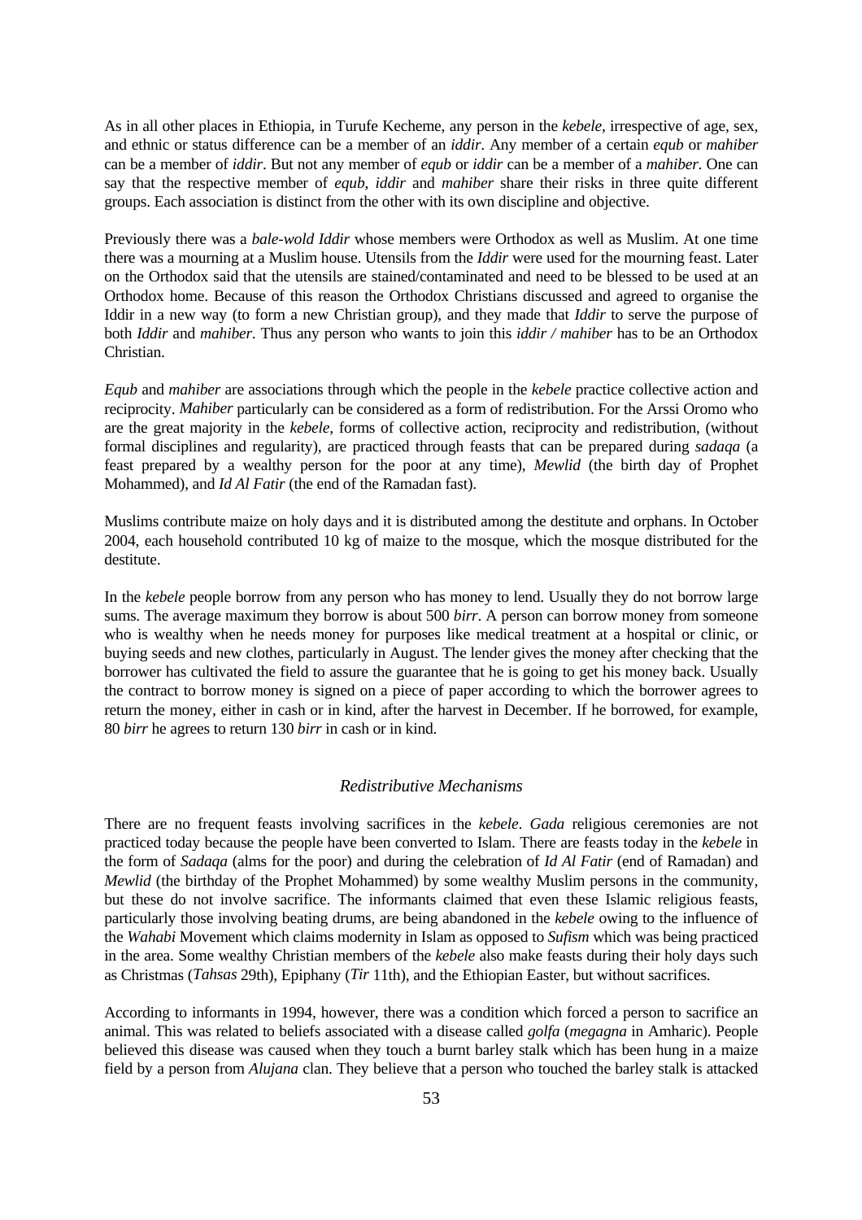As in all other places in Ethiopia, in Turufe Kecheme, any person in the *kebele*, irrespective of age, sex, and ethnic or status difference can be a member of an *iddir*. Any member of a certain *equb* or *mahiber* can be a member of *iddir*. But not any member of *equb* or *iddir* can be a member of a *mahiber*. One can say that the respective member of *equb*, *iddir* and *mahiber* share their risks in three quite different groups. Each association is distinct from the other with its own discipline and objective.

Previously there was a *bale-wold Iddir* whose members were Orthodox as well as Muslim. At one time there was a mourning at a Muslim house. Utensils from the *Iddir* were used for the mourning feast. Later on the Orthodox said that the utensils are stained/contaminated and need to be blessed to be used at an Orthodox home. Because of this reason the Orthodox Christians discussed and agreed to organise the Iddir in a new way (to form a new Christian group), and they made that *Iddir* to serve the purpose of both *Iddir* and *mahiber*. Thus any person who wants to join this *iddir / mahiber* has to be an Orthodox Christian.

*Equb* and *mahiber* are associations through which the people in the *kebele* practice collective action and reciprocity. *Mahiber* particularly can be considered as a form of redistribution. For the Arssi Oromo who are the great majority in the *kebele*, forms of collective action, reciprocity and redistribution, (without formal disciplines and regularity), are practiced through feasts that can be prepared during *sadaqa* (a feast prepared by a wealthy person for the poor at any time), *Mewlid* (the birth day of Prophet Mohammed), and *Id Al Fatir* (the end of the Ramadan fast).

Muslims contribute maize on holy days and it is distributed among the destitute and orphans. In October 2004, each household contributed 10 kg of maize to the mosque, which the mosque distributed for the destitute.

In the *kebele* people borrow from any person who has money to lend. Usually they do not borrow large sums. The average maximum they borrow is about 500 *birr*. A person can borrow money from someone who is wealthy when he needs money for purposes like medical treatment at a hospital or clinic, or buying seeds and new clothes, particularly in August. The lender gives the money after checking that the borrower has cultivated the field to assure the guarantee that he is going to get his money back. Usually the contract to borrow money is signed on a piece of paper according to which the borrower agrees to return the money, either in cash or in kind, after the harvest in December. If he borrowed, for example, 80 *birr* he agrees to return 130 *birr* in cash or in kind.

### *Redistributive Mechanisms*

There are no frequent feasts involving sacrifices in the *kebele*. *Gada* religious ceremonies are not practiced today because the people have been converted to Islam. There are feasts today in the *kebele* in the form of *Sadaqa* (alms for the poor) and during the celebration of *Id Al Fatir* (end of Ramadan) and *Mewlid* (the birthday of the Prophet Mohammed) by some wealthy Muslim persons in the community, but these do not involve sacrifice. The informants claimed that even these Islamic religious feasts, particularly those involving beating drums, are being abandoned in the *kebele* owing to the influence of the *Wahabi* Movement which claims modernity in Islam as opposed to *Sufism* which was being practiced in the area. Some wealthy Christian members of the *kebele* also make feasts during their holy days such as Christmas (*Tahsas* 29th), Epiphany (*Tir* 11th), and the Ethiopian Easter, but without sacrifices.

According to informants in 1994, however, there was a condition which forced a person to sacrifice an animal. This was related to beliefs associated with a disease called *golfa* (*megagna* in Amharic). People believed this disease was caused when they touch a burnt barley stalk which has been hung in a maize field by a person from *Alujana* clan. They believe that a person who touched the barley stalk is attacked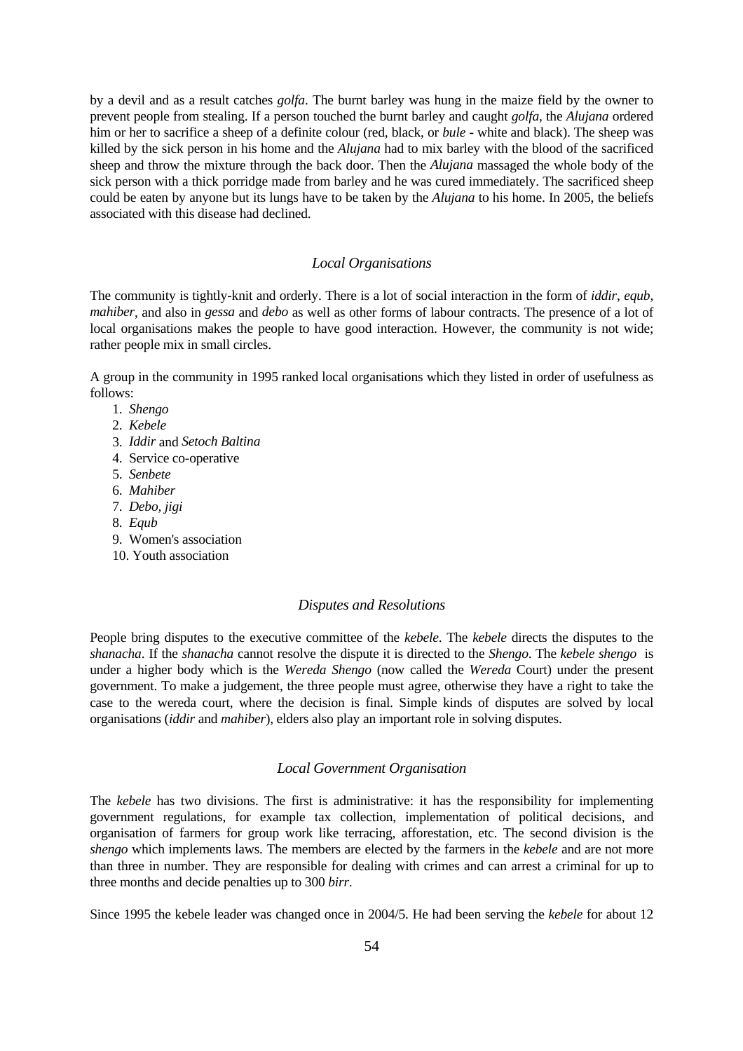by a devil and as a result catches *golfa*. The burnt barley was hung in the maize field by the owner to prevent people from stealing. If a person touched the burnt barley and caught *golfa*, the *Alujana* ordered him or her to sacrifice a sheep of a definite colour (red, black, or *bule* - white and black). The sheep was killed by the sick person in his home and the *Alujana* had to mix barley with the blood of the sacrificed sheep and throw the mixture through the back door. Then the *Alujana* massaged the whole body of the sick person with a thick porridge made from barley and he was cured immediately. The sacrificed sheep could be eaten by anyone but its lungs have to be taken by the *Alujana* to his home. In 2005, the beliefs associated with this disease had declined.

### *Local Organisations*

The community is tightly-knit and orderly. There is a lot of social interaction in the form of *iddir*, *equb*, *mahiber*, and also in *gessa* and *debo* as well as other forms of labour contracts. The presence of a lot of local organisations makes the people to have good interaction. However, the community is not wide; rather people mix in small circles.

A group in the community in 1995 ranked local organisations which they listed in order of usefulness as follows:

1. *Shengo*
2. *Kebele*
3. *Iddir* and *Setoch Baltina*
4. Service co-operative
5. *Senbete*
6. *Mahiber*
7. *Debo, jigi*
8. *Equb*
9. Women's association
10. Youth association

### *Disputes and Resolutions*

People bring disputes to the executive committee of the *kebele*. The *kebele* directs the disputes to the *shanacha*. If the *shanacha* cannot resolve the dispute it is directed to the *Shengo*. The *kebele shengo* is under a higher body which is the *Wereda Shengo* (now called the *Wereda* Court) under the present government. To make a judgement, the three people must agree, otherwise they have a right to take the case to the wereda court, where the decision is final. Simple kinds of disputes are solved by local organisations (*iddir* and *mahiber*), elders also play an important role in solving disputes.

### *Local Government Organisation*

The *kebele* has two divisions. The first is administrative: it has the responsibility for implementing government regulations, for example tax collection, implementation of political decisions, and organisation of farmers for group work like terracing, afforestation, etc. The second division is the *shengo* which implements laws. The members are elected by the farmers in the *kebele* and are not more than three in number. They are responsible for dealing with crimes and can arrest a criminal for up to three months and decide penalties up to 300 *birr*.

Since 1995 the kebele leader was changed once in 2004/5. He had been serving the *kebele* for about 12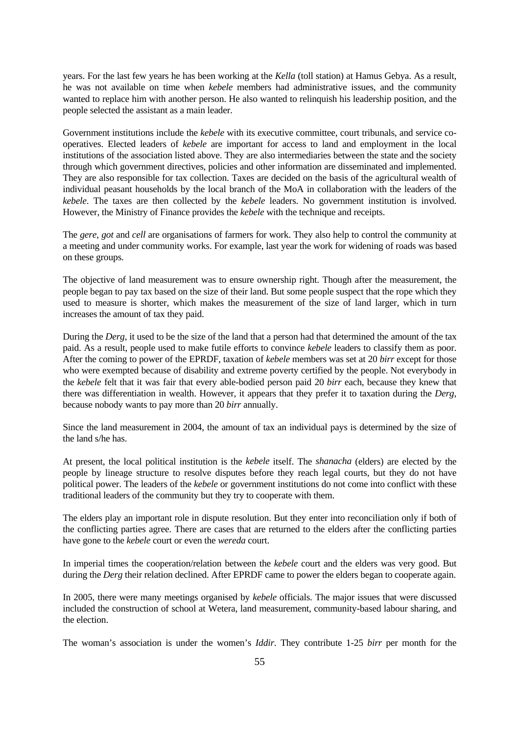years. For the last few years he has been working at the *Kella* (toll station) at Hamus Gebya. As a result, he was not available on time when *kebele* members had administrative issues, and the community wanted to replace him with another person. He also wanted to relinquish his leadership position, and the people selected the assistant as a main leader.

Government institutions include the *kebele* with its executive committee, court tribunals, and service co-operatives. Elected leaders of *kebele* are important for access to land and employment in the local institutions of the association listed above. They are also intermediaries between the state and the society through which government directives, policies and other information are disseminated and implemented. They are also responsible for tax collection. Taxes are decided on the basis of the agricultural wealth of individual peasant households by the local branch of the MoA in collaboration with the leaders of the *kebele*. The taxes are then collected by the *kebele* leaders. No government institution is involved. However, the Ministry of Finance provides the *kebele* with the technique and receipts.

The *gere*, *got* and *cell* are organisations of farmers for work. They also help to control the community at a meeting and under community works. For example, last year the work for widening of roads was based on these groups.

The objective of land measurement was to ensure ownership right. Though after the measurement, the people began to pay tax based on the size of their land. But some people suspect that the rope which they used to measure is shorter, which makes the measurement of the size of land larger, which in turn increases the amount of tax they paid.

During the *Derg*, it used to be the size of the land that a person had that determined the amount of the tax paid. As a result, people used to make futile efforts to convince *kebele* leaders to classify them as poor. After the coming to power of the EPRDF, taxation of *kebele* members was set at 20 *birr* except for those who were exempted because of disability and extreme poverty certified by the people. Not everybody in the *kebele* felt that it was fair that every able-bodied person paid 20 *birr* each, because they knew that there was differentiation in wealth. However, it appears that they prefer it to taxation during the *Derg*, because nobody wants to pay more than 20 *birr* annually.

Since the land measurement in 2004, the amount of tax an individual pays is determined by the size of the land s/he has.

At present, the local political institution is the *kebele* itself. The *shanacha* (elders) are elected by the people by lineage structure to resolve disputes before they reach legal courts, but they do not have political power. The leaders of the *kebele* or government institutions do not come into conflict with these traditional leaders of the community but they try to cooperate with them.

The elders play an important role in dispute resolution. But they enter into reconciliation only if both of the conflicting parties agree. There are cases that are returned to the elders after the conflicting parties have gone to the *kebele* court or even the *wereda* court.

In imperial times the cooperation/relation between the *kebele* court and the elders was very good. But during the *Derg* their relation declined. After EPRDF came to power the elders began to cooperate again.

In 2005, there were many meetings organised by *kebele* officials. The major issues that were discussed included the construction of school at Wetera, land measurement, community-based labour sharing, and the election.

The woman's association is under the women's *Iddir*. They contribute 1-25 *birr* per month for the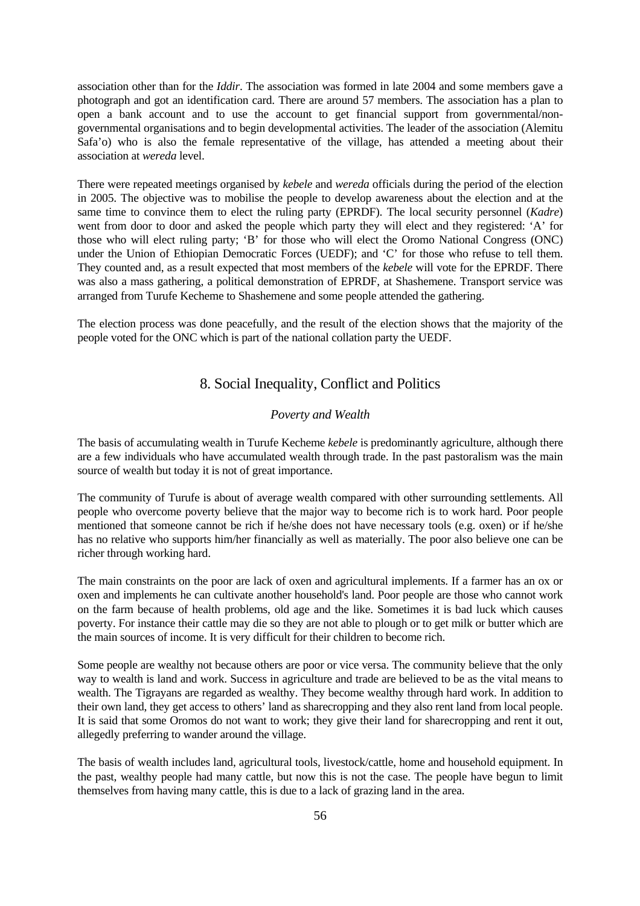association other than for the *Iddir*. The association was formed in late 2004 and some members gave a photograph and got an identification card. There are around 57 members. The association has a plan to open a bank account and to use the account to get financial support from governmental/non-governmental organisations and to begin developmental activities. The leader of the association (Alemitu Safa'o) who is also the female representative of the village, has attended a meeting about their association at *wereda* level.

There were repeated meetings organised by *kebele* and *wereda* officials during the period of the election in 2005. The objective was to mobilise the people to develop awareness about the election and at the same time to convince them to elect the ruling party (EPRDF). The local security personnel (*Kadre*) went from door to door and asked the people which party they will elect and they registered: 'A' for those who will elect ruling party; 'B' for those who will elect the Oromo National Congress (ONC) under the Union of Ethiopian Democratic Forces (UEDF); and 'C' for those who refuse to tell them. They counted and, as a result expected that most members of the *kebele* will vote for the EPRDF. There was also a mass gathering, a political demonstration of EPRDF, at Shashemene. Transport service was arranged from Turufe Kecheme to Shashemene and some people attended the gathering.

The election process was done peacefully, and the result of the election shows that the majority of the people voted for the ONC which is part of the national collation party the UEDF.

## 8. Social Inequality, Conflict and Politics

### *Poverty and Wealth*

The basis of accumulating wealth in Turufe Kecheme *kebele* is predominantly agriculture, although there are a few individuals who have accumulated wealth through trade. In the past pastoralism was the main source of wealth but today it is not of great importance.

The community of Turufe is about of average wealth compared with other surrounding settlements. All people who overcome poverty believe that the major way to become rich is to work hard. Poor people mentioned that someone cannot be rich if he/she does not have necessary tools (e.g. oxen) or if he/she has no relative who supports him/her financially as well as materially. The poor also believe one can be richer through working hard.

The main constraints on the poor are lack of oxen and agricultural implements. If a farmer has an ox or oxen and implements he can cultivate another household's land. Poor people are those who cannot work on the farm because of health problems, old age and the like. Sometimes it is bad luck which causes poverty. For instance their cattle may die so they are not able to plough or to get milk or butter which are the main sources of income. It is very difficult for their children to become rich.

Some people are wealthy not because others are poor or vice versa. The community believe that the only way to wealth is land and work. Success in agriculture and trade are believed to be as the vital means to wealth. The Tigrayans are regarded as wealthy. They become wealthy through hard work. In addition to their own land, they get access to others' land as sharecropping and they also rent land from local people. It is said that some Oromos do not want to work; they give their land for sharecropping and rent it out, allegedly preferring to wander around the village.

The basis of wealth includes land, agricultural tools, livestock/cattle, home and household equipment. In the past, wealthy people had many cattle, but now this is not the case. The people have begun to limit themselves from having many cattle, this is due to a lack of grazing land in the area.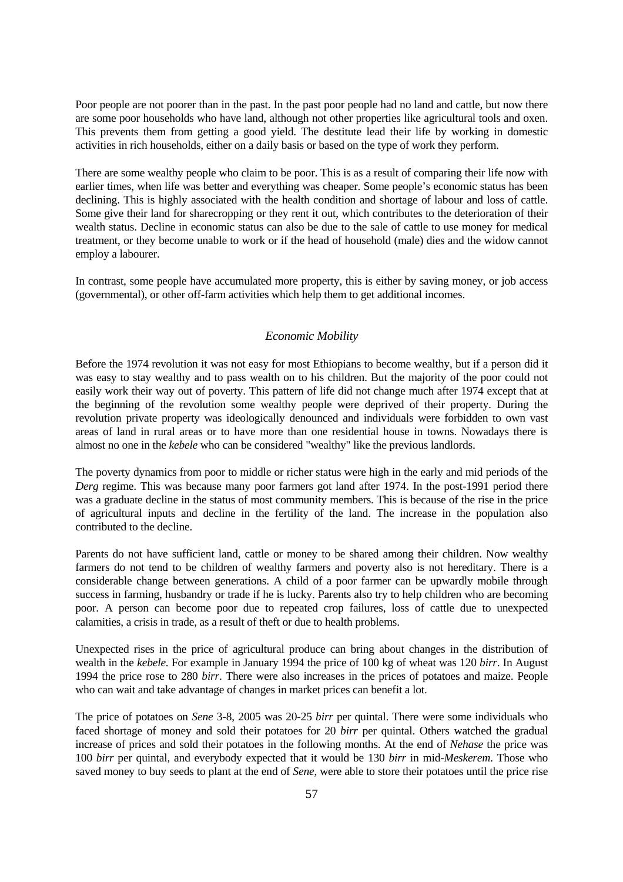Poor people are not poorer than in the past. In the past poor people had no land and cattle, but now there are some poor households who have land, although not other properties like agricultural tools and oxen. This prevents them from getting a good yield. The destitute lead their life by working in domestic activities in rich households, either on a daily basis or based on the type of work they perform.

There are some wealthy people who claim to be poor. This is as a result of comparing their life now with earlier times, when life was better and everything was cheaper. Some people's economic status has been declining. This is highly associated with the health condition and shortage of labour and loss of cattle. Some give their land for sharecropping or they rent it out, which contributes to the deterioration of their wealth status. Decline in economic status can also be due to the sale of cattle to use money for medical treatment, or they become unable to work or if the head of household (male) dies and the widow cannot employ a labourer.

In contrast, some people have accumulated more property, this is either by saving money, or job access (governmental), or other off-farm activities which help them to get additional incomes.

### *Economic Mobility*

Before the 1974 revolution it was not easy for most Ethiopians to become wealthy, but if a person did it was easy to stay wealthy and to pass wealth on to his children. But the majority of the poor could not easily work their way out of poverty. This pattern of life did not change much after 1974 except that at the beginning of the revolution some wealthy people were deprived of their property. During the revolution private property was ideologically denounced and individuals were forbidden to own vast areas of land in rural areas or to have more than one residential house in towns. Nowadays there is almost no one in the *kebele* who can be considered "wealthy" like the previous landlords.

The poverty dynamics from poor to middle or richer status were high in the early and mid periods of the *Derg* regime. This was because many poor farmers got land after 1974. In the post-1991 period there was a graduate decline in the status of most community members. This is because of the rise in the price of agricultural inputs and decline in the fertility of the land. The increase in the population also contributed to the decline.

Parents do not have sufficient land, cattle or money to be shared among their children. Now wealthy farmers do not tend to be children of wealthy farmers and poverty also is not hereditary. There is a considerable change between generations. A child of a poor farmer can be upwardly mobile through success in farming, husbandry or trade if he is lucky. Parents also try to help children who are becoming poor. A person can become poor due to repeated crop failures, loss of cattle due to unexpected calamities, a crisis in trade, as a result of theft or due to health problems.

Unexpected rises in the price of agricultural produce can bring about changes in the distribution of wealth in the *kebele*. For example in January 1994 the price of 100 kg of wheat was 120 *birr*. In August 1994 the price rose to 280 *birr*. There were also increases in the prices of potatoes and maize. People who can wait and take advantage of changes in market prices can benefit a lot.

The price of potatoes on *Sene* 3-8, 2005 was 20-25 *birr* per quintal. There were some individuals who faced shortage of money and sold their potatoes for 20 *birr* per quintal. Others watched the gradual increase of prices and sold their potatoes in the following months. At the end of *Nehase* the price was 100 *birr* per quintal, and everybody expected that it would be 130 *birr* in mid-*Meskerem*. Those who saved money to buy seeds to plant at the end of *Sene*, were able to store their potatoes until the price rise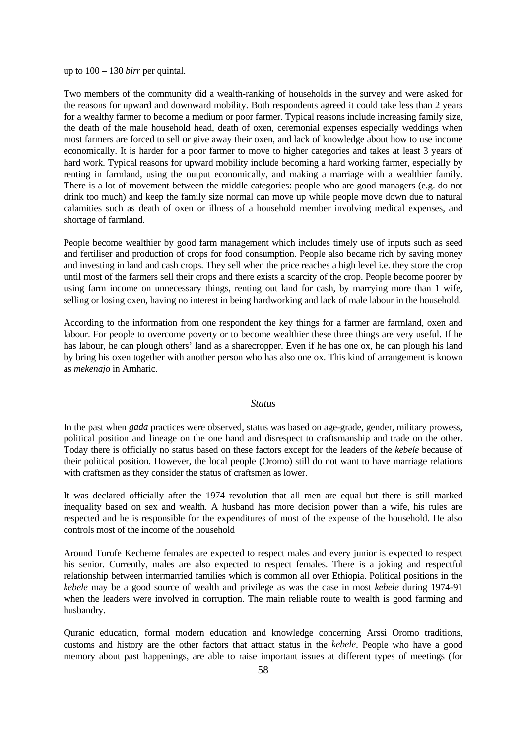up to 100 – 130 *birr* per quintal.

Two members of the community did a wealth-ranking of households in the survey and were asked for the reasons for upward and downward mobility. Both respondents agreed it could take less than 2 years for a wealthy farmer to become a medium or poor farmer. Typical reasons include increasing family size, the death of the male household head, death of oxen, ceremonial expenses especially weddings when most farmers are forced to sell or give away their oxen, and lack of knowledge about how to use income economically. It is harder for a poor farmer to move to higher categories and takes at least 3 years of hard work. Typical reasons for upward mobility include becoming a hard working farmer, especially by renting in farmland, using the output economically, and making a marriage with a wealthier family. There is a lot of movement between the middle categories: people who are good managers (e.g. do not drink too much) and keep the family size normal can move up while people move down due to natural calamities such as death of oxen or illness of a household member involving medical expenses, and shortage of farmland.

People become wealthier by good farm management which includes timely use of inputs such as seed and fertiliser and production of crops for food consumption. People also became rich by saving money and investing in land and cash crops. They sell when the price reaches a high level i.e. they store the crop until most of the farmers sell their crops and there exists a scarcity of the crop. People become poorer by using farm income on unnecessary things, renting out land for cash, by marrying more than 1 wife, selling or losing oxen, having no interest in being hardworking and lack of male labour in the household.

According to the information from one respondent the key things for a farmer are farmland, oxen and labour. For people to overcome poverty or to become wealthier these three things are very useful. If he has labour, he can plough others' land as a sharecropper. Even if he has one ox, he can plough his land by bring his oxen together with another person who has also one ox. This kind of arrangement is known as *mekenajo* in Amharic.

## *Status*

In the past when *gada* practices were observed, status was based on age-grade, gender, military prowess, political position and lineage on the one hand and disrespect to craftsmanship and trade on the other. Today there is officially no status based on these factors except for the leaders of the *kebele* because of their political position. However, the local people (Oromo) still do not want to have marriage relations with craftsmen as they consider the status of craftsmen as lower.

It was declared officially after the 1974 revolution that all men are equal but there is still marked inequality based on sex and wealth. A husband has more decision power than a wife, his rules are respected and he is responsible for the expenditures of most of the expense of the household. He also controls most of the income of the household

Around Turufe Kecheme females are expected to respect males and every junior is expected to respect his senior. Currently, males are also expected to respect females. There is a joking and respectful relationship between intermarried families which is common all over Ethiopia. Political positions in the *kebele* may be a good source of wealth and privilege as was the case in most *kebele* during 1974-91 when the leaders were involved in corruption. The main reliable route to wealth is good farming and husbandry.

Quranic education, formal modern education and knowledge concerning Arssi Oromo traditions, customs and history are the other factors that attract status in the *kebele*. People who have a good memory about past happenings, are able to raise important issues at different types of meetings (for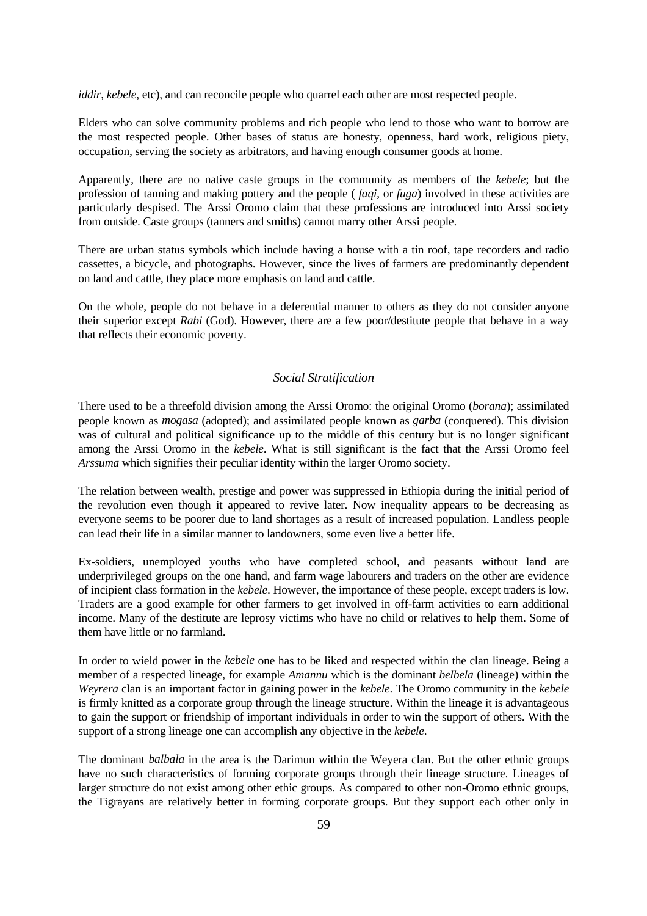*iddir*, *kebele*, etc), and can reconcile people who quarrel each other are most respected people.

Elders who can solve community problems and rich people who lend to those who want to borrow are the most respected people. Other bases of status are honesty, openness, hard work, religious piety, occupation, serving the society as arbitrators, and having enough consumer goods at home.

Apparently, there are no native caste groups in the community as members of the *kebele*; but the profession of tanning and making pottery and the people ( *faqi*, or *fuga*) involved in these activities are particularly despised. The Arssi Oromo claim that these professions are introduced into Arssi society from outside. Caste groups (tanners and smiths) cannot marry other Arssi people.

There are urban status symbols which include having a house with a tin roof, tape recorders and radio cassettes, a bicycle, and photographs. However, since the lives of farmers are predominantly dependent on land and cattle, they place more emphasis on land and cattle.

On the whole, people do not behave in a deferential manner to others as they do not consider anyone their superior except *Rabi* (God). However, there are a few poor/destitute people that behave in a way that reflects their economic poverty.

### *Social Stratification*

There used to be a threefold division among the Arssi Oromo: the original Oromo (*borana*); assimilated people known as *mogasa* (adopted); and assimilated people known as *garba* (conquered). This division was of cultural and political significance up to the middle of this century but is no longer significant among the Arssi Oromo in the *kebele*. What is still significant is the fact that the Arssi Oromo feel *Arssuma* which signifies their peculiar identity within the larger Oromo society.

The relation between wealth, prestige and power was suppressed in Ethiopia during the initial period of the revolution even though it appeared to revive later. Now inequality appears to be decreasing as everyone seems to be poorer due to land shortages as a result of increased population. Landless people can lead their life in a similar manner to landowners, some even live a better life.

Ex-soldiers, unemployed youths who have completed school, and peasants without land are underprivileged groups on the one hand, and farm wage labourers and traders on the other are evidence of incipient class formation in the *kebele*. However, the importance of these people, except traders is low. Traders are a good example for other farmers to get involved in off-farm activities to earn additional income. Many of the destitute are leprosy victims who have no child or relatives to help them. Some of them have little or no farmland.

In order to wield power in the *kebele* one has to be liked and respected within the clan lineage. Being a member of a respected lineage, for example *Amannu* which is the dominant *belbela* (lineage) within the *Weyrera* clan is an important factor in gaining power in the *kebele*. The Oromo community in the *kebele* is firmly knitted as a corporate group through the lineage structure. Within the lineage it is advantageous to gain the support or friendship of important individuals in order to win the support of others. With the support of a strong lineage one can accomplish any objective in the *kebele*.

The dominant *balbala* in the area is the Darimun within the Weyera clan. But the other ethnic groups have no such characteristics of forming corporate groups through their lineage structure. Lineages of larger structure do not exist among other ethic groups. As compared to other non-Oromo ethnic groups, the Tigrayans are relatively better in forming corporate groups. But they support each other only in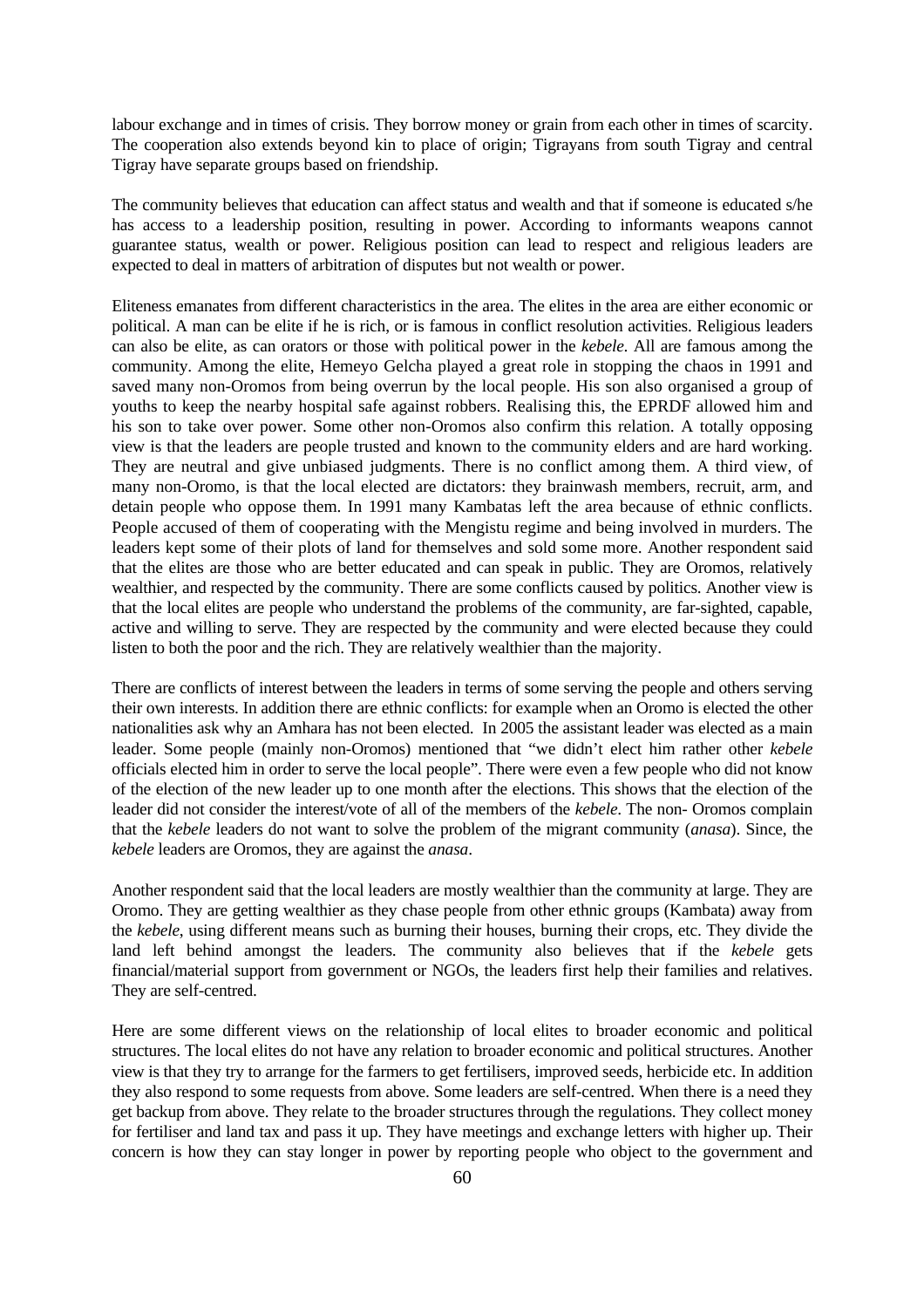labour exchange and in times of crisis. They borrow money or grain from each other in times of scarcity. The cooperation also extends beyond kin to place of origin; Tigrayans from south Tigray and central Tigray have separate groups based on friendship.

The community believes that education can affect status and wealth and that if someone is educated s/he has access to a leadership position, resulting in power. According to informants weapons cannot guarantee status, wealth or power. Religious position can lead to respect and religious leaders are expected to deal in matters of arbitration of disputes but not wealth or power.

Eliteness emanates from different characteristics in the area. The elites in the area are either economic or political. A man can be elite if he is rich, or is famous in conflict resolution activities. Religious leaders can also be elite, as can orators or those with political power in the *kebele*. All are famous among the community. Among the elite, Hemeyo Gelcha played a great role in stopping the chaos in 1991 and saved many non-Oromos from being overrun by the local people. His son also organised a group of youths to keep the nearby hospital safe against robbers. Realising this, the EPRDF allowed him and his son to take over power. Some other non-Oromos also confirm this relation. A totally opposing view is that the leaders are people trusted and known to the community elders and are hard working. They are neutral and give unbiased judgments. There is no conflict among them. A third view, of many non-Oromo, is that the local elected are dictators: they brainwash members, recruit, arm, and detain people who oppose them. In 1991 many Kambatas left the area because of ethnic conflicts. People accused of them of cooperating with the Mengistu regime and being involved in murders. The leaders kept some of their plots of land for themselves and sold some more. Another respondent said that the elites are those who are better educated and can speak in public. They are Oromos, relatively wealthier, and respected by the community. There are some conflicts caused by politics. Another view is that the local elites are people who understand the problems of the community, are far-sighted, capable, active and willing to serve. They are respected by the community and were elected because they could listen to both the poor and the rich. They are relatively wealthier than the majority.

There are conflicts of interest between the leaders in terms of some serving the people and others serving their own interests. In addition there are ethnic conflicts: for example when an Oromo is elected the other nationalities ask why an Amhara has not been elected. In 2005 the assistant leader was elected as a main leader. Some people (mainly non-Oromos) mentioned that "we didn't elect him rather other *kebele* officials elected him in order to serve the local people". There were even a few people who did not know of the election of the new leader up to one month after the elections. This shows that the election of the leader did not consider the interest/vote of all of the members of the *kebele*. The non- Oromos complain that the *kebele* leaders do not want to solve the problem of the migrant community (*anasa*). Since, the *kebele* leaders are Oromos, they are against the *anasa*.

Another respondent said that the local leaders are mostly wealthier than the community at large. They are Oromo. They are getting wealthier as they chase people from other ethnic groups (Kambata) away from the *kebele*, using different means such as burning their houses, burning their crops, etc. They divide the land left behind amongst the leaders. The community also believes that if the *kebele* gets financial/material support from government or NGOs, the leaders first help their families and relatives. They are self-centred.

Here are some different views on the relationship of local elites to broader economic and political structures. The local elites do not have any relation to broader economic and political structures. Another view is that they try to arrange for the farmers to get fertilisers, improved seeds, herbicide etc. In addition they also respond to some requests from above. Some leaders are self-centred. When there is a need they get backup from above. They relate to the broader structures through the regulations. They collect money for fertiliser and land tax and pass it up. They have meetings and exchange letters with higher up. Their concern is how they can stay longer in power by reporting people who object to the government and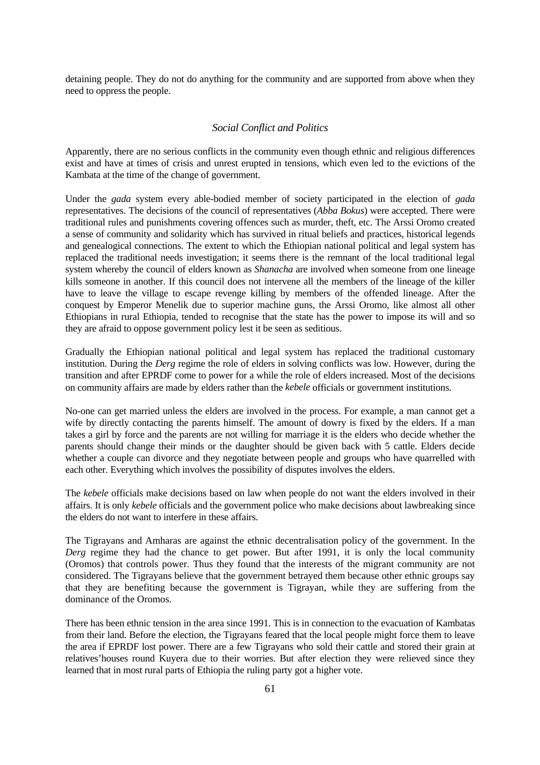detaining people. They do not do anything for the community and are supported from above when they need to oppress the people.

### *Social Conflict and Politics*

Apparently, there are no serious conflicts in the community even though ethnic and religious differences exist and have at times of crisis and unrest erupted in tensions, which even led to the evictions of the Kambata at the time of the change of government.

Under the *gada* system every able-bodied member of society participated in the election of *gada* representatives. The decisions of the council of representatives (*Abba Bokus*) were accepted. There were traditional rules and punishments covering offences such as murder, theft, etc. The Arssi Oromo created a sense of community and solidarity which has survived in ritual beliefs and practices, historical legends and genealogical connections. The extent to which the Ethiopian national political and legal system has replaced the traditional needs investigation; it seems there is the remnant of the local traditional legal system whereby the council of elders known as *Shanacha* are involved when someone from one lineage kills someone in another. If this council does not intervene all the members of the lineage of the killer have to leave the village to escape revenge killing by members of the offended lineage. After the conquest by Emperor Menelik due to superior machine guns, the Arssi Oromo, like almost all other Ethiopians in rural Ethiopia, tended to recognise that the state has the power to impose its will and so they are afraid to oppose government policy lest it be seen as seditious.

Gradually the Ethiopian national political and legal system has replaced the traditional customary institution. During the *Derg* regime the role of elders in solving conflicts was low. However, during the transition and after EPRDF come to power for a while the role of elders increased. Most of the decisions on community affairs are made by elders rather than the *kebele* officials or government institutions.

No-one can get married unless the elders are involved in the process. For example, a man cannot get a wife by directly contacting the parents himself. The amount of dowry is fixed by the elders. If a man takes a girl by force and the parents are not willing for marriage it is the elders who decide whether the parents should change their minds or the daughter should be given back with 5 cattle. Elders decide whether a couple can divorce and they negotiate between people and groups who have quarrelled with each other. Everything which involves the possibility of disputes involves the elders.

The *kebele* officials make decisions based on law when people do not want the elders involved in their affairs. It is only *kebele* officials and the government police who make decisions about lawbreaking since the elders do not want to interfere in these affairs.

The Tigrayans and Amharas are against the ethnic decentralisation policy of the government. In the *Derg* regime they had the chance to get power. But after 1991, it is only the local community (Oromos) that controls power. Thus they found that the interests of the migrant community are not considered. The Tigrayans believe that the government betrayed them because other ethnic groups say that they are benefiting because the government is Tigrayan, while they are suffering from the dominance of the Oromos.

There has been ethnic tension in the area since 1991. This is in connection to the evacuation of Kambatas from their land. Before the election, the Tigrayans feared that the local people might force them to leave the area if EPRDF lost power. There are a few Tigrayans who sold their cattle and stored their grain at relatives'houses round Kuyera due to their worries. But after election they were relieved since they learned that in most rural parts of Ethiopia the ruling party got a higher vote.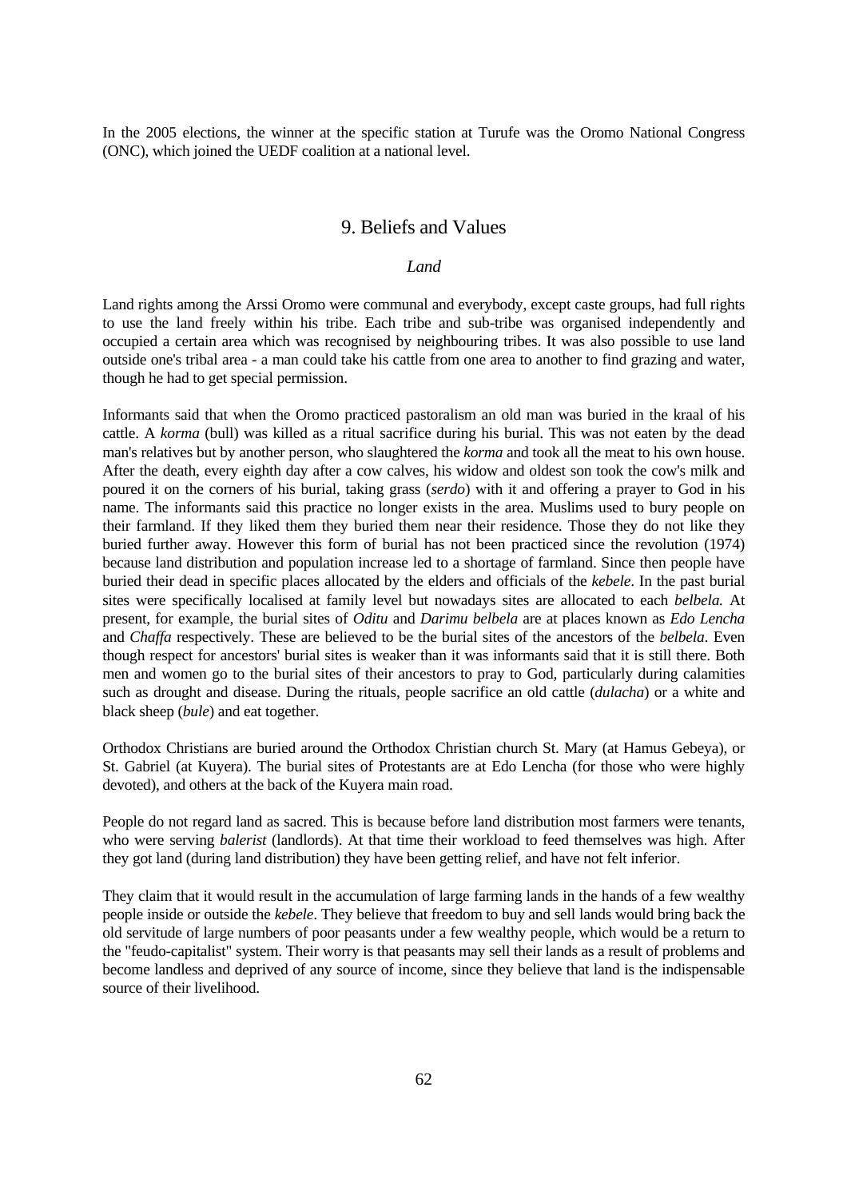In the 2005 elections, the winner at the specific station at Turufe was the Oromo National Congress (ONC), which joined the UEDF coalition at a national level.

## 9. Beliefs and Values

### *Land*

Land rights among the Arssi Oromo were communal and everybody, except caste groups, had full rights to use the land freely within his tribe. Each tribe and sub-tribe was organised independently and occupied a certain area which was recognised by neighbouring tribes. It was also possible to use land outside one's tribal area - a man could take his cattle from one area to another to find grazing and water, though he had to get special permission.

Informants said that when the Oromo practiced pastoralism an old man was buried in the kraal of his cattle. A *korma* (bull) was killed as a ritual sacrifice during his burial. This was not eaten by the dead man's relatives but by another person, who slaughtered the *korma* and took all the meat to his own house. After the death, every eighth day after a cow calves, his widow and oldest son took the cow's milk and poured it on the corners of his burial, taking grass (*serdo*) with it and offering a prayer to God in his name. The informants said this practice no longer exists in the area. Muslims used to bury people on their farmland. If they liked them they buried them near their residence. Those they do not like they buried further away. However this form of burial has not been practiced since the revolution (1974) because land distribution and population increase led to a shortage of farmland. Since then people have buried their dead in specific places allocated by the elders and officials of the *kebele*. In the past burial sites were specifically localised at family level but nowadays sites are allocated to each *belbela.* At present, for example, the burial sites of *Oditu* and *Darimu belbela* are at places known as *Edo Lencha* and *Chaffa* respectively. These are believed to be the burial sites of the ancestors of the *belbela*. Even though respect for ancestors' burial sites is weaker than it was informants said that it is still there. Both men and women go to the burial sites of their ancestors to pray to God, particularly during calamities such as drought and disease. During the rituals, people sacrifice an old cattle (*dulacha*) or a white and black sheep (*bule*) and eat together.

Orthodox Christians are buried around the Orthodox Christian church St. Mary (at Hamus Gebeya), or St. Gabriel (at Kuyera). The burial sites of Protestants are at Edo Lencha (for those who were highly devoted), and others at the back of the Kuyera main road.

People do not regard land as sacred. This is because before land distribution most farmers were tenants, who were serving *balerist* (landlords). At that time their workload to feed themselves was high. After they got land (during land distribution) they have been getting relief, and have not felt inferior.

They claim that it would result in the accumulation of large farming lands in the hands of a few wealthy people inside or outside the *kebele*. They believe that freedom to buy and sell lands would bring back the old servitude of large numbers of poor peasants under a few wealthy people, which would be a return to the "feudo-capitalist" system. Their worry is that peasants may sell their lands as a result of problems and become landless and deprived of any source of income, since they believe that land is the indispensable source of their livelihood.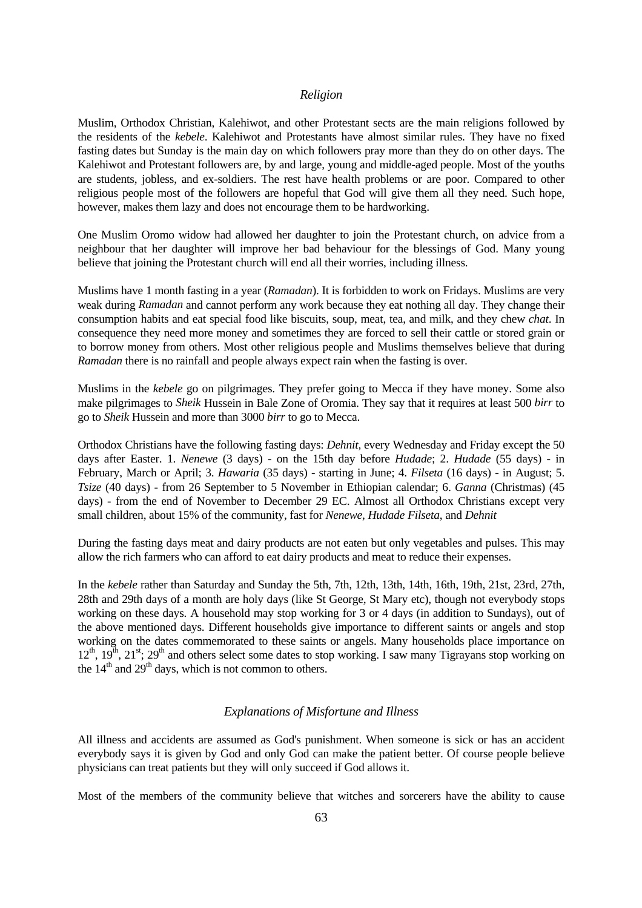### *Religion*

Muslim, Orthodox Christian, Kalehiwot, and other Protestant sects are the main religions followed by the residents of the *kebele*. Kalehiwot and Protestants have almost similar rules. They have no fixed fasting dates but Sunday is the main day on which followers pray more than they do on other days. The Kalehiwot and Protestant followers are, by and large, young and middle-aged people. Most of the youths are students, jobless, and ex-soldiers. The rest have health problems or are poor. Compared to other religious people most of the followers are hopeful that God will give them all they need. Such hope, however, makes them lazy and does not encourage them to be hardworking.

One Muslim Oromo widow had allowed her daughter to join the Protestant church, on advice from a neighbour that her daughter will improve her bad behaviour for the blessings of God. Many young believe that joining the Protestant church will end all their worries, including illness.

Muslims have 1 month fasting in a year (*Ramadan*). It is forbidden to work on Fridays. Muslims are very weak during *Ramadan* and cannot perform any work because they eat nothing all day. They change their consumption habits and eat special food like biscuits, soup, meat, tea, and milk, and they chew *chat*. In consequence they need more money and sometimes they are forced to sell their cattle or stored grain or to borrow money from others. Most other religious people and Muslims themselves believe that during *Ramadan* there is no rainfall and people always expect rain when the fasting is over.

Muslims in the *kebele* go on pilgrimages. They prefer going to Mecca if they have money. Some also make pilgrimages to *Sheik* Hussein in Bale Zone of Oromia. They say that it requires at least 500 *birr* to go to *Sheik* Hussein and more than 3000 *birr* to go to Mecca.

Orthodox Christians have the following fasting days: *Dehnit,* every Wednesday and Friday except the 50 days after Easter. 1. *Nenewe* (3 days) - on the 15th day before *Hudade*; 2. *Hudade* (55 days) - in February, March or April; 3. *Hawaria* (35 days) - starting in June; 4. *Filseta* (16 days) - in August; 5. *Tsize* (40 days) - from 26 September to 5 November in Ethiopian calendar; 6. *Ganna* (Christmas) (45 days) - from the end of November to December 29 EC. Almost all Orthodox Christians except very small children, about 15% of the community, fast for *Nenewe*, *Hudade Filseta*, and *Dehnit*

During the fasting days meat and dairy products are not eaten but only vegetables and pulses. This may allow the rich farmers who can afford to eat dairy products and meat to reduce their expenses.

In the *kebele* rather than Saturday and Sunday the 5th, 7th, 12th, 13th, 14th, 16th, 19th, 21st, 23rd, 27th, 28th and 29th days of a month are holy days (like St George, St Mary etc), though not everybody stops working on these days. A household may stop working for 3 or 4 days (in addition to Sundays), out of the above mentioned days. Different households give importance to different saints or angels and stop working on the dates commemorated to these saints or angels. Many households place importance on 12th, 19th, 21st; 29th and others select some dates to stop working. I saw many Tigrayans stop working on the 14th and 29th days, which is not common to others.

### *Explanations of Misfortune and Illness*

All illness and accidents are assumed as God's punishment. When someone is sick or has an accident everybody says it is given by God and only God can make the patient better. Of course people believe physicians can treat patients but they will only succeed if God allows it.

Most of the members of the community believe that witches and sorcerers have the ability to cause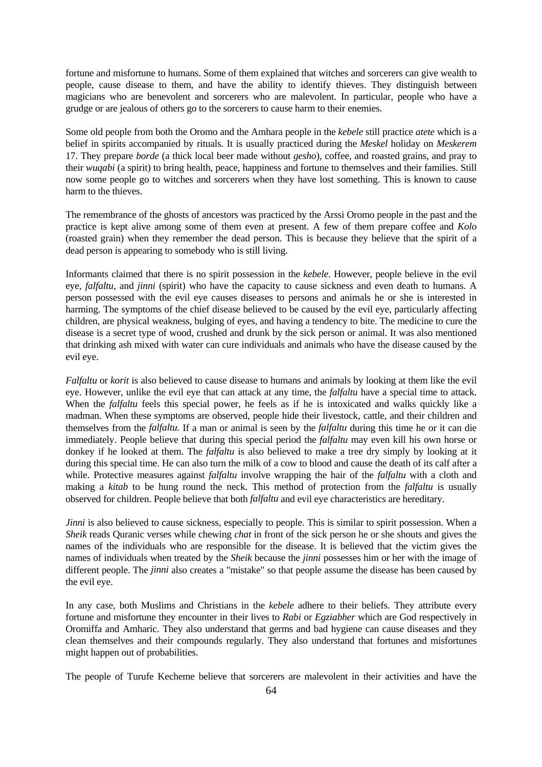fortune and misfortune to humans. Some of them explained that witches and sorcerers can give wealth to people, cause disease to them, and have the ability to identify thieves. They distinguish between magicians who are benevolent and sorcerers who are malevolent. In particular, people who have a grudge or are jealous of others go to the sorcerers to cause harm to their enemies.

Some old people from both the Oromo and the Amhara people in the *kebele* still practice *atete* which is a belief in spirits accompanied by rituals. It is usually practiced during the *Meskel* holiday on *Meskerem* 17. They prepare *borde* (a thick local beer made without *gesho*), coffee, and roasted grains, and pray to their *wuqabi* (a spirit) to bring health, peace, happiness and fortune to themselves and their families. Still now some people go to witches and sorcerers when they have lost something. This is known to cause harm to the thieves.

The remembrance of the ghosts of ancestors was practiced by the Arssi Oromo people in the past and the practice is kept alive among some of them even at present. A few of them prepare coffee and *Kolo* (roasted grain) when they remember the dead person. This is because they believe that the spirit of a dead person is appearing to somebody who is still living.

Informants claimed that there is no spirit possession in the *kebele*. However, people believe in the evil eye, *falfaltu,* and *jinni* (spirit) who have the capacity to cause sickness and even death to humans. A person possessed with the evil eye causes diseases to persons and animals he or she is interested in harming. The symptoms of the chief disease believed to be caused by the evil eye, particularly affecting children, are physical weakness, bulging of eyes, and having a tendency to bite. The medicine to cure the disease is a secret type of wood, crushed and drunk by the sick person or animal. It was also mentioned that drinking ash mixed with water can cure individuals and animals who have the disease caused by the evil eye.

*Falfaltu* or *korit* is also believed to cause disease to humans and animals by looking at them like the evil eye. However, unlike the evil eye that can attack at any time, the *falfaltu* have a special time to attack. When the *falfaltu* feels this special power, he feels as if he is intoxicated and walks quickly like a madman. When these symptoms are observed, people hide their livestock, cattle, and their children and themselves from the *falfaltu.* If a man or animal is seen by the *falfaltu* during this time he or it can die immediately. People believe that during this special period the *falfaltu* may even kill his own horse or donkey if he looked at them. The *falfaltu* is also believed to make a tree dry simply by looking at it during this special time. He can also turn the milk of a cow to blood and cause the death of its calf after a while. Protective measures against *falfaltu* involve wrapping the hair of the *falfaltu* with a cloth and making a *kitab* to be hung round the neck. This method of protection from the *falfaltu* is usually observed for children. People believe that both *falfaltu* and evil eye characteristics are hereditary.

*Jinni* is also believed to cause sickness, especially to people. This is similar to spirit possession. When a *Sheik* reads Quranic verses while chewing *chat* in front of the sick person he or she shouts and gives the names of the individuals who are responsible for the disease. It is believed that the victim gives the names of individuals when treated by the *Sheik* because the *jinni* possesses him or her with the image of different people. The *jinni* also creates a "mistake" so that people assume the disease has been caused by the evil eye.

In any case, both Muslims and Christians in the *kebele* adhere to their beliefs. They attribute every fortune and misfortune they encounter in their lives to *Rabi* or *Egziabher* which are God respectively in Oromiffa and Amharic. They also understand that germs and bad hygiene can cause diseases and they clean themselves and their compounds regularly. They also understand that fortunes and misfortunes might happen out of probabilities.

The people of Turufe Kecheme believe that sorcerers are malevolent in their activities and have the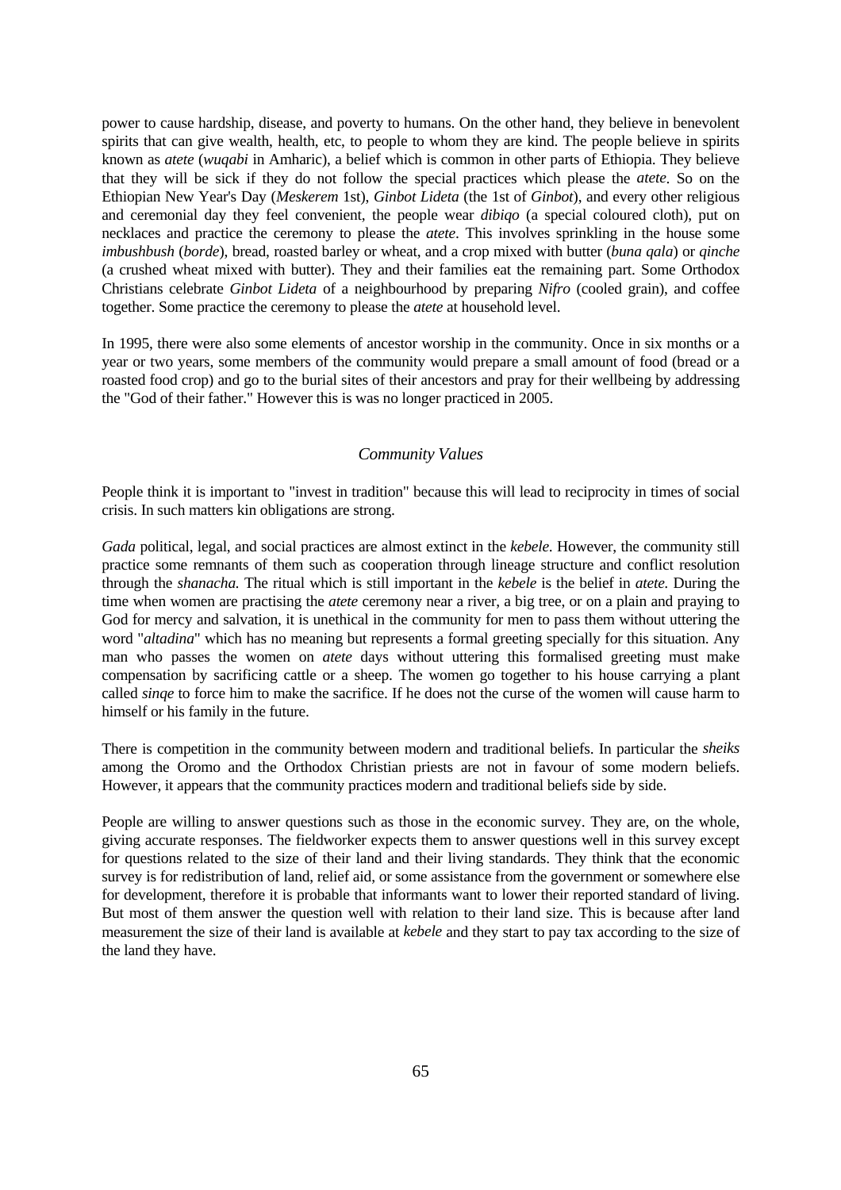power to cause hardship, disease, and poverty to humans. On the other hand, they believe in benevolent spirits that can give wealth, health, etc, to people to whom they are kind. The people believe in spirits known as *atete* (*wuqabi* in Amharic), a belief which is common in other parts of Ethiopia. They believe that they will be sick if they do not follow the special practices which please the *atete*. So on the Ethiopian New Year's Day (*Meskerem* 1st), *Ginbot Lideta* (the 1st of *Ginbot*), and every other religious and ceremonial day they feel convenient, the people wear *dibiqo* (a special coloured cloth), put on necklaces and practice the ceremony to please the *atete*. This involves sprinkling in the house some *imbushbush* (*borde*), bread, roasted barley or wheat, and a crop mixed with butter (*buna qala*) or *qinche* (a crushed wheat mixed with butter). They and their families eat the remaining part. Some Orthodox Christians celebrate *Ginbot Lideta* of a neighbourhood by preparing *Nifro* (cooled grain), and coffee together. Some practice the ceremony to please the *atete* at household level.

In 1995, there were also some elements of ancestor worship in the community. Once in six months or a year or two years, some members of the community would prepare a small amount of food (bread or a roasted food crop) and go to the burial sites of their ancestors and pray for their wellbeing by addressing the "God of their father." However this is was no longer practiced in 2005.

### *Community Values*

People think it is important to "invest in tradition" because this will lead to reciprocity in times of social crisis. In such matters kin obligations are strong.

*Gada* political, legal, and social practices are almost extinct in the *kebele*. However, the community still practice some remnants of them such as cooperation through lineage structure and conflict resolution through the *shanacha.* The ritual which is still important in the *kebele* is the belief in *atete.* During the time when women are practising the *atete* ceremony near a river, a big tree, or on a plain and praying to God for mercy and salvation, it is unethical in the community for men to pass them without uttering the word "*altadina*" which has no meaning but represents a formal greeting specially for this situation. Any man who passes the women on *atete* days without uttering this formalised greeting must make compensation by sacrificing cattle or a sheep. The women go together to his house carrying a plant called *sinqe* to force him to make the sacrifice. If he does not the curse of the women will cause harm to himself or his family in the future.

There is competition in the community between modern and traditional beliefs. In particular the *sheiks* among the Oromo and the Orthodox Christian priests are not in favour of some modern beliefs. However, it appears that the community practices modern and traditional beliefs side by side.

People are willing to answer questions such as those in the economic survey. They are, on the whole, giving accurate responses. The fieldworker expects them to answer questions well in this survey except for questions related to the size of their land and their living standards. They think that the economic survey is for redistribution of land, relief aid, or some assistance from the government or somewhere else for development, therefore it is probable that informants want to lower their reported standard of living. But most of them answer the question well with relation to their land size. This is because after land measurement the size of their land is available at *kebele* and they start to pay tax according to the size of the land they have.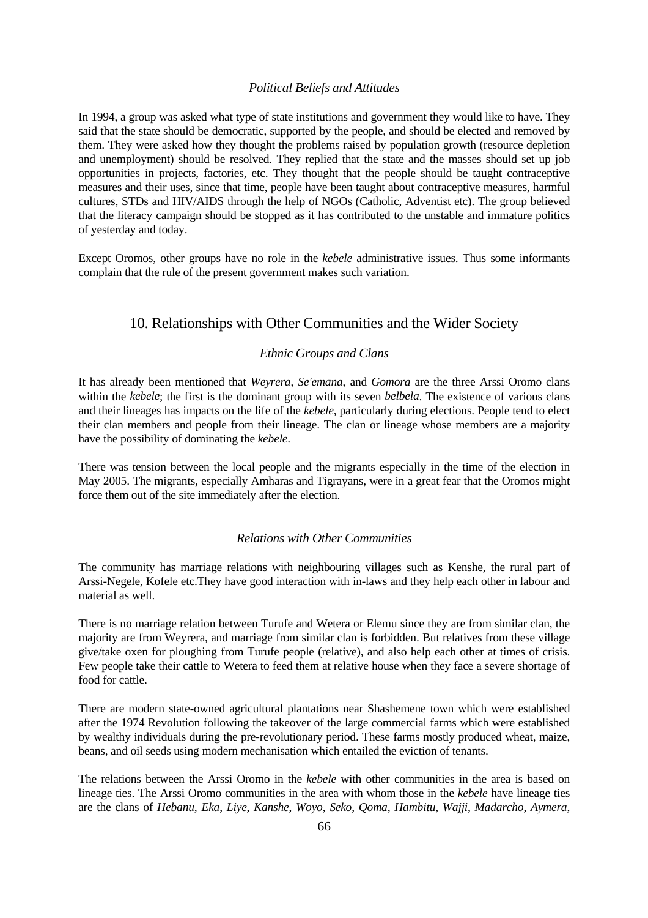### *Political Beliefs and Attitudes*

In 1994, a group was asked what type of state institutions and government they would like to have. They said that the state should be democratic, supported by the people, and should be elected and removed by them. They were asked how they thought the problems raised by population growth (resource depletion and unemployment) should be resolved. They replied that the state and the masses should set up job opportunities in projects, factories, etc. They thought that the people should be taught contraceptive measures and their uses, since that time, people have been taught about contraceptive measures, harmful cultures, STDs and HIV/AIDS through the help of NGOs (Catholic, Adventist etc). The group believed that the literacy campaign should be stopped as it has contributed to the unstable and immature politics of yesterday and today.

Except Oromos, other groups have no role in the *kebele* administrative issues. Thus some informants complain that the rule of the present government makes such variation.

## 10. Relationships with Other Communities and the Wider Society

### *Ethnic Groups and Clans*

It has already been mentioned that *Weyrera*, *Se'emana*, and *Gomora* are the three Arssi Oromo clans within the *kebele*; the first is the dominant group with its seven *belbela*. The existence of various clans and their lineages has impacts on the life of the *kebele*, particularly during elections. People tend to elect their clan members and people from their lineage. The clan or lineage whose members are a majority have the possibility of dominating the *kebele*.

There was tension between the local people and the migrants especially in the time of the election in May 2005. The migrants, especially Amharas and Tigrayans, were in a great fear that the Oromos might force them out of the site immediately after the election.

### *Relations with Other Communities*

The community has marriage relations with neighbouring villages such as Kenshe, the rural part of Arssi-Negele, Kofele etc.They have good interaction with in-laws and they help each other in labour and material as well.

There is no marriage relation between Turufe and Wetera or Elemu since they are from similar clan, the majority are from Weyrera, and marriage from similar clan is forbidden. But relatives from these village give/take oxen for ploughing from Turufe people (relative), and also help each other at times of crisis. Few people take their cattle to Wetera to feed them at relative house when they face a severe shortage of food for cattle.

There are modern state-owned agricultural plantations near Shashemene town which were established after the 1974 Revolution following the takeover of the large commercial farms which were established by wealthy individuals during the pre-revolutionary period. These farms mostly produced wheat, maize, beans, and oil seeds using modern mechanisation which entailed the eviction of tenants.

The relations between the Arssi Oromo in the *kebele* with other communities in the area is based on lineage ties. The Arssi Oromo communities in the area with whom those in the *kebele* have lineage ties are the clans of *Hebanu*, *Eka*, *Liye*, *Kanshe*, *Woyo*, *Seko*, *Qoma*, *Hambitu*, *Wajji*, *Madarcho*, *Aymera*,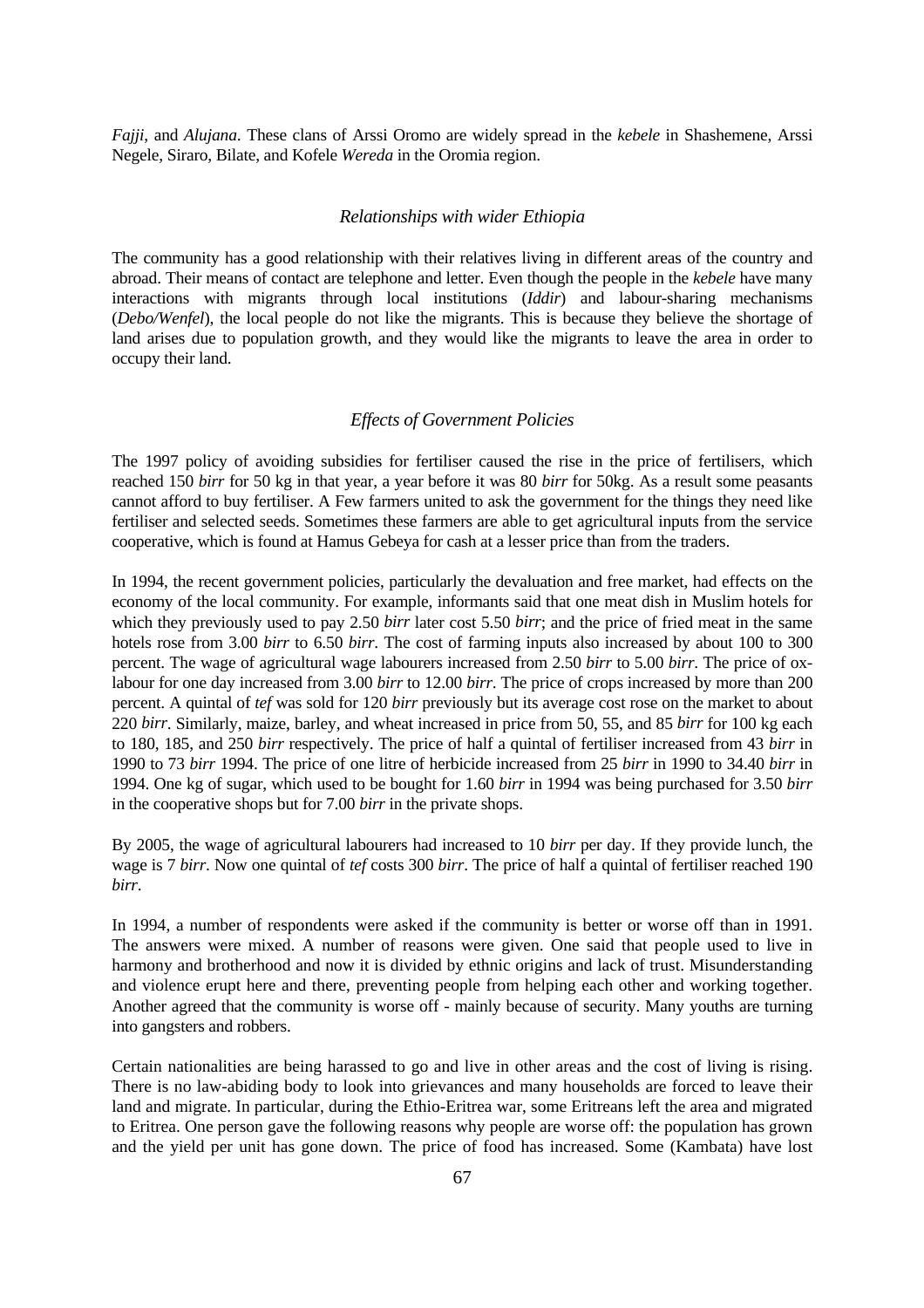*Fajji*, and *Alujana*. These clans of Arssi Oromo are widely spread in the *kebele* in Shashemene, Arssi Negele, Siraro, Bilate, and Kofele *Wereda* in the Oromia region.

### *Relationships with wider Ethiopia*

The community has a good relationship with their relatives living in different areas of the country and abroad. Their means of contact are telephone and letter. Even though the people in the *kebele* have many interactions with migrants through local institutions (*Iddir*) and labour-sharing mechanisms (*Debo/Wenfel*), the local people do not like the migrants. This is because they believe the shortage of land arises due to population growth, and they would like the migrants to leave the area in order to occupy their land.

### *Effects of Government Policies*

The 1997 policy of avoiding subsidies for fertiliser caused the rise in the price of fertilisers, which reached 150 *birr* for 50 kg in that year, a year before it was 80 *birr* for 50kg. As a result some peasants cannot afford to buy fertiliser. A Few farmers united to ask the government for the things they need like fertiliser and selected seeds. Sometimes these farmers are able to get agricultural inputs from the service cooperative, which is found at Hamus Gebeya for cash at a lesser price than from the traders.

In 1994, the recent government policies, particularly the devaluation and free market, had effects on the economy of the local community. For example, informants said that one meat dish in Muslim hotels for which they previously used to pay 2.50 *birr* later cost 5.50 *birr*; and the price of fried meat in the same hotels rose from 3.00 *birr* to 6.50 *birr*. The cost of farming inputs also increased by about 100 to 300 percent. The wage of agricultural wage labourers increased from 2.50 *birr* to 5.00 *birr*. The price of ox-labour for one day increased from 3.00 *birr* to 12.00 *birr*. The price of crops increased by more than 200 percent. A quintal of *tef* was sold for 120 *birr* previously but its average cost rose on the market to about 220 *birr*. Similarly, maize, barley, and wheat increased in price from 50, 55, and 85 *birr* for 100 kg each to 180, 185, and 250 *birr* respectively. The price of half a quintal of fertiliser increased from 43 *birr* in 1990 to 73 *birr* 1994. The price of one litre of herbicide increased from 25 *birr* in 1990 to 34.40 *birr* in 1994. One kg of sugar, which used to be bought for 1.60 *birr* in 1994 was being purchased for 3.50 *birr* in the cooperative shops but for 7.00 *birr* in the private shops.

By 2005, the wage of agricultural labourers had increased to 10 *birr* per day. If they provide lunch, the wage is 7 *birr*. Now one quintal of *tef* costs 300 *birr*. The price of half a quintal of fertiliser reached 190 *birr*.

In 1994, a number of respondents were asked if the community is better or worse off than in 1991. The answers were mixed. A number of reasons were given. One said that people used to live in harmony and brotherhood and now it is divided by ethnic origins and lack of trust. Misunderstanding and violence erupt here and there, preventing people from helping each other and working together. Another agreed that the community is worse off - mainly because of security. Many youths are turning into gangsters and robbers.

Certain nationalities are being harassed to go and live in other areas and the cost of living is rising. There is no law-abiding body to look into grievances and many households are forced to leave their land and migrate. In particular, during the Ethio-Eritrea war, some Eritreans left the area and migrated to Eritrea. One person gave the following reasons why people are worse off: the population has grown and the yield per unit has gone down. The price of food has increased. Some (Kambata) have lost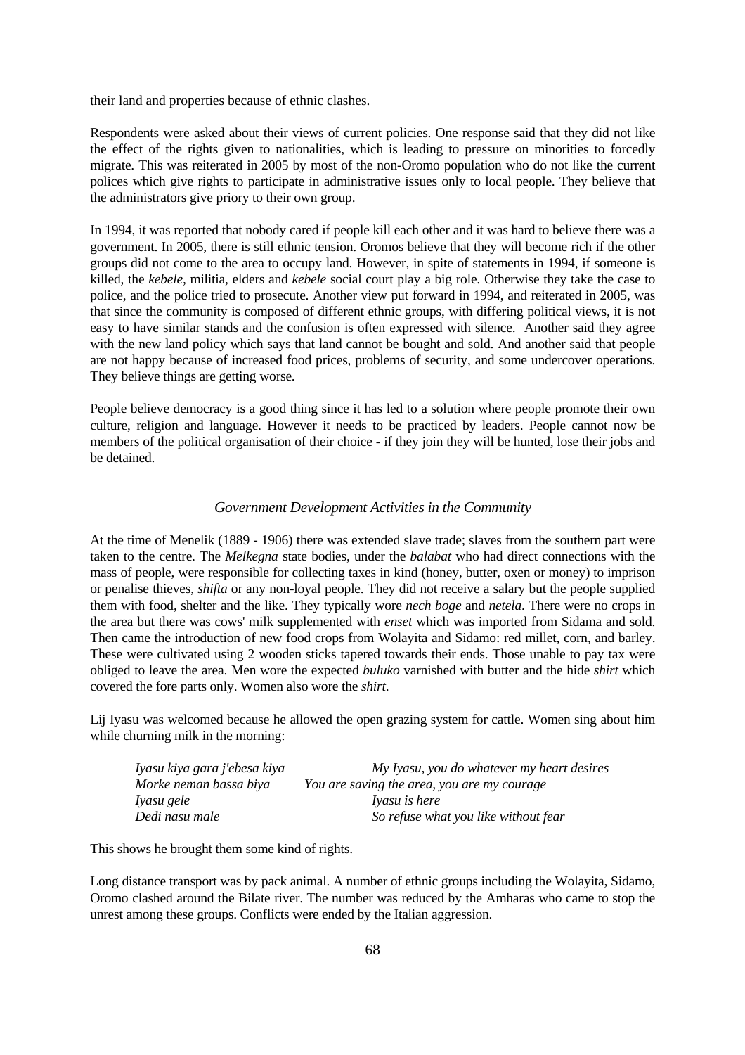their land and properties because of ethnic clashes.

Respondents were asked about their views of current policies. One response said that they did not like the effect of the rights given to nationalities, which is leading to pressure on minorities to forcedly migrate. This was reiterated in 2005 by most of the non-Oromo population who do not like the current polices which give rights to participate in administrative issues only to local people. They believe that the administrators give priory to their own group.

In 1994, it was reported that nobody cared if people kill each other and it was hard to believe there was a government. In 2005, there is still ethnic tension. Oromos believe that they will become rich if the other groups did not come to the area to occupy land. However, in spite of statements in 1994, if someone is killed, the *kebele,* militia, elders and *kebele* social court play a big role. Otherwise they take the case to police, and the police tried to prosecute. Another view put forward in 1994, and reiterated in 2005, was that since the community is composed of different ethnic groups, with differing political views, it is not easy to have similar stands and the confusion is often expressed with silence. Another said they agree with the new land policy which says that land cannot be bought and sold. And another said that people are not happy because of increased food prices, problems of security, and some undercover operations. They believe things are getting worse.

People believe democracy is a good thing since it has led to a solution where people promote their own culture, religion and language. However it needs to be practiced by leaders. People cannot now be members of the political organisation of their choice - if they join they will be hunted, lose their jobs and be detained.

### *Government Development Activities in the Community*

At the time of Menelik (1889 - 1906) there was extended slave trade; slaves from the southern part were taken to the centre. The *Melkegna* state bodies, under the *balabat* who had direct connections with the mass of people, were responsible for collecting taxes in kind (honey, butter, oxen or money) to imprison or penalise thieves, *shifta* or any non-loyal people. They did not receive a salary but the people supplied them with food, shelter and the like. They typically wore *nech boge* and *netela*. There were no crops in the area but there was cows' milk supplemented with *enset* which was imported from Sidama and sold. Then came the introduction of new food crops from Wolayita and Sidamo: red millet, corn, and barley. These were cultivated using 2 wooden sticks tapered towards their ends. Those unable to pay tax were obliged to leave the area. Men wore the expected *buluko* varnished with butter and the hide *shirt* which covered the fore parts only. Women also wore the *shirt*.

Lij Iyasu was welcomed because he allowed the open grazing system for cattle. Women sing about him while churning milk in the morning:

| | |
|---|---|
| *Iyasu kiya gara j'ebesa kiya* | *My Iyasu, you do whatever my heart desires* |
| *Morke neman bassa biya* | *You are saving the area, you are my courage* |
| *Iyasu gele* | *Iyasu is here* |
| *Dedi nasu male* | *So refuse what you like without fear* |

This shows he brought them some kind of rights.

Long distance transport was by pack animal. A number of ethnic groups including the Wolayita, Sidamo, Oromo clashed around the Bilate river. The number was reduced by the Amharas who came to stop the unrest among these groups. Conflicts were ended by the Italian aggression.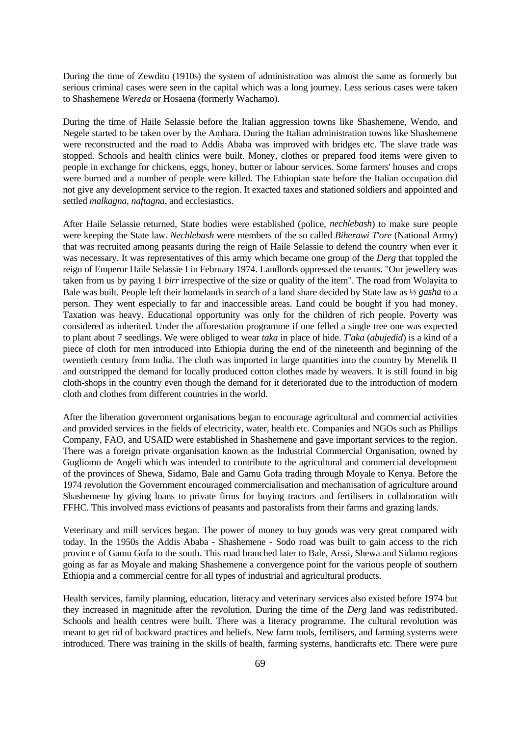During the time of Zewditu (1910s) the system of administration was almost the same as formerly but serious criminal cases were seen in the capital which was a long journey. Less serious cases were taken to Shashemene *Wereda* or Hosaena (formerly Wachamo).

During the time of Haile Selassie before the Italian aggression towns like Shashemene, Wendo, and Negele started to be taken over by the Amhara. During the Italian administration towns like Shashemene were reconstructed and the road to Addis Ababa was improved with bridges etc. The slave trade was stopped. Schools and health clinics were built. Money, clothes or prepared food items were given to people in exchange for chickens, eggs, honey, butter or labour services. Some farmers' houses and crops were burned and a number of people were killed. The Ethiopian state before the Italian occupation did not give any development service to the region. It exacted taxes and stationed soldiers and appointed and settled *malkagna*, *naftagna*, and ecclesiastics.

After Haile Selassie returned, State bodies were established (police, *nechlebash*) to make sure people were keeping the State law. *Nechlebash* were members of the so called *Biherawi T'ore* (National Army) that was recruited among peasants during the reign of Haile Selassie to defend the country when ever it was necessary. It was representatives of this army which became one group of the *Derg* that toppled the reign of Emperor Haile Selassie I in February 1974. Landlords oppressed the tenants. "Our jewellery was taken from us by paying 1 *birr* irrespective of the size or quality of the item". The road from Wolayita to Bale was built. People left their homelands in search of a land share decided by State law as ½ *gasha* to a person. They went especially to far and inaccessible areas. Land could be bought if you had money. Taxation was heavy. Educational opportunity was only for the children of rich people. Poverty was considered as inherited. Under the afforestation programme if one felled a single tree one was expected to plant about 7 seedlings. We were obliged to wear *taka* in place of hide. *T'aka* (*abujedid*) is a kind of a piece of cloth for men introduced into Ethiopia during the end of the nineteenth and beginning of the twentieth century from India. The cloth was imported in large quantities into the country by Menelik II and outstripped the demand for locally produced cotton clothes made by weavers. It is still found in big cloth-shops in the country even though the demand for it deteriorated due to the introduction of modern cloth and clothes from different countries in the world.

After the liberation government organisations began to encourage agricultural and commercial activities and provided services in the fields of electricity, water, health etc. Companies and NGOs such as Phillips Company, FAO, and USAID were established in Shashemene and gave important services to the region. There was a foreign private organisation known as the Industrial Commercial Organisation, owned by Gugliomo de Angeli which was intended to contribute to the agricultural and commercial development of the provinces of Shewa, Sidamo, Bale and Gamu Gofa trading through Moyale to Kenya. Before the 1974 revolution the Government encouraged commercialisation and mechanisation of agriculture around Shashemene by giving loans to private firms for buying tractors and fertilisers in collaboration with FFHC. This involved mass evictions of peasants and pastoralists from their farms and grazing lands.

Veterinary and mill services began. The power of money to buy goods was very great compared with today. In the 1950s the Addis Ababa - Shashemene - Sodo road was built to gain access to the rich province of Gamu Gofa to the south. This road branched later to Bale, Arssi, Shewa and Sidamo regions going as far as Moyale and making Shashemene a convergence point for the various people of southern Ethiopia and a commercial centre for all types of industrial and agricultural products.

Health services, family planning, education, literacy and veterinary services also existed before 1974 but they increased in magnitude after the revolution. During the time of the *Derg* land was redistributed. Schools and health centres were built. There was a literacy programme. The cultural revolution was meant to get rid of backward practices and beliefs. New farm tools, fertilisers, and farming systems were introduced. There was training in the skills of health, farming systems, handicrafts etc. There were pure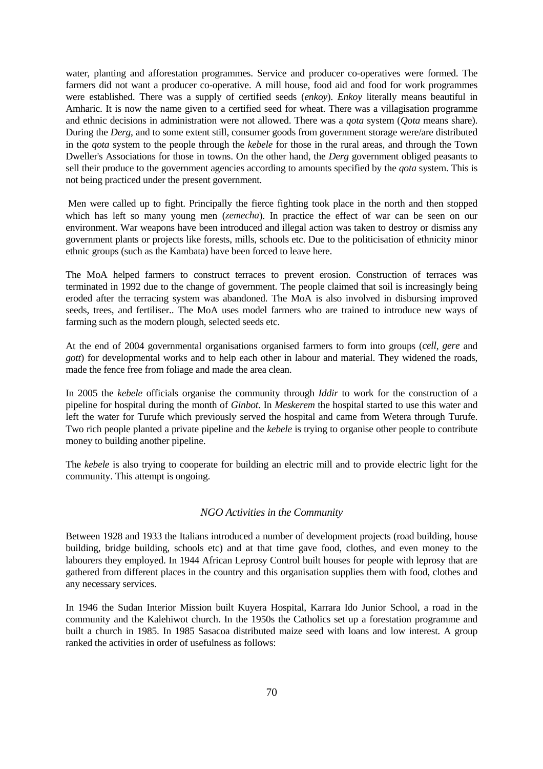water, planting and afforestation programmes. Service and producer co-operatives were formed. The farmers did not want a producer co-operative. A mill house, food aid and food for work programmes were established. There was a supply of certified seeds (*enkoy*). *Enkoy* literally means beautiful in Amharic. It is now the name given to a certified seed for wheat. There was a villagisation programme and ethnic decisions in administration were not allowed. There was a *qota* system (*Qota* means share). During the *Derg*, and to some extent still, consumer goods from government storage were/are distributed in the *qota* system to the people through the *kebele* for those in the rural areas, and through the Town Dweller's Associations for those in towns. On the other hand, the *Derg* government obliged peasants to sell their produce to the government agencies according to amounts specified by the *qota* system. This is not being practiced under the present government.

Men were called up to fight. Principally the fierce fighting took place in the north and then stopped which has left so many young men (*zemecha*). In practice the effect of war can be seen on our environment. War weapons have been introduced and illegal action was taken to destroy or dismiss any government plants or projects like forests, mills, schools etc. Due to the politicisation of ethnicity minor ethnic groups (such as the Kambata) have been forced to leave here.

The MoA helped farmers to construct terraces to prevent erosion. Construction of terraces was terminated in 1992 due to the change of government. The people claimed that soil is increasingly being eroded after the terracing system was abandoned. The MoA is also involved in disbursing improved seeds, trees, and fertiliser.. The MoA uses model farmers who are trained to introduce new ways of farming such as the modern plough, selected seeds etc.

At the end of 2004 governmental organisations organised farmers to form into groups (*cell, gere* and *gott*) for developmental works and to help each other in labour and material. They widened the roads, made the fence free from foliage and made the area clean.

In 2005 the *kebele* officials organise the community through *Iddir* to work for the construction of a pipeline for hospital during the month of *Ginbot*. In *Meskerem* the hospital started to use this water and left the water for Turufe which previously served the hospital and came from Wetera through Turufe. Two rich people planted a private pipeline and the *kebele* is trying to organise other people to contribute money to building another pipeline.

The *kebele* is also trying to cooperate for building an electric mill and to provide electric light for the community. This attempt is ongoing.

### *NGO Activities in the Community*

Between 1928 and 1933 the Italians introduced a number of development projects (road building, house building, bridge building, schools etc) and at that time gave food, clothes, and even money to the labourers they employed. In 1944 African Leprosy Control built houses for people with leprosy that are gathered from different places in the country and this organisation supplies them with food, clothes and any necessary services.

In 1946 the Sudan Interior Mission built Kuyera Hospital, Karrara Ido Junior School, a road in the community and the Kalehiwot church. In the 1950s the Catholics set up a forestation programme and built a church in 1985. In 1985 Sasacoa distributed maize seed with loans and low interest. A group ranked the activities in order of usefulness as follows: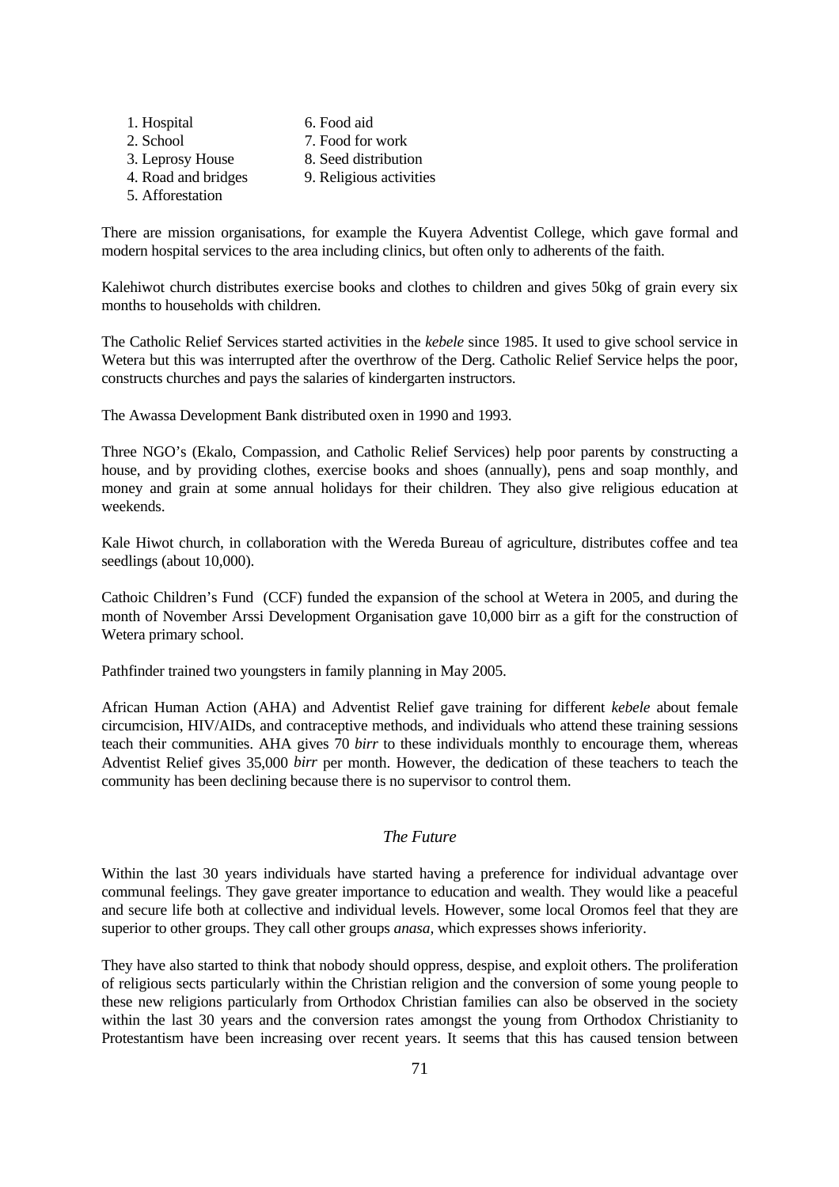1. Hospital
2. School
3. Leprosy House
4. Road and bridges
5. Afforestation
6. Food aid
7. Food for work
8. Seed distribution
9. Religious activities

There are mission organisations, for example the Kuyera Adventist College, which gave formal and modern hospital services to the area including clinics, but often only to adherents of the faith.

Kalehiwot church distributes exercise books and clothes to children and gives 50kg of grain every six months to households with children.

The Catholic Relief Services started activities in the *kebele* since 1985. It used to give school service in Wetera but this was interrupted after the overthrow of the Derg. Catholic Relief Service helps the poor, constructs churches and pays the salaries of kindergarten instructors.

The Awassa Development Bank distributed oxen in 1990 and 1993.

Three NGO's (Ekalo, Compassion, and Catholic Relief Services) help poor parents by constructing a house, and by providing clothes, exercise books and shoes (annually), pens and soap monthly, and money and grain at some annual holidays for their children. They also give religious education at weekends.

Kale Hiwot church, in collaboration with the Wereda Bureau of agriculture, distributes coffee and tea seedlings (about 10,000).

Cathoic Children's Fund (CCF) funded the expansion of the school at Wetera in 2005, and during the month of November Arssi Development Organisation gave 10,000 birr as a gift for the construction of Wetera primary school.

Pathfinder trained two youngsters in family planning in May 2005.

African Human Action (AHA) and Adventist Relief gave training for different *kebele* about female circumcision, HIV/AIDs, and contraceptive methods, and individuals who attend these training sessions teach their communities. AHA gives 70 *birr* to these individuals monthly to encourage them, whereas Adventist Relief gives 35,000 *birr* per month. However, the dedication of these teachers to teach the community has been declining because there is no supervisor to control them.

### *The Future*

Within the last 30 years individuals have started having a preference for individual advantage over communal feelings. They gave greater importance to education and wealth. They would like a peaceful and secure life both at collective and individual levels. However, some local Oromos feel that they are superior to other groups. They call other groups *anasa,* which expresses shows inferiority.

They have also started to think that nobody should oppress, despise, and exploit others. The proliferation of religious sects particularly within the Christian religion and the conversion of some young people to these new religions particularly from Orthodox Christian families can also be observed in the society within the last 30 years and the conversion rates amongst the young from Orthodox Christianity to Protestantism have been increasing over recent years. It seems that this has caused tension between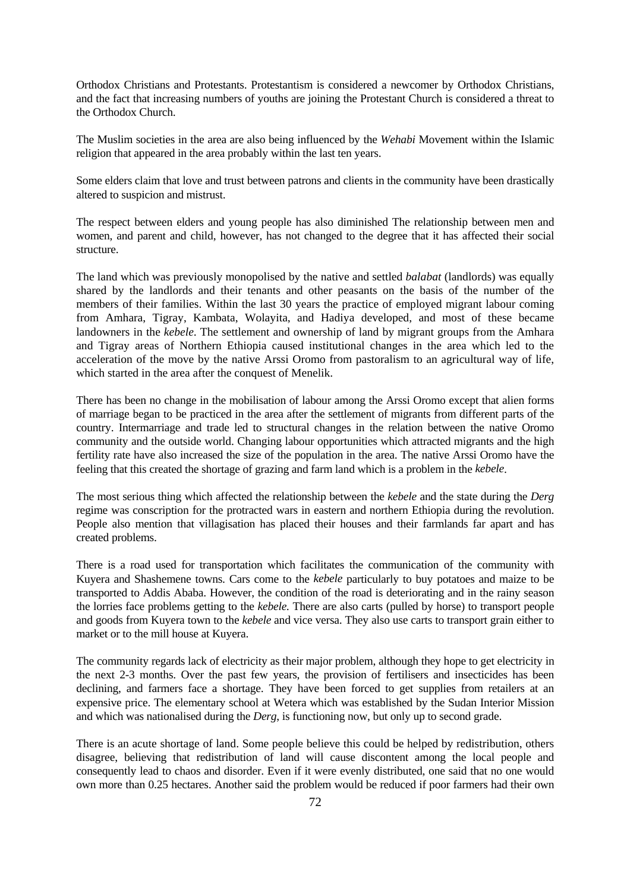Orthodox Christians and Protestants. Protestantism is considered a newcomer by Orthodox Christians, and the fact that increasing numbers of youths are joining the Protestant Church is considered a threat to the Orthodox Church.

The Muslim societies in the area are also being influenced by the *Wehabi* Movement within the Islamic religion that appeared in the area probably within the last ten years.

Some elders claim that love and trust between patrons and clients in the community have been drastically altered to suspicion and mistrust.

The respect between elders and young people has also diminished The relationship between men and women, and parent and child, however, has not changed to the degree that it has affected their social structure.

The land which was previously monopolised by the native and settled *balabat* (landlords) was equally shared by the landlords and their tenants and other peasants on the basis of the number of the members of their families. Within the last 30 years the practice of employed migrant labour coming from Amhara, Tigray, Kambata, Wolayita, and Hadiya developed, and most of these became landowners in the *kebele.* The settlement and ownership of land by migrant groups from the Amhara and Tigray areas of Northern Ethiopia caused institutional changes in the area which led to the acceleration of the move by the native Arssi Oromo from pastoralism to an agricultural way of life, which started in the area after the conquest of Menelik.

There has been no change in the mobilisation of labour among the Arssi Oromo except that alien forms of marriage began to be practiced in the area after the settlement of migrants from different parts of the country. Intermarriage and trade led to structural changes in the relation between the native Oromo community and the outside world. Changing labour opportunities which attracted migrants and the high fertility rate have also increased the size of the population in the area. The native Arssi Oromo have the feeling that this created the shortage of grazing and farm land which is a problem in the *kebele*.

The most serious thing which affected the relationship between the *kebele* and the state during the *Derg* regime was conscription for the protracted wars in eastern and northern Ethiopia during the revolution. People also mention that villagisation has placed their houses and their farmlands far apart and has created problems.

There is a road used for transportation which facilitates the communication of the community with Kuyera and Shashemene towns. Cars come to the *kebele* particularly to buy potatoes and maize to be transported to Addis Ababa. However, the condition of the road is deteriorating and in the rainy season the lorries face problems getting to the *kebele.* There are also carts (pulled by horse) to transport people and goods from Kuyera town to the *kebele* and vice versa. They also use carts to transport grain either to market or to the mill house at Kuyera.

The community regards lack of electricity as their major problem, although they hope to get electricity in the next 2-3 months. Over the past few years, the provision of fertilisers and insecticides has been declining, and farmers face a shortage. They have been forced to get supplies from retailers at an expensive price. The elementary school at Wetera which was established by the Sudan Interior Mission and which was nationalised during the *Derg*, is functioning now, but only up to second grade.

There is an acute shortage of land. Some people believe this could be helped by redistribution, others disagree, believing that redistribution of land will cause discontent among the local people and consequently lead to chaos and disorder. Even if it were evenly distributed, one said that no one would own more than 0.25 hectares. Another said the problem would be reduced if poor farmers had their own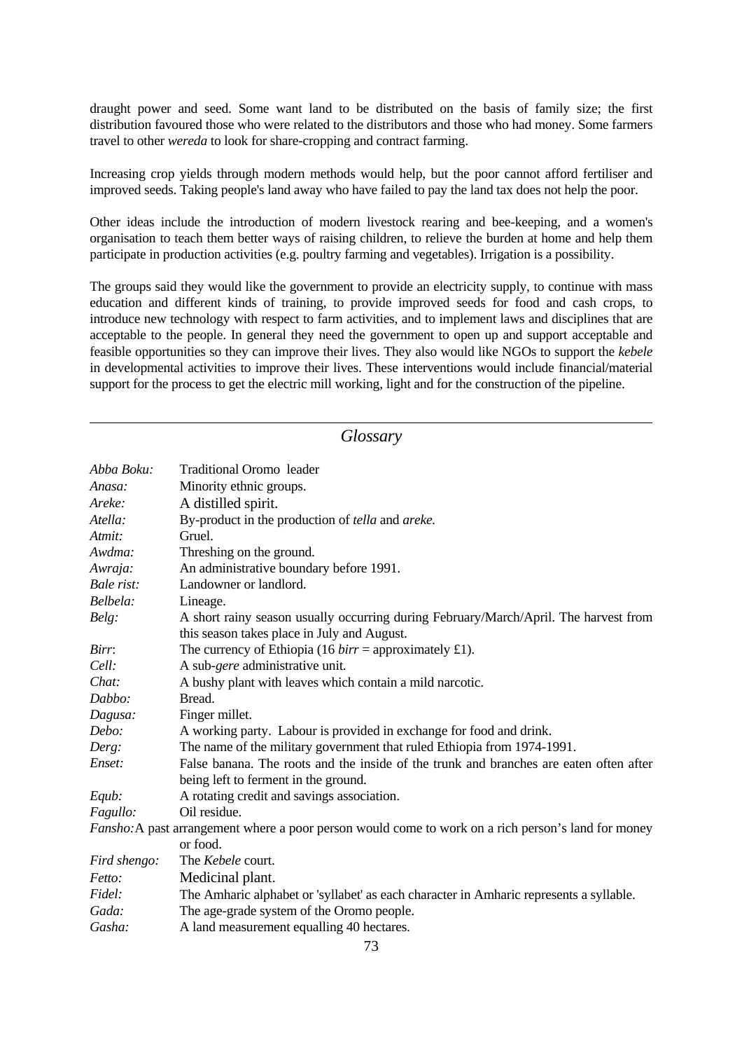draught power and seed. Some want land to be distributed on the basis of family size; the first distribution favoured those who were related to the distributors and those who had money. Some farmers travel to other *wereda* to look for share-cropping and contract farming.

Increasing crop yields through modern methods would help, but the poor cannot afford fertiliser and improved seeds. Taking people's land away who have failed to pay the land tax does not help the poor.

Other ideas include the introduction of modern livestock rearing and bee-keeping, and a women's organisation to teach them better ways of raising children, to relieve the burden at home and help them participate in production activities (e.g. poultry farming and vegetables). Irrigation is a possibility.

The groups said they would like the government to provide an electricity supply, to continue with mass education and different kinds of training, to provide improved seeds for food and cash crops, to introduce new technology with respect to farm activities, and to implement laws and disciplines that are acceptable to the people. In general they need the government to open up and support acceptable and feasible opportunities so they can improve their lives. They also would like NGOs to support the *kebele* in developmental activities to improve their lives. These interventions would include financial/material support for the process to get the electric mill working, light and for the construction of the pipeline.

---

## *Glossary*

*Abba Boku:* Traditional Oromo leader
*Anasa:* Minority ethnic groups.
*Areke:* A distilled spirit.
*Atella:* By-product in the production of *tella* and *areke.*
*Atmit:* Gruel.
*Awdma:* Threshing on the ground.
*Awraja:* An administrative boundary before 1991.
*Bale rist:* Landowner or landlord.
*Belbela:* Lineage.
*Belg:* A short rainy season usually occurring during February/March/April. The harvest from this season takes place in July and August.
*Birr*: The currency of Ethiopia (16 *birr* = approximately £1).
*Cell:* A sub-*gere* administrative unit.
*Chat:* A bushy plant with leaves which contain a mild narcotic.
*Dabbo:* Bread.
*Dagusa:* Finger millet.
*Debo:* A working party. Labour is provided in exchange for food and drink.
*Derg:* The name of the military government that ruled Ethiopia from 1974-1991.
*Enset:* False banana. The roots and the inside of the trunk and branches are eaten often after being left to ferment in the ground.
*Equb:* A rotating credit and savings association.
*Fagullo:* Oil residue.
*Fansho:* A past arrangement where a poor person would come to work on a rich person's land for money or food.
*Fird shengo:* The *Kebele* court.
*Fetto:* Medicinal plant.
*Fidel:* The Amharic alphabet or 'syllabet' as each character in Amharic represents a syllable.
*Gada:* The age-grade system of the Oromo people.
*Gasha:* A land measurement equalling 40 hectares.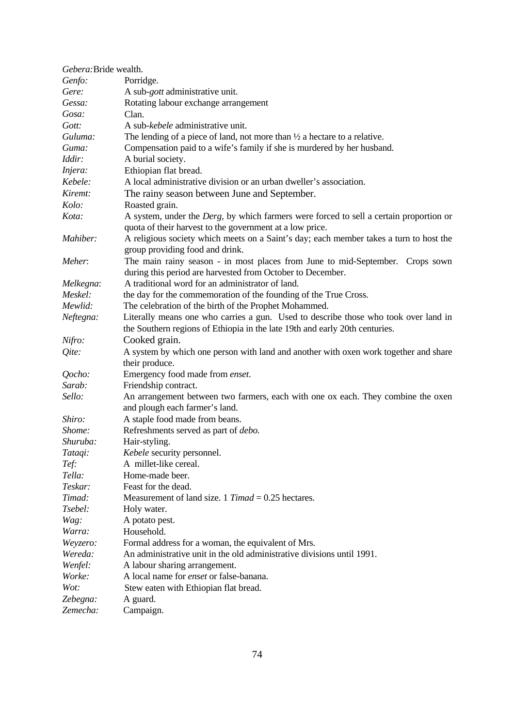*Gebera:* Bride wealth.

*Genfo:* Porridge.

*Gere:* A sub-*gott* administrative unit.

*Gessa:* Rotating labour exchange arrangement

*Gosa:* Clan.

*Gott:* A sub-*kebele* administrative unit.

*Guluma:* The lending of a piece of land, not more than ½ a hectare to a relative.

*Guma:* Compensation paid to a wife's family if she is murdered by her husband.

*Iddir:* A burial society.

*Injera:* Ethiopian flat bread.

*Kebele:* A local administrative division or an urban dweller's association.

*Kiremt:* The rainy season between June and September.

*Kolo:* Roasted grain.

*Kota:* A system, under the *Derg*, by which farmers were forced to sell a certain proportion or quota of their harvest to the government at a low price.

*Mahiber:* A religious society which meets on a Saint's day; each member takes a turn to host the group providing food and drink.

*Meher*: The main rainy season - in most places from June to mid-September. Crops sown during this period are harvested from October to December.

*Melkegna*: A traditional word for an administrator of land.

*Meskel:* the day for the commemoration of the founding of the True Cross.

*Mewlid:* The celebration of the birth of the Prophet Mohammed.

*Neftegna:* Literally means one who carries a gun. Used to describe those who took over land in the Southern regions of Ethiopia in the late 19th and early 20th centuries.

*Nifro:* Cooked grain.

*Qite:* A system by which one person with land and another with oxen work together and share their produce.

*Qocho:* Emergency food made from *enset*.

*Sarab:* Friendship contract.

*Sello:* An arrangement between two farmers, each with one ox each. They combine the oxen and plough each farmer's land.

*Shiro:* A staple food made from beans.

*Shome:* Refreshments served as part of *debo.*

*Shuruba:* Hair-styling.

*Tataqi:* *Kebele* security personnel.

*Tef:* A millet-like cereal.

*Tella:* Home-made beer.

*Teskar:* Feast for the dead.

*Timad:* Measurement of land size. 1 *Timad* = 0.25 hectares.

*Tsebel:* Holy water.

*Wag:* A potato pest.

*Warra:* Household.

*Weyzero:* Formal address for a woman, the equivalent of Mrs.

*Wereda:* An administrative unit in the old administrative divisions until 1991.

*Wenfel:* A labour sharing arrangement.

*Worke:* A local name for *enset* or false-banana.

*Wot:* Stew eaten with Ethiopian flat bread.

*Zebegna:* A guard.

*Zemecha:* Campaign.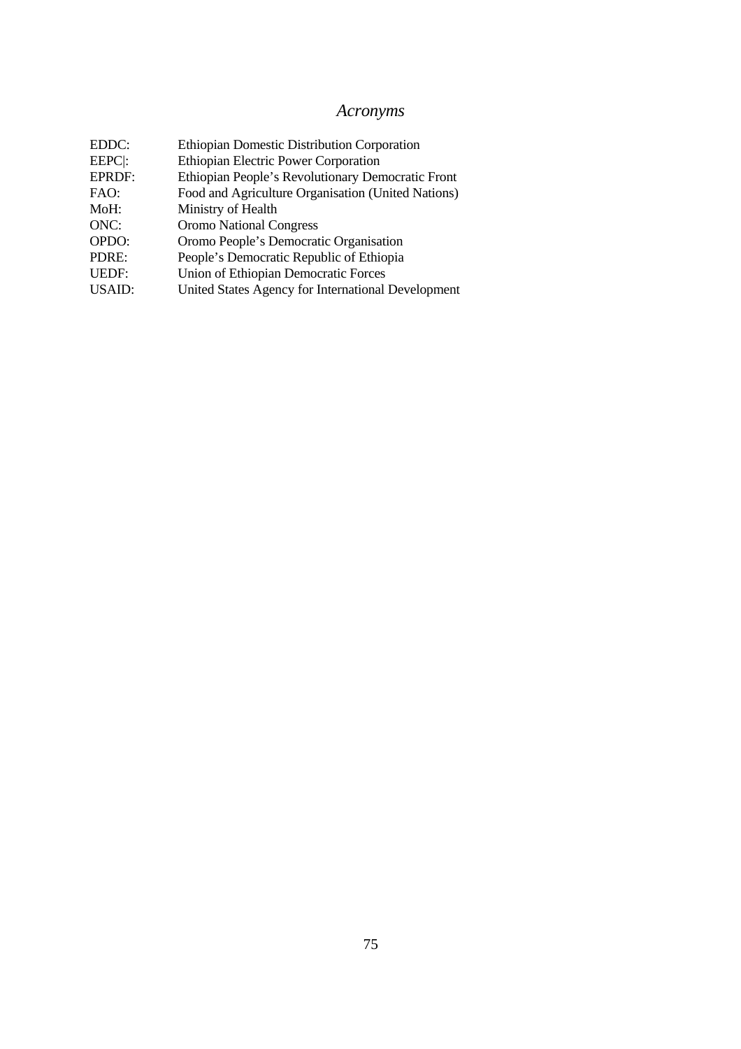# *Acronyms*

| | |
|---|---|
| EDDC: | Ethiopian Domestic Distribution Corporation |
| EEPC|: | Ethiopian Electric Power Corporation |
| EPRDF: | Ethiopian People's Revolutionary Democratic Front |
| FAO: | Food and Agriculture Organisation (United Nations) |
| MoH: | Ministry of Health |
| ONC: | Oromo National Congress |
| OPDO: | Oromo People's Democratic Organisation |
| PDRE: | People's Democratic Republic of Ethiopia |
| UEDF: | Union of Ethiopian Democratic Forces |
| USAID: | United States Agency for International Development |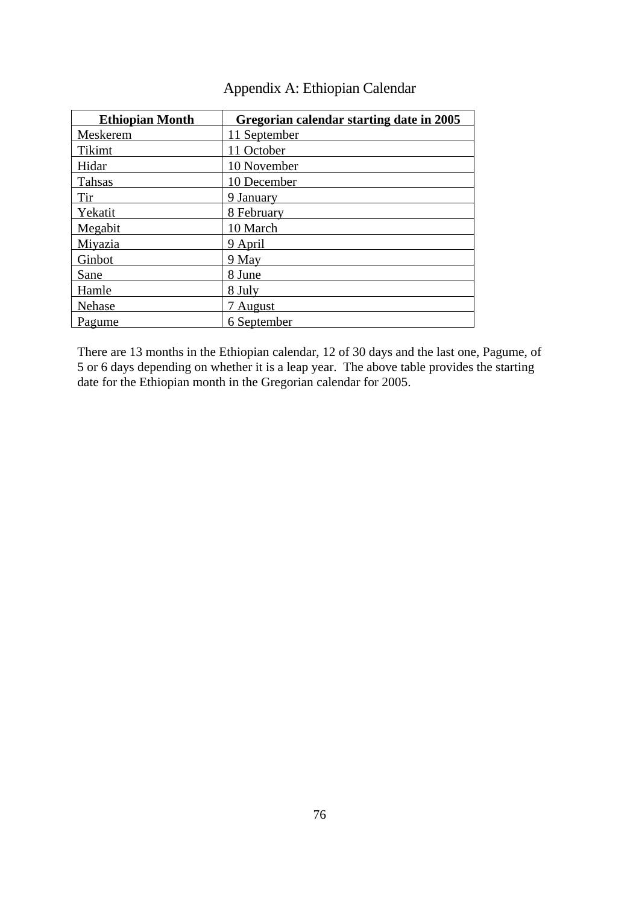# Appendix A: Ethiopian Calendar

| Ethiopian Month | Gregorian calendar starting date in 2005 |
|---|---|
| Meskerem | 11 September |
| Tikimt | 11 October |
| Hidar | 10 November |
| Tahsas | 10 December |
| Tir | 9 January |
| Yekatit | 8 February |
| Megabit | 10 March |
| Miyazia | 9 April |
| Ginbot | 9 May |
| Sane | 8 June |
| Hamle | 8 July |
| Nehase | 7 August |
| Pagume | 6 September |

There are 13 months in the Ethiopian calendar, 12 of 30 days and the last one, Pagume, of 5 or 6 days depending on whether it is a leap year. The above table provides the starting date for the Ethiopian month in the Gregorian calendar for 2005.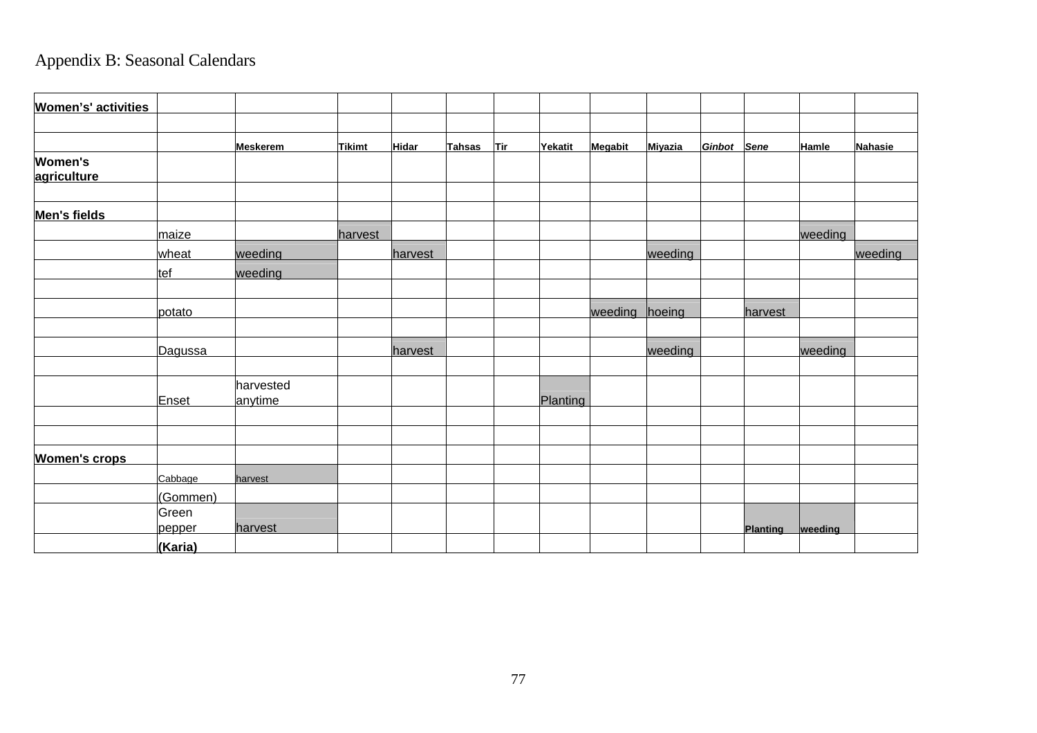# Appendix B: Seasonal Calendars

| Women's' activities | | | | | | | | | | | | | |
|---|---|---|---|---|---|---|---|---|---|---|---|---|---|
| | | | | | | | | | | | | | |
| | | Meskerem | Tikimt | Hidar | Tahsas | Tir | Yekatit | Megabit | Miyazia | *Ginbot* | *Sene* | Hamle | Nahasie |
| Women's agriculture | | | | | | | | | | | | | |
| | | | | | | | | | | | | | |
| Men's fields | | | | | | | | | | | | | |
| | maize | | harvest | | | | | | | | | weeding | |
| | wheat | weeding | | harvest | | | | | weeding | | | | weeding |
| | tef | weeding | | | | | | | | | | | |
| | | | | | | | | | | | | | |
| | potato | | | | | | | weeding | hoeing | | harvest | | |
| | | | | | | | | | | | | | |
| | Dagussa | | | harvest | | | | | weeding | | | weeding | |
| | | | | | | | | | | | | | |
| | Enset | harvested anytime | | | | | Planting | | | | | | |
| | | | | | | | | | | | | | |
| | | | | | | | | | | | | | |
| Women's crops | | | | | | | | | | | | | |
| | Cabbage | harvest | | | | | | | | | | | |
| | (Gommen) | | | | | | | | | | | | |
| | Green pepper | harvest | | | | | | | | | Planting | weeding | |
| | **(Karia)** | | | | | | | | | | | | |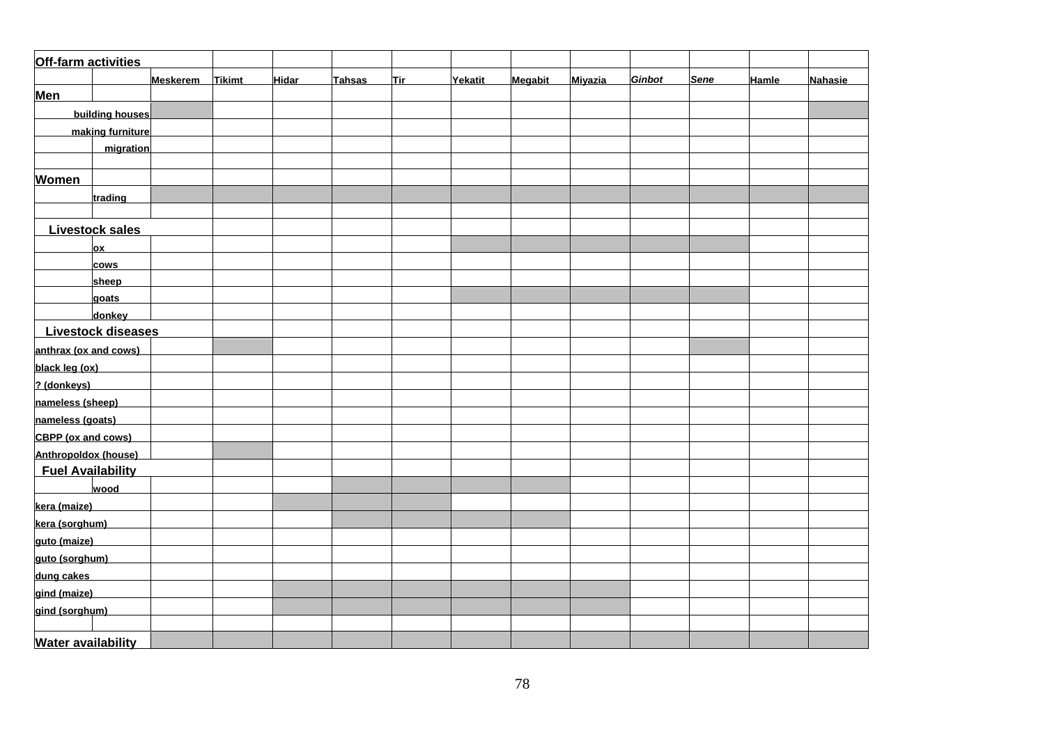| Off-farm activities | Meskerem | Tikimt | Hidar | Tahsas | Tir | Yekatit | Megabit | Miyazia | *Ginbot* | *Sene* | Hamle | Nahasie |
|---|---|---|---|---|---|---|---|---|---|---|---|---|
| **Men** | | | | | | | | | | | | |
| building houses | ■ | | | | | | | | | | | ■ |
| making furniture | | | | | | | | | | | | |
| migration | | | | | | | | | | | | |
| | | | | | | | | | | | | |
| **Women** | | | | | | | | | | | | |
| trading | ■ | ■ | ■ | ■ | ■ | ■ | ■ | ■ | ■ | ■ | ■ | ■ |
| | | | | | | | | | | | | |
| **Livestock sales** | | | | | | | | | | | | |
| ox | | | | | | ■ | ■ | ■ | ■ | ■ | | |
| cows | | | | | | | | | | | | |
| sheep | | | | | | | | | | | | |
| goats | | | | | | ■ | ■ | ■ | ■ | ■ | | |
| donkey | | | | | | | | | | | | |
| **Livestock diseases** | | | | | | | | | | | | |
| anthrax (ox and cows) | | ■ | | | | | | | | ■ | | |
| black leg (ox) | | | | | | | | | | | | |
| ? (donkeys) | | | | | | | | | | | | |
| nameless (sheep) | | | | | | | | | | | | |
| nameless (goats) | | | | | | | | | | | | |
| CBPP (ox and cows) | | | | | | | | | | | | |
| Anthropoldox (house) | | ■ | | | | | | | | | | |
| **Fuel Availability** | | | | | | | | | | | | |
| wood | | | | ■ | ■ | ■ | ■ | | | | | |
| kera (maize) | | | ■ | ■ | ■ | | | | | | | |
| kera (sorghum) | | | | ■ | ■ | ■ | ■ | | | | | |
| guto (maize) | | | | | | | | | | | | |
| guto (sorghum) | | | | | | | | | | | | |
| dung cakes | | | | | | | | | | | | |
| gind (maize) | | | ■ | ■ | ■ | ■ | ■ | ■ | | | | |
| gind (sorghum) | | | ■ | ■ | ■ | ■ | ■ | ■ | | | | |
| | | | | | | | | | | | | |
| **Water availability** | ■ | ■ | ■ | ■ | ■ | ■ | ■ | ■ | ■ | ■ | ■ | ■ |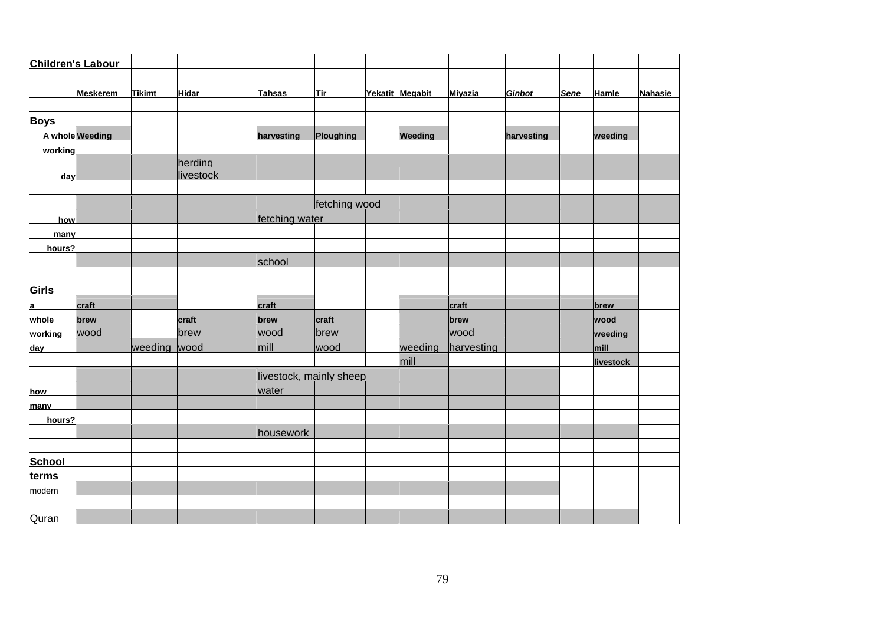| Children's Labour | | | | | | | | | | | | |
|---|---|---|---|---|---|---|---|---|---|---|---|---|
| | | | | | | | | | | | | |
| | **Meskerem** | **Tikimt** | **Hidar** | **Tahsas** | **Tir** | **Yekatit** | **Megabit** | **Miyazia** | ***Ginbot*** | ***Sene*** | **Hamle** | **Nahasie** |
| | | | | | | | | | | | | |
| **Boys** | | | | | | | | | | | | |
| **A whole** | **Weeding** | | | **harvesting** | **Ploughing** | | **Weeding** | | **harvesting** | | **weeding** | |
| **working** | | | | | | | | | | | | |
| **day** | | | herding livestock | | | | | | | | | |
| | | | | | | | | | | | | |
| | | | | | fetching wood | | | | | | | |
| **how** | | | | fetching water | | | | | | | | |
| **many** | | | | | | | | | | | | |
| **hours?** | | | | | | | | | | | | |
| | | | | school | | | | | | | | |
| | | | | | | | | | | | | |
| **Girls** | | | | | | | | | | | | |
| **a** | **craft** | | | **craft** | | | | **craft** | | | **brew** | |
| **whole** | **brew** | | **craft** | **brew** | **craft** | | | **brew** | | | **wood** | |
| **working** | wood | | brew | wood | brew | | | wood | | | **weeding** | |
| **day** | | weeding | wood | mill | wood | | weeding | harvesting | | | **mill** | |
| | | | | | | | mill | | | | **livestock** | |
| | | | | livestock, mainly sheep | | | | | | | | |
| **how** | | | | water | | | | | | | | |
| **many** | | | | | | | | | | | | |
| **hours?** | | | | | | | | | | | | |
| | | | | housework | | | | | | | | |
| | | | | | | | | | | | | |
| **School** | | | | | | | | | | | | |
| **terms** | | | | | | | | | | | | |
| modern | | | | | | | | | | | | |
| | | | | | | | | | | | | |
| Quran | | | | | | | | | | | | |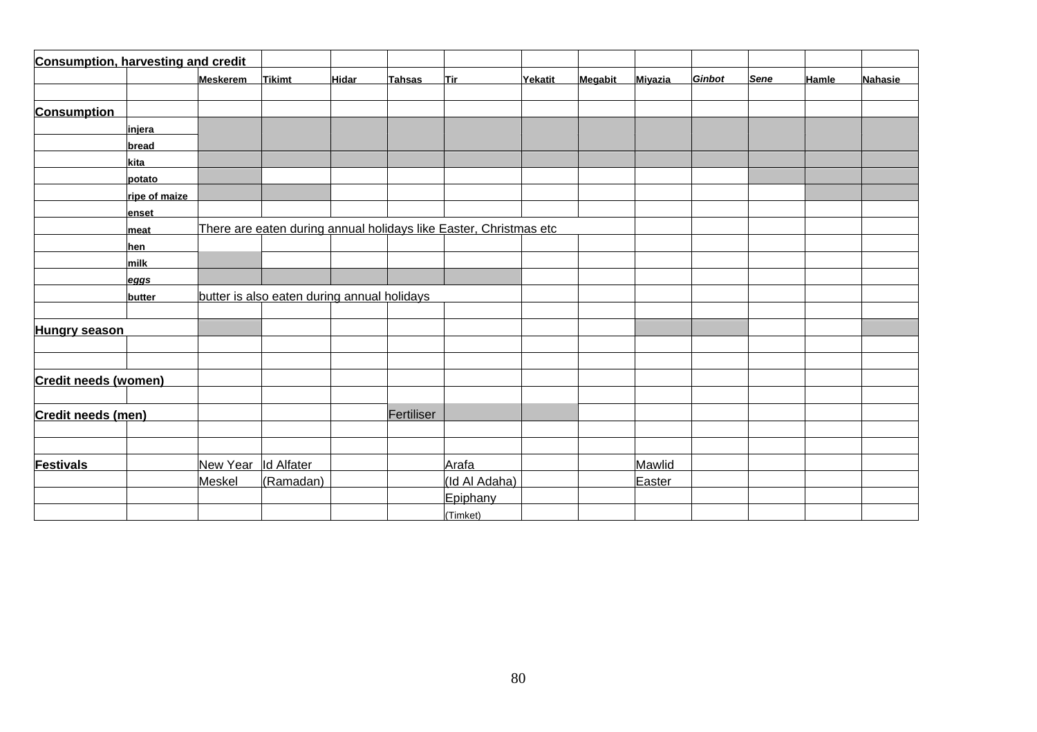| Consumption, harvesting and credit | | | | | | | | | | | | | |
|---|---|---|---|---|---|---|---|---|---|---|---|---|---|
| | | Meskerem | Tikimt | Hidar | Tahsas | Tir | Yekatit | Megabit | Miyazia | *Ginbot* | *Sene* | Hamle | Nahasie |
| | | | | | | | | | | | | | |
| **Consumption** | | | | | | | | | | | | | |
| | injera | X | X | X | X | X | X | X | X | X | X | X | X |
| | bread | X | X | X | X | X | X | X | X | X | X | X | X |
| | kita | X | X | X | X | X | X | X | X | X | X | X | X |
| | potato | X | | | | | | | | | X | X | X |
| | ripe of maize | X | X | | | | | | | | | X | X |
| | enset | | | | | | | | | | | | |
| | meat | There are eaten during annual holidays like Easter, Christmas etc | | | | | | | | | | | |
| | hen | | | | | | | | | | | | |
| | milk | X | | | | | | | | | | | |
| | *eggs* | X | X | X | X | X | | | | | | | |
| | butter | butter is also eaten during annual holidays | | | | | | | | | | | |
| | | | | | | | | | | | | | |
| **Hungry season** | | X | | | | | | | X | X | | | X |
| | | | | | | | | | | | | | |
| | | | | | | | | | | | | | |
| **Credit needs (women)** | | | | | | | | | | | | | |
| | | | | | | | | | | | | | |
| **Credit needs (men)** | | | | | Fertiliser | X | X | | | | | | |
| | | | | | | | | | | | | | |
| | | | | | | | | | | | | | |
| **Festivals** | | New Year | Id Alfater | | | Arafa | | | Mawlid | | | | |
| | | Meskel | (Ramadan) | | | (Id Al Adaha) | | | Easter | | | | |
| | | | | | | Epiphany | | | | | | | |
| | | | | | | (Timket) | | | | | | | |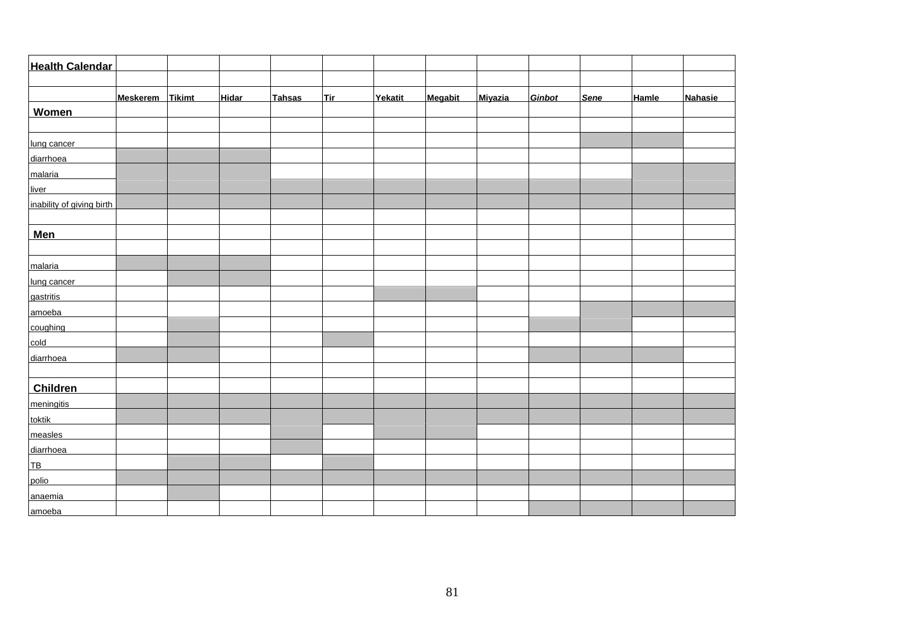| Health Calendar | | | | | | | | | | | | |
|---|---|---|---|---|---|---|---|---|---|---|---|---|
| | **Meskerem** | **Tikimt** | **Hidar** | **Tahsas** | **Tir** | **Yekatit** | **Megabit** | **Miyazia** | ***Ginbot*** | ***Sene*** | **Hamle** | **Nahasie** |
| **Women** | | | | | | | | | | | | |
| lung cancer | | | | | | | | | | X | X | |
| diarrhoea | X | X | X | | | | | | | | | |
| malaria | X | X | X | | | | | | | | X | X |
| liver | X | X | X | X | X | X | X | X | X | X | X | X |
| inability of giving birth | X | X | X | X | X | X | X | X | X | X | X | X |
| **Men** | | | | | | | | | | | | |
| malaria | X | X | X | | | | | | | | | |
| lung cancer | | X | X | | | | | | | | | |
| gastritis | | | | | | X | X | | | | | |
| amoeba | | | | | | | | | | X | X | X |
| coughing | | X | | | | | | | X | X | | |
| cold | | X | | | X | | | | | | | |
| diarrhoea | X | X | | | | | | | X | X | X | |
| **Children** | | | | | | | | | | | | |
| meningitis | X | X | X | X | X | X | X | X | X | X | X | X |
| toktik | X | X | X | X | X | X | X | X | X | X | X | X |
| measles | | | | X | | X | X | | | | | |
| diarrhoea | | | | X | | | | | | | | |
| TB | | X | X | | X | | | | | | | |
| polio | X | X | X | X | X | X | X | X | X | X | X | X |
| anaemia | | X | | | | | | | | | | |
| amoeba | | | | | | | | | X | X | X | X |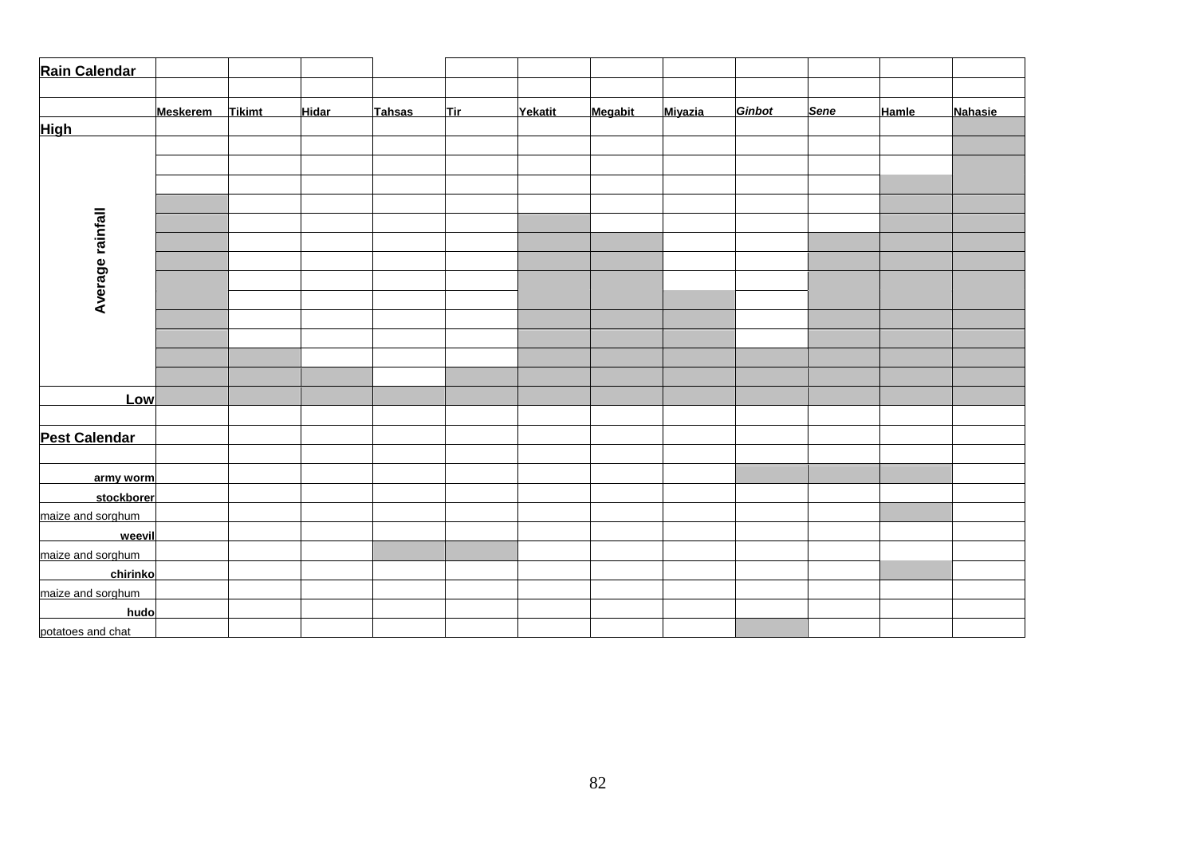| Rain Calendar | | | | | | | | | | | | |
|---|---|---|---|---|---|---|---|---|---|---|---|---|
| | **Meskerem** | **Tikimt** | **Hidar** | **Tahsas** | **Tir** | **Yekatit** | **Megabit** | **Miyazia** | ***Ginbot*** | ***Sene*** | **Hamle** | **Nahasie** |
| **High** | | | | | | | | | | | | X |
| | | | | | | | | | | | | X |
| | | | | | | | | | | | | X |
| | | | | | | | | | | | X | X |
| | X | | | | | | | | | | X | X |
| | X | | | | | X | | | | | X | X |
| **Average rainfall** | X | | | | | X | X | | | X | X | X |
| | X | | | | | X | X | | | X | X | X |
| | X | | | | | X | X | | | X | X | X |
| | X | | | | | X | X | X | | X | X | X |
| | X | | | | | X | X | X | | X | X | X |
| | X | | | | | X | X | X | | X | X | X |
| | X | X | | | | X | X | X | X | X | X | X |
| | X | X | X | | X | X | X | X | X | X | X | X |
| **Low** | X | X | X | X | X | X | X | X | X | X | X | X |

| Pest Calendar | Meskerem | Tikimt | Hidar | Tahsas | Tir | Yekatit | Megabit | Miyazia | Ginbot | Sene | Hamle | Nahasie |
|---|---|---|---|---|---|---|---|---|---|---|---|---|
| **army worm** | | | | | | | | | X | X | X | |
| **stockborer** | | | | | | | | | | | | |
| maize and sorghum | | | | | | | | | | | X | |
| **weevil** | | | | | | | | | | | | |
| maize and sorghum | | | | X | X | | | | | | | |
| **chirinko** | | | | | | | | | | | X | |
| maize and sorghum | | | | | | | | | | | | |
| **hudo** | | | | | | | | | | | | |
| potatoes and chat | | | | | | | | | X | | | |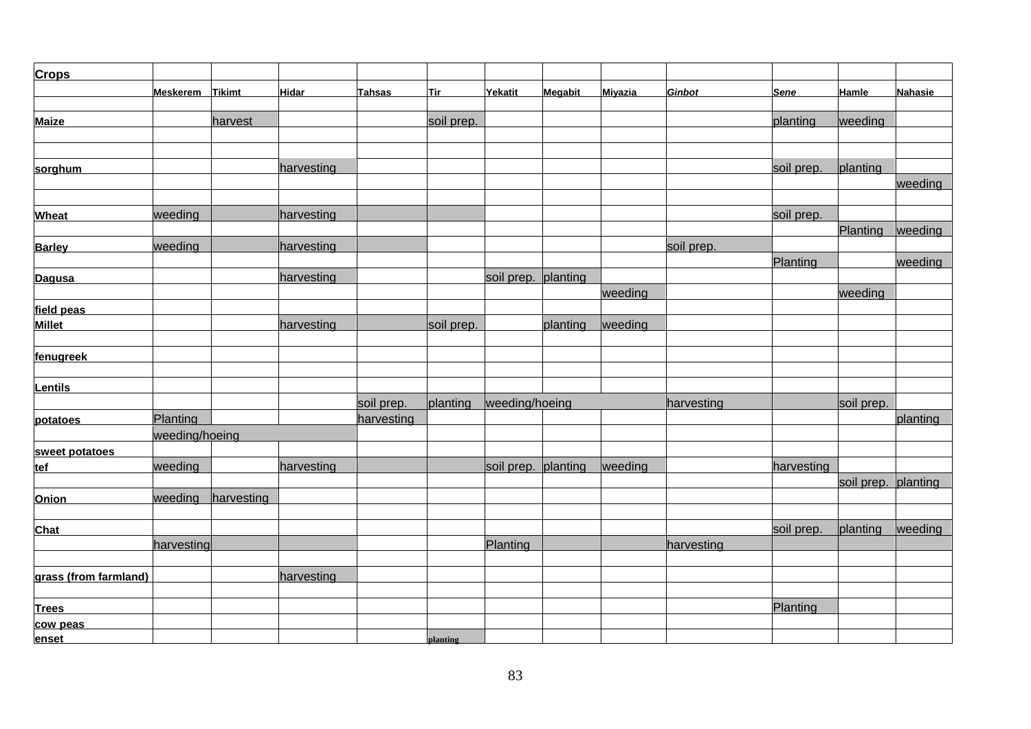| Crops | | | | | | | | | | | | |
|---|---|---|---|---|---|---|---|---|---|---|---|---|
| | Meskerem | Tikimt | Hidar | Tahsas | Tir | Yekatit | Megabit | Miyazia | *Ginbot* | *Sene* | Hamle | Nahasie |
| | | | | | | | | | | | | |
| Maize | | harvest | | | soil prep. | | | | | planting | weeding | |
| | | | | | | | | | | | | |
| | | | | | | | | | | | | |
| sorghum | | | harvesting | | | | | | | soil prep. | planting | |
| | | | | | | | | | | | | weeding |
| | | | | | | | | | | | | |
| Wheat | weeding | | harvesting | | | | | | | soil prep. | | |
| | | | | | | | | | | | Planting | weeding |
| Barley | weeding | | harvesting | | | | | | soil prep. | | | |
| | | | | | | | | | | Planting | | weeding |
| Dagusa | | | harvesting | | | soil prep. | planting | | | | | |
| | | | | | | | | weeding | | | weeding | |
| field peas | | | | | | | | | | | | |
| Millet | | | harvesting | | soil prep. | | planting | weeding | | | | |
| | | | | | | | | | | | | |
| fenugreek | | | | | | | | | | | | |
| | | | | | | | | | | | | |
| Lentils | | | | | | | | | | | | |
| | | | | soil prep. | planting | weeding/hoeing | | | harvesting | | soil prep. | |
| potatoes | Planting | | | harvesting | | | | | | | | planting |
| | weeding/hoeing | | | | | | | | | | | |
| sweet potatoes | | | | | | | | | | | | |
| tef | weeding | | harvesting | | | soil prep. | planting | weeding | | harvesting | | |
| | | | | | | | | | | | soil prep. | planting |
| Onion | weeding | harvesting | | | | | | | | | | |
| | | | | | | | | | | | | |
| Chat | | | | | | | | | | soil prep. | planting | weeding |
| | harvesting | | | | | Planting | | | harvesting | | | |
| | | | | | | | | | | | | |
| grass (from farmland) | | | harvesting | | | | | | | | | |
| | | | | | | | | | | | | |
| Trees | | | | | | | | | | Planting | | |
| cow peas | | | | | | | | | | | | |
| enset | | | | | planting | | | | | | | |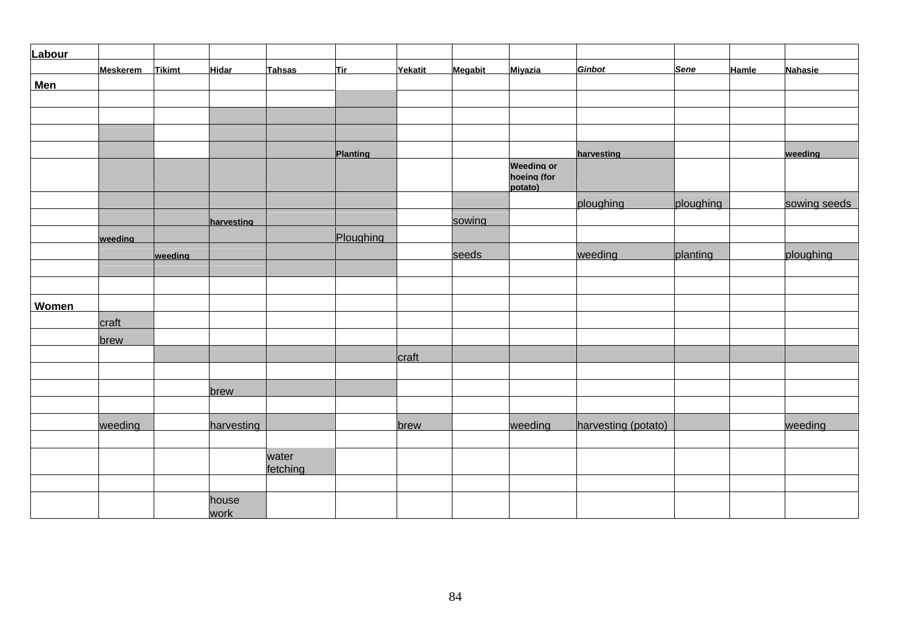| Labour | | | | | | | | | | | | |
|---|---|---|---|---|---|---|---|---|---|---|---|---|
| | Meskerem | Tikimt | Hidar | Tahsas | Tir | Yekatit | Megabit | Miyazia | Ginbot | Sene | Hamle | Nahasie |
| Men | | | | | | | | | | | | |
| | | | | | | | | | | | | |
| | | | | | | | | | | | | |
| | | | | | | | | | | | | |
| | | | | | Planting | | | | harvesting | | | weeding |
| | | | | | | | | Weeding or hoeing (for potato) | | | | |
| | | | | | | | | | ploughing | ploughing | | sowing seeds |
| | | | harvesting | | | | sowing | | | | | |
| | weeding | | | | Ploughing | | | | | | | |
| | | weeding | | | | | seeds | | weeding | planting | | ploughing |
| | | | | | | | | | | | | |
| | | | | | | | | | | | | |
| Women | | | | | | | | | | | | |
| | craft | | | | | | | | | | | |
| | brew | | | | | | | | | | | |
| | | | | | | craft | | | | | | |
| | | | | | | | | | | | | |
| | | | brew | | | | | | | | | |
| | | | | | | | | | | | | |
| | weeding | | harvesting | | | brew | | weeding | harvesting (potato) | | | weeding |
| | | | | | | | | | | | | |
| | | | | water fetching | | | | | | | | |
| | | | | | | | | | | | | |
| | | | house work | | | | | | | | | |